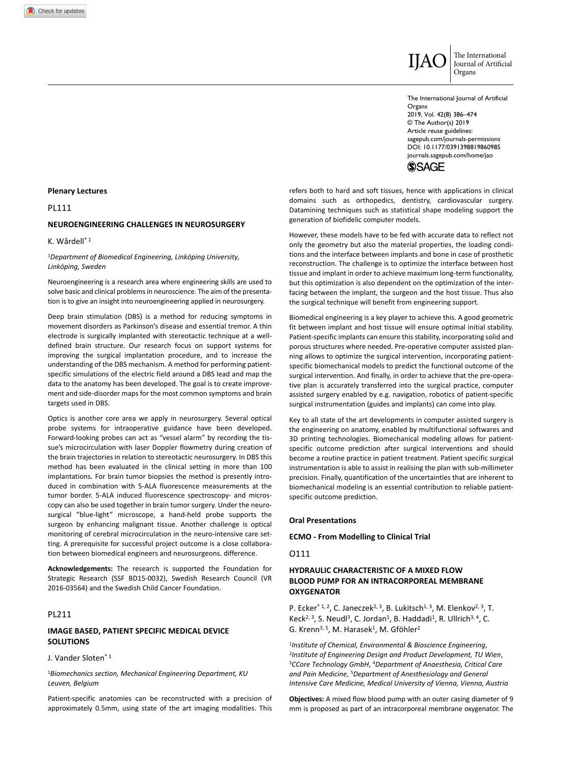## Plenary Lectures

### PL111

### NEUROENGINEERING CHALLENGES IN NEUROSURGERY

K. Wårdell* [1]

[1]*Department of Biomedical Engineering, Linköping University, Linköping, Sweden*

Neuroengineering is a research area where engineering skills are used to solve basic and clinical problems in neuroscience. The aim of the presentation is to give an insight into neuroengineering applied in neurosurgery.

Deep brain stimulation (DBS) is a method for reducing symptoms in movement disorders as Parkinson's disease and essential tremor. A thin electrode is surgically implanted with stereotactic technique at a well-defined brain structure. Our research focus on support systems for improving the surgical implantation procedure, and to increase the understanding of the DBS mechanism. A method for performing patient-specific simulations of the electric field around a DBS lead and map the data to the anatomy has been developed. The goal is to create improvement and side-disorder maps for the most common symptoms and brain targets used in DBS.

Optics is another core area we apply in neurosurgery. Several optical probe systems for intraoperative guidance have been developed. Forward-looking probes can act as "vessel alarm" by recording the tissue's microcirculation with laser Doppler flowmetry during creation of the brain trajectories in relation to stereotactic neurosurgery. In DBS this method has been evaluated in the clinical setting in more than 100 implantations. For brain tumor biopsies the method is presently introduced in combination with 5-ALA fluorescence measurements at the tumor border. 5-ALA induced fluorescence spectroscopy- and microscopy can also be used together in brain tumor surgery. Under the neurosurgical "blue-light" microscope, a hand-held probe supports the surgeon by enhancing malignant tissue. Another challenge is optical monitoring of cerebral microcirculation in the neuro-intensive care setting. A prerequisite for successful project outcome is a close collaboration between biomedical engineers and neurosurgeons. difference.

**Acknowledgements:** The research is supported the Foundation for Strategic Research (SSF BD15-0032), Swedish Research Council (VR 2016-03564) and the Swedish Child Cancer Foundation.

### PL211

### IMAGE BASED, PATIENT SPECIFIC MEDICAL DEVICE SOLUTIONS

J. Vander Sloten* [1]

[1]*Biomechanics section, Mechanical Engineering Department, KU Leuven, Belgium*

Patient-specific anatomies can be reconstructed with a precision of approximately 0.5mm, using state of the art imaging modalities. This refers both to hard and soft tissues, hence with applications in clinical domains such as orthopedics, dentistry, cardiovascular surgery. Datamining techniques such as statistical shape modeling support the generation of biofidelic computer models.

However, these models have to be fed with accurate data to reflect not only the geometry but also the material properties, the loading conditions and the interface between implants and bone in case of prosthetic reconstruction. The challenge is to optimize the interface between host tissue and implant in order to achieve maximum long-term functionality, but this optimization is also dependent on the optimization of the interfacing between the implant, the surgeon and the host tissue. Thus also the surgical technique will benefit from engineering support.

Biomedical engineering is a key player to achieve this. A good geometric fit between implant and host tissue will ensure optimal initial stability. Patient-specific implants can ensure this stability, incorporating solid and porous structures where needed. Pre-operative computer assisted planning allows to optimize the surgical intervention, incorporating patient-specific biomechanical models to predict the functional outcome of the surgical intervention. And finally, in order to achieve that the pre-operative plan is accurately transferred into the surgical practice, computer assisted surgery enabled by e.g. navigation, robotics of patient-specific surgical instrumentation (guides and implants) can come into play.

Key to all state of the art developments in computer assisted surgery is the engineering on anatomy, enabled by multifunctional softwares and 3D printing technologies. Biomechanical modeling allows for patient-specific outcome prediction after surgical interventions and should become a routine practice in patient treatment. Patient specific surgical instrumentation is able to assist in realising the plan with sub-millimeter precision. Finally, quantification of the uncertainties that are inherent to biomechanical modeling is an essential contribution to reliable patient-specific outcome prediction.

## Oral Presentations

### ECMO - From Modelling to Clinical Trial

### O111

### HYDRAULIC CHARACTERISTIC OF A MIXED FLOW BLOOD PUMP FOR AN INTRACORPOREAL MEMBRANE OXYGENATOR

P. Ecker* [1, 2], C. Janeczek[2, 3], B. Lukitsch[1, 3], M. Elenkov[2, 3], T. Keck[2, 3], S. Neudl[3], C. Jordan[1], B. Haddadi[1], R. Ullrich[3, 4], C. G. Krenn[3, 5], M. Harasek[1], M. Gföhler[2]

[1]*Institute of Chemical, Environmental & Bioscience Engineering*, [2]*Institute of Engineering Design and Product Development, TU Wien*, [3]*CCore Technology GmbH*, [4]*Department of Anaesthesia, Critical Care and Pain Medicine*, [5]*Department of Anesthesiology and General Intensive Care Medicine, Medical University of Vienna, Vienna, Austria*

**Objectives:** A mixed flow blood pump with an outer casing diameter of 9 mm is proposed as part of an intracorporeal membrane oxygenator. The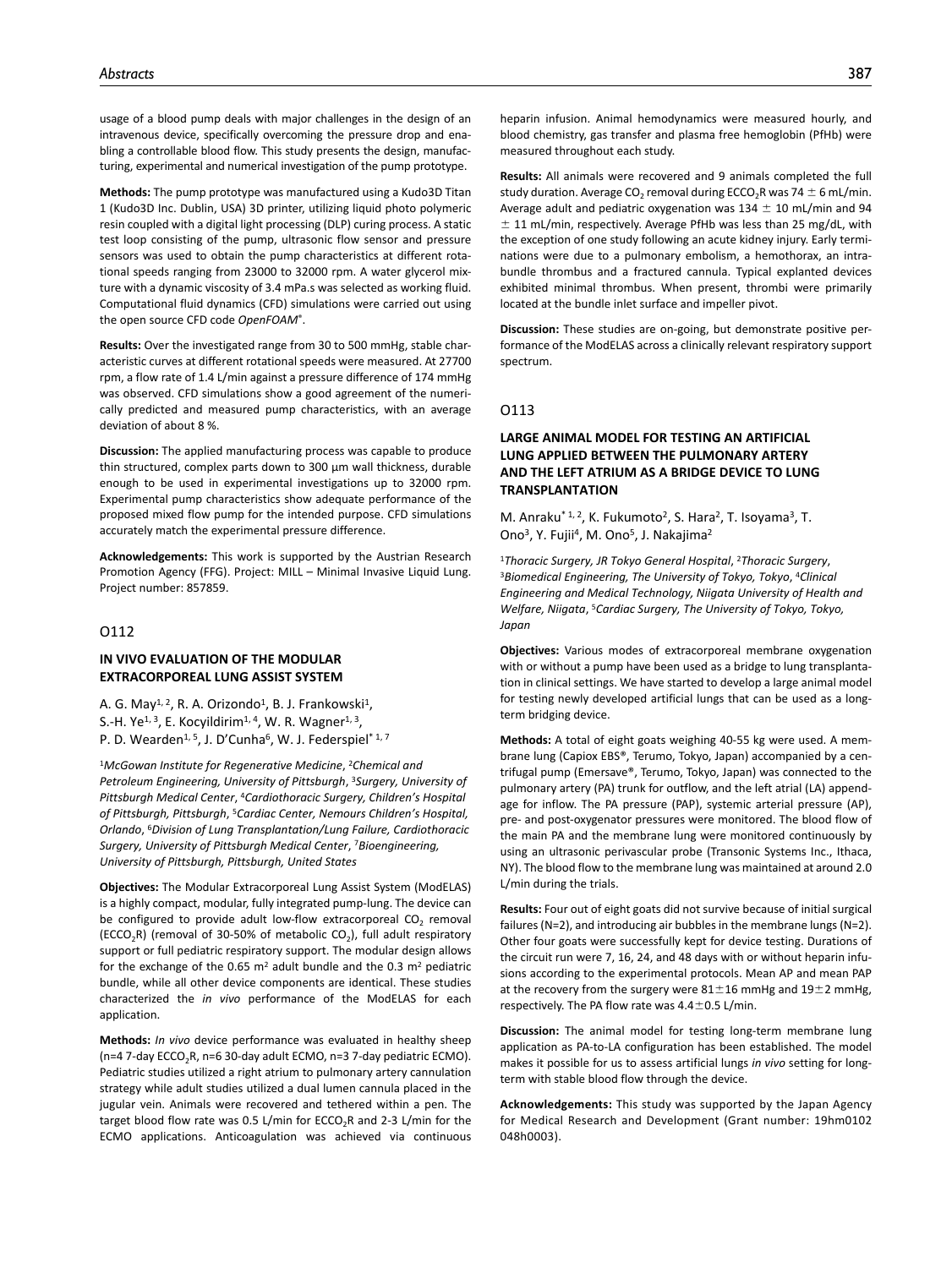usage of a blood pump deals with major challenges in the design of an intravenous device, specifically overcoming the pressure drop and enabling a controllable blood flow. This study presents the design, manufacturing, experimental and numerical investigation of the pump prototype.

**Methods:** The pump prototype was manufactured using a Kudo3D Titan 1 (Kudo3D Inc. Dublin, USA) 3D printer, utilizing liquid photo polymeric resin coupled with a digital light processing (DLP) curing process. A static test loop consisting of the pump, ultrasonic flow sensor and pressure sensors was used to obtain the pump characteristics at different rotational speeds ranging from 23000 to 32000 rpm. A water glycerol mixture with a dynamic viscosity of 3.4 mPa.s was selected as working fluid. Computational fluid dynamics (CFD) simulations were carried out using the open source CFD code *OpenFOAM®*.

**Results:** Over the investigated range from 30 to 500 mmHg, stable characteristic curves at different rotational speeds were measured. At 27700 rpm, a flow rate of 1.4 L/min against a pressure difference of 174 mmHg was observed. CFD simulations show a good agreement of the numerically predicted and measured pump characteristics, with an average deviation of about 8 %.

**Discussion:** The applied manufacturing process was capable to produce thin structured, complex parts down to 300 µm wall thickness, durable enough to be used in experimental investigations up to 32000 rpm. Experimental pump characteristics show adequate performance of the proposed mixed flow pump for the intended purpose. CFD simulations accurately match the experimental pressure difference.

**Acknowledgements:** This work is supported by the Austrian Research Promotion Agency (FFG). Project: MILL – Minimal Invasive Liquid Lung. Project number: 857859.

## O112

### IN VIVO EVALUATION OF THE MODULAR EXTRACORPOREAL LUNG ASSIST SYSTEM

A. G. May[1, 2], R. A. Orizondo[1], B. J. Frankowski[1], S.-H. Ye[1, 3], E. Kocyildirim[1, 4], W. R. Wagner[1, 3], P. D. Wearden[1, 5], J. D'Cunha[6], W. J. Federspiel*[1, 7]

[1]*McGowan Institute for Regenerative Medicine*, [2]*Chemical and Petroleum Engineering, University of Pittsburgh*, [3]*Surgery, University of Pittsburgh Medical Center*, [4]*Cardiothoracic Surgery, Children's Hospital of Pittsburgh, Pittsburgh*, [5]*Cardiac Center, Nemours Children's Hospital, Orlando*, [6]*Division of Lung Transplantation/Lung Failure, Cardiothoracic Surgery, University of Pittsburgh Medical Center*, [7]*Bioengineering, University of Pittsburgh, Pittsburgh, United States*

**Objectives:** The Modular Extracorporeal Lung Assist System (ModELAS) is a highly compact, modular, fully integrated pump-lung. The device can be configured to provide adult low-flow extracorporeal $CO_2$ removal ($ECCO_2R$) (removal of 30-50% of metabolic $CO_2$), full adult respiratory support or full pediatric respiratory support. The modular design allows for the exchange of the 0.65 $m^2$ adult bundle and the 0.3 $m^2$ pediatric bundle, while all other device components are identical. These studies characterized the *in vivo* performance of the ModELAS for each application.

**Methods:** *In vivo* device performance was evaluated in healthy sheep (n=4 7-day $ECCO_2R$, n=6 30-day adult ECMO, n=3 7-day pediatric ECMO). Pediatric studies utilized a right atrium to pulmonary artery cannulation strategy while adult studies utilized a dual lumen cannula placed in the jugular vein. Animals were recovered and tethered within a pen. The target blood flow rate was 0.5 L/min for $ECCO_2R$ and 2-3 L/min for the ECMO applications. Anticoagulation was achieved via continuous heparin infusion. Animal hemodynamics were measured hourly, and blood chemistry, gas transfer and plasma free hemoglobin (PfHb) were measured throughout each study.

**Results:** All animals were recovered and 9 animals completed the full study duration. Average $CO_2$ removal during $ECCO_2R$ was 74 ± 6 mL/min. Average adult and pediatric oxygenation was 134 ± 10 mL/min and 94 ± 11 mL/min, respectively. Average PfHb was less than 25 mg/dL, with the exception of one study following an acute kidney injury. Early terminations were due to a pulmonary embolism, a hemothorax, an intrabundle thrombus and a fractured cannula. Typical explanted devices exhibited minimal thrombus. When present, thrombi were primarily located at the bundle inlet surface and impeller pivot.

**Discussion:** These studies are on-going, but demonstrate positive performance of the ModELAS across a clinically relevant respiratory support spectrum.

## O113

### LARGE ANIMAL MODEL FOR TESTING AN ARTIFICIAL LUNG APPLIED BETWEEN THE PULMONARY ARTERY AND THE LEFT ATRIUM AS A BRIDGE DEVICE TO LUNG TRANSPLANTATION

M. Anraku*[1, 2], K. Fukumoto[2], S. Hara[2], T. Isoyama[3], T. Ono[3], Y. Fujii[4], M. Ono[5], J. Nakajima[2]

[1]*Thoracic Surgery, JR Tokyo General Hospital*, [2]*Thoracic Surgery*, [3]*Biomedical Engineering, The University of Tokyo, Tokyo*, [4]*Clinical Engineering and Medical Technology, Niigata University of Health and Welfare, Niigata*, [5]*Cardiac Surgery, The University of Tokyo, Tokyo, Japan*

**Objectives:** Various modes of extracorporeal membrane oxygenation with or without a pump have been used as a bridge to lung transplantation in clinical settings. We have started to develop a large animal model for testing newly developed artificial lungs that can be used as a long-term bridging device.

**Methods:** A total of eight goats weighing 40-55 kg were used. A membrane lung (Capiox EBS®, Terumo, Tokyo, Japan) accompanied by a centrifugal pump (Emersave®, Terumo, Tokyo, Japan) was connected to the pulmonary artery (PA) trunk for outflow, and the left atrial (LA) appendage for inflow. The PA pressure (PAP), systemic arterial pressure (AP), pre- and post-oxygenator pressures were monitored. The blood flow of the main PA and the membrane lung were monitored continuously by using an ultrasonic perivascular probe (Transonic Systems Inc., Ithaca, NY). The blood flow to the membrane lung was maintained at around 2.0 L/min during the trials.

**Results:** Four out of eight goats did not survive because of initial surgical failures (N=2), and introducing air bubbles in the membrane lungs (N=2). Other four goats were successfully kept for device testing. Durations of the circuit run were 7, 16, 24, and 48 days with or without heparin infusions according to the experimental protocols. Mean AP and mean PAP at the recovery from the surgery were 81±16 mmHg and 19±2 mmHg, respectively. The PA flow rate was 4.4±0.5 L/min.

**Discussion:** The animal model for testing long-term membrane lung application as PA-to-LA configuration has been established. The model makes it possible for us to assess artificial lungs *in vivo* setting for long-term with stable blood flow through the device.

**Acknowledgements:** This study was supported by the Japan Agency for Medical Research and Development (Grant number: 19hm0102 048h0003).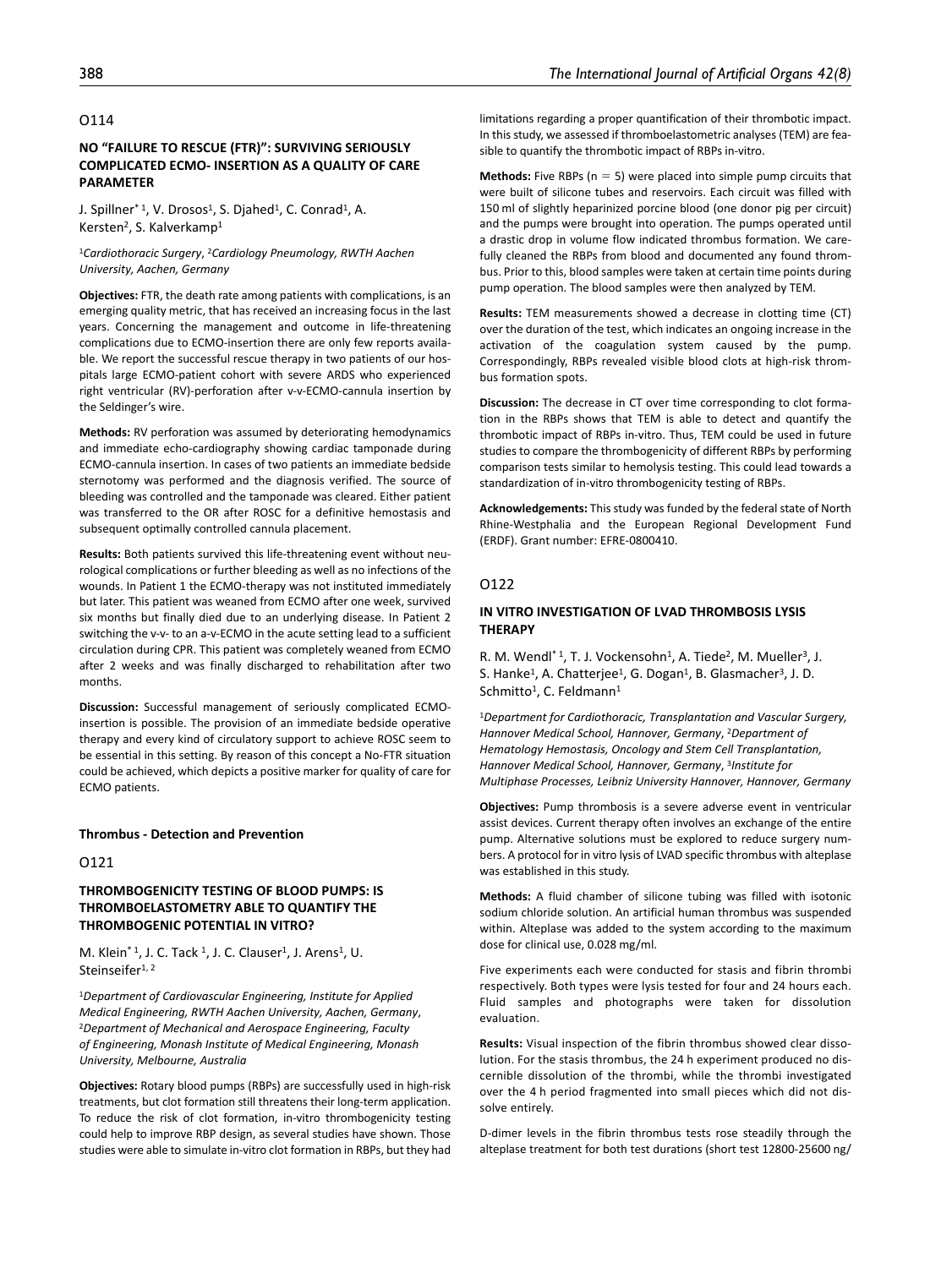## O114

### NO "FAILURE TO RESCUE (FTR)": SURVIVING SERIOUSLY COMPLICATED ECMO- INSERTION AS A QUALITY OF CARE PARAMETER

J. Spillner*[1], V. Drosos[1], S. Djahed[1], C. Conrad[1], A. Kersten[2], S. Kalverkamp[1]

[1]*Cardiothoracic Surgery*, [2]*Cardiology Pneumology, RWTH Aachen University, Aachen, Germany*

**Objectives:** FTR, the death rate among patients with complications, is an emerging quality metric, that has received an increasing focus in the last years. Concerning the management and outcome in life-threatening complications due to ECMO-insertion there are only few reports available. We report the successful rescue therapy in two patients of our hospitals large ECMO-patient cohort with severe ARDS who experienced right ventricular (RV)-perforation after v-v-ECMO-cannula insertion by the Seldinger's wire.

**Methods:** RV perforation was assumed by deteriorating hemodynamics and immediate echo-cardiography showing cardiac tamponade during ECMO-cannula insertion. In cases of two patients an immediate bedside sternotomy was performed and the diagnosis verified. The source of bleeding was controlled and the tamponade was cleared. Either patient was transferred to the OR after ROSC for a definitive hemostasis and subsequent optimally controlled cannula placement.

**Results:** Both patients survived this life-threatening event without neurological complications or further bleeding as well as no infections of the wounds. In Patient 1 the ECMO-therapy was not instituted immediately but later. This patient was weaned from ECMO after one week, survived six months but finally died due to an underlying disease. In Patient 2 switching the v-v- to an a-v-ECMO in the acute setting lead to a sufficient circulation during CPR. This patient was completely weaned from ECMO after 2 weeks and was finally discharged to rehabilitation after two months.

**Discussion:** Successful management of seriously complicated ECMO-insertion is possible. The provision of an immediate bedside operative therapy and every kind of circulatory support to achieve ROSC seem to be essential in this setting. By reason of this concept a No-FTR situation could be achieved, which depicts a positive marker for quality of care for ECMO patients.

## Thrombus - Detection and Prevention

## O121

### THROMBOGENICITY TESTING OF BLOOD PUMPS: IS THROMBOELASTOMETRY ABLE TO QUANTIFY THE THROMBOGENIC POTENTIAL IN VITRO?

M. Klein*[1], J. C. Tack[1], J. C. Clauser[1], J. Arens[1], U. Steinseifer[1,2]

[1]*Department of Cardiovascular Engineering, Institute for Applied Medical Engineering, RWTH Aachen University, Aachen, Germany*, [2]*Department of Mechanical and Aerospace Engineering, Faculty of Engineering, Monash Institute of Medical Engineering, Monash University, Melbourne, Australia*

**Objectives:** Rotary blood pumps (RBPs) are successfully used in high-risk treatments, but clot formation still threatens their long-term application. To reduce the risk of clot formation, in-vitro thrombogenicity testing could help to improve RBP design, as several studies have shown. Those studies were able to simulate in-vitro clot formation in RBPs, but they had limitations regarding a proper quantification of their thrombotic impact. In this study, we assessed if thromboelastometric analyses (TEM) are feasible to quantify the thrombotic impact of RBPs in-vitro.

**Methods:** Five RBPs ($n = 5$) were placed into simple pump circuits that were built of silicone tubes and reservoirs. Each circuit was filled with 150 ml of slightly heparinized porcine blood (one donor pig per circuit) and the pumps were brought into operation. The pumps operated until a drastic drop in volume flow indicated thrombus formation. We carefully cleaned the RBPs from blood and documented any found thrombus. Prior to this, blood samples were taken at certain time points during pump operation. The blood samples were then analyzed by TEM.

**Results:** TEM measurements showed a decrease in clotting time (CT) over the duration of the test, which indicates an ongoing increase in the activation of the coagulation system caused by the pump. Correspondingly, RBPs revealed visible blood clots at high-risk thrombus formation spots.

**Discussion:** The decrease in CT over time corresponding to clot formation in the RBPs shows that TEM is able to detect and quantify the thrombotic impact of RBPs in-vitro. Thus, TEM could be used in future studies to compare the thrombogenicity of different RBPs by performing comparison tests similar to hemolysis testing. This could lead towards a standardization of in-vitro thrombogenicity testing of RBPs.

**Acknowledgements:** This study was funded by the federal state of North Rhine-Westphalia and the European Regional Development Fund (ERDF). Grant number: EFRE-0800410.

## O122

### IN VITRO INVESTIGATION OF LVAD THROMBOSIS LYSIS THERAPY

R. M. Wendl*[1], T. J. Vockensohn[1], A. Tiede[2], M. Mueller[3], J. S. Hanke[1], A. Chatterjee[1], G. Dogan[1], B. Glasmacher[3], J. D. Schmitto[1], C. Feldmann[1]

[1]*Department for Cardiothoracic, Transplantation and Vascular Surgery, Hannover Medical School, Hannover, Germany*, [2]*Department of Hematology Hemostasis, Oncology and Stem Cell Transplantation, Hannover Medical School, Hannover, Germany*, [3]*Institute for Multiphase Processes, Leibniz University Hannover, Hannover, Germany*

**Objectives:** Pump thrombosis is a severe adverse event in ventricular assist devices. Current therapy often involves an exchange of the entire pump. Alternative solutions must be explored to reduce surgery numbers. A protocol for in vitro lysis of LVAD specific thrombus with alteplase was established in this study.

**Methods:** A fluid chamber of silicone tubing was filled with isotonic sodium chloride solution. An artificial human thrombus was suspended within. Alteplase was added to the system according to the maximum dose for clinical use, 0.028 mg/ml.

Five experiments each were conducted for stasis and fibrin thrombi respectively. Both types were lysis tested for four and 24 hours each. Fluid samples and photographs were taken for dissolution evaluation.

**Results:** Visual inspection of the fibrin thrombus showed clear dissolution. For the stasis thrombus, the 24 h experiment produced no discernible dissolution of the thrombi, while the thrombi investigated over the 4 h period fragmented into small pieces which did not dissolve entirely.

D-dimer levels in the fibrin thrombus tests rose steadily through the alteplase treatment for both test durations (short test 12800-25600 ng/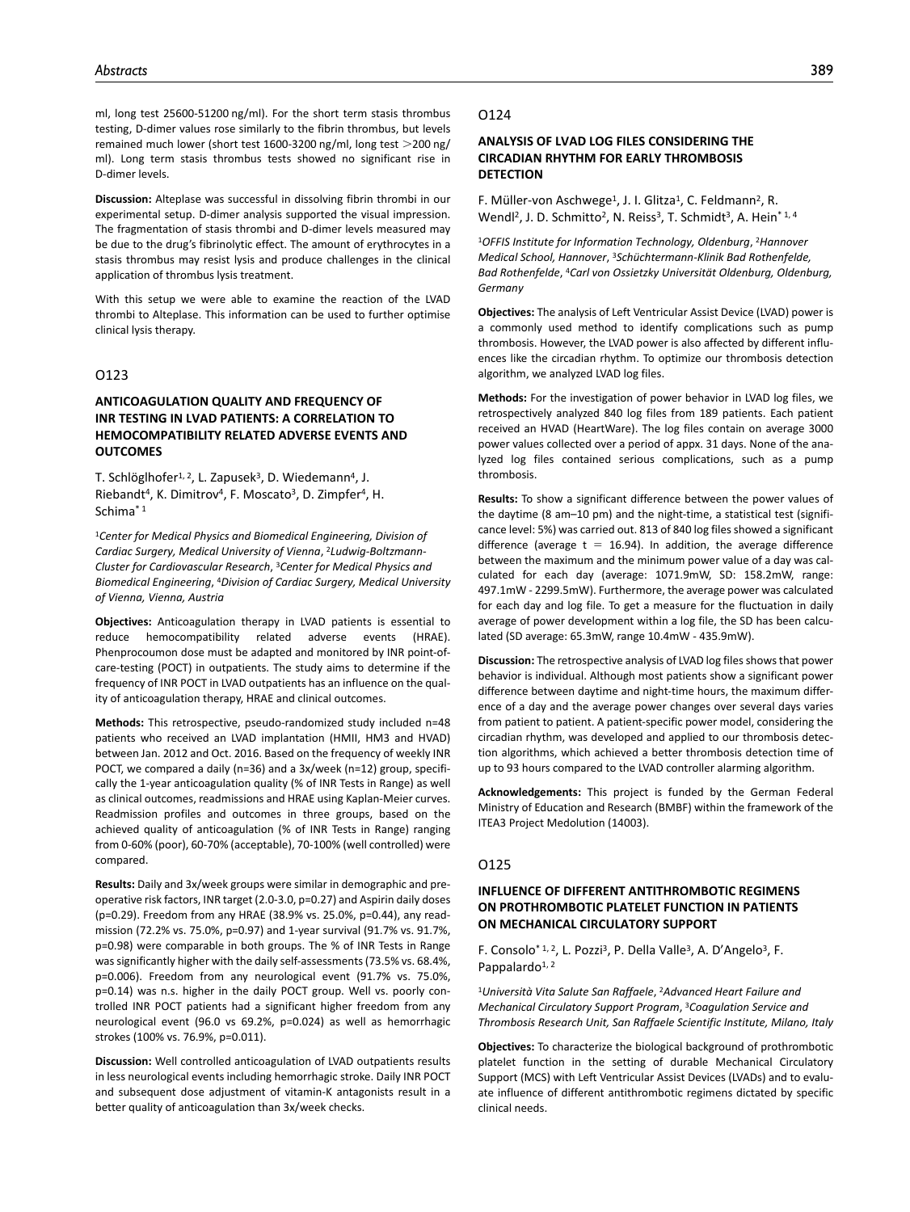ml, long test 25600-51200 ng/ml). For the short term stasis thrombus testing, D-dimer values rose similarly to the fibrin thrombus, but levels remained much lower (short test 1600-3200 ng/ml, long test >200 ng/ml). Long term stasis thrombus tests showed no significant rise in D-dimer levels.

**Discussion:** Alteplase was successful in dissolving fibrin thrombi in our experimental setup. D-dimer analysis supported the visual impression. The fragmentation of stasis thrombi and D-dimer levels measured may be due to the drug's fibrinolytic effect. The amount of erythrocytes in a stasis thrombus may resist lysis and produce challenges in the clinical application of thrombus lysis treatment.

With this setup we were able to examine the reaction of the LVAD thrombi to Alteplase. This information can be used to further optimise clinical lysis therapy.

## O123

### ANTICOAGULATION QUALITY AND FREQUENCY OF INR TESTING IN LVAD PATIENTS: A CORRELATION TO HEMOCOMPATIBILITY RELATED ADVERSE EVENTS AND OUTCOMES

T. Schlöglhofer[1, 2], L. Zapusek[3], D. Wiedemann[4], J. Riebandt[4], K. Dimitrov[4], F. Moscato[3], D. Zimpfer[4], H. Schima*[1]

[1]*Center for Medical Physics and Biomedical Engineering, Division of Cardiac Surgery, Medical University of Vienna*, [2]*Ludwig-Boltzmann-Cluster for Cardiovascular Research*, [3]*Center for Medical Physics and Biomedical Engineering*, [4]*Division of Cardiac Surgery, Medical University of Vienna, Vienna, Austria*

**Objectives:** Anticoagulation therapy in LVAD patients is essential to reduce hemocompatibility related adverse events (HRAE). Phenprocoumon dose must be adapted and monitored by INR point-of-care-testing (POCT) in outpatients. The study aims to determine if the frequency of INR POCT in LVAD outpatients has an influence on the quality of anticoagulation therapy, HRAE and clinical outcomes.

**Methods:** This retrospective, pseudo-randomized study included n=48 patients who received an LVAD implantation (HMII, HM3 and HVAD) between Jan. 2012 and Oct. 2016. Based on the frequency of weekly INR POCT, we compared a daily (n=36) and a 3x/week (n=12) group, specifically the 1-year anticoagulation quality (% of INR Tests in Range) as well as clinical outcomes, readmissions and HRAE using Kaplan-Meier curves. Readmission profiles and outcomes in three groups, based on the achieved quality of anticoagulation (% of INR Tests in Range) ranging from 0-60% (poor), 60-70% (acceptable), 70-100% (well controlled) were compared.

**Results:** Daily and 3x/week groups were similar in demographic and preoperative risk factors, INR target (2.0-3.0, p=0.27) and Aspirin daily doses (p=0.29). Freedom from any HRAE (38.9% vs. 25.0%, p=0.44), any readmission (72.2% vs. 75.0%, p=0.97) and 1-year survival (91.7% vs. 91.7%, p=0.98) were comparable in both groups. The % of INR Tests in Range was significantly higher with the daily self-assessments (73.5% vs. 68.4%, p=0.006). Freedom from any neurological event (91.7% vs. 75.0%, p=0.14) was n.s. higher in the daily POCT group. Well vs. poorly controlled INR POCT patients had a significant higher freedom from any neurological event (96.0 vs 69.2%, p=0.024) as well as hemorrhagic strokes (100% vs. 76.9%, p=0.011).

**Discussion:** Well controlled anticoagulation of LVAD outpatients results in less neurological events including hemorrhagic stroke. Daily INR POCT and subsequent dose adjustment of vitamin-K antagonists result in a better quality of anticoagulation than 3x/week checks.

## O124

### ANALYSIS OF LVAD LOG FILES CONSIDERING THE CIRCADIAN RHYTHM FOR EARLY THROMBOSIS DETECTION

F. Müller-von Aschwege[1], J. I. Glitza[1], C. Feldmann[2], R. Wendl[2], J. D. Schmitto[2], N. Reiss[3], T. Schmidt[3], A. Hein*[1, 4]

[1]*OFFIS Institute for Information Technology, Oldenburg*, [2]*Hannover Medical School, Hannover*, [3]*Schüchtermann-Klinik Bad Rothenfelde, Bad Rothenfelde*, [4]*Carl von Ossietzky Universität Oldenburg, Oldenburg, Germany*

**Objectives:** The analysis of Left Ventricular Assist Device (LVAD) power is a commonly used method to identify complications such as pump thrombosis. However, the LVAD power is also affected by different influences like the circadian rhythm. To optimize our thrombosis detection algorithm, we analyzed LVAD log files.

**Methods:** For the investigation of power behavior in LVAD log files, we retrospectively analyzed 840 log files from 189 patients. Each patient received an HVAD (HeartWare). The log files contain on average 3000 power values collected over a period of appx. 31 days. None of the analyzed log files contained serious complications, such as a pump thrombosis.

**Results:** To show a significant difference between the power values of the daytime (8 am–10 pm) and the night-time, a statistical test (significance level: 5%) was carried out. 813 of 840 log files showed a significant difference (average $t = 16.94$). In addition, the average difference between the maximum and the minimum power value of a day was calculated for each day (average: 1071.9mW, SD: 158.2mW, range: 497.1mW - 2299.5mW). Furthermore, the average power was calculated for each day and log file. To get a measure for the fluctuation in daily average of power development within a log file, the SD has been calculated (SD average: 65.3mW, range 10.4mW - 435.9mW).

**Discussion:** The retrospective analysis of LVAD log files shows that power behavior is individual. Although most patients show a significant power difference between daytime and night-time hours, the maximum difference of a day and the average power changes over several days varies from patient to patient. A patient-specific power model, considering the circadian rhythm, was developed and applied to our thrombosis detection algorithms, which achieved a better thrombosis detection time of up to 93 hours compared to the LVAD controller alarming algorithm.

**Acknowledgements:** This project is funded by the German Federal Ministry of Education and Research (BMBF) within the framework of the ITEA3 Project Medolution (14003).

## O125

### INFLUENCE OF DIFFERENT ANTITHROMBOTIC REGIMENS ON PROTHROMBOTIC PLATELET FUNCTION IN PATIENTS ON MECHANICAL CIRCULATORY SUPPORT

F. Consolo*[1, 2], L. Pozzi[3], P. Della Valle[3], A. D'Angelo[3], F. Pappalardo[1, 2]

[1]*Università Vita Salute San Raffaele*, [2]*Advanced Heart Failure and Mechanical Circulatory Support Program*, [3]*Coagulation Service and Thrombosis Research Unit, San Raffaele Scientific Institute, Milano, Italy*

**Objectives:** To characterize the biological background of prothrombotic platelet function in the setting of durable Mechanical Circulatory Support (MCS) with Left Ventricular Assist Devices (LVADs) and to evaluate influence of different antithrombotic regimens dictated by specific clinical needs.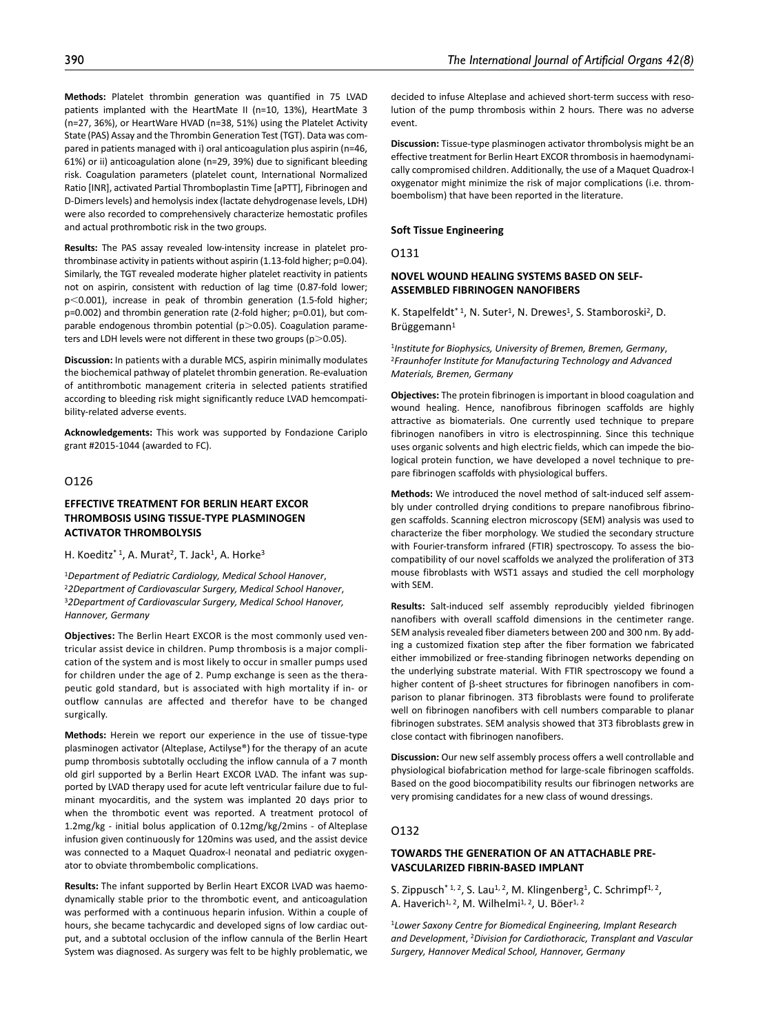**Methods:** Platelet thrombin generation was quantified in 75 LVAD patients implanted with the HeartMate II (n=10, 13%), HeartMate 3 (n=27, 36%), or HeartWare HVAD (n=38, 51%) using the Platelet Activity State (PAS) Assay and the Thrombin Generation Test (TGT). Data was compared in patients managed with i) oral anticoagulation plus aspirin (n=46, 61%) or ii) anticoagulation alone (n=29, 39%) due to significant bleeding risk. Coagulation parameters (platelet count, International Normalized Ratio [INR], activated Partial Thromboplastin Time [aPTT], Fibrinogen and D-Dimers levels) and hemolysis index (lactate dehydrogenase levels, LDH) were also recorded to comprehensively characterize hemostatic profiles and actual prothrombotic risk in the two groups.

**Results:** The PAS assay revealed low-intensity increase in platelet prothrombinase activity in patients without aspirin (1.13-fold higher; p=0.04). Similarly, the TGT revealed moderate higher platelet reactivity in patients not on aspirin, consistent with reduction of lag time (0.87-fold lower; $p<0.001$), increase in peak of thrombin generation (1.5-fold higher; p=0.002) and thrombin generation rate (2-fold higher; p=0.01), but comparable endogenous thrombin potential ($p>0.05$). Coagulation parameters and LDH levels were not different in these two groups ($p>0.05$).

**Discussion:** In patients with a durable MCS, aspirin minimally modulates the biochemical pathway of platelet thrombin generation. Re-evaluation of antithrombotic management criteria in selected patients stratified according to bleeding risk might significantly reduce LVAD hemcompatibility-related adverse events.

**Acknowledgements:** This work was supported by Fondazione Cariplo grant #2015-1044 (awarded to FC).

O126

### EFFECTIVE TREATMENT FOR BERLIN HEART EXCOR THROMBOSIS USING TISSUE-TYPE PLASMINOGEN ACTIVATOR THROMBOLYSIS

H. Koeditz*[1], A. Murat[2], T. Jack[1], A. Horke[3]

[1]*Department of Pediatric Cardiology, Medical School Hanover*, [2]*2Department of Cardiovascular Surgery, Medical School Hanover*, [3]*2Department of Cardiovascular Surgery, Medical School Hanover, Hannover, Germany*

**Objectives:** The Berlin Heart EXCOR is the most commonly used ventricular assist device in children. Pump thrombosis is a major complication of the system and is most likely to occur in smaller pumps used for children under the age of 2. Pump exchange is seen as the therapeutic gold standard, but is associated with high mortality if in- or outflow cannulas are affected and therefor have to be changed surgically.

**Methods:** Herein we report our experience in the use of tissue-type plasminogen activator (Alteplase, Actilyse®) for the therapy of an acute pump thrombosis subtotally occluding the inflow cannula of a 7 month old girl supported by a Berlin Heart EXCOR LVAD. The infant was supported by LVAD therapy used for acute left ventricular failure due to fulminant myocarditis, and the system was implanted 20 days prior to when the thrombotic event was reported. A treatment protocol of 1.2mg/kg - initial bolus application of 0.12mg/kg/2mins - of Alteplase infusion given continuously for 120mins was used, and the assist device was connected to a Maquet Quadrox-I neonatal and pediatric oxygenator to obviate thrombembolic complications.

**Results:** The infant supported by Berlin Heart EXCOR LVAD was haemodynamically stable prior to the thrombotic event, and anticoagulation was performed with a continuous heparin infusion. Within a couple of hours, she became tachycardic and developed signs of low cardiac output, and a subtotal occlusion of the inflow cannula of the Berlin Heart System was diagnosed. As surgery was felt to be highly problematic, we decided to infuse Alteplase and achieved short-term success with resolution of the pump thrombosis within 2 hours. There was no adverse event.

**Discussion:** Tissue-type plasminogen activator thrombolysis might be an effective treatment for Berlin Heart EXCOR thrombosis in haemodynamically compromised children. Additionally, the use of a Maquet Quadrox-I oxygenator might minimize the risk of major complications (i.e. thromboembolism) that have been reported in the literature.

## Soft Tissue Engineering

O131

### NOVEL WOUND HEALING SYSTEMS BASED ON SELF-ASSEMBLED FIBRINOGEN NANOFIBERS

K. Stapelfeldt*[1], N. Suter[1], N. Drewes[1], S. Stamboroski[2], D. Brüggemann[1]

[1]*Institute for Biophysics, University of Bremen, Bremen, Germany*, [2]*Fraunhofer Institute for Manufacturing Technology and Advanced Materials, Bremen, Germany*

**Objectives:** The protein fibrinogen is important in blood coagulation and wound healing. Hence, nanofibrous fibrinogen scaffolds are highly attractive as biomaterials. One currently used technique to prepare fibrinogen nanofibers in vitro is electrospinning. Since this technique uses organic solvents and high electric fields, which can impede the biological protein function, we have developed a novel technique to prepare fibrinogen scaffolds with physiological buffers.

**Methods:** We introduced the novel method of salt-induced self assembly under controlled drying conditions to prepare nanofibrous fibrinogen scaffolds. Scanning electron microscopy (SEM) analysis was used to characterize the fiber morphology. We studied the secondary structure with Fourier-transform infrared (FTIR) spectroscopy. To assess the biocompatibility of our novel scaffolds we analyzed the proliferation of 3T3 mouse fibroblasts with WST1 assays and studied the cell morphology with SEM.

**Results:** Salt-induced self assembly reproducibly yielded fibrinogen nanofibers with overall scaffold dimensions in the centimeter range. SEM analysis revealed fiber diameters between 200 and 300 nm. By adding a customized fixation step after the fiber formation we fabricated either immobilized or free-standing fibrinogen networks depending on the underlying substrate material. With FTIR spectroscopy we found a higher content of β-sheet structures for fibrinogen nanofibers in comparison to planar fibrinogen. 3T3 fibroblasts were found to proliferate well on fibrinogen nanofibers with cell numbers comparable to planar fibrinogen substrates. SEM analysis showed that 3T3 fibroblasts grew in close contact with fibrinogen nanofibers.

**Discussion:** Our new self assembly process offers a well controllable and physiological biofabrication method for large-scale fibrinogen scaffolds. Based on the good biocompatibility results our fibrinogen networks are very promising candidates for a new class of wound dressings.

O132

### TOWARDS THE GENERATION OF AN ATTACHABLE PRE-VASCULARIZED FIBRIN-BASED IMPLANT

S. Zippusch*[1,2], S. Lau[1,2], M. Klingenberg[1], C. Schrimpf[1,2], A. Haverich[1,2], M. Wilhelmi[1,2], U. Böer[1,2]

[1]*Lower Saxony Centre for Biomedical Engineering, Implant Research and Development*, [2]*Division for Cardiothoracic, Transplant and Vascular Surgery, Hannover Medical School, Hannover, Germany*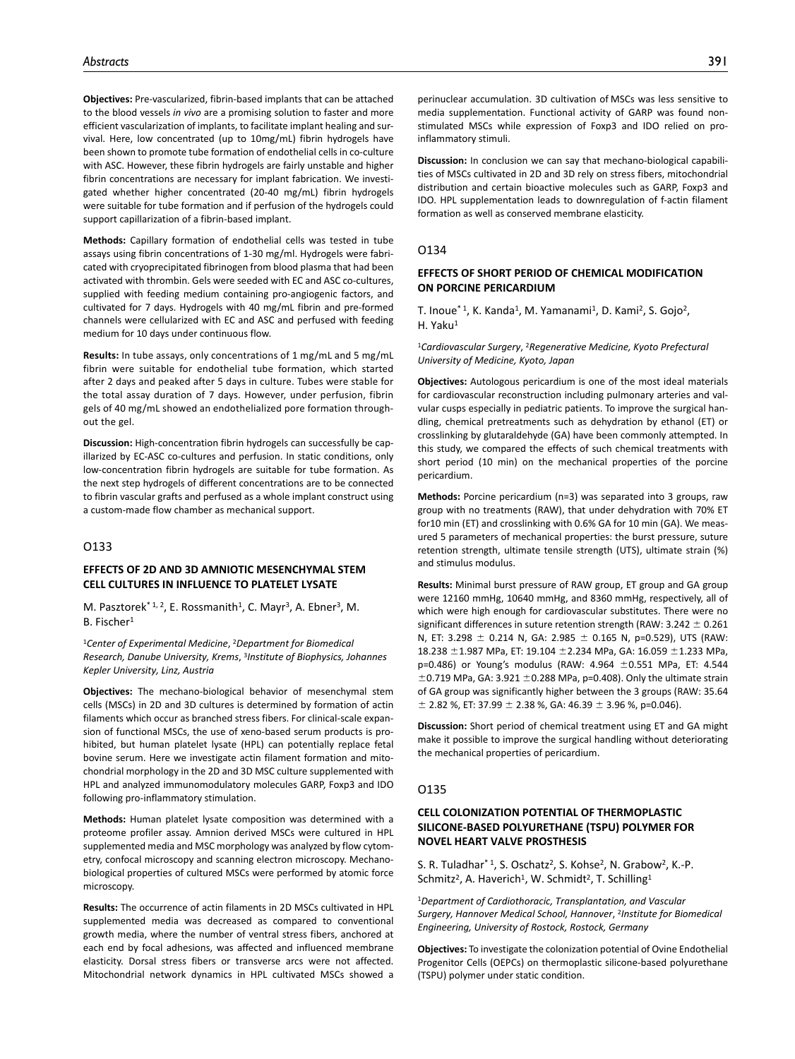**Objectives:** Pre-vascularized, fibrin-based implants that can be attached to the blood vessels *in vivo* are a promising solution to faster and more efficient vascularization of implants, to facilitate implant healing and survival. Here, low concentrated (up to 10mg/mL) fibrin hydrogels have been shown to promote tube formation of endothelial cells in co-culture with ASC. However, these fibrin hydrogels are fairly unstable and higher fibrin concentrations are necessary for implant fabrication. We investigated whether higher concentrated (20-40 mg/mL) fibrin hydrogels were suitable for tube formation and if perfusion of the hydrogels could support capillarization of a fibrin-based implant.

**Methods:** Capillary formation of endothelial cells was tested in tube assays using fibrin concentrations of 1-30 mg/ml. Hydrogels were fabricated with cryoprecipitated fibrinogen from blood plasma that had been activated with thrombin. Gels were seeded with EC and ASC co-cultures, supplied with feeding medium containing pro-angiogenic factors, and cultivated for 7 days. Hydrogels with 40 mg/mL fibrin and pre-formed channels were cellularized with EC and ASC and perfused with feeding medium for 10 days under continuous flow.

**Results:** In tube assays, only concentrations of 1 mg/mL and 5 mg/mL fibrin were suitable for endothelial tube formation, which started after 2 days and peaked after 5 days in culture. Tubes were stable for the total assay duration of 7 days. However, under perfusion, fibrin gels of 40 mg/mL showed an endothelialized pore formation throughout the gel.

**Discussion:** High-concentration fibrin hydrogels can successfully be capillarized by EC-ASC co-cultures and perfusion. In static conditions, only low-concentration fibrin hydrogels are suitable for tube formation. As the next step hydrogels of different concentrations are to be connected to fibrin vascular grafts and perfused as a whole implant construct using a custom-made flow chamber as mechanical support.

## O133

### EFFECTS OF 2D AND 3D AMNIOTIC MESENCHYMAL STEM CELL CULTURES IN INFLUENCE TO PLATELET LYSATE

M. Pasztorek* [1, 2], E. Rossmanith[1], C. Mayr[3], A. Ebner[3], M. B. Fischer[1]

[1]*Center of Experimental Medicine*, [2]*Department for Biomedical Research, Danube University, Krems*, [3]*Institute of Biophysics, Johannes Kepler University, Linz, Austria*

**Objectives:** The mechano-biological behavior of mesenchymal stem cells (MSCs) in 2D and 3D cultures is determined by formation of actin filaments which occur as branched stress fibers. For clinical-scale expansion of functional MSCs, the use of xeno-based serum products is prohibited, but human platelet lysate (HPL) can potentially replace fetal bovine serum. Here we investigate actin filament formation and mitochondrial morphology in the 2D and 3D MSC culture supplemented with HPL and analyzed immunomodulatory molecules GARP, Foxp3 and IDO following pro-inflammatory stimulation.

**Methods:** Human platelet lysate composition was determined with a proteome profiler assay. Amnion derived MSCs were cultured in HPL supplemented media and MSC morphology was analyzed by flow cytometry, confocal microscopy and scanning electron microscopy. Mechanobiological properties of cultured MSCs were performed by atomic force microscopy.

**Results:** The occurrence of actin filaments in 2D MSCs cultivated in HPL supplemented media was decreased as compared to conventional growth media, where the number of ventral stress fibers, anchored at each end by focal adhesions, was affected and influenced membrane elasticity. Dorsal stress fibers or transverse arcs were not affected. Mitochondrial network dynamics in HPL cultivated MSCs showed a perinuclear accumulation. 3D cultivation of MSCs was less sensitive to media supplementation. Functional activity of GARP was found nonstimulated MSCs while expression of Foxp3 and IDO relied on pro-inflammatory stimuli.

**Discussion:** In conclusion we can say that mechano-biological capabilities of MSCs cultivated in 2D and 3D rely on stress fibers, mitochondrial distribution and certain bioactive molecules such as GARP, Foxp3 and IDO. HPL supplementation leads to downregulation of f-actin filament formation as well as conserved membrane elasticity.

## O134

### EFFECTS OF SHORT PERIOD OF CHEMICAL MODIFICATION ON PORCINE PERICARDIUM

T. Inoue* [1], K. Kanda[1], M. Yamanami[1], D. Kami[2], S. Gojo[2], H. Yaku[1]

[1]*Cardiovascular Surgery*, [2]*Regenerative Medicine, Kyoto Prefectural University of Medicine, Kyoto, Japan*

**Objectives:** Autologous pericardium is one of the most ideal materials for cardiovascular reconstruction including pulmonary arteries and valvular cusps especially in pediatric patients. To improve the surgical handling, chemical pretreatments such as dehydration by ethanol (ET) or crosslinking by glutaraldehyde (GA) have been commonly attempted. In this study, we compared the effects of such chemical treatments with short period (10 min) on the mechanical properties of the porcine pericardium.

**Methods:** Porcine pericardium (n=3) was separated into 3 groups, raw group with no treatments (RAW), that under dehydration with 70% ET for10 min (ET) and crosslinking with 0.6% GA for 10 min (GA). We measured 5 parameters of mechanical properties: the burst pressure, suture retention strength, ultimate tensile strength (UTS), ultimate strain (%) and stimulus modulus.

**Results:** Minimal burst pressure of RAW group, ET group and GA group were 12160 mmHg, 10640 mmHg, and 8360 mmHg, respectively, all of which were high enough for cardiovascular substitutes. There were no significant differences in suture retention strength (RAW: 3.242 $\pm$ 0.261 N, ET: 3.298 $\pm$ 0.214 N, GA: 2.985 $\pm$ 0.165 N, p=0.529), UTS (RAW: 18.238 $\pm$1.987 MPa, ET: 19.104 $\pm$2.234 MPa, GA: 16.059 $\pm$1.233 MPa, p=0.486) or Young's modulus (RAW: 4.964 $\pm$0.551 MPa, ET: 4.544 $\pm$0.719 MPa, GA: 3.921 $\pm$0.288 MPa, p=0.408). Only the ultimate strain of GA group was significantly higher between the 3 groups (RAW: 35.64 $\pm$ 2.82 %, ET: 37.99 $\pm$ 2.38 %, GA: 46.39 $\pm$ 3.96 %, p=0.046).

**Discussion:** Short period of chemical treatment using ET and GA might make it possible to improve the surgical handling without deteriorating the mechanical properties of pericardium.

## O135

### CELL COLONIZATION POTENTIAL OF THERMOPLASTIC SILICONE-BASED POLYURETHANE (TSPU) POLYMER FOR NOVEL HEART VALVE PROSTHESIS

S. R. Tuladhar* [1], S. Oschatz[2], S. Kohse[2], N. Grabow[2], K.-P. Schmitz[2], A. Haverich[1], W. Schmidt[2], T. Schilling[1]

[1]*Department of Cardiothoracic, Transplantation, and Vascular Surgery, Hannover Medical School, Hannover*, [2]*Institute for Biomedical Engineering, University of Rostock, Rostock, Germany*

**Objectives:** To investigate the colonization potential of Ovine Endothelial Progenitor Cells (OEPCs) on thermoplastic silicone-based polyurethane (TSPU) polymer under static condition.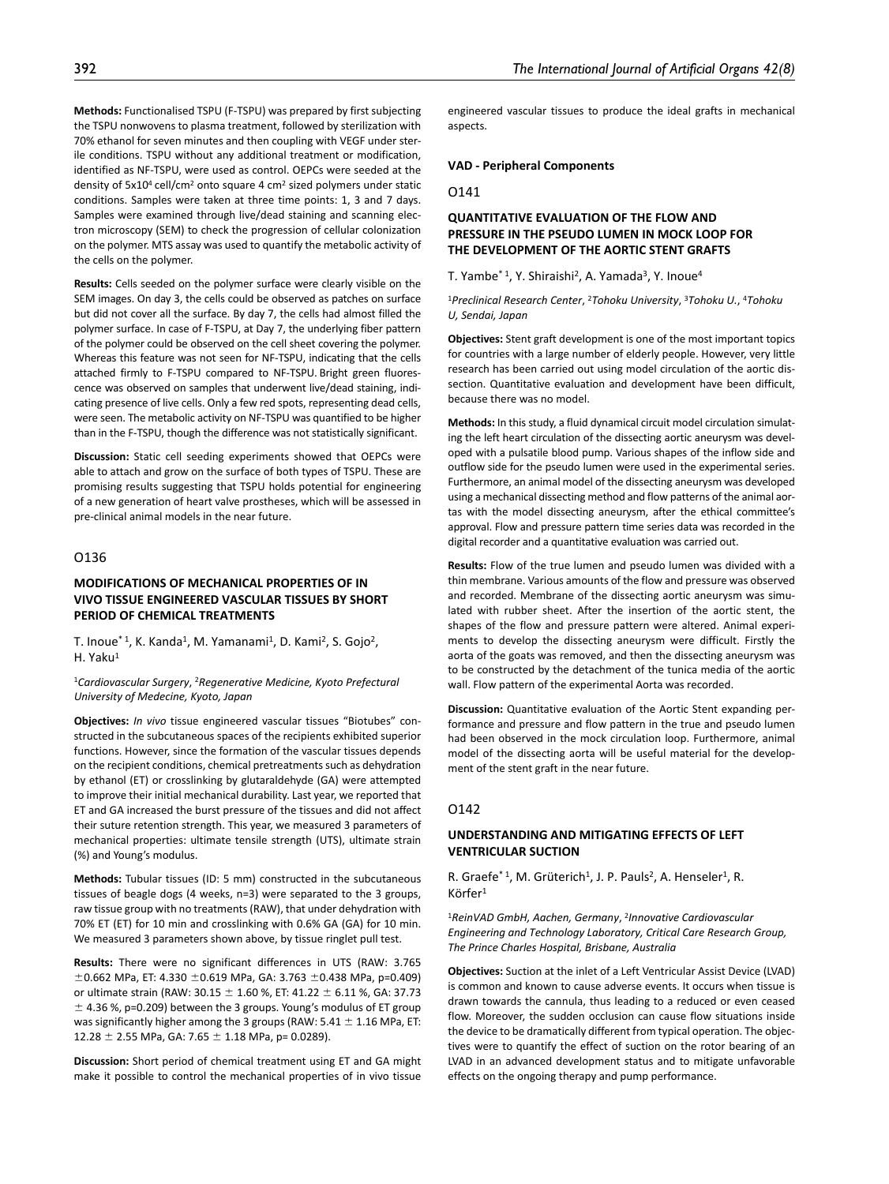**Methods:** Functionalised TSPU (F-TSPU) was prepared by first subjecting the TSPU nonwovens to plasma treatment, followed by sterilization with 70% ethanol for seven minutes and then coupling with VEGF under sterile conditions. TSPU without any additional treatment or modification, identified as NF-TSPU, were used as control. OEPCs were seeded at the density of $5x10^4$ cell/cm$^2$ onto square 4 cm$^2$ sized polymers under static conditions. Samples were taken at three time points: 1, 3 and 7 days. Samples were examined through live/dead staining and scanning electron microscopy (SEM) to check the progression of cellular colonization on the polymer. MTS assay was used to quantify the metabolic activity of the cells on the polymer.

**Results:** Cells seeded on the polymer surface were clearly visible on the SEM images. On day 3, the cells could be observed as patches on surface but did not cover all the surface. By day 7, the cells had almost filled the polymer surface. In case of F-TSPU, at Day 7, the underlying fiber pattern of the polymer could be observed on the cell sheet covering the polymer. Whereas this feature was not seen for NF-TSPU, indicating that the cells attached firmly to F-TSPU compared to NF-TSPU. Bright green fluorescence was observed on samples that underwent live/dead staining, indicating presence of live cells. Only a few red spots, representing dead cells, were seen. The metabolic activity on NF-TSPU was quantified to be higher than in the F-TSPU, though the difference was not statistically significant.

**Discussion:** Static cell seeding experiments showed that OEPCs were able to attach and grow on the surface of both types of TSPU. These are promising results suggesting that TSPU holds potential for engineering of a new generation of heart valve prostheses, which will be assessed in pre-clinical animal models in the near future.

## O136

### MODIFICATIONS OF MECHANICAL PROPERTIES OF IN VIVO TISSUE ENGINEERED VASCULAR TISSUES BY SHORT PERIOD OF CHEMICAL TREATMENTS

T. Inoue*[1], K. Kanda[1], M. Yamanami[1], D. Kami[2], S. Gojo[2], H. Yaku[1]

[1]*Cardiovascular Surgery*, [2]*Regenerative Medicine, Kyoto Prefectural University of Medecine, Kyoto, Japan*

**Objectives:** *In vivo* tissue engineered vascular tissues "Biotubes" constructed in the subcutaneous spaces of the recipients exhibited superior functions. However, since the formation of the vascular tissues depends on the recipient conditions, chemical pretreatments such as dehydration by ethanol (ET) or crosslinking by glutaraldehyde (GA) were attempted to improve their initial mechanical durability. Last year, we reported that ET and GA increased the burst pressure of the tissues and did not affect their suture retention strength. This year, we measured 3 parameters of mechanical properties: ultimate tensile strength (UTS), ultimate strain (%) and Young's modulus.

**Methods:** Tubular tissues (ID: 5 mm) constructed in the subcutaneous tissues of beagle dogs (4 weeks, n=3) were separated to the 3 groups, raw tissue group with no treatments (RAW), that under dehydration with 70% ET (ET) for 10 min and crosslinking with 0.6% GA (GA) for 10 min. We measured 3 parameters shown above, by tissue ringlet pull test.

**Results:** There were no significant differences in UTS (RAW: 3.765 $\pm$0.662 MPa, ET: 4.330 $\pm$0.619 MPa, GA: 3.763 $\pm$0.438 MPa, p=0.409) or ultimate strain (RAW: 30.15 $\pm$ 1.60 %, ET: 41.22 $\pm$ 6.11 %, GA: 37.73 $\pm$ 4.36 %, p=0.209) between the 3 groups. Young's modulus of ET group was significantly higher among the 3 groups (RAW: 5.41 $\pm$ 1.16 MPa, ET: 12.28 $\pm$ 2.55 MPa, GA: 7.65 $\pm$ 1.18 MPa, p= 0.0289).

**Discussion:** Short period of chemical treatment using ET and GA might make it possible to control the mechanical properties of in vivo tissue engineered vascular tissues to produce the ideal grafts in mechanical aspects.

# VAD - Peripheral Components

## O141

### QUANTITATIVE EVALUATION OF THE FLOW AND PRESSURE IN THE PSEUDO LUMEN IN MOCK LOOP FOR THE DEVELOPMENT OF THE AORTIC STENT GRAFTS

T. Yambe*[1], Y. Shiraishi[2], A. Yamada[3], Y. Inoue[4]

[1]*Preclinical Research Center*, [2]*Tohoku University*, [3]*Tohoku U.*, [4]*Tohoku U, Sendai, Japan*

**Objectives:** Stent graft development is one of the most important topics for countries with a large number of elderly people. However, very little research has been carried out using model circulation of the aortic dissection. Quantitative evaluation and development have been difficult, because there was no model.

**Methods:** In this study, a fluid dynamical circuit model circulation simulating the left heart circulation of the dissecting aortic aneurysm was developed with a pulsatile blood pump. Various shapes of the inflow side and outflow side for the pseudo lumen were used in the experimental series. Furthermore, an animal model of the dissecting aneurysm was developed using a mechanical dissecting method and flow patterns of the animal aortas with the model dissecting aneurysm, after the ethical committee's approval. Flow and pressure pattern time series data was recorded in the digital recorder and a quantitative evaluation was carried out.

**Results:** Flow of the true lumen and pseudo lumen was divided with a thin membrane. Various amounts of the flow and pressure was observed and recorded. Membrane of the dissecting aortic aneurysm was simulated with rubber sheet. After the insertion of the aortic stent, the shapes of the flow and pressure pattern were altered. Animal experiments to develop the dissecting aneurysm were difficult. Firstly the aorta of the goats was removed, and then the dissecting aneurysm was to be constructed by the detachment of the tunica media of the aortic wall. Flow pattern of the experimental Aorta was recorded.

**Discussion:** Quantitative evaluation of the Aortic Stent expanding performance and pressure and flow pattern in the true and pseudo lumen had been observed in the mock circulation loop. Furthermore, animal model of the dissecting aorta will be useful material for the development of the stent graft in the near future.

## O142

### UNDERSTANDING AND MITIGATING EFFECTS OF LEFT VENTRICULAR SUCTION

R. Graefe*[1], M. Grüterich[1], J. P. Pauls[2], A. Henseler[1], R. Körfer[1]

[1]*ReinVAD GmbH, Aachen, Germany*, [2]*Innovative Cardiovascular Engineering and Technology Laboratory, Critical Care Research Group, The Prince Charles Hospital, Brisbane, Australia*

**Objectives:** Suction at the inlet of a Left Ventricular Assist Device (LVAD) is common and known to cause adverse events. It occurs when tissue is drawn towards the cannula, thus leading to a reduced or even ceased flow. Moreover, the sudden occlusion can cause flow situations inside the device to be dramatically different from typical operation. The objectives were to quantify the effect of suction on the rotor bearing of an LVAD in an advanced development status and to mitigate unfavorable effects on the ongoing therapy and pump performance.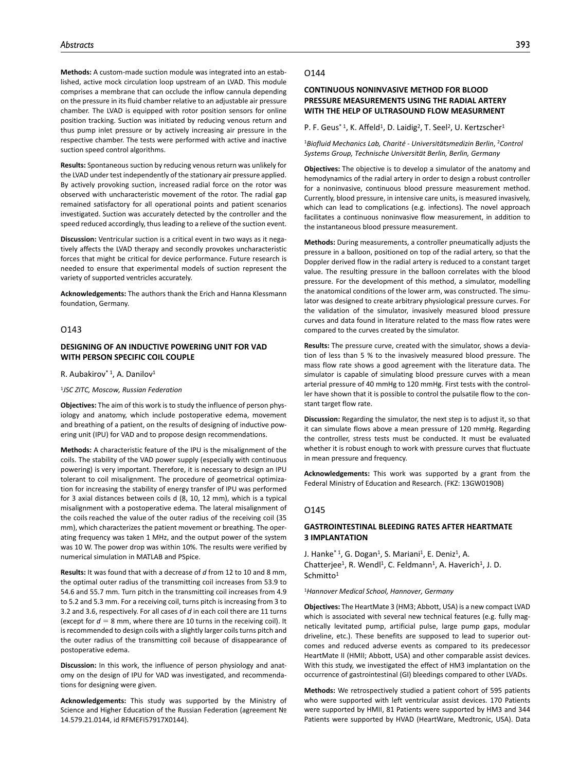**Methods:** A custom-made suction module was integrated into an established, active mock circulation loop upstream of an LVAD. This module comprises a membrane that can occlude the inflow cannula depending on the pressure in its fluid chamber relative to an adjustable air pressure chamber. The LVAD is equipped with rotor position sensors for online position tracking. Suction was initiated by reducing venous return and thus pump inlet pressure or by actively increasing air pressure in the respective chamber. The tests were performed with active and inactive suction speed control algorithms.

**Results:** Spontaneous suction by reducing venous return was unlikely for the LVAD under test independently of the stationary air pressure applied. By actively provoking suction, increased radial force on the rotor was observed with uncharacteristic movement of the rotor. The radial gap remained satisfactory for all operational points and patient scenarios investigated. Suction was accurately detected by the controller and the speed reduced accordingly, thus leading to a relieve of the suction event.

**Discussion:** Ventricular suction is a critical event in two ways as it negatively affects the LVAD therapy and secondly provokes uncharacteristic forces that might be critical for device performance. Future research is needed to ensure that experimental models of suction represent the variety of supported ventricles accurately.

**Acknowledgements:** The authors thank the Erich and Hanna Klessmann foundation, Germany.

## O143

### DESIGNING OF AN INDUCTIVE POWERING UNIT FOR VAD WITH PERSON SPECIFIC COIL COUPLE

R. Aubakirov* [1], A. Danilov[1]

[1]*JSC ZITC, Moscow, Russian Federation*

**Objectives:** The aim of this work is to study the influence of person physiology and anatomy, which include postoperative edema, movement and breathing of a patient, on the results of designing of inductive powering unit (IPU) for VAD and to propose design recommendations.

**Methods:** A characteristic feature of the IPU is the misalignment of the coils. The stability of the VAD power supply (especially with continuous powering) is very important. Therefore, it is necessary to design an IPU tolerant to coil misalignment. The procedure of geometrical optimization for increasing the stability of energy transfer of IPU was performed for 3 axial distances between coils d (8, 10, 12 mm), which is a typical misalignment with a postoperative edema. The lateral misalignment of the coils reached the value of the outer radius of the receiving coil (35 mm), which characterizes the patient movement or breathing. The operating frequency was taken 1 MHz, and the output power of the system was 10 W. The power drop was within 10%. The results were verified by numerical simulation in MATLAB and PSpice.

**Results:** It was found that with a decrease of $d$ from 12 to 10 and 8 mm, the optimal outer radius of the transmitting coil increases from 53.9 to 54.6 and 55.7 mm. Turn pitch in the transmitting coil increases from 4.9 to 5.2 and 5.3 mm. For a receiving coil, turns pitch is increasing from 3 to 3.2 and 3.6, respectively. For all cases of $d$ in each coil there are 11 turns (except for $d = 8$ mm, where there are 10 turns in the receiving coil). It is recommended to design coils with a slightly larger coils turns pitch and the outer radius of the transmitting coil because of disappearance of postoperative edema.

**Discussion:** In this work, the influence of person physiology and anatomy on the design of IPU for VAD was investigated, and recommendations for designing were given.

**Acknowledgements:** This study was supported by the Ministry of Science and Higher Education of the Russian Federation (agreement № 14.579.21.0144, id RFMEFI57917X0144).

## O144

### CONTINUOUS NONINVASIVE METHOD FOR BLOOD PRESSURE MEASUREMENTS USING THE RADIAL ARTERY WITH THE HELP OF ULTRASOUND FLOW MEASURMENT

P. F. Geus* [1], K. Affeld[1], D. Laidig[2], T. Seel[2], U. Kertzscher[1]

[1]*Biofluid Mechanics Lab, Charité - Universitätsmedizin Berlin*, [2]*Control Systems Group, Technische Universität Berlin, Berlin, Germany*

**Objectives:** The objective is to develop a simulator of the anatomy and hemodynamics of the radial artery in order to design a robust controller for a noninvasive, continuous blood pressure measurement method. Currently, blood pressure, in intensive care units, is measured invasively, which can lead to complications (e.g. infections). The novel approach facilitates a continuous noninvasive flow measurement, in addition to the instantaneous blood pressure measurement.

**Methods:** During measurements, a controller pneumatically adjusts the pressure in a balloon, positioned on top of the radial artery, so that the Doppler derived flow in the radial artery is reduced to a constant target value. The resulting pressure in the balloon correlates with the blood pressure. For the development of this method, a simulator, modelling the anatomical conditions of the lower arm, was constructed. The simulator was designed to create arbitrary physiological pressure curves. For the validation of the simulator, invasively measured blood pressure curves and data found in literature related to the mass flow rates were compared to the curves created by the simulator.

**Results:** The pressure curve, created with the simulator, shows a deviation of less than 5 % to the invasively measured blood pressure. The mass flow rate shows a good agreement with the literature data. The simulator is capable of simulating blood pressure curves with a mean arterial pressure of 40 mmHg to 120 mmHg. First tests with the controller have shown that it is possible to control the pulsatile flow to the constant target flow rate.

**Discussion:** Regarding the simulator, the next step is to adjust it, so that it can simulate flows above a mean pressure of 120 mmHg. Regarding the controller, stress tests must be conducted. It must be evaluated whether it is robust enough to work with pressure curves that fluctuate in mean pressure and frequency.

**Acknowledgements:** This work was supported by a grant from the Federal Ministry of Education and Research. (FKZ: 13GW0190B)

## O145

### GASTROINTESTINAL BLEEDING RATES AFTER HEARTMATE 3 IMPLANTATION

J. Hanke* [1], G. Dogan[1], S. Mariani[1], E. Deniz[1], A. Chatterjee[1], R. Wendl[1], C. Feldmann[1], A. Haverich[1], J. D. Schmitto[1]

[1]*Hannover Medical School, Hannover, Germany*

**Objectives:** The HeartMate 3 (HM3; Abbott, USA) is a new compact LVAD which is associated with several new technical features (e.g. fully magnetically levitated pump, artificial pulse, large pump gaps, modular driveline, etc.). These benefits are supposed to lead to superior outcomes and reduced adverse events as compared to its predecessor HeartMate II (HMII; Abbott, USA) and other comparable assist devices. With this study, we investigated the effect of HM3 implantation on the occurrence of gastrointestinal (GI) bleedings compared to other LVADs.

**Methods:** We retrospectively studied a patient cohort of 595 patients who were supported with left ventricular assist devices. 170 Patients were supported by HMII, 81 Patients were supported by HM3 and 344 Patients were supported by HVAD (HeartWare, Medtronic, USA). Data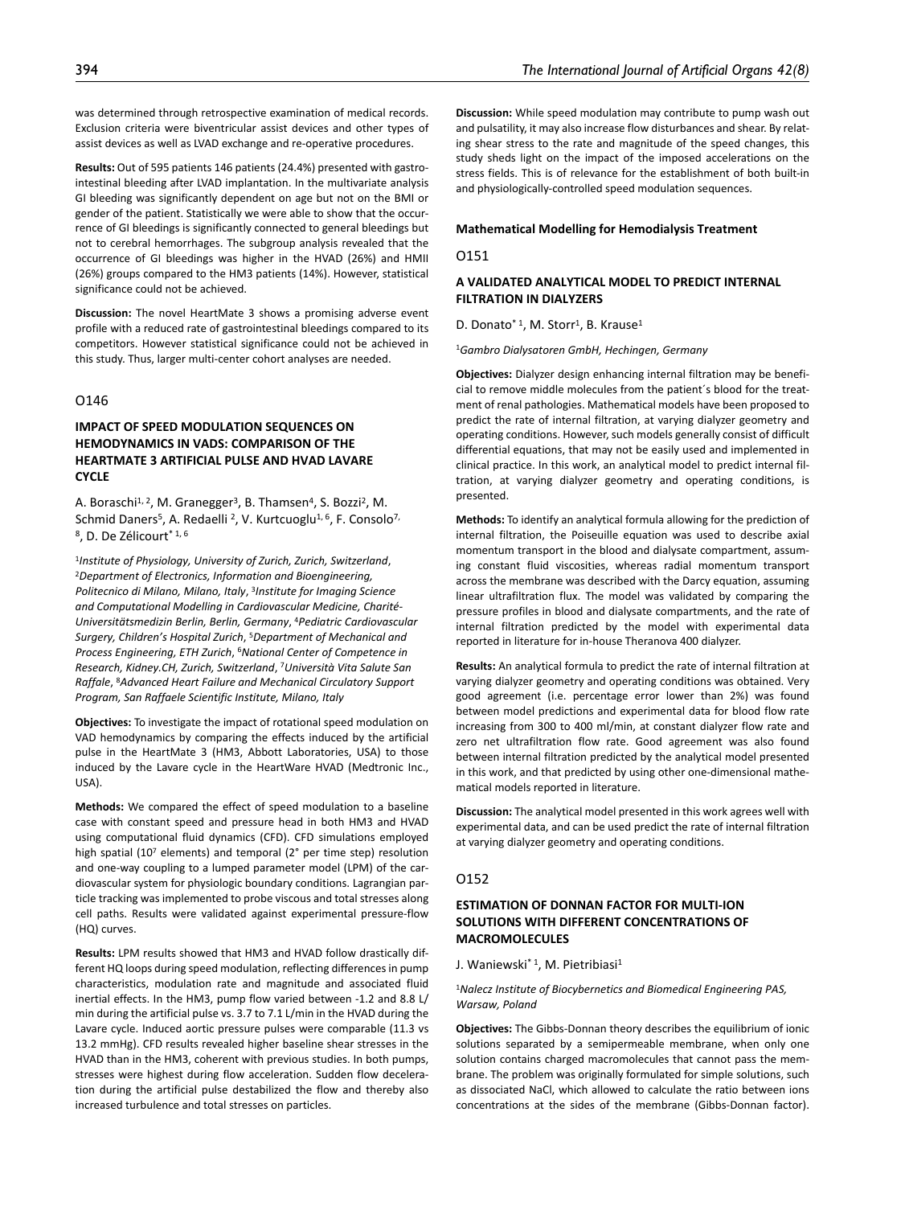was determined through retrospective examination of medical records. Exclusion criteria were biventricular assist devices and other types of assist devices as well as LVAD exchange and re-operative procedures.

**Results:** Out of 595 patients 146 patients (24.4%) presented with gastrointestinal bleeding after LVAD implantation. In the multivariate analysis GI bleeding was significantly dependent on age but not on the BMI or gender of the patient. Statistically we were able to show that the occurrence of GI bleedings is significantly connected to general bleedings but not to cerebral hemorrhages. The subgroup analysis revealed that the occurrence of GI bleedings was higher in the HVAD (26%) and HMII (26%) groups compared to the HM3 patients (14%). However, statistical significance could not be achieved.

**Discussion:** The novel HeartMate 3 shows a promising adverse event profile with a reduced rate of gastrointestinal bleedings compared to its competitors. However statistical significance could not be achieved in this study. Thus, larger multi-center cohort analyses are needed.

## O146

### IMPACT OF SPEED MODULATION SEQUENCES ON HEMODYNAMICS IN VADS: COMPARISON OF THE HEARTMATE 3 ARTIFICIAL PULSE AND HVAD LAVARE CYCLE

A. Boraschi[1, 2], M. Granegger[3], B. Thamsen[4], S. Bozzi[2], M. Schmid Daners[5], A. Redaelli [2], V. Kurtcuoglu[1, 6], F. Consolo[7, 8], D. De Zélicourt* [1, 6]

[1]*Institute of Physiology, University of Zurich, Zurich, Switzerland*, [2]*Department of Electronics, Information and Bioengineering, Politecnico di Milano, Milano, Italy*, [3]*Institute for Imaging Science and Computational Modelling in Cardiovascular Medicine, Charité-Universitätsmedizin Berlin, Berlin, Germany*, [4]*Pediatric Cardiovascular Surgery, Children's Hospital Zurich*, [5]*Department of Mechanical and Process Engineering, ETH Zurich*, [6]*National Center of Competence in Research, Kidney.CH, Zurich, Switzerland*, [7]*Università Vita Salute San Raffale*, [8]*Advanced Heart Failure and Mechanical Circulatory Support Program, San Raffaele Scientific Institute, Milano, Italy*

**Objectives:** To investigate the impact of rotational speed modulation on VAD hemodynamics by comparing the effects induced by the artificial pulse in the HeartMate 3 (HM3, Abbott Laboratories, USA) to those induced by the Lavare cycle in the HeartWare HVAD (Medtronic Inc., USA).

**Methods:** We compared the effect of speed modulation to a baseline case with constant speed and pressure head in both HM3 and HVAD using computational fluid dynamics (CFD). CFD simulations employed high spatial ($10^7$ elements) and temporal (2° per time step) resolution and one-way coupling to a lumped parameter model (LPM) of the cardiovascular system for physiologic boundary conditions. Lagrangian particle tracking was implemented to probe viscous and total stresses along cell paths. Results were validated against experimental pressure-flow (HQ) curves.

**Results:** LPM results showed that HM3 and HVAD follow drastically different HQ loops during speed modulation, reflecting differences in pump characteristics, modulation rate and magnitude and associated fluid inertial effects. In the HM3, pump flow varied between -1.2 and 8.8 L/min during the artificial pulse vs. 3.7 to 7.1 L/min in the HVAD during the Lavare cycle. Induced aortic pressure pulses were comparable (11.3 vs 13.2 mmHg). CFD results revealed higher baseline shear stresses in the HVAD than in the HM3, coherent with previous studies. In both pumps, stresses were highest during flow acceleration. Sudden flow deceleration during the artificial pulse destabilized the flow and thereby also increased turbulence and total stresses on particles.

**Discussion:** While speed modulation may contribute to pump wash out and pulsatility, it may also increase flow disturbances and shear. By relating shear stress to the rate and magnitude of the speed changes, this study sheds light on the impact of the imposed accelerations on the stress fields. This is of relevance for the establishment of both built-in and physiologically-controlled speed modulation sequences.

## Mathematical Modelling for Hemodialysis Treatment

## O151

### A VALIDATED ANALYTICAL MODEL TO PREDICT INTERNAL FILTRATION IN DIALYZERS

D. Donato* [1], M. Storr[1], B. Krause[1]

[1]*Gambro Dialysatoren GmbH, Hechingen, Germany*

**Objectives:** Dialyzer design enhancing internal filtration may be beneficial to remove middle molecules from the patient´s blood for the treatment of renal pathologies. Mathematical models have been proposed to predict the rate of internal filtration, at varying dialyzer geometry and operating conditions. However, such models generally consist of difficult differential equations, that may not be easily used and implemented in clinical practice. In this work, an analytical model to predict internal filtration, at varying dialyzer geometry and operating conditions, is presented.

**Methods:** To identify an analytical formula allowing for the prediction of internal filtration, the Poiseuille equation was used to describe axial momentum transport in the blood and dialysate compartment, assuming constant fluid viscosities, whereas radial momentum transport across the membrane was described with the Darcy equation, assuming linear ultrafiltration flux. The model was validated by comparing the pressure profiles in blood and dialysate compartments, and the rate of internal filtration predicted by the model with experimental data reported in literature for in-house Theranova 400 dialyzer.

**Results:** An analytical formula to predict the rate of internal filtration at varying dialyzer geometry and operating conditions was obtained. Very good agreement (i.e. percentage error lower than 2%) was found between model predictions and experimental data for blood flow rate increasing from 300 to 400 ml/min, at constant dialyzer flow rate and zero net ultrafiltration flow rate. Good agreement was also found between internal filtration predicted by the analytical model presented in this work, and that predicted by using other one-dimensional mathematical models reported in literature.

**Discussion:** The analytical model presented in this work agrees well with experimental data, and can be used predict the rate of internal filtration at varying dialyzer geometry and operating conditions.

## O152

### ESTIMATION OF DONNAN FACTOR FOR MULTI-ION SOLUTIONS WITH DIFFERENT CONCENTRATIONS OF MACROMOLECULES

J. Waniewski* [1], M. Pietribiasi[1]

[1]*Nalecz Institute of Biocybernetics and Biomedical Engineering PAS, Warsaw, Poland*

**Objectives:** The Gibbs-Donnan theory describes the equilibrium of ionic solutions separated by a semipermeable membrane, when only one solution contains charged macromolecules that cannot pass the membrane. The problem was originally formulated for simple solutions, such as dissociated NaCl, which allowed to calculate the ratio between ions concentrations at the sides of the membrane (Gibbs-Donnan factor).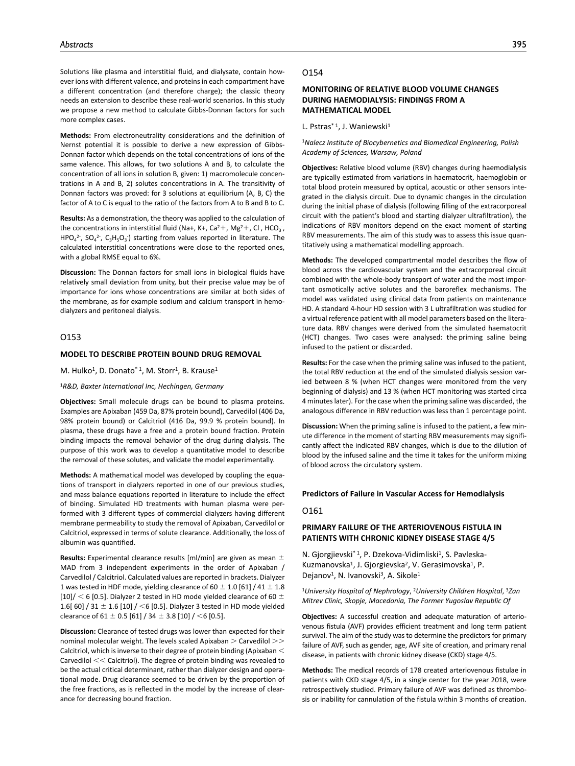Solutions like plasma and interstitial fluid, and dialysate, contain however ions with different valence, and proteins in each compartment have a different concentration (and therefore charge); the classic theory needs an extension to describe these real-world scenarios. In this study we propose a new method to calculate Gibbs-Donnan factors for such more complex cases.

**Methods:** From electroneutrality considerations and the definition of Nernst potential it is possible to derive a new expression of Gibbs-Donnan factor which depends on the total concentrations of ions of the same valence. This allows, for two solutions A and B, to calculate the concentration of all ions in solution B, given: 1) macromolecule concentrations in A and B, 2) solutes concentrations in A. The transitivity of Donnan factors was proved: for 3 solutions at equilibrium (A, B, C) the factor of A to C is equal to the ratio of the factors from A to B and B to C.

**Results:** As a demonstration, the theory was applied to the calculation of the concentrations in interstitial fluid (Na+, K+, $Ca^{2+}$, $Mg^{2+}$, $Cl^-$, $HCO_3^-$, $HPO_4^{2-}$, $SO_4^{2-}$, $C_3H_5O_3^-$) starting from values reported in literature. The calculated interstitial concentrations were close to the reported ones, with a global RMSE equal to 6%.

**Discussion:** The Donnan factors for small ions in biological fluids have relatively small deviation from unity, but their precise value may be of importance for ions whose concentrations are similar at both sides of the membrane, as for example sodium and calcium transport in hemodialyzers and peritoneal dialysis.

## O153

### MODEL TO DESCRIBE PROTEIN BOUND DRUG REMOVAL

M. Hulko[1], D. Donato*[1], M. Storr[1], B. Krause[1]

[1]*R&D, Baxter International Inc, Hechingen, Germany*

**Objectives:** Small molecule drugs can be bound to plasma proteins. Examples are Apixaban (459 Da, 87% protein bound), Carvedilol (406 Da, 98% protein bound) or Calcitriol (416 Da, 99.9 % protein bound). In plasma, these drugs have a free and a protein bound fraction. Protein binding impacts the removal behavior of the drug during dialysis. The purpose of this work was to develop a quantitative model to describe the removal of these solutes, and validate the model experimentally.

**Methods:** A mathematical model was developed by coupling the equations of transport in dialyzers reported in one of our previous studies, and mass balance equations reported in literature to include the effect of binding. Simulated HD treatments with human plasma were performed with 3 different types of commercial dialyzers having different membrane permeability to study the removal of Apixaban, Carvedilol or Calcitriol, expressed in terms of solute clearance. Additionally, the loss of albumin was quantified.

**Results:** Experimental clearance results [ml/min] are given as mean $\pm$ MAD from 3 independent experiments in the order of Apixaban / Carvedilol / Calcitriol. Calculated values are reported in brackets. Dialyzer 1 was tested in HDF mode, yielding clearance of 60 $\pm$ 1.0 [61] / 41 $\pm$ 1.8 [10]/ < 6 [0.5]. Dialyzer 2 tested in HD mode yielded clearance of 60 $\pm$ 1.6[ 60] / 31 $\pm$ 1.6 [10] / <6 [0.5]. Dialyzer 3 tested in HD mode yielded clearance of 61 $\pm$ 0.5 [61] / 34 $\pm$ 3.8 [10] / <6 [0.5].

**Discussion:** Clearance of tested drugs was lower than expected for their nominal molecular weight. The levels scaled Apixaban > Carvedilol >> Calcitriol, which is inverse to their degree of protein binding (Apixaban < Carvedilol << Calcitriol). The degree of protein binding was revealed to be the actual critical determinant, rather than dialyzer design and operational mode. Drug clearance seemed to be driven by the proportion of the free fractions, as is reflected in the model by the increase of clearance for decreasing bound fraction.

## O154

### MONITORING OF RELATIVE BLOOD VOLUME CHANGES DURING HAEMODIALYSIS: FINDINGS FROM A MATHEMATICAL MODEL

L. Pstras*[1], J. Waniewski[1]

[1]*Nalecz Institute of Biocybernetics and Biomedical Engineering, Polish Academy of Sciences, Warsaw, Poland*

**Objectives:** Relative blood volume (RBV) changes during haemodialysis are typically estimated from variations in haematocrit, haemoglobin or total blood protein measured by optical, acoustic or other sensors integrated in the dialysis circuit. Due to dynamic changes in the circulation during the initial phase of dialysis (following filling of the extracorporeal circuit with the patient's blood and starting dialyzer ultrafiltration), the indications of RBV monitors depend on the exact moment of starting RBV measurements. The aim of this study was to assess this issue quantitatively using a mathematical modelling approach.

**Methods:** The developed compartmental model describes the flow of blood across the cardiovascular system and the extracorporeal circuit combined with the whole-body transport of water and the most important osmotically active solutes and the baroreflex mechanisms. The model was validated using clinical data from patients on maintenance HD. A standard 4-hour HD session with 3 L ultrafiltration was studied for a virtual reference patient with all model parameters based on the literature data. RBV changes were derived from the simulated haematocrit (HCT) changes. Two cases were analysed: the priming saline being infused to the patient or discarded.

**Results:** For the case when the priming saline was infused to the patient, the total RBV reduction at the end of the simulated dialysis session varied between 8 % (when HCT changes were monitored from the very beginning of dialysis) and 13 % (when HCT monitoring was started circa 4 minutes later). For the case when the priming saline was discarded, the analogous difference in RBV reduction was less than 1 percentage point.

**Discussion:** When the priming saline is infused to the patient, a few minute difference in the moment of starting RBV measurements may significantly affect the indicated RBV changes, which is due to the dilution of blood by the infused saline and the time it takes for the uniform mixing of blood across the circulatory system.

### Predictors of Failure in Vascular Access for Hemodialysis

## O161

### PRIMARY FAILURE OF THE ARTERIOVENOUS FISTULA IN PATIENTS WITH CHRONIC KIDNEY DISEASE STAGE 4/5

N. Gjorgjievski*[1], P. Dzekova-Vidimliski[1], S. Pavleska-Kuzmanovska[1], J. Gjorgjievska[2], V. Gerasimovska[1], P. Dejanov[1], N. Ivanovski[3], A. Sikole[1]

[1]*University Hospital of Nephrology*, [2]*University Children Hospital*, [3]*Zan Mitrev Clinic, Skopje, Macedonia, The Former Yugoslav Republic Of*

**Objectives:** A successful creation and adequate maturation of arteriovenous fistula (AVF) provides efficient treatment and long term patient survival. The aim of the study was to determine the predictors for primary failure of AVF, such as gender, age, AVF site of creation, and primary renal disease, in patients with chronic kidney disease (CKD) stage 4/5.

**Methods:** The medical records of 178 created arteriovenous fistulae in patients with CKD stage 4/5, in a single center for the year 2018, were retrospectively studied. Primary failure of AVF was defined as thrombosis or inability for cannulation of the fistula within 3 months of creation.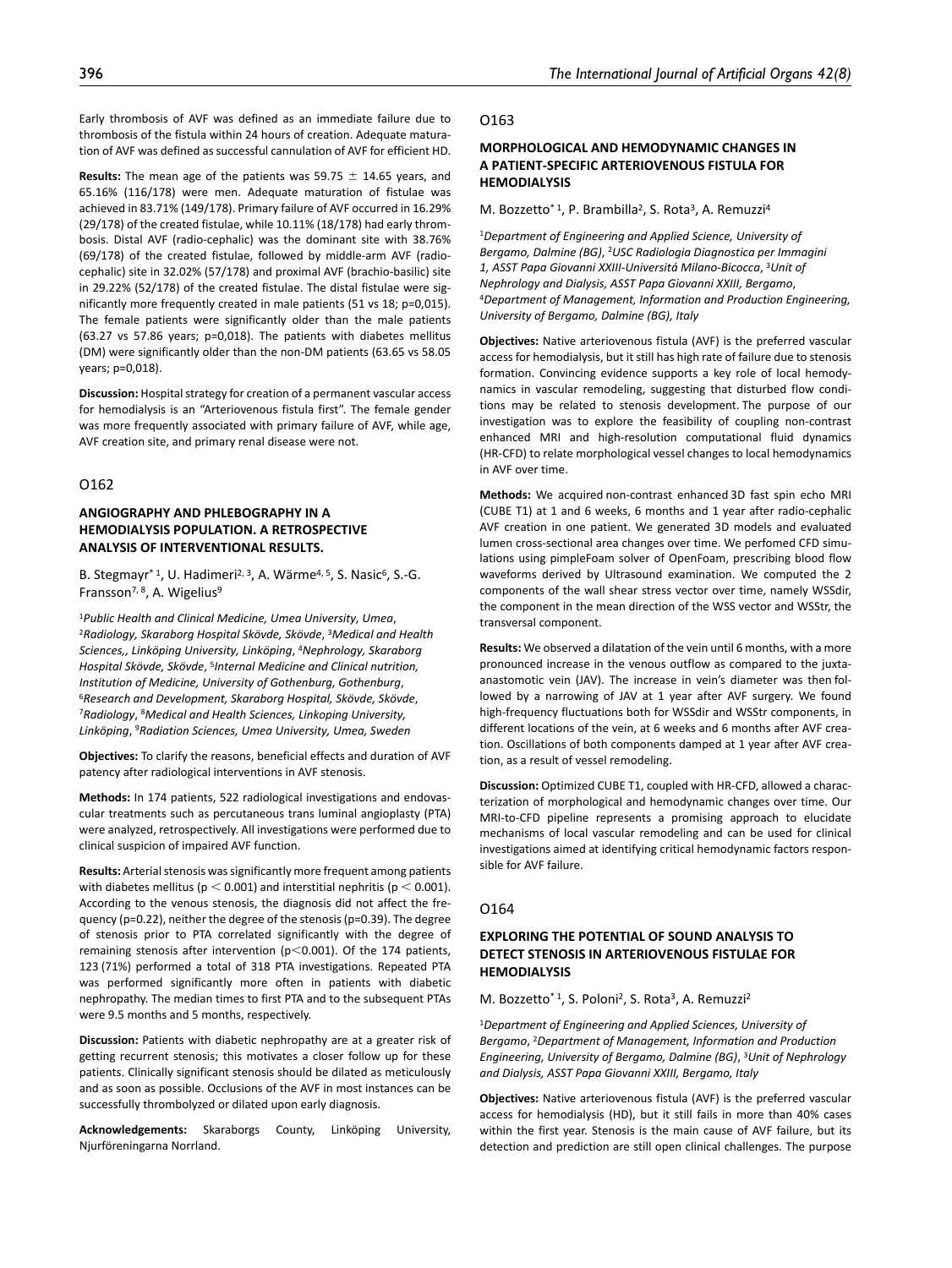Early thrombosis of AVF was defined as an immediate failure due to thrombosis of the fistula within 24 hours of creation. Adequate maturation of AVF was defined as successful cannulation of AVF for efficient HD.

**Results:** The mean age of the patients was 59.75 ± 14.65 years, and 65.16% (116/178) were men. Adequate maturation of fistulae was achieved in 83.71% (149/178). Primary failure of AVF occurred in 16.29% (29/178) of the created fistulae, while 10.11% (18/178) had early thrombosis. Distal AVF (radio-cephalic) was the dominant site with 38.76% (69/178) of the created fistulae, followed by middle-arm AVF (radio-cephalic) site in 32.02% (57/178) and proximal AVF (brachio-basilic) site in 29.22% (52/178) of the created fistulae. The distal fistulae were significantly more frequently created in male patients (51 vs 18; p=0,015). The female patients were significantly older than the male patients (63.27 vs 57.86 years; p=0,018). The patients with diabetes mellitus (DM) were significantly older than the non-DM patients (63.65 vs 58.05 years; p=0,018).

**Discussion:** Hospital strategy for creation of a permanent vascular access for hemodialysis is an "Arteriovenous fistula first". The female gender was more frequently associated with primary failure of AVF, while age, AVF creation site, and primary renal disease were not.

## O162

### ANGIOGRAPHY AND PHLEBOGRAPHY IN A HEMODIALYSIS POPULATION. A RETROSPECTIVE ANALYSIS OF INTERVENTIONAL RESULTS.

B. Stegmayr*[1], U. Hadimeri[2,3], A. Wärme[4,5], S. Nasic[6], S.-G. Fransson[7,8], A. Wigelius[9]

[1]*Public Health and Clinical Medicine, Umea University, Umea*, [2]*Radiology, Skaraborg Hospital Skövde, Skövde*, [3]*Medical and Health Sciences,, Linköping University, Linköping*, [4]*Nephrology, Skaraborg Hospital Skövde, Skövde*, [5]*Internal Medicine and Clinical nutrition, Institution of Medicine, University of Gothenburg, Gothenburg*, [6]*Research and Development, Skaraborg Hospital, Skövde, Skövde*, [7]*Radiology*, [8]*Medical and Health Sciences, Linkoping University, Linköping*, [9]*Radiation Sciences, Umea University, Umea, Sweden*

**Objectives:** To clarify the reasons, beneficial effects and duration of AVF patency after radiological interventions in AVF stenosis.

**Methods:** In 174 patients, 522 radiological investigations and endovascular treatments such as percutaneous trans luminal angioplasty (PTA) were analyzed, retrospectively. All investigations were performed due to clinical suspicion of impaired AVF function.

**Results:** Arterial stenosis was significantly more frequent among patients with diabetes mellitus ($p < 0.001$) and interstitial nephritis ($p < 0.001$). According to the venous stenosis, the diagnosis did not affect the frequency (p=0.22), neither the degree of the stenosis (p=0.39). The degree of stenosis prior to PTA correlated significantly with the degree of remaining stenosis after intervention ($p<0.001$). Of the 174 patients, 123 (71%) performed a total of 318 PTA investigations. Repeated PTA was performed significantly more often in patients with diabetic nephropathy. The median times to first PTA and to the subsequent PTAs were 9.5 months and 5 months, respectively.

**Discussion:** Patients with diabetic nephropathy are at a greater risk of getting recurrent stenosis; this motivates a closer follow up for these patients. Clinically significant stenosis should be dilated as meticulously and as soon as possible. Occlusions of the AVF in most instances can be successfully thrombolyzed or dilated upon early diagnosis.

**Acknowledgements:** Skaraborgs County, Linköping University, Njurföreningarna Norrland.

## O163

### MORPHOLOGICAL AND HEMODYNAMIC CHANGES IN A PATIENT-SPECIFIC ARTERIOVENOUS FISTULA FOR HEMODIALYSIS

M. Bozzetto*[1], P. Brambilla[2], S. Rota[3], A. Remuzzi[4]

[1]*Department of Engineering and Applied Science, University of Bergamo, Dalmine (BG)*, [2]*USC Radiologia Diagnostica per Immagini 1, ASST Papa Giovanni XXIII-Universitá Milano-Bicocca*, [3]*Unit of Nephrology and Dialysis, ASST Papa Giovanni XXIII, Bergamo*, [4]*Department of Management, Information and Production Engineering, University of Bergamo, Dalmine (BG), Italy*

**Objectives:** Native arteriovenous fistula (AVF) is the preferred vascular access for hemodialysis, but it still has high rate of failure due to stenosis formation. Convincing evidence supports a key role of local hemodynamics in vascular remodeling, suggesting that disturbed flow conditions may be related to stenosis development. The purpose of our investigation was to explore the feasibility of coupling non-contrast enhanced MRI and high-resolution computational fluid dynamics (HR-CFD) to relate morphological vessel changes to local hemodynamics in AVF over time.

**Methods:** We acquired non-contrast enhanced 3D fast spin echo MRI (CUBE T1) at 1 and 6 weeks, 6 months and 1 year after radio-cephalic AVF creation in one patient. We generated 3D models and evaluated lumen cross-sectional area changes over time. We perfomed CFD simulations using pimpleFoam solver of OpenFoam, prescribing blood flow waveforms derived by Ultrasound examination. We computed the 2 components of the wall shear stress vector over time, namely WSSdir, the component in the mean direction of the WSS vector and WSStr, the transversal component.

**Results:** We observed a dilatation of the vein until 6 months, with a more pronounced increase in the venous outflow as compared to the juxta-anastomotic vein (JAV). The increase in vein's diameter was then followed by a narrowing of JAV at 1 year after AVF surgery. We found high-frequency fluctuations both for WSSdir and WSStr components, in different locations of the vein, at 6 weeks and 6 months after AVF creation. Oscillations of both components damped at 1 year after AVF creation, as a result of vessel remodeling.

**Discussion:** Optimized CUBE T1, coupled with HR-CFD, allowed a characterization of morphological and hemodynamic changes over time. Our MRI-to-CFD pipeline represents a promising approach to elucidate mechanisms of local vascular remodeling and can be used for clinical investigations aimed at identifying critical hemodynamic factors responsible for AVF failure.

## O164

### EXPLORING THE POTENTIAL OF SOUND ANALYSIS TO DETECT STENOSIS IN ARTERIOVENOUS FISTULAE FOR HEMODIALYSIS

M. Bozzetto*[1], S. Poloni[2], S. Rota[3], A. Remuzzi[2]

[1]*Department of Engineering and Applied Sciences, University of Bergamo*, [2]*Department of Management, Information and Production Engineering, University of Bergamo, Dalmine (BG)*, [3]*Unit of Nephrology and Dialysis, ASST Papa Giovanni XXIII, Bergamo, Italy*

**Objectives:** Native arteriovenous fistula (AVF) is the preferred vascular access for hemodialysis (HD), but it still fails in more than 40% cases within the first year. Stenosis is the main cause of AVF failure, but its detection and prediction are still open clinical challenges. The purpose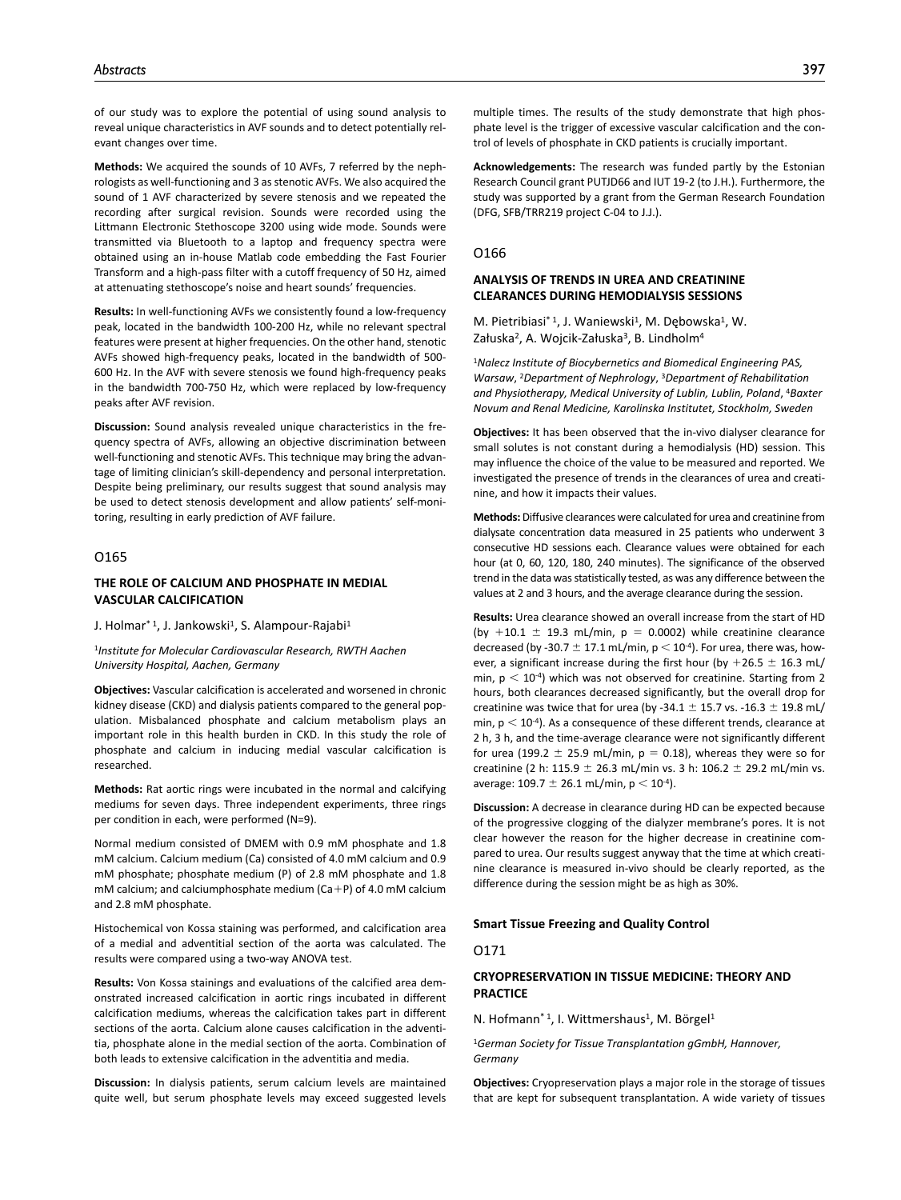of our study was to explore the potential of using sound analysis to reveal unique characteristics in AVF sounds and to detect potentially relevant changes over time.

**Methods:** We acquired the sounds of 10 AVFs, 7 referred by the nephrologists as well-functioning and 3 as stenotic AVFs. We also acquired the sound of 1 AVF characterized by severe stenosis and we repeated the recording after surgical revision. Sounds were recorded using the Littmann Electronic Stethoscope 3200 using wide mode. Sounds were transmitted via Bluetooth to a laptop and frequency spectra were obtained using an in-house Matlab code embedding the Fast Fourier Transform and a high-pass filter with a cutoff frequency of 50 Hz, aimed at attenuating stethoscope's noise and heart sounds' frequencies.

**Results:** In well-functioning AVFs we consistently found a low-frequency peak, located in the bandwidth 100-200 Hz, while no relevant spectral features were present at higher frequencies. On the other hand, stenotic AVFs showed high-frequency peaks, located in the bandwidth of 500-600 Hz. In the AVF with severe stenosis we found high-frequency peaks in the bandwidth 700-750 Hz, which were replaced by low-frequency peaks after AVF revision.

**Discussion:** Sound analysis revealed unique characteristics in the frequency spectra of AVFs, allowing an objective discrimination between well-functioning and stenotic AVFs. This technique may bring the advantage of limiting clinician's skill-dependency and personal interpretation. Despite being preliminary, our results suggest that sound analysis may be used to detect stenosis development and allow patients' self-monitoring, resulting in early prediction of AVF failure.

## O165

### THE ROLE OF CALCIUM AND PHOSPHATE IN MEDIAL VASCULAR CALCIFICATION

J. Holmar*[1], J. Jankowski[1], S. Alampour-Rajabi[1]

[1]*Institute for Molecular Cardiovascular Research, RWTH Aachen University Hospital, Aachen, Germany*

**Objectives:** Vascular calcification is accelerated and worsened in chronic kidney disease (CKD) and dialysis patients compared to the general population. Misbalanced phosphate and calcium metabolism plays an important role in this health burden in CKD. In this study the role of phosphate and calcium in inducing medial vascular calcification is researched.

**Methods:** Rat aortic rings were incubated in the normal and calcifying mediums for seven days. Three independent experiments, three rings per condition in each, were performed (N=9).

Normal medium consisted of DMEM with 0.9 mM phosphate and 1.8 mM calcium. Calcium medium (Ca) consisted of 4.0 mM calcium and 0.9 mM phosphate; phosphate medium (P) of 2.8 mM phosphate and 1.8 mM calcium; and calciumphosphate medium (Ca+P) of 4.0 mM calcium and 2.8 mM phosphate.

Histochemical von Kossa staining was performed, and calcification area of a medial and adventitial section of the aorta was calculated. The results were compared using a two-way ANOVA test.

**Results:** Von Kossa stainings and evaluations of the calcified area demonstrated increased calcification in aortic rings incubated in different calcification mediums, whereas the calcification takes part in different sections of the aorta. Calcium alone causes calcification in the adventitia, phosphate alone in the medial section of the aorta. Combination of both leads to extensive calcification in the adventitia and media.

**Discussion:** In dialysis patients, serum calcium levels are maintained quite well, but serum phosphate levels may exceed suggested levels multiple times. The results of the study demonstrate that high phosphate level is the trigger of excessive vascular calcification and the control of levels of phosphate in CKD patients is crucially important.

**Acknowledgements:** The research was funded partly by the Estonian Research Council grant PUTJD66 and IUT 19-2 (to J.H.). Furthermore, the study was supported by a grant from the German Research Foundation (DFG, SFB/TRR219 project C-04 to J.J.).

## O166

### ANALYSIS OF TRENDS IN UREA AND CREATININE CLEARANCES DURING HEMODIALYSIS SESSIONS

M. Pietribiasi*[1], J. Waniewski[1], M. Dębowska[1], W. Załuska[2], A. Wojcik-Załuska[3], B. Lindholm[4]

[1]*Nalecz Institute of Biocybernetics and Biomedical Engineering PAS, Warsaw*, [2]*Department of Nephrology*, [3]*Department of Rehabilitation and Physiotherapy, Medical University of Lublin, Lublin, Poland*, [4]*Baxter Novum and Renal Medicine, Karolinska Institutet, Stockholm, Sweden*

**Objectives:** It has been observed that the in-vivo dialyser clearance for small solutes is not constant during a hemodialysis (HD) session. This may influence the choice of the value to be measured and reported. We investigated the presence of trends in the clearances of urea and creatinine, and how it impacts their values.

**Methods:** Diffusive clearances were calculated for urea and creatinine from dialysate concentration data measured in 25 patients who underwent 3 consecutive HD sessions each. Clearance values were obtained for each hour (at 0, 60, 120, 180, 240 minutes). The significance of the observed trend in the data was statistically tested, as was any difference between the values at 2 and 3 hours, and the average clearance during the session.

**Results:** Urea clearance showed an overall increase from the start of HD (by $+10.1 \pm 19.3$ mL/min, $p = 0.0002$) while creatinine clearance decreased (by $-30.7 \pm 17.1$ mL/min, $p < 10^{-4}$). For urea, there was, however, a significant increase during the first hour (by $+26.5 \pm 16.3$ mL/min, $p < 10^{-4}$) which was not observed for creatinine. Starting from 2 hours, both clearances decreased significantly, but the overall drop for creatinine was twice that for urea (by $-34.1 \pm 15.7$ vs. $-16.3 \pm 19.8$ mL/min, $p < 10^{-4}$). As a consequence of these different trends, clearance at 2 h, 3 h, and the time-average clearance was not significantly different for urea ($199.2 \pm 25.9$ mL/min, $p = 0.18$), whereas they were so for creatinine (2 h: $115.9 \pm 26.3$ mL/min vs. 3 h: $106.2 \pm 29.2$ mL/min vs. average: $109.7 \pm 26.1$ mL/min, $p < 10^{-4}$).

**Discussion:** A decrease in clearance during HD can be expected because of the progressive clogging of the dialyzer membrane's pores. It is not clear however the reason for the higher decrease in creatinine compared to urea. Our results suggest anyway that the time at which creatinine clearance is measured in-vivo should be clearly reported, as the difference during the session might be as high as 30%.

## Smart Tissue Freezing and Quality Control

## O171

### CRYOPRESERVATION IN TISSUE MEDICINE: THEORY AND PRACTICE

N. Hofmann*[1], I. Wittmershaus[1], M. Börgel[1]

[1]*German Society for Tissue Transplantation gGmbH, Hannover, Germany*

**Objectives:** Cryopreservation plays a major role in the storage of tissues that are kept for subsequent transplantation. A wide variety of tissues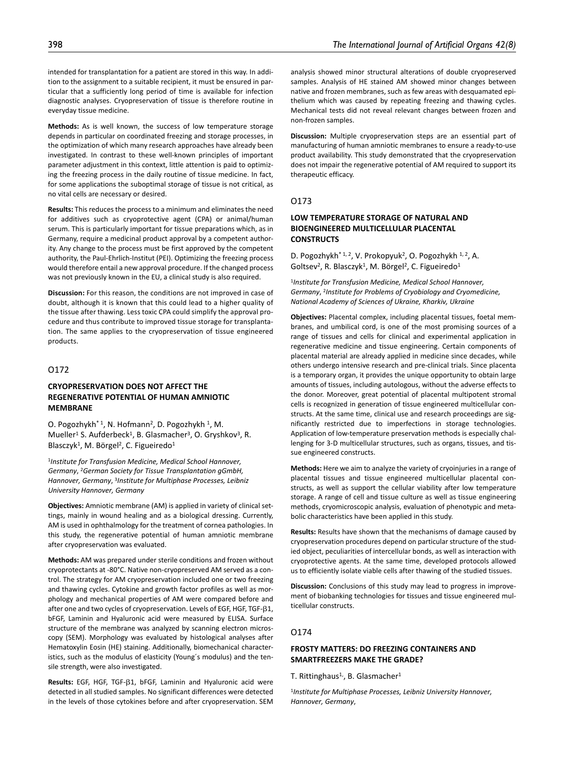intended for transplantation for a patient are stored in this way. In addition to the assignment to a suitable recipient, it must be ensured in particular that a sufficiently long period of time is available for infection diagnostic analyses. Cryopreservation of tissue is therefore routine in everyday tissue medicine.

**Methods:** As is well known, the success of low temperature storage depends in particular on coordinated freezing and storage processes, in the optimization of which many research approaches have already been investigated. In contrast to these well-known principles of important parameter adjustment in this context, little attention is paid to optimizing the freezing process in the daily routine of tissue medicine. In fact, for some applications the suboptimal storage of tissue is not critical, as no vital cells are necessary or desired.

**Results:** This reduces the process to a minimum and eliminates the need for additives such as cryoprotective agent (CPA) or animal/human serum. This is particularly important for tissue preparations which, as in Germany, require a medicinal product approval by a competent authority. Any change to the process must be first approved by the competent authority, the Paul-Ehrlich-Institut (PEI). Optimizing the freezing process would therefore entail a new approval procedure. If the changed process was not previously known in the EU, a clinical study is also required.

**Discussion:** For this reason, the conditions are not improved in case of doubt, although it is known that this could lead to a higher quality of the tissue after thawing. Less toxic CPA could simplify the approval procedure and thus contribute to improved tissue storage for transplantation. The same applies to the cryopreservation of tissue engineered products.

## O172

### CRYOPRESERVATION DOES NOT AFFECT THE REGENERATIVE POTENTIAL OF HUMAN AMNIOTIC MEMBRANE

O. Pogozhykh*[1], N. Hofmann[2], D. Pogozhykh [1], M. Mueller[1] S. Aufderbeck[1], B. Glasmacher[3], O. Gryshkov[3], R. Blasczyk[1], M. Börgel[2], C. Figueiredo[1]

[1]*Institute for Transfusion Medicine, Medical School Hannover, Germany*, [2]*German Society for Tissue Transplantation gGmbH, Hannover, Germany*, [3]*Institute for Multiphase Processes, Leibniz University Hannover, Germany*

**Objectives:** Amniotic membrane (AM) is applied in variety of clinical settings, mainly in wound healing and as a biological dressing. Currently, AM is used in ophthalmology for the treatment of cornea pathologies. In this study, the regenerative potential of human amniotic membrane after cryopreservation was evaluated.

**Methods:** AM was prepared under sterile conditions and frozen without cryoprotectants at -80°C. Native non-cryopreserved AM served as a control. The strategy for AM cryopreservation included one or two freezing and thawing cycles. Cytokine and growth factor profiles as well as morphology and mechanical properties of AM were compared before and after one and two cycles of cryopreservation. Levels of EGF, HGF, TGF-β1, bFGF, Laminin and Hyaluronic acid were measured by ELISA. Surface structure of the membrane was analyzed by scanning electron microscopy (SEM). Morphology was evaluated by histological analyses after Hematoxylin Eosin (HE) staining. Additionally, biomechanical characteristics, such as the modulus of elasticity (Young´s modulus) and the tensile strength, were also investigated.

**Results:** EGF, HGF, TGF-β1, bFGF, Laminin and Hyaluronic acid were detected in all studied samples. No significant differences were detected in the levels of those cytokines before and after cryopreservation. SEM analysis showed minor structural alterations of double cryopreserved samples. Analysis of HE stained AM showed minor changes between native and frozen membranes, such as few areas with desquamated epithelium which was caused by repeating freezing and thawing cycles. Mechanical tests did not reveal relevant changes between frozen and non-frozen samples.

**Discussion:** Multiple cryopreservation steps are an essential part of manufacturing of human amniotic membranes to ensure a ready-to-use product availability. This study demonstrated that the cryopreservation does not impair the regenerative potential of AM required to support its therapeutic efficacy.

## O173

### LOW TEMPERATURE STORAGE OF NATURAL AND BIOENGINEERED MULTICELLULAR PLACENTAL CONSTRUCTS

D. Pogozhykh*[1,2], V. Prokopyuk[2], O. Pogozhykh [1,2], A. Goltsev[2], R. Blasczyk[1], M. Börgel[2], C. Figueiredo[1]

[1]*Institute for Transfusion Medicine, Medical School Hannover, Germany*, [2]*Institute for Problems of Cryobiology and Cryomedicine, National Academy of Sciences of Ukraine, Kharkiv, Ukraine*

**Objectives:** Placental complex, including placental tissues, foetal membranes, and umbilical cord, is one of the most promising sources of a range of tissues and cells for clinical and experimental application in regenerative medicine and tissue engineering. Certain components of placental material are already applied in medicine since decades, while others undergo intensive research and pre-clinical trials. Since placenta is a temporary organ, it provides the unique opportunity to obtain large amounts of tissues, including autologous, without the adverse effects to the donor. Moreover, great potential of placental multipotent stromal cells is recognized in generation of tissue engineered multicellular constructs. At the same time, clinical use and research proceedings are significantly restricted due to imperfections in storage technologies. Application of low-temperature preservation methods is especially challenging for 3-D multicellular structures, such as organs, tissues, and tissue engineered constructs.

**Methods:** Here we aim to analyze the variety of cryoinjuries in a range of placental tissues and tissue engineered multicellular placental constructs, as well as support the cellular viability after low temperature storage. A range of cell and tissue culture as well as tissue engineering methods, cryomicroscopic analysis, evaluation of phenotypic and metabolic characteristics have been applied in this study.

**Results:** Results have shown that the mechanisms of damage caused by cryopreservation procedures depend on particular structure of the studied object, peculiarities of intercellular bonds, as well as interaction with cryoprotective agents. At the same time, developed protocols allowed us to efficiently isolate viable cells after thawing of the studied tissues.

**Discussion:** Conclusions of this study may lead to progress in improvement of biobanking technologies for tissues and tissue engineered multicellular constructs.

## O174

### FROSTY MATTERS: DO FREEZING CONTAINERS AND SMARTFREEZERS MAKE THE GRADE?

T. Rittinghaus[1,], B. Glasmacher[1]

[1]*Institute for Multiphase Processes, Leibniz University Hannover, Hannover, Germany*,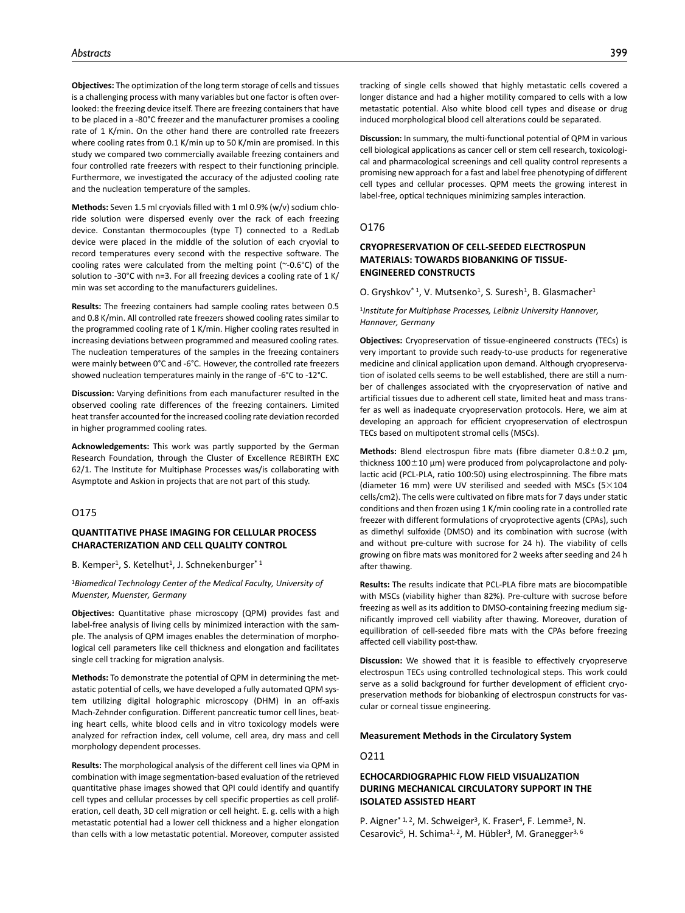**Objectives:** The optimization of the long term storage of cells and tissues is a challenging process with many variables but one factor is often overlooked: the freezing device itself. There are freezing containers that have to be placed in a -80°C freezer and the manufacturer promises a cooling rate of 1 K/min. On the other hand there are controlled rate freezers where cooling rates from 0.1 K/min up to 50 K/min are promised. In this study we compared two commercially available freezing containers and four controlled rate freezers with respect to their functioning principle. Furthermore, we investigated the accuracy of the adjusted cooling rate and the nucleation temperature of the samples.

**Methods:** Seven 1.5 ml cryovials filled with 1 ml 0.9% (w/v) sodium chloride solution were dispersed evenly over the rack of each freezing device. Constantan thermocouples (type T) connected to a RedLab device were placed in the middle of the solution of each cryovial to record temperatures every second with the respective software. The cooling rates were calculated from the melting point (~-0.6°C) of the solution to -30°C with n=3. For all freezing devices a cooling rate of 1 K/min was set according to the manufacturers guidelines.

**Results:** The freezing containers had sample cooling rates between 0.5 and 0.8 K/min. All controlled rate freezers showed cooling rates similar to the programmed cooling rate of 1 K/min. Higher cooling rates resulted in increasing deviations between programmed and measured cooling rates. The nucleation temperatures of the samples in the freezing containers were mainly between 0°C and -6°C. However, the controlled rate freezers showed nucleation temperatures mainly in the range of -6°C to -12°C.

**Discussion:** Varying definitions from each manufacturer resulted in the observed cooling rate differences of the freezing containers. Limited heat transfer accounted for the increased cooling rate deviation recorded in higher programmed cooling rates.

**Acknowledgements:** This work was partly supported by the German Research Foundation, through the Cluster of Excellence REBIRTH EXC 62/1. The Institute for Multiphase Processes was/is collaborating with Asymptote and Askion in projects that are not part of this study.

## O175

### QUANTITATIVE PHASE IMAGING FOR CELLULAR PROCESS CHARACTERIZATION AND CELL QUALITY CONTROL

B. Kemper[1], S. Ketelhut[1], J. Schnekenburger*[1]

[1]*Biomedical Technology Center of the Medical Faculty, University of Muenster, Muenster, Germany*

**Objectives:** Quantitative phase microscopy (QPM) provides fast and label-free analysis of living cells by minimized interaction with the sample. The analysis of QPM images enables the determination of morphological cell parameters like cell thickness and elongation and facilitates single cell tracking for migration analysis.

**Methods:** To demonstrate the potential of QPM in determining the metastatic potential of cells, we have developed a fully automated QPM system utilizing digital holographic microscopy (DHM) in an off-axis Mach-Zehnder configuration. Different pancreatic tumor cell lines, beating heart cells, white blood cells and in vitro toxicology models were analyzed for refraction index, cell volume, cell area, dry mass and cell morphology dependent processes.

**Results:** The morphological analysis of the different cell lines via QPM in combination with image segmentation-based evaluation of the retrieved quantitative phase images showed that QPI could identify and quantify cell types and cellular processes by cell specific properties as cell proliferation, cell death, 3D cell migration or cell height. E. g. cells with a high metastatic potential had a lower cell thickness and a higher elongation than cells with a low metastatic potential. Moreover, computer assisted tracking of single cells showed that highly metastatic cells covered a longer distance and had a higher motility compared to cells with a low metastatic potential. Also white blood cell types and disease or drug induced morphological blood cell alterations could be separated.

**Discussion:** In summary, the multi-functional potential of QPM in various cell biological applications as cancer cell or stem cell research, toxicological and pharmacological screenings and cell quality control represents a promising new approach for a fast and label free phenotyping of different cell types and cellular processes. QPM meets the growing interest in label-free, optical techniques minimizing samples interaction.

## O176

### CRYOPRESERVATION OF CELL-SEEDED ELECTROSPUN MATERIALS: TOWARDS BIOBANKING OF TISSUE-ENGINEERED CONSTRUCTS

O. Gryshkov*[1], V. Mutsenko[1], S. Suresh[1], B. Glasmacher[1]

[1]*Institute for Multiphase Processes, Leibniz University Hannover, Hannover, Germany*

**Objectives:** Cryopreservation of tissue-engineered constructs (TECs) is very important to provide such ready-to-use products for regenerative medicine and clinical application upon demand. Although cryopreservation of isolated cells seems to be well established, there are still a number of challenges associated with the cryopreservation of native and artificial tissues due to adherent cell state, limited heat and mass transfer as well as inadequate cryopreservation protocols. Here, we aim at developing an approach for efficient cryopreservation of electrospun TECs based on multipotent stromal cells (MSCs).

**Methods:** Blend electrospun fibre mats (fibre diameter 0.8±0.2 µm, thickness 100±10 µm) were produced from polycaprolactone and polylactic acid (PCL-PLA, ratio 100:50) using electrospinning. The fibre mats (diameter 16 mm) were UV sterilised and seeded with MSCs (5×104 cells/cm2). The cells were cultivated on fibre mats for 7 days under static conditions and then frozen using 1 K/min cooling rate in a controlled rate freezer with different formulations of cryoprotective agents (CPAs), such as dimethyl sulfoxide (DMSO) and its combination with sucrose (with and without pre-culture with sucrose for 24 h). The viability of cells growing on fibre mats was monitored for 2 weeks after seeding and 24 h after thawing.

**Results:** The results indicate that PCL-PLA fibre mats are biocompatible with MSCs (viability higher than 82%). Pre-culture with sucrose before freezing as well as its addition to DMSO-containing freezing medium significantly improved cell viability after thawing. Moreover, duration of equilibration of cell-seeded fibre mats with the CPAs before freezing affected cell viability post-thaw.

**Discussion:** We showed that it is feasible to effectively cryopreserve electrospun TECs using controlled technological steps. This work could serve as a solid background for further development of efficient cryopreservation methods for biobanking of electrospun constructs for vascular or corneal tissue engineering.

# Measurement Methods in the Circulatory System

## O211

### ECHOCARDIOGRAPHIC FLOW FIELD VISUALIZATION DURING MECHANICAL CIRCULATORY SUPPORT IN THE ISOLATED ASSISTED HEART

P. Aigner*[1, 2], M. Schweiger[3], K. Fraser[4], F. Lemme[3], N. Cesarovic[5], H. Schima[1, 2], M. Hübler[3], M. Granegger[3, 6]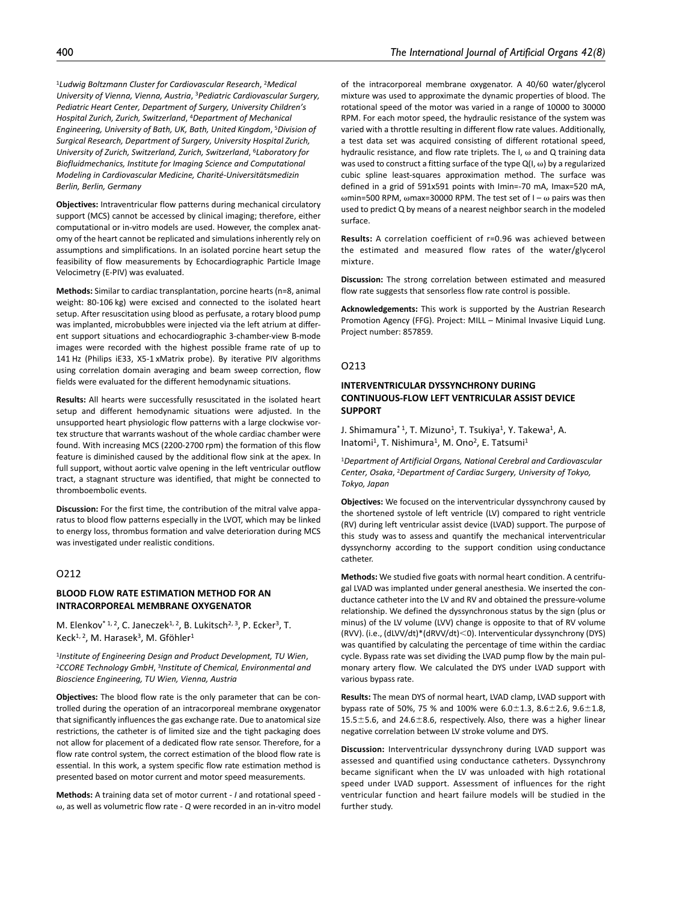[1]*Ludwig Boltzmann Cluster for Cardiovascular Research*, [2]*Medical University of Vienna, Vienna, Austria*, [3]*Pediatric Cardiovascular Surgery, Pediatric Heart Center, Department of Surgery, University Children's Hospital Zurich, Zurich, Switzerland*, [4]*Department of Mechanical Engineering, University of Bath, UK, Bath, United Kingdom*, [5]*Division of Surgical Research, Department of Surgery, University Hospital Zurich, University of Zurich, Switzerland, Zurich, Switzerland*, [6]*Laboratory for Biofluidmechanics, Institute for Imaging Science and Computational Modeling in Cardiovascular Medicine, Charité-Universitätsmedizin Berlin, Berlin, Germany*

**Objectives:** Intraventricular flow patterns during mechanical circulatory support (MCS) cannot be accessed by clinical imaging; therefore, either computational or in-vitro models are used. However, the complex anatomy of the heart cannot be replicated and simulations inherently rely on assumptions and simplifications. In an isolated porcine heart setup the feasibility of flow measurements by Echocardiographic Particle Image Velocimetry (E-PIV) was evaluated.

**Methods:** Similar to cardiac transplantation, porcine hearts (n=8, animal weight: 80-106 kg) were excised and connected to the isolated heart setup. After resuscitation using blood as perfusate, a rotary blood pump was implanted, microbubbles were injected via the left atrium at different support situations and echocardiographic 3-chamber-view B-mode images were recorded with the highest possible frame rate of up to 141 Hz (Philips iE33, X5-1 xMatrix probe). By iterative PIV algorithms using correlation domain averaging and beam sweep correction, flow fields were evaluated for the different hemodynamic situations.

**Results:** All hearts were successfully resuscitated in the isolated heart setup and different hemodynamic situations were adjusted. In the unsupported heart physiologic flow patterns with a large clockwise vortex structure that warrants washout of the whole cardiac chamber were found. With increasing MCS (2200-2700 rpm) the formation of this flow feature is diminished caused by the additional flow sink at the apex. In full support, without aortic valve opening in the left ventricular outflow tract, a stagnant structure was identified, that might be connected to thromboembolic events.

**Discussion:** For the first time, the contribution of the mitral valve apparatus to blood flow patterns especially in the LVOT, which may be linked to energy loss, thrombus formation and valve deterioration during MCS was investigated under realistic conditions.

## O212

### BLOOD FLOW RATE ESTIMATION METHOD FOR AN INTRACORPOREAL MEMBRANE OXYGENATOR

M. Elenkov*[1,2], C. Janeczek[1,2], B. Lukitsch[2,3], P. Ecker[3], T. Keck[1,2], M. Harasek[3], M. Gföhler[1]

[1]*Institute of Engineering Design and Product Development, TU Wien*, [2]*CCORE Technology GmbH*, [3]*Institute of Chemical, Environmental and Bioscience Engineering, TU Wien, Vienna, Austria*

**Objectives:** The blood flow rate is the only parameter that can be controlled during the operation of an intracorporeal membrane oxygenator that significantly influences the gas exchange rate. Due to anatomical size restrictions, the catheter is of limited size and the tight packaging does not allow for placement of a dedicated flow rate sensor. Therefore, for a flow rate control system, the correct estimation of the blood flow rate is essential. In this work, a system specific flow rate estimation method is presented based on motor current and motor speed measurements.

**Methods:** A training data set of motor current - *I* and rotational speed - $\omega$, as well as volumetric flow rate - *Q* were recorded in an in-vitro model of the intracorporeal membrane oxygenator. A 40/60 water/glycerol mixture was used to approximate the dynamic properties of blood. The rotational speed of the motor was varied in a range of 10000 to 30000 RPM. For each motor speed, the hydraulic resistance of the system was varied with a throttle resulting in different flow rate values. Additionally, a test data set was acquired consisting of different rotational speed, hydraulic resistance, and flow rate triplets. The I, $\omega$ and Q training data was used to construct a fitting surface of the type Q(I, $\omega$) by a regularized cubic spline least-squares approximation method. The surface was defined in a grid of 591x591 points with Imin=-70 mA, Imax=520 mA, $\omega$min=500 RPM, $\omega$max=30000 RPM. The test set of I – $\omega$ pairs was then used to predict Q by means of a nearest neighbor search in the modeled surface.

**Results:** A correlation coefficient of r=0.96 was achieved between the estimated and measured flow rates of the water/glycerol mixture.

**Discussion:** The strong correlation between estimated and measured flow rate suggests that sensorless flow rate control is possible.

**Acknowledgements:** This work is supported by the Austrian Research Promotion Agency (FFG). Project: MILL – Minimal Invasive Liquid Lung. Project number: 857859.

## O213

### INTERVENTRICULAR DYSSYNCHRONY DURING CONTINUOUS-FLOW LEFT VENTRICULAR ASSIST DEVICE SUPPORT

J. Shimamura*[1], T. Mizuno[1], T. Tsukiya[1], Y. Takewa[1], A. Inatomi[1], T. Nishimura[1], M. Ono[2], E. Tatsumi[1]

[1]*Department of Artificial Organs, National Cerebral and Cardiovascular Center, Osaka*, [2]*Department of Cardiac Surgery, University of Tokyo, Tokyo, Japan*

**Objectives:** We focused on the interventricular dyssynchrony caused by the shortened systole of left ventricle (LV) compared to right ventricle (RV) during left ventricular assist device (LVAD) support. The purpose of this study was to assess and quantify the mechanical interventricular dyssynchorny according to the support condition using conductance catheter.

**Methods:** We studied five goats with normal heart condition. A centrifugal LVAD was implanted under general anesthesia. We inserted the conductance catheter into the LV and RV and obtained the pressure-volume relationship. We defined the dyssynchronous status by the sign (plus or minus) of the LV volume (LVV) change is opposite to that of RV volume (RVV). (i.e., $(dLVV/dt)*(dRVV/dt)<0$). Interventicular dyssynchrony (DYS) was quantified by calculating the percentage of time within the cardiac cycle. Bypass rate was set dividing the LVAD pump flow by the main pulmonary artery flow. We calculated the DYS under LVAD support with various bypass rate.

**Results:** The mean DYS of normal heart, LVAD clamp, LVAD support with bypass rate of 50%, 75 % and 100% were $6.0\pm1.3$, $8.6\pm2.6$, $9.6\pm1.8$, $15.5\pm5.6$, and $24.6\pm8.6$, respectively. Also, there was a higher linear negative correlation between LV stroke volume and DYS.

**Discussion:** Interventricular dyssynchrony during LVAD support was assessed and quantified using conductance catheters. Dyssynchrony became significant when the LV was unloaded with high rotational speed under LVAD support. Assessment of influences for the right ventricular function and heart failure models will be studied in the further study.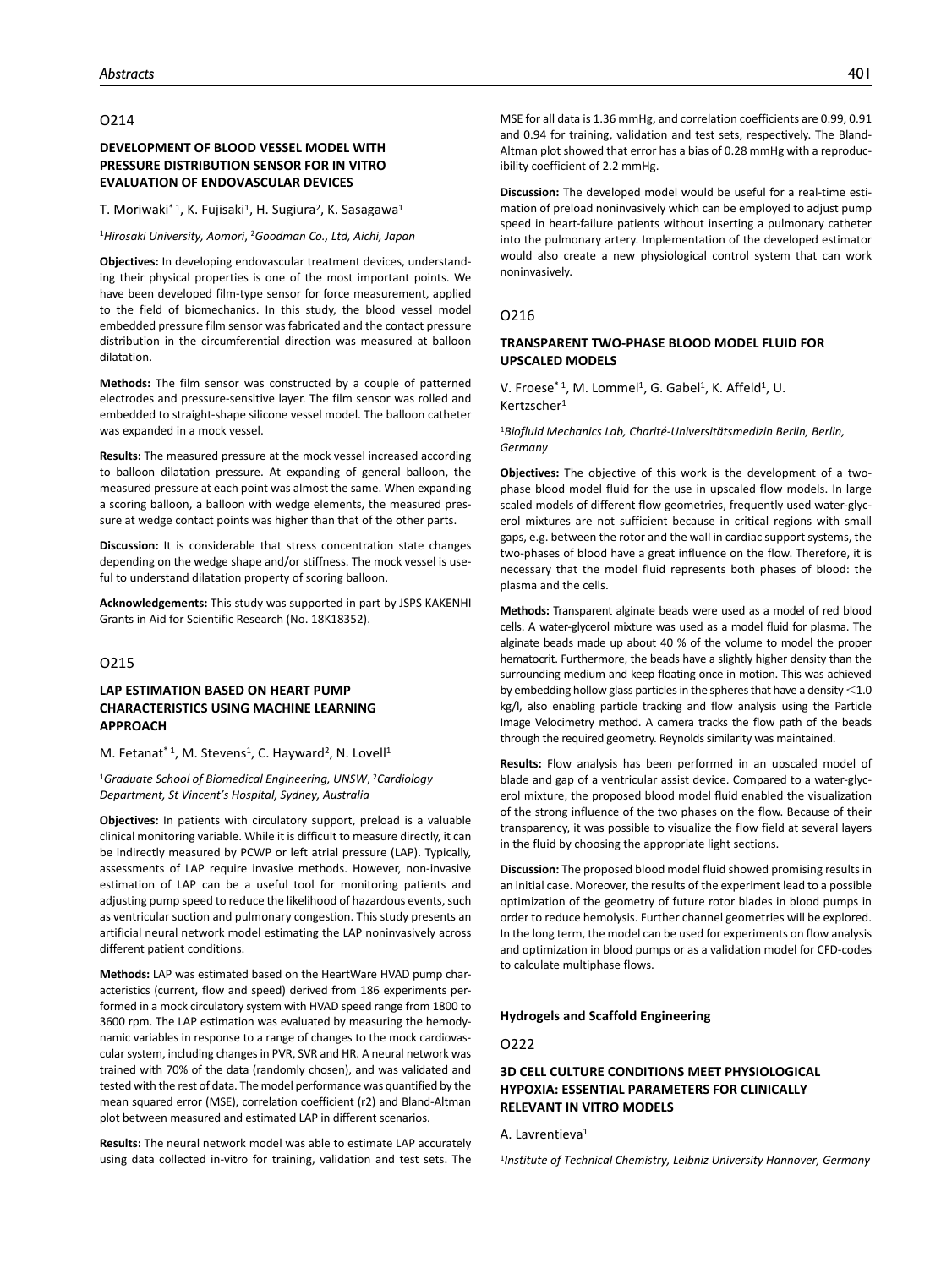O214

### DEVELOPMENT OF BLOOD VESSEL MODEL WITH PRESSURE DISTRIBUTION SENSOR FOR IN VITRO EVALUATION OF ENDOVASCULAR DEVICES

T. Moriwaki*[1], K. Fujisaki[1], H. Sugiura[2], K. Sasagawa[1]

[1]*Hirosaki University, Aomori*, [2]*Goodman Co., Ltd, Aichi, Japan*

**Objectives:** In developing endovascular treatment devices, understanding their physical properties is one of the most important points. We have been developed film-type sensor for force measurement, applied to the field of biomechanics. In this study, the blood vessel model embedded pressure film sensor was fabricated and the contact pressure distribution in the circumferential direction was measured at balloon dilatation.

**Methods:** The film sensor was constructed by a couple of patterned electrodes and pressure-sensitive layer. The film sensor was rolled and embedded to straight-shape silicone vessel model. The balloon catheter was expanded in a mock vessel.

**Results:** The measured pressure at the mock vessel increased according to balloon dilatation pressure. At expanding of general balloon, the measured pressure at each point was almost the same. When expanding a scoring balloon, a balloon with wedge elements, the measured pressure at wedge contact points was higher than that of the other parts.

**Discussion:** It is considerable that stress concentration state changes depending on the wedge shape and/or stiffness. The mock vessel is useful to understand dilatation property of scoring balloon.

**Acknowledgements:** This study was supported in part by JSPS KAKENHI Grants in Aid for Scientific Research (No. 18K18352).

O215

### LAP ESTIMATION BASED ON HEART PUMP CHARACTERISTICS USING MACHINE LEARNING APPROACH

M. Fetanat*[1], M. Stevens[1], C. Hayward[2], N. Lovell[1]

[1]*Graduate School of Biomedical Engineering, UNSW*, [2]*Cardiology Department, St Vincent's Hospital, Sydney, Australia*

**Objectives:** In patients with circulatory support, preload is a valuable clinical monitoring variable. While it is difficult to measure directly, it can be indirectly measured by PCWP or left atrial pressure (LAP). Typically, assessments of LAP require invasive methods. However, non-invasive estimation of LAP can be a useful tool for monitoring patients and adjusting pump speed to reduce the likelihood of hazardous events, such as ventricular suction and pulmonary congestion. This study presents an artificial neural network model estimating the LAP noninvasively across different patient conditions.

**Methods:** LAP was estimated based on the HeartWare HVAD pump characteristics (current, flow and speed) derived from 186 experiments performed in a mock circulatory system with HVAD speed range from 1800 to 3600 rpm. The LAP estimation was evaluated by measuring the hemodynamic variables in response to a range of changes to the mock cardiovascular system, including changes in PVR, SVR and HR. A neural network was trained with 70% of the data (randomly chosen), and was validated and tested with the rest of data. The model performance was quantified by the mean squared error (MSE), correlation coefficient (r2) and Bland-Altman plot between measured and estimated LAP in different scenarios.

**Results:** The neural network model was able to estimate LAP accurately using data collected in-vitro for training, validation and test sets. The MSE for all data is 1.36 mmHg, and correlation coefficients are 0.99, 0.91 and 0.94 for training, validation and test sets, respectively. The Bland-Altman plot showed that error has a bias of 0.28 mmHg with a reproducibility coefficient of 2.2 mmHg.

**Discussion:** The developed model would be useful for a real-time estimation of preload noninvasively which can be employed to adjust pump speed in heart-failure patients without inserting a pulmonary catheter into the pulmonary artery. Implementation of the developed estimator would also create a new physiological control system that can work noninvasively.

O216

### TRANSPARENT TWO-PHASE BLOOD MODEL FLUID FOR UPSCALED MODELS

V. Froese*[1], M. Lommel[1], G. Gabel[1], K. Affeld[1], U. Kertzscher[1]

[1]*Biofluid Mechanics Lab, Charité-Universitätsmedizin Berlin, Berlin, Germany*

**Objectives:** The objective of this work is the development of a two-phase blood model fluid for the use in upscaled flow models. In large scaled models of different flow geometries, frequently used water-glycerol mixtures are not sufficient because in critical regions with small gaps, e.g. between the rotor and the wall in cardiac support systems, the two-phases of blood have a great influence on the flow. Therefore, it is necessary that the model fluid represents both phases of blood: the plasma and the cells.

**Methods:** Transparent alginate beads were used as a model of red blood cells. A water-glycerol mixture was used as a model fluid for plasma. The alginate beads made up about 40 % of the volume to model the proper hematocrit. Furthermore, the beads have a slightly higher density than the surrounding medium and keep floating once in motion. This was achieved by embedding hollow glass particles in the spheres that have a density $<1.0$ kg/l, also enabling particle tracking and flow analysis using the Particle Image Velocimetry method. A camera tracks the flow path of the beads through the required geometry. Reynolds similarity was maintained.

**Results:** Flow analysis has been performed in an upscaled model of blade and gap of a ventricular assist device. Compared to a water-glycerol mixture, the proposed blood model fluid enabled the visualization of the strong influence of the two phases on the flow. Because of their transparency, it was possible to visualize the flow field at several layers in the fluid by choosing the appropriate light sections.

**Discussion:** The proposed blood model fluid showed promising results in an initial case. Moreover, the results of the experiment lead to a possible optimization of the geometry of future rotor blades in blood pumps in order to reduce hemolysis. Further channel geometries will be explored. In the long term, the model can be used for experiments on flow analysis and optimization in blood pumps or as a validation model for CFD-codes to calculate multiphase flows.

## Hydrogels and Scaffold Engineering

O222

### 3D CELL CULTURE CONDITIONS MEET PHYSIOLOGICAL HYPOXIA: ESSENTIAL PARAMETERS FOR CLINICALLY RELEVANT IN VITRO MODELS

A. Lavrentieva[1]

[1]*Institute of Technical Chemistry, Leibniz University Hannover, Germany*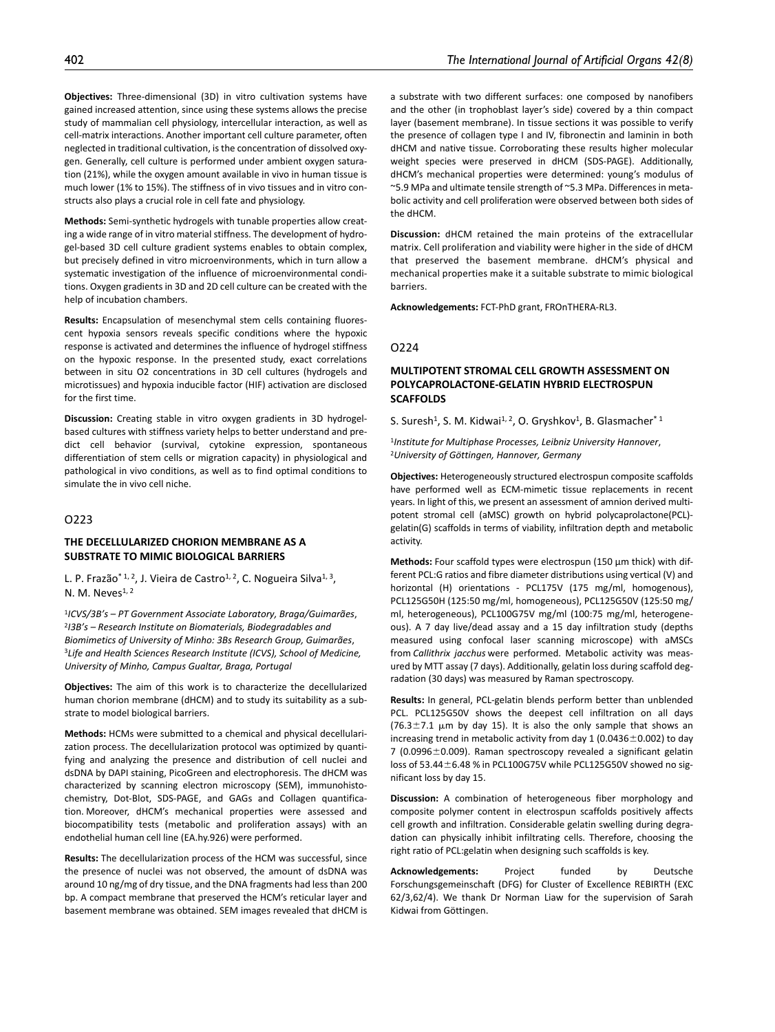**Objectives:** Three-dimensional (3D) in vitro cultivation systems have gained increased attention, since using these systems allows the precise study of mammalian cell physiology, intercellular interaction, as well as cell-matrix interactions. Another important cell culture parameter, often neglected in traditional cultivation, is the concentration of dissolved oxygen. Generally, cell culture is performed under ambient oxygen saturation (21%), while the oxygen amount available in vivo in human tissue is much lower (1% to 15%). The stiffness of in vivo tissues and in vitro constructs also plays a crucial role in cell fate and physiology.

**Methods:** Semi-synthetic hydrogels with tunable properties allow creating a wide range of in vitro material stiffness. The development of hydrogel-based 3D cell culture gradient systems enables to obtain complex, but precisely defined in vitro microenvironments, which in turn allow a systematic investigation of the influence of microenvironmental conditions. Oxygen gradients in 3D and 2D cell culture can be created with the help of incubation chambers.

**Results:** Encapsulation of mesenchymal stem cells containing fluorescent hypoxia sensors reveals specific conditions where the hypoxic response is activated and determines the influence of hydrogel stiffness on the hypoxic response. In the presented study, exact correlations between in situ O2 concentrations in 3D cell cultures (hydrogels and microtissues) and hypoxia inducible factor (HIF) activation are disclosed for the first time.

**Discussion:** Creating stable in vitro oxygen gradients in 3D hydrogel-based cultures with stiffness variety helps to better understand and predict cell behavior (survival, cytokine expression, spontaneous differentiation of stem cells or migration capacity) in physiological and pathological in vivo conditions, as well as to find optimal conditions to simulate the in vivo cell niche.

## O223

### THE DECELLULARIZED CHORION MEMBRANE AS A SUBSTRATE TO MIMIC BIOLOGICAL BARRIERS

L. P. Frazão*[1,2], J. Vieira de Castro[1,2], C. Nogueira Silva[1,3], N. M. Neves[1,2]

[1]*ICVS/3B's – PT Government Associate Laboratory, Braga/Guimarães*, [2]*I3B's – Research Institute on Biomaterials, Biodegradables and Biomimetics of University of Minho: 3Bs Research Group, Guimarães*, [3]*Life and Health Sciences Research Institute (ICVS), School of Medicine, University of Minho, Campus Gualtar, Braga, Portugal*

**Objectives:** The aim of this work is to characterize the decellularized human chorion membrane (dHCM) and to study its suitability as a substrate to model biological barriers.

**Methods:** HCMs were submitted to a chemical and physical decellularization process. The decellularization protocol was optimized by quantifying and analyzing the presence and distribution of cell nuclei and dsDNA by DAPI staining, PicoGreen and electrophoresis. The dHCM was characterized by scanning electron microscopy (SEM), immunohistochemistry, Dot-Blot, SDS-PAGE, and GAGs and Collagen quantification. Moreover, dHCM's mechanical properties were assessed and biocompatibility tests (metabolic and proliferation assays) with an endothelial human cell line (EA.hy.926) were performed.

**Results:** The decellularization process of the HCM was successful, since the presence of nuclei was not observed, the amount of dsDNA was around 10 ng/mg of dry tissue, and the DNA fragments had less than 200 bp. A compact membrane that preserved the HCM's reticular layer and basement membrane was obtained. SEM images revealed that dHCM is a substrate with two different surfaces: one composed by nanofibers and the other (in trophoblast layer's side) covered by a thin compact layer (basement membrane). In tissue sections it was possible to verify the presence of collagen type I and IV, fibronectin and laminin in both dHCM and native tissue. Corroborating these results higher molecular weight species were preserved in dHCM (SDS-PAGE). Additionally, dHCM's mechanical properties were determined: young's modulus of ~5.9 MPa and ultimate tensile strength of ~5.3 MPa. Differences in metabolic activity and cell proliferation were observed between both sides of the dHCM.

**Discussion:** dHCM retained the main proteins of the extracellular matrix. Cell proliferation and viability were higher in the side of dHCM that preserved the basement membrane. dHCM's physical and mechanical properties make it a suitable substrate to mimic biological barriers.

**Acknowledgements:** FCT-PhD grant, FROnTHERA-RL3.

## O224

### MULTIPOTENT STROMAL CELL GROWTH ASSESSMENT ON POLYCAPROLACTONE-GELATIN HYBRID ELECTROSPUN SCAFFOLDS

S. Suresh[1], S. M. Kidwai[1,2], O. Gryshkov[1], B. Glasmacher*[1]

[1]*Institute for Multiphase Processes, Leibniz University Hannover*, [2]*University of Göttingen, Hannover, Germany*

**Objectives:** Heterogeneously structured electrospun composite scaffolds have performed well as ECM-mimetic tissue replacements in recent years. In light of this, we present an assessment of amnion derived multipotent stromal cell (aMSC) growth on hybrid polycaprolactone(PCL)-gelatin(G) scaffolds in terms of viability, infiltration depth and metabolic activity.

**Methods:** Four scaffold types were electrospun (150 µm thick) with different PCL:G ratios and fibre diameter distributions using vertical (V) and horizontal (H) orientations - PCL175V (175 mg/ml, homogenous), PCL125G50H (125:50 mg/ml, homogeneous), PCL125G50V (125:50 mg/ml, heterogeneous), PCL100G75V mg/ml (100:75 mg/ml, heterogeneous). A 7 day live/dead assay and a 15 day infiltration study (depths measured using confocal laser scanning microscope) with aMSCs from *Callithrix jacchus* were performed. Metabolic activity was measured by MTT assay (7 days). Additionally, gelatin loss during scaffold degradation (30 days) was measured by Raman spectroscopy.

**Results:** In general, PCL-gelatin blends perform better than unblended PCL. PCL125G50V shows the deepest cell infiltration on all days ($76.3 \pm 7.1$ µm by day 15). It is also the only sample that shows an increasing trend in metabolic activity from day 1 ($0.0436 \pm 0.002$) to day 7 ($0.0996 \pm 0.009$). Raman spectroscopy revealed a significant gelatin loss of $53.44 \pm 6.48$ % in PCL100G75V while PCL125G50V showed no significant loss by day 15.

**Discussion:** A combination of heterogeneous fiber morphology and composite polymer content in electrospun scaffolds positively affects cell growth and infiltration. Considerable gelatin swelling during degradation can physically inhibit infiltrating cells. Therefore, choosing the right ratio of PCL:gelatin when designing such scaffolds is key.

**Acknowledgements:** Project funded by Deutsche Forschungsgemeinschaft (DFG) for Cluster of Excellence REBIRTH (EXC 62/3,62/4). We thank Dr Norman Liaw for the supervision of Sarah Kidwai from Göttingen.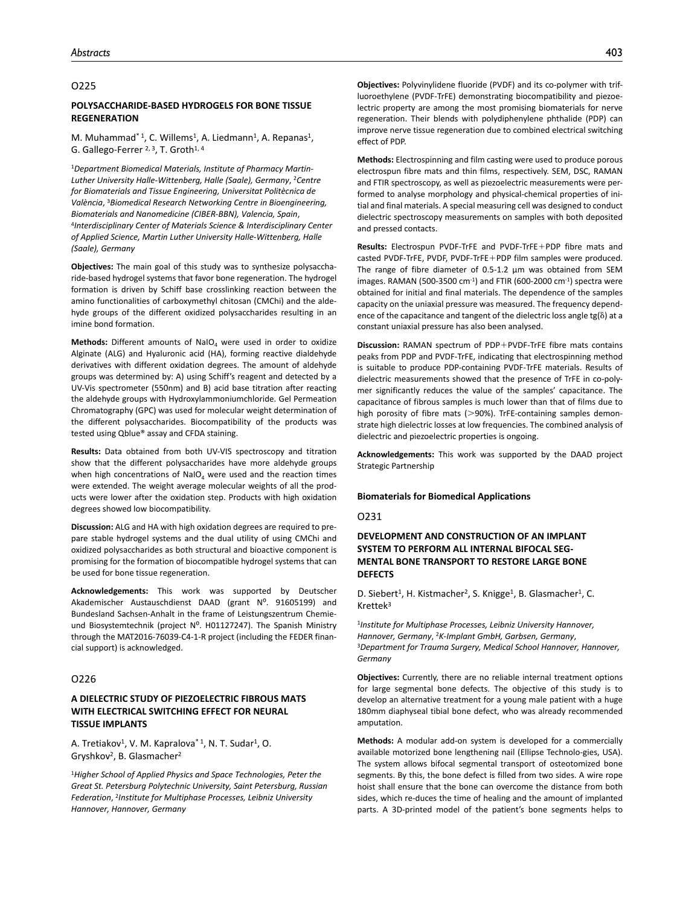## O225

### POLYSACCHARIDE-BASED HYDROGELS FOR BONE TISSUE REGENERATION

M. Muhammad*[1], C. Willems[1], A. Liedmann[1], A. Repanas[1], G. Gallego-Ferrer[2,3], T. Groth[1,4]

[1]*Department Biomedical Materials, Institute of Pharmacy Martin-Luther University Halle-Wittenberg, Halle (Saale), Germany*, [2]*Centre for Biomaterials and Tissue Engineering, Universitat Politècnica de València*, [3]*Biomedical Research Networking Centre in Bioengineering, Biomaterials and Nanomedicine (CIBER-BBN), Valencia, Spain*, [4]*Interdisciplinary Center of Materials Science & Interdisciplinary Center of Applied Science, Martin Luther University Halle-Wittenberg, Halle (Saale), Germany*

**Objectives:** The main goal of this study was to synthesize polysaccharide-based hydrogel systems that favor bone regeneration. The hydrogel formation is driven by Schiff base crosslinking reaction between the amino functionalities of carboxymethyl chitosan (CMChi) and the aldehyde groups of the different oxidized polysaccharides resulting in an imine bond formation.

**Methods:** Different amounts of $NaIO_4$ were used in order to oxidize Alginate (ALG) and Hyaluronic acid (HA), forming reactive dialdehyde derivatives with different oxidation degrees. The amount of aldehyde groups was determined by: A) using Schiff's reagent and detected by a UV-Vis spectrometer (550nm) and B) acid base titration after reacting the aldehyde groups with Hydroxylammoniumchloride. Gel Permeation Chromatography (GPC) was used for molecular weight determination of the different polysaccharides. Biocompatibility of the products was tested using Qblue® assay and CFDA staining.

**Results:** Data obtained from both UV-VIS spectroscopy and titration show that the different polysaccharides have more aldehyde groups when high concentrations of $NaIO_4$ were used and the reaction times were extended. The weight average molecular weights of all the products were lower after the oxidation step. Products with high oxidation degrees showed low biocompatibility.

**Discussion:** ALG and HA with high oxidation degrees are required to prepare stable hydrogel systems and the dual utility of using CMChi and oxidized polysaccharides as both structural and bioactive component is promising for the formation of biocompatible hydrogel systems that can be used for bone tissue regeneration.

**Acknowledgements:** This work was supported by Deutscher Akademischer Austauschdienst DAAD (grant N⁰. 91605199) and Bundesland Sachsen-Anhalt in the frame of Leistungszentrum Chemie- und Biosystemtechnik (project N⁰. H01127247). The Spanish Ministry through the MAT2016-76039-C4-1-R project (including the FEDER financial support) is acknowledged.

## O226

### A DIELECTRIC STUDY OF PIEZOELECTRIC FIBROUS MATS WITH ELECTRICAL SWITCHING EFFECT FOR NEURAL TISSUE IMPLANTS

A. Tretiakov[1], V. M. Kapralova*[1], N. T. Sudar[1], O. Gryshkov[2], B. Glasmacher[2]

[1]*Higher School of Applied Physics and Space Technologies, Peter the Great St. Petersburg Polytechnic University, Saint Petersburg, Russian Federation*, [2]*Institute for Multiphase Processes, Leibniz University Hannover, Hannover, Germany*

**Objectives:** Polyvinylidene fluoride (PVDF) and its co-polymer with trifluoroethylene (PVDF-TrFE) demonstrating biocompatibility and piezoelectric property are among the most promising biomaterials for nerve regeneration. Their blends with polydiphenylene phthalide (PDP) can improve nerve tissue regeneration due to combined electrical switching effect of PDP.

**Methods:** Electrospinning and film casting were used to produce porous electrospun fibre mats and thin films, respectively. SEM, DSC, RAMAN and FTIR spectroscopy, as well as piezoelectric measurements were performed to analyse morphology and physical-chemical properties of initial and final materials. A special measuring cell was designed to conduct dielectric spectroscopy measurements on samples with both deposited and pressed contacts.

**Results:** Electrospun PVDF-TrFE and PVDF-TrFE+PDP fibre mats and casted PVDF-TrFE, PVDF, PVDF-TrFE+PDP film samples were produced. The range of fibre diameter of 0.5-1.2 µm was obtained from SEM images. RAMAN (500-3500 $cm^{-1}$) and FTIR (600-2000 $cm^{-1}$) spectra were obtained for initial and final materials. The dependence of the samples capacity on the uniaxial pressure was measured. The frequency dependence of the capacitance and tangent of the dielectric loss angle tg(δ) at a constant uniaxial pressure has also been analysed.

**Discussion:** RAMAN spectrum of PDP+PVDF-TrFE fibre mats contains peaks from PDP and PVDF-TrFE, indicating that electrospinning method is suitable to produce PDP-containing PVDF-TrFE materials. Results of dielectric measurements showed that the presence of TrFE in co-polymer significantly reduces the value of the samples' capacitance. The capacitance of fibrous samples is much lower than that of films due to high porosity of fibre mats (>90%). TrFE-containing samples demonstrate high dielectric losses at low frequencies. The combined analysis of dielectric and piezoelectric properties is ongoing.

**Acknowledgements:** This work was supported by the DAAD project Strategic Partnership

**Biomaterials for Biomedical Applications**

## O231

### DEVELOPMENT AND CONSTRUCTION OF AN IMPLANT SYSTEM TO PERFORM ALL INTERNAL BIFOCAL SEGMENTAL BONE TRANSPORT TO RESTORE LARGE BONE DEFECTS

D. Siebert[1], H. Kistmacher[2], S. Knigge[1], B. Glasmacher[1], C. Krettek[3]

[1]*Institute for Multiphase Processes, Leibniz University Hannover, Hannover, Germany*, [2]*K-Implant GmbH, Garbsen, Germany*, [3]*Department for Trauma Surgery, Medical School Hannover, Hannover, Germany*

**Objectives:** Currently, there are no reliable internal treatment options for large segmental bone defects. The objective of this study is to develop an alternative treatment for a young male patient with a huge 180mm diaphyseal tibial bone defect, who was already recommended amputation.

**Methods:** A modular add-on system is developed for a commercially available motorized bone lengthening nail (Ellipse Technolo-gies, USA). The system allows bifocal segmental transport of osteotomized bone segments. By this, the bone defect is filled from two sides. A wire rope hoist shall ensure that the bone can overcome the distance from both sides, which re-duces the time of healing and the amount of implanted parts. A 3D-printed model of the patient's bone segments helps to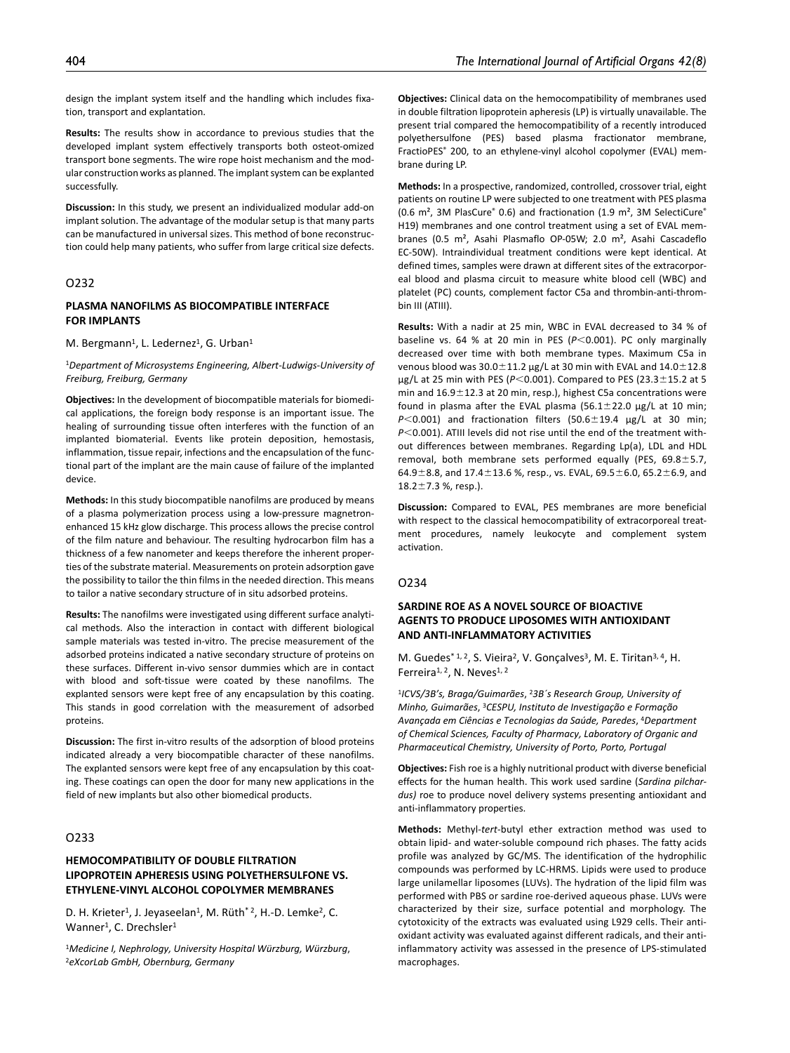design the implant system itself and the handling which includes fixation, transport and explantation.

**Results:** The results show in accordance to previous studies that the developed implant system effectively transports both osteot-omized transport bone segments. The wire rope hoist mechanism and the modular construction works as planned. The implant system can be explanted successfully.

**Discussion:** In this study, we present an individualized modular add-on implant solution. The advantage of the modular setup is that many parts can be manufactured in universal sizes. This method of bone reconstruction could help many patients, who suffer from large critical size defects.

## O232

### PLASMA NANOFILMS AS BIOCOMPATIBLE INTERFACE FOR IMPLANTS

M. Bergmann[1], L. Ledernez[1], G. Urban[1]

[1]*Department of Microsystems Engineering, Albert-Ludwigs-University of Freiburg, Freiburg, Germany*

**Objectives:** In the development of biocompatible materials for biomedical applications, the foreign body response is an important issue. The healing of surrounding tissue often interferes with the function of an implanted biomaterial. Events like protein deposition, hemostasis, inflammation, tissue repair, infections and the encapsulation of the functional part of the implant are the main cause of failure of the implanted device.

**Methods:** In this study biocompatible nanofilms are produced by means of a plasma polymerization process using a low-pressure magnetron-enhanced 15 kHz glow discharge. This process allows the precise control of the film nature and behaviour. The resulting hydrocarbon film has a thickness of a few nanometer and keeps therefore the inherent properties of the substrate material. Measurements on protein adsorption gave the possibility to tailor the thin films in the needed direction. This means to tailor a native secondary structure of in situ adsorbed proteins.

**Results:** The nanofilms were investigated using different surface analytical methods. Also the interaction in contact with different biological sample materials was tested in-vitro. The precise measurement of the adsorbed proteins indicated a native secondary structure of proteins on these surfaces. Different in-vivo sensor dummies which are in contact with blood and soft-tissue were coated by these nanofilms. The explanted sensors were kept free of any encapsulation by this coating. This stands in good correlation with the measurement of adsorbed proteins.

**Discussion:** The first in-vitro results of the adsorption of blood proteins indicated already a very biocompatible character of these nanofilms. The explanted sensors were kept free of any encapsulation by this coating. These coatings can open the door for many new applications in the field of new implants but also other biomedical products.

## O233

### HEMOCOMPATIBILITY OF DOUBLE FILTRATION LIPOPROTEIN APHERESIS USING POLYETHERSULFONE VS. ETHYLENE-VINYL ALCOHOL COPOLYMER MEMBRANES

D. H. Krieter[1], J. Jeyaseelan[1], M. Rüth*[2], H.-D. Lemke[2], C. Wanner[1], C. Drechsler[1]

[1]*Medicine I, Nephrology, University Hospital Würzburg, Würzburg*, [2]*eXcorLab GmbH, Obernburg, Germany*

**Objectives:** Clinical data on the hemocompatibility of membranes used in double filtration lipoprotein apheresis (LP) is virtually unavailable. The present trial compared the hemocompatibility of a recently introduced polyethersulfone (PES) based plasma fractionator membrane, FractioPES® 200, to an ethylene-vinyl alcohol copolymer (EVAL) membrane during LP.

**Methods:** In a prospective, randomized, controlled, crossover trial, eight patients on routine LP were subjected to one treatment with PES plasma (0.6 m², 3M PlasCure® 0.6) and fractionation (1.9 m², 3M SelectiCure® H19) membranes and one control treatment using a set of EVAL membranes (0.5 m², Asahi Plasmaflo OP-05W; 2.0 m², Asahi Cascadeflo EC-50W). Intraindividual treatment conditions were kept identical. At defined times, samples were drawn at different sites of the extracorporeal blood and plasma circuit to measure white blood cell (WBC) and platelet (PC) counts, complement factor C5a and thrombin-anti-thrombin III (ATIII).

**Results:** With a nadir at 25 min, WBC in EVAL decreased to 34 % of baseline vs. 64 % at 20 min in PES ($P<0.001$). PC only marginally decreased over time with both membrane types. Maximum C5a in venous blood was 30.0±11.2 µg/L at 30 min with EVAL and 14.0±12.8 µg/L at 25 min with PES ($P<0.001$). Compared to PES (23.3±15.2 at 5 min and 16.9±12.3 at 20 min, resp.), highest C5a concentrations were found in plasma after the EVAL plasma (56.1±22.0 µg/L at 10 min; $P<0.001$) and fractionation filters (50.6±19.4 µg/L at 30 min; $P<0.001$). ATIII levels did not rise until the end of the treatment without differences between membranes. Regarding Lp(a), LDL and HDL removal, both membrane sets performed equally (PES, 69.8±5.7, 64.9±8.8, and 17.4±13.6 %, resp., vs. EVAL, 69.5±6.0, 65.2±6.9, and 18.2±7.3 %, resp.).

**Discussion:** Compared to EVAL, PES membranes are more beneficial with respect to the classical hemocompatibility of extracorporeal treatment procedures, namely leukocyte and complement system activation.

## O234

### SARDINE ROE AS A NOVEL SOURCE OF BIOACTIVE AGENTS TO PRODUCE LIPOSOMES WITH ANTIOXIDANT AND ANTI-INFLAMMATORY ACTIVITIES

M. Guedes*[1,2], S. Vieira[2], V. Gonçalves[3], M. E. Tiritan[3,4], H. Ferreira[1,2], N. Neves[1,2]

[1]*ICVS/3B's, Braga/Guimarães*, [2]*3B´s Research Group, University of Minho, Guimarães*, [3]*CESPU, Instituto de Investigação e Formação Avançada em Ciências e Tecnologias da Saúde, Paredes*, [4]*Department of Chemical Sciences, Faculty of Pharmacy, Laboratory of Organic and Pharmaceutical Chemistry, University of Porto, Porto, Portugal*

**Objectives:** Fish roe is a highly nutritional product with diverse beneficial effects for the human health. This work used sardine (*Sardina pilchardus)* roe to produce novel delivery systems presenting antioxidant and anti-inflammatory properties.

**Methods:** Methyl-*tert*-butyl ether extraction method was used to obtain lipid- and water-soluble compound rich phases. The fatty acids profile was analyzed by GC/MS. The identification of the hydrophilic compounds was performed by LC-HRMS. Lipids were used to produce large unilamellar liposomes (LUVs). The hydration of the lipid film was performed with PBS or sardine roe-derived aqueous phase. LUVs were characterized by their size, surface potential and morphology. The cytotoxicity of the extracts was evaluated using L929 cells. Their antioxidant activity was evaluated against different radicals, and their anti-inflammatory activity was assessed in the presence of LPS-stimulated macrophages.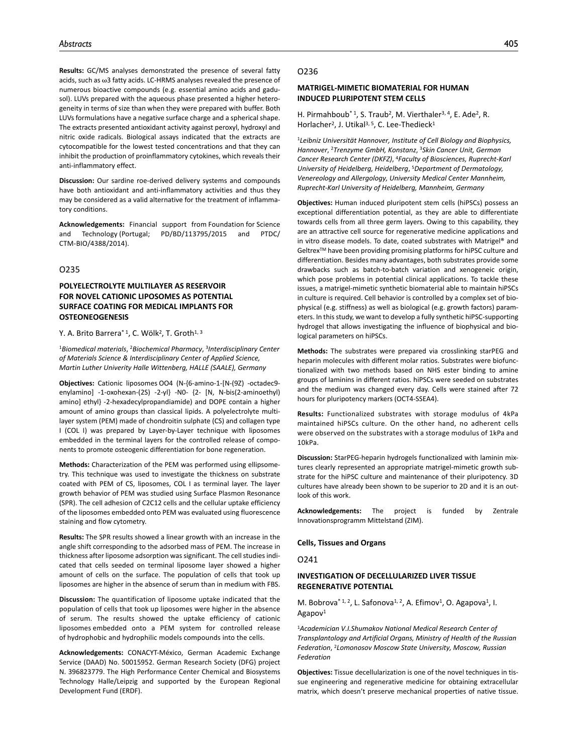**Results:** GC/MS analyses demonstrated the presence of several fatty acids, such as ω3 fatty acids. LC-HRMS analyses revealed the presence of numerous bioactive compounds (e.g. essential amino acids and gadusol). LUVs prepared with the aqueous phase presented a higher heterogeneity in terms of size than when they were prepared with buffer. Both LUVs formulations have a negative surface charge and a spherical shape. The extracts presented antioxidant activity against peroxyl, hydroxyl and nitric oxide radicals. Biological assays indicated that the extracts are cytocompatible for the lowest tested concentrations and that they can inhibit the production of proinflammatory cytokines, which reveals their anti-inflammatory effect.

**Discussion:** Our sardine roe-derived delivery systems and compounds have both antioxidant and anti-inflammatory activities and thus they may be considered as a valid alternative for the treatment of inflammatory conditions.

**Acknowledgements:** Financial support from Foundation for Science and Technology (Portugal; PD/BD/113795/2015 and PTDC/CTM-BIO/4388/2014).

## O235

### POLYELECTROLYTE MULTILAYER AS RESERVOIR FOR NOVEL CATIONIC LIPOSOMES AS POTENTIAL SURFACE COATING FOR MEDICAL IMPLANTS FOR OSTEONEOGENESIS

Y. A. Brito Barrera*[1], C. Wölk[2], T. Groth[1, 3]

[1]*Biomedical materials*, [2]*Biochemical Pharmacy*, [3]*Interdisciplinary Center of Materials Science & Interdisciplinary Center of Applied Science, Martin Luther Univerity Halle Wittenberg, HALLE (SAALE), Germany*

**Objectives:** Cationic liposomes OO4 (N-{6-amino-1-[N-(9Z) -octadec9-enylamino] -1-oxohexan-(2S) -2-yl} -N0- {2- [N, N-bis(2-aminoethyl) amino] ethyl} -2-hexadecylpropandiamide) and DOPE contain a higher amount of amino groups than classical lipids. A polyelectrolyte multilayer system (PEM) made of chondroitin sulphate (CS) and collagen type I (COL I) was prepared by Layer-by-Layer technique with liposomes embedded in the terminal layers for the controlled release of components to promote osteogenic differentiation for bone regeneration.

**Methods:** Characterization of the PEM was performed using ellipsometry. This technique was used to investigate the thickness on substrate coated with PEM of CS, liposomes, COL I as terminal layer. The layer growth behavior of PEM was studied using Surface Plasmon Resonance (SPR). The cell adhesion of C2C12 cells and the cellular uptake efficiency of the liposomes embedded onto PEM was evaluated using fluorescence staining and flow cytometry.

**Results:** The SPR results showed a linear growth with an increase in the angle shift corresponding to the adsorbed mass of PEM. The increase in thickness after liposome adsorption was significant. The cell studies indicated that cells seeded on terminal liposome layer showed a higher amount of cells on the surface. The population of cells that took up liposomes are higher in the absence of serum than in medium with FBS.

**Discussion:** The quantification of liposome uptake indicated that the population of cells that took up liposomes were higher in the absence of serum. The results showed the uptake efficiency of cationic liposomes embedded onto a PEM system for controlled release of hydrophobic and hydrophilic models compounds into the cells.

**Acknowledgements:** CONACYT-México, German Academic Exchange Service (DAAD) No. 50015952. German Research Society (DFG) project N. 396823779. The High Performance Center Chemical and Biosystems Technology Halle/Leipzig and supported by the European Regional Development Fund (ERDF).

## O236

### MATRIGEL-MIMETIC BIOMATERIAL FOR HUMAN INDUCED PLURIPOTENT STEM CELLS

H. Pirmahboub*[1], S. Traub[2], M. Vierthaler[3, 4], E. Ade[2], R. Horlacher[2], J. Utikal[3, 5], C. Lee-Thedieck[1]

[1]*Leibniz Universität Hannover, Institute of Cell Biology and Biophysics, Hannover*, [2]*Trenzyme GmbH, Konstanz*, [3]*Skin Cancer Unit, German Cancer Research Center (DKFZ)*, [4]*Faculty of Biosciences, Ruprecht-Karl University of Heidelberg, Heidelberg*, [5]*Department of Dermatology, Venereology and Allergology, University Medical Center Mannheim, Ruprecht-Karl University of Heidelberg, Mannheim, Germany*

**Objectives:** Human induced pluripotent stem cells (hiPSCs) possess an exceptional differentiation potential, as they are able to differentiate towards cells from all three germ layers. Owing to this capability, they are an attractive cell source for regenerative medicine applications and in vitro disease models. To date, coated substrates with Matrigel® and Geltrex™ have been providing promising platforms for hiPSC culture and differentiation. Besides many advantages, both substrates provide some drawbacks such as batch-to-batch variation and xenogeneic origin, which pose problems in potential clinical applications. To tackle these issues, a matrigel-mimetic synthetic biomaterial able to maintain hiPSCs in culture is required. Cell behavior is controlled by a complex set of biophysical (e.g. stiffness) as well as biological (e.g. growth factors) parameters. In this study, we want to develop a fully synthetic hiPSC-supporting hydrogel that allows investigating the influence of biophysical and biological parameters on hiPSCs.

**Methods:** The substrates were prepared via crosslinking starPEG and heparin molecules with different molar ratios. Substrates were biofunctionalized with two methods based on NHS ester binding to amine groups of laminins in different ratios. hiPSCs were seeded on substrates and the medium was changed every day. Cells were stained after 72 hours for pluripotency markers (OCT4-SSEA4).

**Results:** Functionalized substrates with storage modulus of 4kPa maintained hiPSCs culture. On the other hand, no adherent cells were observed on the substrates with a storage modulus of 1kPa and 10kPa.

**Discussion:** StarPEG-heparin hydrogels functionalized with laminin mixtures clearly represented an appropriate matrigel-mimetic growth substrate for the hiPSC culture and maintenance of their pluripotency. 3D cultures have already been shown to be superior to 2D and it is an outlook of this work.

**Acknowledgements:** The project is funded by Zentrale Innovationsprogramm Mittelstand (ZIM).

## Cells, Tissues and Organs

## O241

### INVESTIGATION OF DECELLULARIZED LIVER TISSUE REGENERATIVE POTENTIAL

M. Bobrova*[1, 2], L. Safonova[1, 2], A. Efimov[1], O. Agapova[1], I. Agapov[1]

[1]*Academician V.I.Shumakov National Medical Research Center of Transplantology and Artificial Organs, Ministry of Health of the Russian Federation*, [2]*Lomonosov Moscow State University, Moscow, Russian Federation*

**Objectives:** Tissue decellularization is one of the novel techniques in tissue engineering and regenerative medicine for obtaining extracellular matrix, which doesn't preserve mechanical properties of native tissue.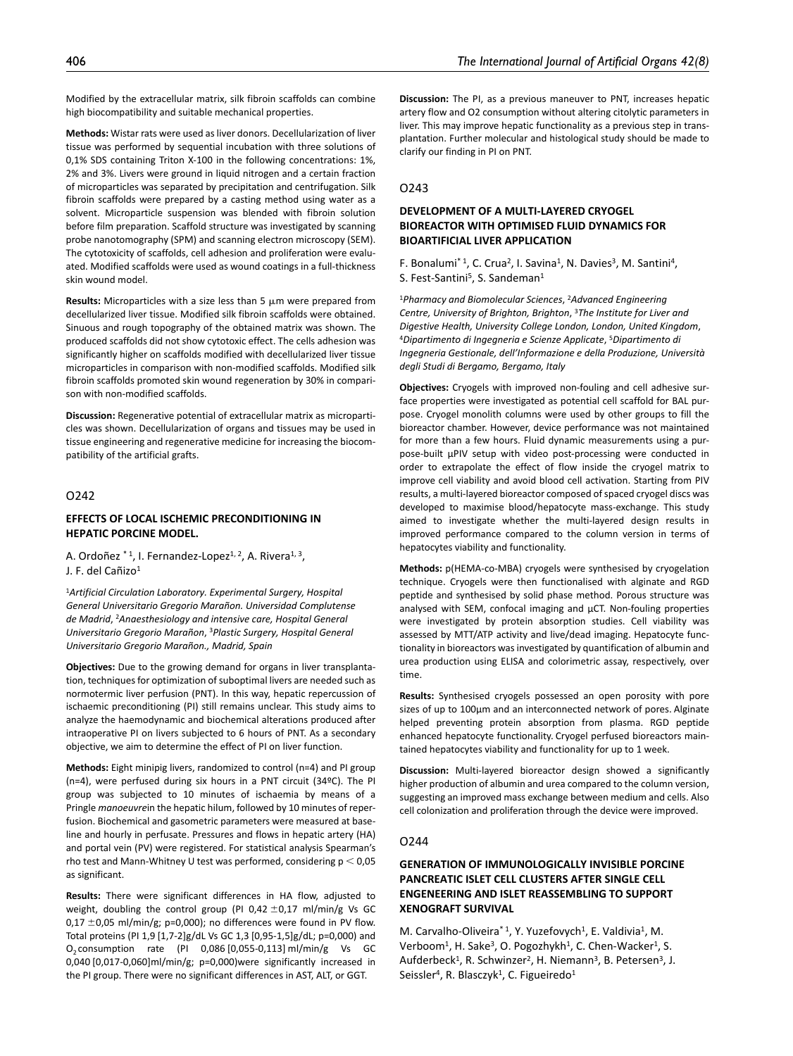Modified by the extracellular matrix, silk fibroin scaffolds can combine high biocompatibility and suitable mechanical properties.

**Methods:** Wistar rats were used as liver donors. Decellularization of liver tissue was performed by sequential incubation with three solutions of 0,1% SDS containing Triton X-100 in the following concentrations: 1%, 2% and 3%. Livers were ground in liquid nitrogen and a certain fraction of microparticles was separated by precipitation and centrifugation. Silk fibroin scaffolds were prepared by a casting method using water as a solvent. Microparticle suspension was blended with fibroin solution before film preparation. Scaffold structure was investigated by scanning probe nanotomography (SPM) and scanning electron microscopy (SEM). The cytotoxicity of scaffolds, cell adhesion and proliferation were evaluated. Modified scaffolds were used as wound coatings in a full-thickness skin wound model.

**Results:** Microparticles with a size less than 5 μm were prepared from decellularized liver tissue. Modified silk fibroin scaffolds were obtained. Sinuous and rough topography of the obtained matrix was shown. The produced scaffolds did not show cytotoxic effect. The cells adhesion was significantly higher on scaffolds modified with decellularized liver tissue microparticles in comparison with non-modified scaffolds. Modified silk fibroin scaffolds promoted skin wound regeneration by 30% in comparison with non-modified scaffolds.

**Discussion:** Regenerative potential of extracellular matrix as microparticles was shown. Decellularization of organs and tissues may be used in tissue engineering and regenerative medicine for increasing the biocompatibility of the artificial grafts.

## O242

### EFFECTS OF LOCAL ISCHEMIC PRECONDITIONING IN HEPATIC PORCINE MODEL.

A. Ordoñez *[1], I. Fernandez-Lopez[1,2], A. Rivera[1,3], J. F. del Cañizo[1]

[1]*Artificial Circulation Laboratory. Experimental Surgery, Hospital General Universitario Gregorio Marañon. Universidad Complutense de Madrid*, [2]*Anaesthesiology and intensive care, Hospital General Universitario Gregorio Marañon*, [3]*Plastic Surgery, Hospital General Universitario Gregorio Marañon., Madrid, Spain*

**Objectives:** Due to the growing demand for organs in liver transplantation, techniques for optimization of suboptimal livers are needed such as normotermic liver perfusion (PNT). In this way, hepatic repercussion of ischaemic preconditioning (PI) still remains unclear. This study aims to analyze the haemodynamic and biochemical alterations produced after intraoperative PI on livers subjected to 6 hours of PNT. As a secondary objective, we aim to determine the effect of PI on liver function.

**Methods:** Eight minipig livers, randomized to control (n=4) and PI group (n=4), were perfused during six hours in a PNT circuit (34ºC). The PI group was subjected to 10 minutes of ischaemia by means of a Pringle *manoeuvre*in the hepatic hilum, followed by 10 minutes of reperfusion. Biochemical and gasometric parameters were measured at baseline and hourly in perfusate. Pressures and flows in hepatic artery (HA) and portal vein (PV) were registered. For statistical analysis Spearman's rho test and Mann-Whitney U test was performed, considering $p < 0,05$ as significant.

**Results:** There were significant differences in HA flow, adjusted to weight, doubling the control group (PI 0,42 ±0,17 ml/min/g Vs GC 0,17 ±0,05 ml/min/g; p=0,000); no differences were found in PV flow. Total proteins (PI 1,9 [1,7-2]g/dL Vs GC 1,3 [0,95-1,5]g/dL; p=0,000) and $O_2$ consumption rate (PI 0,086 [0,055-0,113] ml/min/g Vs GC 0,040 [0,017-0,060]ml/min/g; p=0,000)were significantly increased in the PI group. There were no significant differences in AST, ALT, or GGT.

**Discussion:** The PI, as a previous maneuver to PNT, increases hepatic artery flow and O2 consumption without altering citolytic parameters in liver. This may improve hepatic functionality as a previous step in transplantation. Further molecular and histological study should be made to clarify our finding in PI on PNT.

## O243

### DEVELOPMENT OF A MULTI-LAYERED CRYOGEL BIOREACTOR WITH OPTIMISED FLUID DYNAMICS FOR BIOARTIFICIAL LIVER APPLICATION

F. Bonalumi*[1], C. Crua[2], I. Savina[1], N. Davies[3], M. Santini[4], S. Fest-Santini[5], S. Sandeman[1]

[1]*Pharmacy and Biomolecular Sciences*, [2]*Advanced Engineering Centre, University of Brighton, Brighton*, [3]*The Institute for Liver and Digestive Health, University College London, London, United Kingdom*, [4]*Dipartimento di Ingegneria e Scienze Applicate*, [5]*Dipartimento di Ingegneria Gestionale, dell'Informazione e della Produzione, Università degli Studi di Bergamo, Bergamo, Italy*

**Objectives:** Cryogels with improved non-fouling and cell adhesive surface properties were investigated as potential cell scaffold for BAL purpose. Cryogel monolith columns were used by other groups to fill the bioreactor chamber. However, device performance was not maintained for more than a few hours. Fluid dynamic measurements using a purpose-built μPIV setup with video post-processing were conducted in order to extrapolate the effect of flow inside the cryogel matrix to improve cell viability and avoid blood cell activation. Starting from PIV results, a multi-layered bioreactor composed of spaced cryogel discs was developed to maximise blood/hepatocyte mass-exchange. This study aimed to investigate whether the multi-layered design results in improved performance compared to the column version in terms of hepatocytes viability and functionality.

**Methods:** p(HEMA-co-MBA) cryogels were synthesised by cryogelation technique. Cryogels were then functionalised with alginate and RGD peptide and synthesised by solid phase method. Porous structure was analysed with SEM, confocal imaging and μCT. Non-fouling properties were investigated by protein absorption studies. Cell viability was assessed by MTT/ATP activity and live/dead imaging. Hepatocyte functionality in bioreactors was investigated by quantification of albumin and urea production using ELISA and colorimetric assay, respectively, over time.

**Results:** Synthesised cryogels possessed an open porosity with pore sizes of up to 100μm and an interconnected network of pores. Alginate helped preventing protein absorption from plasma. RGD peptide enhanced hepatocyte functionality. Cryogel perfused bioreactors maintained hepatocytes viability and functionality for up to 1 week.

**Discussion:** Multi-layered bioreactor design showed a significantly higher production of albumin and urea compared to the column version, suggesting an improved mass exchange between medium and cells. Also cell colonization and proliferation through the device were improved.

## O244

### GENERATION OF IMMUNOLOGICALLY INVISIBLE PORCINE PANCREATIC ISLET CELL CLUSTERS AFTER SINGLE CELL ENGENEERING AND ISLET REASSEMBLING TO SUPPORT XENOGRAFT SURVIVAL

M. Carvalho-Oliveira*[1], Y. Yuzefovych[1], E. Valdivia[1], M. Verboom[1], H. Sake[3], O. Pogozhykh[1], C. Chen-Wacker[1], S. Aufderbeck[1], R. Schwinzer[2], H. Niemann[3], B. Petersen[3], J. Seissler[4], R. Blasczyk[1], C. Figueiredo[1]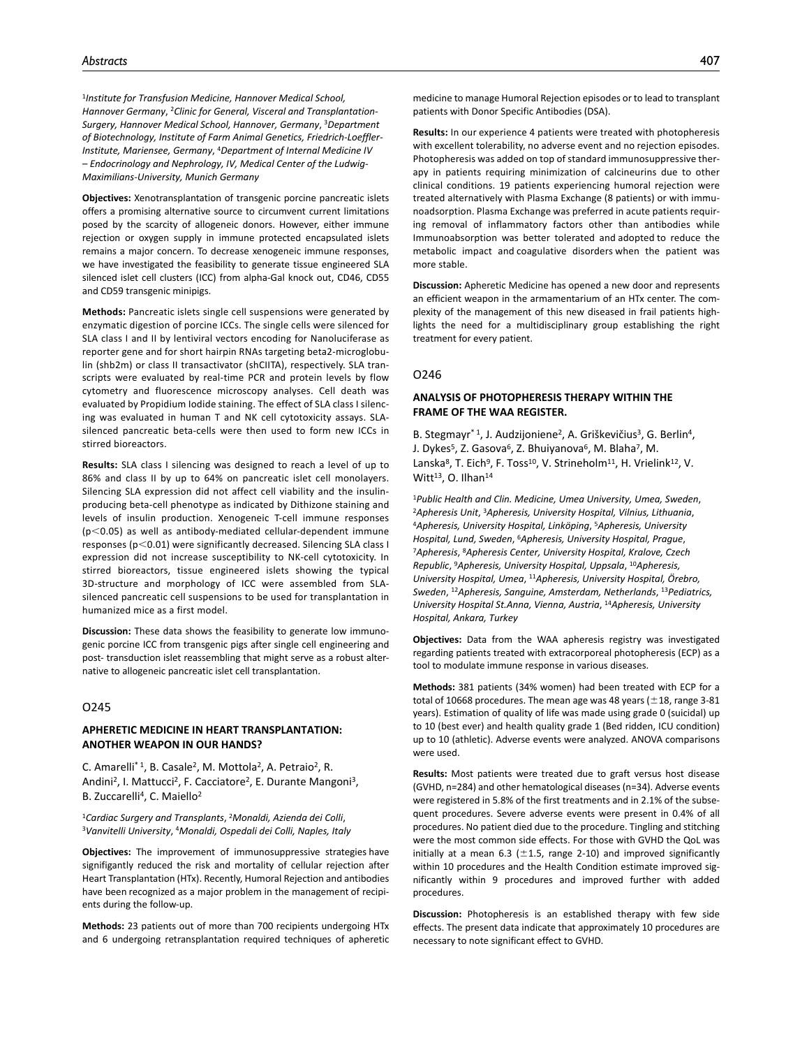[1]*Institute for Transfusion Medicine, Hannover Medical School, Hannover Germany*, [2]*Clinic for General, Visceral and Transplantation-Surgery, Hannover Medical School, Hannover, Germany*, [3]*Department of Biotechnology, Institute of Farm Animal Genetics, Friedrich-Loeffler-Institute, Mariensee, Germany*, [4]*Department of Internal Medicine IV – Endocrinology and Nephrology, IV, Medical Center of the Ludwig-Maximilians-University, Munich Germany*

**Objectives:** Xenotransplantation of transgenic porcine pancreatic islets offers a promising alternative source to circumvent current limitations posed by the scarcity of allogeneic donors. However, either immune rejection or oxygen supply in immune protected encapsulated islets remains a major concern. To decrease xenogeneic immune responses, we have investigated the feasibility to generate tissue engineered SLA silenced islet cell clusters (ICC) from alpha-Gal knock out, CD46, CD55 and CD59 transgenic minipigs.

**Methods:** Pancreatic islets single cell suspensions were generated by enzymatic digestion of porcine ICCs. The single cells were silenced for SLA class I and II by lentiviral vectors encoding for Nanoluciferase as reporter gene and for short hairpin RNAs targeting beta2-microglobulin (shb2m) or class II transactivator (shCIITA), respectively. SLA transcripts were evaluated by real-time PCR and protein levels by flow cytometry and fluorescence microscopy analyses. Cell death was evaluated by Propidium Iodide staining. The effect of SLA class I silencing was evaluated in human T and NK cell cytotoxicity assays. SLA-silenced pancreatic beta-cells were then used to form new ICCs in stirred bioreactors.

**Results:** SLA class I silencing was designed to reach a level of up to 86% and class II by up to 64% on pancreatic islet cell monolayers. Silencing SLA expression did not affect cell viability and the insulin-producing beta-cell phenotype as indicated by Dithizone staining and levels of insulin production. Xenogeneic T-cell immune responses ($p<0.05$) as well as antibody-mediated cellular-dependent immune responses ($p<0.01$) were significantly decreased. Silencing SLA class I expression did not increase susceptibility to NK-cell cytotoxicity. In stirred bioreactors, tissue engineered islets showing the typical 3D-structure and morphology of ICC were assembled from SLA-silenced pancreatic cell suspensions to be used for transplantation in humanized mice as a first model.

**Discussion:** These data shows the feasibility to generate low immunogenic porcine ICC from transgenic pigs after single cell engineering and post- transduction islet reassembling that might serve as a robust alternative to allogeneic pancreatic islet cell transplantation.

## O245

### APHERETIC MEDICINE IN HEART TRANSPLANTATION: ANOTHER WEAPON IN OUR HANDS?

C. Amarelli*[1], B. Casale[2], M. Mottola[2], A. Petraio[2], R. Andini[2], I. Mattucci[2], F. Cacciatore[2], E. Durante Mangoni[3], B. Zuccarelli[4], C. Maiello[2]

[1]*Cardiac Surgery and Transplants*, [2]*Monaldi, Azienda dei Colli*, [3]*Vanvitelli University*, [4]*Monaldi, Ospedali dei Colli, Naples, Italy*

**Objectives:** The improvement of immunosuppressive strategies have signifigantly reduced the risk and mortality of cellular rejection after Heart Transplantation (HTx). Recently, Humoral Rejection and antibodies have been recognized as a major problem in the management of recipients during the follow-up.

**Methods:** 23 patients out of more than 700 recipients undergoing HTx and 6 undergoing retransplantation required techniques of apheretic medicine to manage Humoral Rejection episodes or to lead to transplant patients with Donor Specific Antibodies (DSA).

**Results:** In our experience 4 patients were treated with photopheresis with excellent tolerability, no adverse event and no rejection episodes. Photopheresis was added on top of standard immunosuppressive therapy in patients requiring minimization of calcineurins due to other clinical conditions. 19 patients experiencing humoral rejection were treated alternatively with Plasma Exchange (8 patients) or with immunoadsorption. Plasma Exchange was preferred in acute patients requiring removal of inflammatory factors other than antibodies while Immunoabsorption was better tolerated and adopted to reduce the metabolic impact and coagulative disorders when the patient was more stable.

**Discussion:** Apheretic Medicine has opened a new door and represents an efficient weapon in the armamentarium of an HTx center. The complexity of the management of this new diseased in frail patients highlights the need for a multidisciplinary group establishing the right treatment for every patient.

## O246

### ANALYSIS OF PHOTOPHERESIS THERAPY WITHIN THE FRAME OF THE WAA REGISTER.

B. Stegmayr*[1], J. Audzijoniene[2], A. Griškevičius[3], G. Berlin[4], J. Dykes[5], Z. Gasova[6], Z. Bhuiyanova[6], M. Blaha[7], M. Lanska[8], T. Eich[9], F. Toss[10], V. Strineholm[11], H. Vrielink[12], V. Witt[13], O. Ilhan[14]

[1]*Public Health and Clin. Medicine, Umea University, Umea, Sweden*, [2]*Apheresis Unit*, [3]*Apheresis, University Hospital, Vilnius, Lithuania*, [4]*Apheresis, University Hospital, Linköping*, [5]*Apheresis, University Hospital, Lund, Sweden*, [6]*Apheresis, University Hospital, Prague*, [7]*Apheresis*, [8]*Apheresis Center, University Hospital, Kralove, Czech Republic*, [9]*Apheresis, University Hospital, Uppsala*, [10]*Apheresis, University Hospital, Umea*, [11]*Apheresis, University Hospital, Örebro, Sweden*, [12]*Apheresis, Sanguine, Amsterdam, Netherlands*, [13]*Pediatrics, University Hospital St.Anna, Vienna, Austria*, [14]*Apheresis, University Hospital, Ankara, Turkey*

**Objectives:** Data from the WAA apheresis registry was investigated regarding patients treated with extracorporeal photopheresis (ECP) as a tool to modulate immune response in various diseases.

**Methods:** 381 patients (34% women) had been treated with ECP for a total of 10668 procedures. The mean age was 48 years ($\pm$18, range 3-81 years). Estimation of quality of life was made using grade 0 (suicidal) up to 10 (best ever) and health quality grade 1 (Bed ridden, ICU condition) up to 10 (athletic). Adverse events were analyzed. ANOVA comparisons were used.

**Results:** Most patients were treated due to graft versus host disease (GVHD, n=284) and other hematological diseases (n=34). Adverse events were registered in 5.8% of the first treatments and in 2.1% of the subsequent procedures. Severe adverse events were present in 0.4% of all procedures. No patient died due to the procedure. Tingling and stitching were the most common side effects. For those with GVHD the QoL was initially at a mean 6.3 ($\pm$1.5, range 2-10) and improved significantly within 10 procedures and the Health Condition estimate improved significantly within 9 procedures and improved further with added procedures.

**Discussion:** Photopheresis is an established therapy with few side effects. The present data indicate that approximately 10 procedures are necessary to note significant effect to GVHD.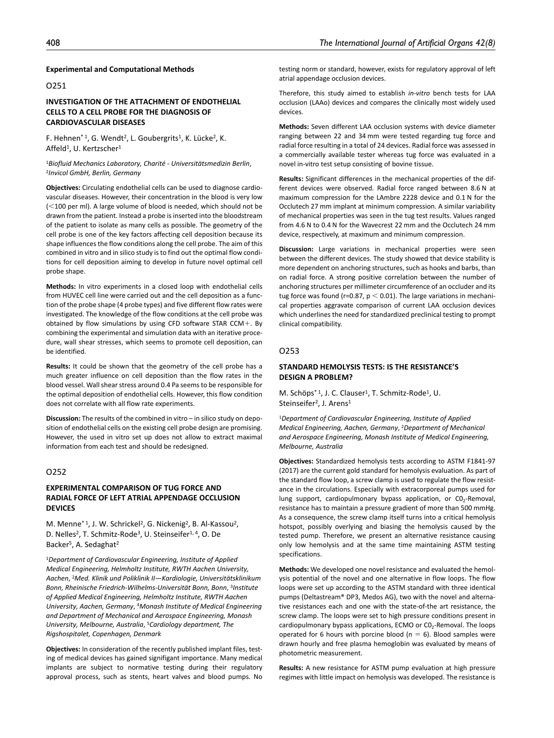**Experimental and Computational Methods**

O251

### INVESTIGATION OF THE ATTACHMENT OF ENDOTHELIAL CELLS TO A CELL PROBE FOR THE DIAGNOSIS OF CARDIOVASCULAR DISEASES

F. Hehnen*[1], G. Wendt[2], L. Goubergrits[1], K. Lücke[2], K. Affeld[1], U. Kertzscher[1]

[1]*Biofluid Mechanics Laboratory, Charité - Universitätsmedizin Berlin*, [2]*Invicol GmbH, Berlin, Germany*

**Objectives:** Circulating endothelial cells can be used to diagnose cardiovascular diseases. However, their concentration in the blood is very low (<100 per ml). A large volume of blood is needed, which should not be drawn from the patient. Instead a probe is inserted into the bloodstream of the patient to isolate as many cells as possible. The geometry of the cell probe is one of the key factors affecting cell deposition because its shape influences the flow conditions along the cell probe. The aim of this combined in vitro and in silico study is to find out the optimal flow conditions for cell deposition aiming to develop in future novel optimal cell probe shape.

**Methods:** In vitro experiments in a closed loop with endothelial cells from HUVEC cell line were carried out and the cell deposition as a function of the probe shape (4 probe types) and five different flow rates were investigated. The knowledge of the flow conditions at the cell probe was obtained by flow simulations by using CFD software STAR CCM+. By combining the experimental and simulation data with an iterative procedure, wall shear stresses, which seems to promote cell deposition, can be identified.

**Results:** It could be shown that the geometry of the cell probe has a much greater influence on cell deposition than the flow rates in the blood vessel. Wall shear stress around 0.4 Pa seems to be responsible for the optimal deposition of endothelial cells. However, this flow condition does not correlate with all flow rate experiments.

**Discussion:** The results of the combined in vitro – in silico study on deposition of endothelial cells on the existing cell probe design are promising. However, the used in vitro set up does not allow to extract maximal information from each test and should be redesigned.

O252

### EXPERIMENTAL COMPARISON OF TUG FORCE AND RADIAL FORCE OF LEFT ATRIAL APPENDAGE OCCLUSION DEVICES

M. Menne*[1], J. W. Schrickel[2], G. Nickenig[2], B. Al-Kassou[2], D. Nelles[2], T. Schmitz-Rode[3], U. Steinseifer[1,4], O. De Backer[5], A. Sedaghat[2]

[1]*Department of Cardiovascular Engineering, Institute of Applied Medical Engineering, Helmholtz Institute, RWTH Aachen University, Aachen*, [2]*Med. Klinik und Poliklinik II—Kardiologie, Universitätsklinikum Bonn, Rheinische Friedrich-Wilhelms-Universität Bonn, Bonn*, [3]*Institute of Applied Medical Engineering, Helmholtz Institute, RWTH Aachen University, Aachen, Germany*, [4]*Monash Institute of Medical Engineering and Department of Mechanical and Aerospace Engineering, Monash University, Melbourne, Australia*, [5]*Cardiology department, The Rigshospitalet, Copenhagen, Denmark*

**Objectives:** In consideration of the recently published implant files, testing of medical devices has gained signifigant importance. Many medical implants are subject to normative testing during their regulatory approval process, such as stents, heart valves and blood pumps. No testing norm or standard, however, exists for regulatory approval of left atrial appendage occlusion devices.

Therefore, this study aimed to establish *in-vitro* bench tests for LAA occlusion (LAAo) devices and compares the clinically most widely used devices.

**Methods:** Seven different LAA occlusion systems with device diameter ranging between 22 and 34 mm were tested regarding tug force and radial force resulting in a total of 24 devices. Radial force was assessed in a commercially available tester whereas tug force was evaluated in a novel in-vitro test setup consisting of bovine tissue.

**Results:** Significant differences in the mechanical properties of the different devices were observed. Radial force ranged between 8.6 N at maximum compression for the LAmbre 2228 device and 0.1 N for the Occlutech 27 mm implant at minimum compression. A similar variability of mechanical properties was seen in the tug test results. Values ranged from 4.6 N to 0.4 N for the Wavecrest 22 mm and the Occlutech 24 mm device, respectively, at maximum and minimum compression.

**Discussion:** Large variations in mechanical properties were seen between the different devices. The study showed that device stability is more dependent on anchoring structures, such as hooks and barbs, than on radial force. A strong positive correlation between the number of anchoring structures per millimeter circumference of an occluder and its tug force was found ($r=0.87$, $p < 0.01$). The large variations in mechanical properties aggravate comparison of current LAA occlusion devices which underlines the need for standardized preclinical testing to prompt clinical compatibility.

O253

### STANDARD HEMOLYSIS TESTS: IS THE RESISTANCE'S DESIGN A PROBLEM?

M. Schöps*[1], J. C. Clauser[1], T. Schmitz-Rode[1], U. Steinseifer[2], J. Arens[1]

[1]*Department of Cardiovascular Engineering, Institute of Applied Medical Engineering, Aachen, Germany*, [2]*Department of Mechanical and Aerospace Engineering, Monash Institute of Medical Engineering, Melbourne, Australia*

**Objectives:** Standardized hemolysis tests according to ASTM F1841-97 (2017) are the current gold standard for hemolysis evaluation. As part of the standard flow loop, a screw clamp is used to regulate the flow resistance in the circulations. Especially with extracorporeal pumps used for lung support, cardiopulmonary bypass application, or $C0_2$-Removal, resistance has to maintain a pressure gradient of more than 500 mmHg. As a consequence, the screw clamp itself turns into a critical hemolysis hotspot, possibly overlying and biasing the hemolysis caused by the tested pump. Therefore, we present an alternative resistance causing only low hemolysis and at the same time maintaining ASTM testing specifications.

**Methods:** We developed one novel resistance and evaluated the hemolysis potential of the novel and one alternative in flow loops. The flow loops were set up according to the ASTM standard with three identical pumps (Deltastream® DP3, Medos AG), two with the novel and alternative resistances each and one with the state-of-the art resistance, the screw clamp. The loops were set to high pressure conditions present in cardiopulmonary bypass applications, ECMO or $C0_2$-Removal. The loops operated for 6 hours with porcine blood ($n = 6$). Blood samples were drawn hourly and free plasma hemoglobin was evaluated by means of photometric measurement.

**Results:** A new resistance for ASTM pump evaluation at high pressure regimes with little impact on hemolysis was developed. The resistance is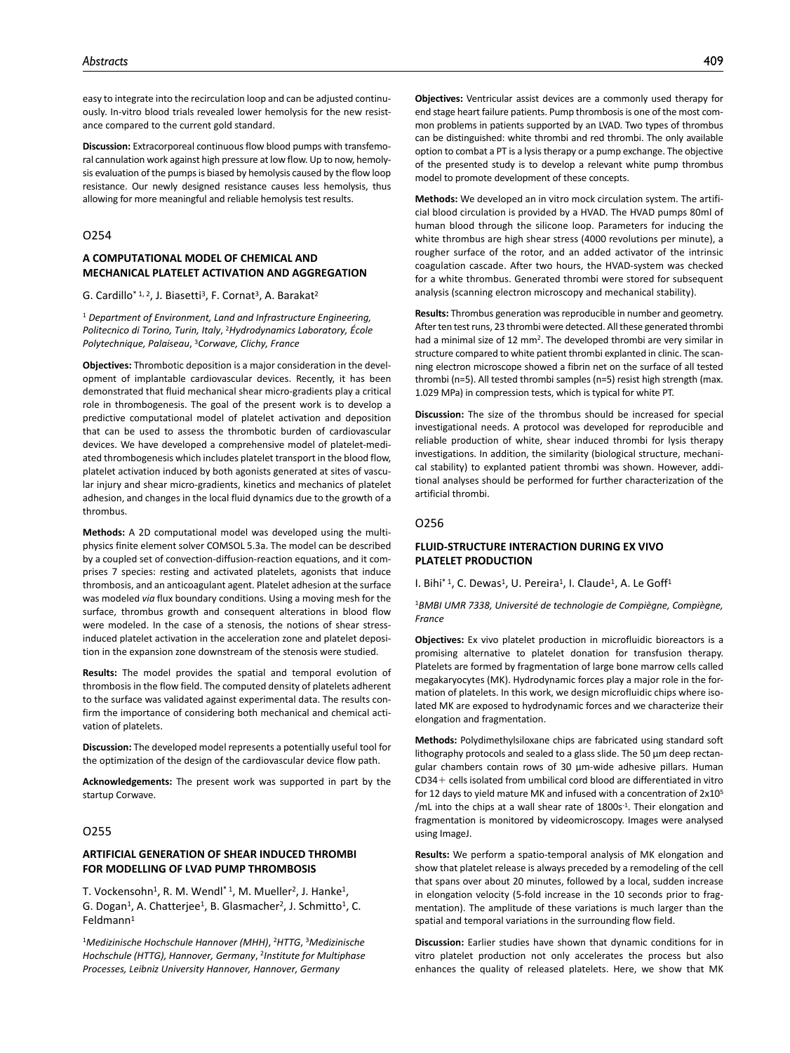easy to integrate into the recirculation loop and can be adjusted continuously. In-vitro blood trials revealed lower hemolysis for the new resistance compared to the current gold standard.

**Discussion:** Extracorporeal continuous flow blood pumps with transfemoral cannulation work against high pressure at low flow. Up to now, hemolysis evaluation of the pumps is biased by hemolysis caused by the flow loop resistance. Our newly designed resistance causes less hemolysis, thus allowing for more meaningful and reliable hemolysis test results.

## O254

### A COMPUTATIONAL MODEL OF CHEMICAL AND MECHANICAL PLATELET ACTIVATION AND AGGREGATION

G. Cardillo*[1,2], J. Biasetti[3], F. Cornat[3], A. Barakat[2]

[1] *Department of Environment, Land and Infrastructure Engineering, Politecnico di Torino, Turin, Italy*, [2]*Hydrodynamics Laboratory, École Polytechnique, Palaiseau*, [3]*Corwave, Clichy, France*

**Objectives:** Thrombotic deposition is a major consideration in the development of implantable cardiovascular devices. Recently, it has been demonstrated that fluid mechanical shear micro-gradients play a critical role in thrombogenesis. The goal of the present work is to develop a predictive computational model of platelet activation and deposition that can be used to assess the thrombotic burden of cardiovascular devices. We have developed a comprehensive model of platelet-mediated thrombogenesis which includes platelet transport in the blood flow, platelet activation induced by both agonists generated at sites of vascular injury and shear micro-gradients, kinetics and mechanics of platelet adhesion, and changes in the local fluid dynamics due to the growth of a thrombus.

**Methods:** A 2D computational model was developed using the multiphysics finite element solver COMSOL 5.3a. The model can be described by a coupled set of convection-diffusion-reaction equations, and it comprises 7 species: resting and activated platelets, agonists that induce thrombosis, and an anticoagulant agent. Platelet adhesion at the surface was modeled *via* flux boundary conditions. Using a moving mesh for the surface, thrombus growth and consequent alterations in blood flow were modeled. In the case of a stenosis, the notions of shear stress-induced platelet activation in the acceleration zone and platelet deposition in the expansion zone downstream of the stenosis were studied.

**Results:** The model provides the spatial and temporal evolution of thrombosis in the flow field. The computed density of platelets adherent to the surface was validated against experimental data. The results confirm the importance of considering both mechanical and chemical activation of platelets.

**Discussion:** The developed model represents a potentially useful tool for the optimization of the design of the cardiovascular device flow path.

**Acknowledgements:** The present work was supported in part by the startup Corwave.

## O255

### ARTIFICIAL GENERATION OF SHEAR INDUCED THROMBI FOR MODELLING OF LVAD PUMP THROMBOSIS

T. Vockensohn[1], R. M. Wendl*[1], M. Mueller[2], J. Hanke[1], G. Dogan[1], A. Chatterjee[1], B. Glasmacher[2], J. Schmitto[1], C. Feldmann[1]

[1]*Medizinische Hochschule Hannover (MHH)*, [2]*HTTG*, [3]*Medizinische Hochschule (HTTG), Hannover, Germany*, [2]*Institute for Multiphase Processes, Leibniz University Hannover, Hannover, Germany*

**Objectives:** Ventricular assist devices are a commonly used therapy for end stage heart failure patients. Pump thrombosis is one of the most common problems in patients supported by an LVAD. Two types of thrombus can be distinguished: white thrombi and red thrombi. The only available option to combat a PT is a lysis therapy or a pump exchange. The objective of the presented study is to develop a relevant white pump thrombus model to promote development of these concepts.

**Methods:** We developed an in vitro mock circulation system. The artificial blood circulation is provided by a HVAD. The HVAD pumps 80ml of human blood through the silicone loop. Parameters for inducing the white thrombus are high shear stress (4000 revolutions per minute), a rougher surface of the rotor, and an added activator of the intrinsic coagulation cascade. After two hours, the HVAD-system was checked for a white thrombus. Generated thrombi were stored for subsequent analysis (scanning electron microscopy and mechanical stability).

**Results:** Thrombus generation was reproducible in number and geometry. After ten test runs, 23 thrombi were detected. All these generated thrombi had a minimal size of 12 mm$^2$. The developed thrombi are very similar in structure compared to white patient thrombi explanted in clinic. The scanning electron microscope showed a fibrin net on the surface of all tested thrombi (n=5). All tested thrombi samples (n=5) resist high strength (max. 1.029 MPa) in compression tests, which is typical for white PT.

**Discussion:** The size of the thrombus should be increased for special investigational needs. A protocol was developed for reproducible and reliable production of white, shear induced thrombi for lysis therapy investigations. In addition, the similarity (biological structure, mechanical stability) to explanted patient thrombi was shown. However, additional analyses should be performed for further characterization of the artificial thrombi.

## O256

### FLUID-STRUCTURE INTERACTION DURING EX VIVO PLATELET PRODUCTION

I. Bihi*[1], C. Dewas[1], U. Pereira[1], I. Claude[1], A. Le Goff[1]

[1]*BMBI UMR 7338, Université de technologie de Compiègne, Compiègne, France*

**Objectives:** Ex vivo platelet production in microfluidic bioreactors is a promising alternative to platelet donation for transfusion therapy. Platelets are formed by fragmentation of large bone marrow cells called megakaryocytes (MK). Hydrodynamic forces play a major role in the formation of platelets. In this work, we design microfluidic chips where isolated MK are exposed to hydrodynamic forces and we characterize their elongation and fragmentation.

**Methods:** Polydimethylsiloxane chips are fabricated using standard soft lithography protocols and sealed to a glass slide. The 50 µm deep rectangular chambers contain rows of 30 µm-wide adhesive pillars. Human CD34+ cells isolated from umbilical cord blood are differentiated in vitro for 12 days to yield mature MK and infused with a concentration of $2x10^5$ /mL into the chips at a wall shear rate of 1800$s^{-1}$. Their elongation and fragmentation is monitored by videomicroscopy. Images were analysed using ImageJ.

**Results:** We perform a spatio-temporal analysis of MK elongation and show that platelet release is always preceded by a remodeling of the cell that spans over about 20 minutes, followed by a local, sudden increase in elongation velocity (5-fold increase in the 10 seconds prior to fragmentation). The amplitude of these variations is much larger than the spatial and temporal variations in the surrounding flow field.

**Discussion:** Earlier studies have shown that dynamic conditions for in vitro platelet production not only accelerates the process but also enhances the quality of released platelets. Here, we show that MK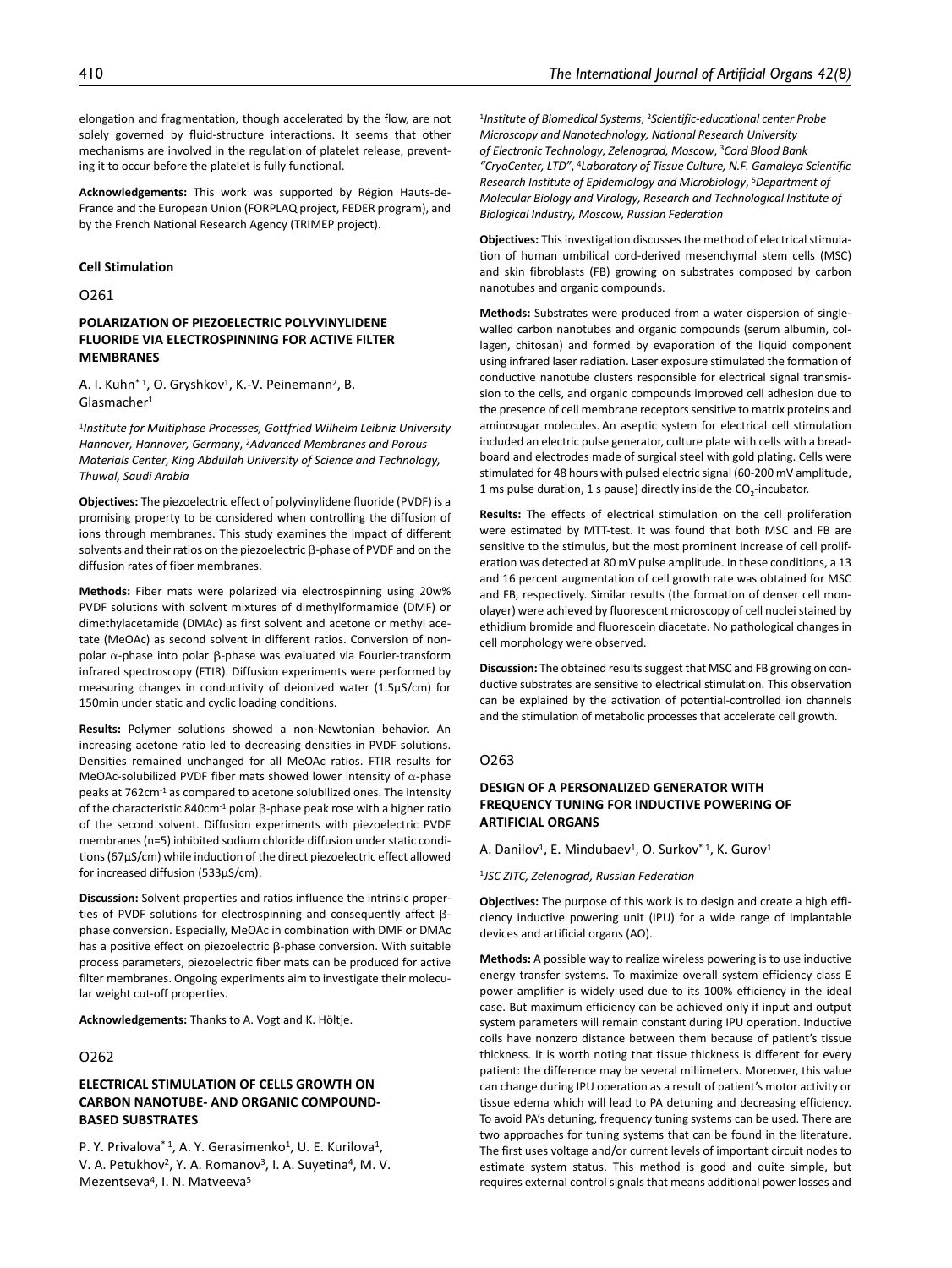elongation and fragmentation, though accelerated by the flow, are not solely governed by fluid-structure interactions. It seems that other mechanisms are involved in the regulation of platelet release, preventing it to occur before the platelet is fully functional.

**Acknowledgements:** This work was supported by Région Hauts-de-France and the European Union (FORPLAQ project, FEDER program), and by the French National Research Agency (TRIMEP project).

## Cell Stimulation

### O261

### POLARIZATION OF PIEZOELECTRIC POLYVINYLIDENE FLUORIDE VIA ELECTROSPINNING FOR ACTIVE FILTER MEMBRANES

A. I. Kuhn* [1], O. Gryshkov[1], K.-V. Peinemann[2], B. Glasmacher[1]

[1]*Institute for Multiphase Processes, Gottfried Wilhelm Leibniz University Hannover, Hannover, Germany*, [2]*Advanced Membranes and Porous Materials Center, King Abdullah University of Science and Technology, Thuwal, Saudi Arabia*

**Objectives:** The piezoelectric effect of polyvinylidene fluoride (PVDF) is a promising property to be considered when controlling the diffusion of ions through membranes. This study examines the impact of different solvents and their ratios on the piezoelectric β-phase of PVDF and on the diffusion rates of fiber membranes.

**Methods:** Fiber mats were polarized via electrospinning using 20w% PVDF solutions with solvent mixtures of dimethylformamide (DMF) or dimethylacetamide (DMAc) as first solvent and acetone or methyl acetate (MeOAc) as second solvent in different ratios. Conversion of non-polar α-phase into polar β-phase was evaluated via Fourier-transform infrared spectroscopy (FTIR). Diffusion experiments were performed by measuring changes in conductivity of deionized water (1.5µS/cm) for 150min under static and cyclic loading conditions.

**Results:** Polymer solutions showed a non-Newtonian behavior. An increasing acetone ratio led to decreasing densities in PVDF solutions. Densities remained unchanged for all MeOAc ratios. FTIR results for MeOAc-solubilized PVDF fiber mats showed lower intensity of α-phase peaks at 762cm$^{-1}$ as compared to acetone solubilized ones. The intensity of the characteristic 840cm$^{-1}$ polar β-phase peak rose with a higher ratio of the second solvent. Diffusion experiments with piezoelectric PVDF membranes (n=5) inhibited sodium chloride diffusion under static conditions (67µS/cm) while induction of the direct piezoelectric effect allowed for increased diffusion (533µS/cm).

**Discussion:** Solvent properties and ratios influence the intrinsic properties of PVDF solutions for electrospinning and consequently affect β-phase conversion. Especially, MeOAc in combination with DMF or DMAc has a positive effect on piezoelectric β-phase conversion. With suitable process parameters, piezoelectric fiber mats can be produced for active filter membranes. Ongoing experiments aim to investigate their molecular weight cut-off properties.

**Acknowledgements:** Thanks to A. Vogt and K. Höltje.

### O262

### ELECTRICAL STIMULATION OF CELLS GROWTH ON CARBON NANOTUBE- AND ORGANIC COMPOUND-BASED SUBSTRATES

P. Y. Privalova* [1], A. Y. Gerasimenko[1], U. E. Kurilova[1], V. A. Petukhov[2], Y. A. Romanov[3], I. A. Suyetina[4], M. V. Mezentseva[4], I. N. Matveeva[5]

[1]*Institute of Biomedical Systems*, [2]*Scientific-educational center Probe Microscopy and Nanotechnology, National Research University of Electronic Technology, Zelenograd, Moscow*, [3]*Cord Blood Bank "CryoCenter, LTD"*, [4]*Laboratory of Tissue Culture, N.F. Gamaleya Scientific Research Institute of Epidemiology and Microbiology*, [5]*Department of Molecular Biology and Virology, Research and Technological Institute of Biological Industry, Moscow, Russian Federation*

**Objectives:** This investigation discusses the method of electrical stimulation of human umbilical cord-derived mesenchymal stem cells (MSC) and skin fibroblasts (FB) growing on substrates composed by carbon nanotubes and organic compounds.

**Methods:** Substrates were produced from a water dispersion of single-walled carbon nanotubes and organic compounds (serum albumin, collagen, chitosan) and formed by evaporation of the liquid component using infrared laser radiation. Laser exposure stimulated the formation of conductive nanotube clusters responsible for electrical signal transmission to the cells, and organic compounds improved cell adhesion due to the presence of cell membrane receptors sensitive to matrix proteins and aminosugar molecules. An aseptic system for electrical cell stimulation included an electric pulse generator, culture plate with cells with a breadboard and electrodes made of surgical steel with gold plating. Cells were stimulated for 48 hours with pulsed electric signal (60-200 mV amplitude, 1 ms pulse duration, 1 s pause) directly inside the $CO_2$-incubator.

**Results:** The effects of electrical stimulation on the cell proliferation were estimated by MTT-test. It was found that both MSC and FB are sensitive to the stimulus, but the most prominent increase of cell proliferation was detected at 80 mV pulse amplitude. In these conditions, a 13 and 16 percent augmentation of cell growth rate was obtained for MSC and FB, respectively. Similar results (the formation of denser cell monolayer) were achieved by fluorescent microscopy of cell nuclei stained by ethidium bromide and fluorescein diacetate. No pathological changes in cell morphology were observed.

**Discussion:** The obtained results suggest that MSC and FB growing on conductive substrates are sensitive to electrical stimulation. This observation can be explained by the activation of potential-controlled ion channels and the stimulation of metabolic processes that accelerate cell growth.

### O263

### DESIGN OF A PERSONALIZED GENERATOR WITH FREQUENCY TUNING FOR INDUCTIVE POWERING OF ARTIFICIAL ORGANS

A. Danilov[1], E. Mindubaev[1], O. Surkov* [1], K. Gurov[1]

[1]*JSC ZITC, Zelenograd, Russian Federation*

**Objectives:** The purpose of this work is to design and create a high efficiency inductive powering unit (IPU) for a wide range of implantable devices and artificial organs (AO).

**Methods:** A possible way to realize wireless powering is to use inductive energy transfer systems. To maximize overall system efficiency class E power amplifier is widely used due to its 100% efficiency in the ideal case. But maximum efficiency can be achieved only if input and output system parameters will remain constant during IPU operation. Inductive coils have nonzero distance between them because of patient's tissue thickness. It is worth noting that tissue thickness is different for every patient: the difference may be several millimeters. Moreover, this value can change during IPU operation as a result of patient's motor activity or tissue edema which will lead to PA detuning and decreasing efficiency. To avoid PA's detuning, frequency tuning systems can be used. There are two approaches for tuning systems that can be found in the literature. The first uses voltage and/or current levels of important circuit nodes to estimate system status. This method is good and quite simple, but requires external control signals that means additional power losses and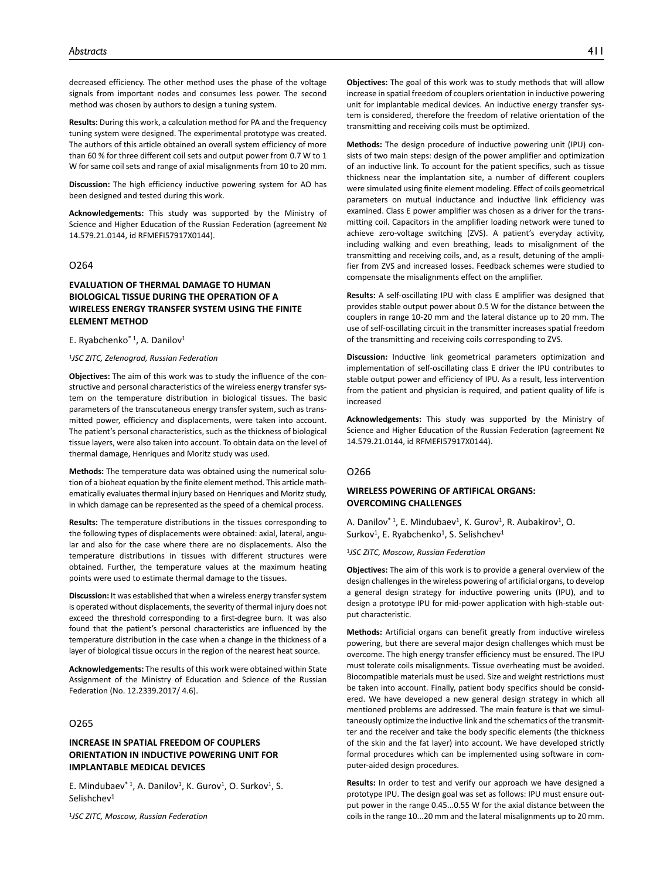decreased efficiency. The other method uses the phase of the voltage signals from important nodes and consumes less power. The second method was chosen by authors to design a tuning system.

**Results:** During this work, a calculation method for PA and the frequency tuning system were designed. The experimental prototype was created. The authors of this article obtained an overall system efficiency of more than 60 % for three different coil sets and output power from 0.7 W to 1 W for same coil sets and range of axial misalignments from 10 to 20 mm.

**Discussion:** The high efficiency inductive powering system for AO has been designed and tested during this work.

**Acknowledgements:** This study was supported by the Ministry of Science and Higher Education of the Russian Federation (agreement № 14.579.21.0144, id RFMEFI57917X0144).

## O264

### EVALUATION OF THERMAL DAMAGE TO HUMAN BIOLOGICAL TISSUE DURING THE OPERATION OF A WIRELESS ENERGY TRANSFER SYSTEM USING THE FINITE ELEMENT METHOD

E. Ryabchenko* [1], A. Danilov[1]

[1]*JSC ZITC, Zelenograd, Russian Federation*

**Objectives:** The aim of this work was to study the influence of the constructive and personal characteristics of the wireless energy transfer system on the temperature distribution in biological tissues. The basic parameters of the transcutaneous energy transfer system, such as transmitted power, efficiency and displacements, were taken into account. The patient's personal characteristics, such as the thickness of biological tissue layers, were also taken into account. To obtain data on the level of thermal damage, Henriques and Moritz study was used.

**Methods:** The temperature data was obtained using the numerical solution of a bioheat equation by the finite element method. This article mathematically evaluates thermal injury based on Henriques and Moritz study, in which damage can be represented as the speed of a chemical process.

**Results:** The temperature distributions in the tissues corresponding to the following types of displacements were obtained: axial, lateral, angular and also for the case where there are no displacements. Also the temperature distributions in tissues with different structures were obtained. Further, the temperature values at the maximum heating points were used to estimate thermal damage to the tissues.

**Discussion:** It was established that when a wireless energy transfer system is operated without displacements, the severity of thermal injury does not exceed the threshold corresponding to a first-degree burn. It was also found that the patient's personal characteristics are influenced by the temperature distribution in the case when a change in the thickness of a layer of biological tissue occurs in the region of the nearest heat source.

**Acknowledgements:** The results of this work were obtained within State Assignment of the Ministry of Education and Science of the Russian Federation (No. 12.2339.2017/ 4.6).

## O265

### INCREASE IN SPATIAL FREEDOM OF COUPLERS ORIENTATION IN INDUCTIVE POWERING UNIT FOR IMPLANTABLE MEDICAL DEVICES

E. Mindubaev* [1], A. Danilov[1], K. Gurov[1], O. Surkov[1], S. Selishchev[1]

[1]*JSC ZITC, Moscow, Russian Federation*

**Objectives:** The goal of this work was to study methods that will allow increase in spatial freedom of couplers orientation in inductive powering unit for implantable medical devices. An inductive energy transfer system is considered, therefore the freedom of relative orientation of the transmitting and receiving coils must be optimized.

**Methods:** The design procedure of inductive powering unit (IPU) consists of two main steps: design of the power amplifier and optimization of an inductive link. To account for the patient specifics, such as tissue thickness near the implantation site, a number of different couplers were simulated using finite element modeling. Effect of coils geometrical parameters on mutual inductance and inductive link efficiency was examined. Class E power amplifier was chosen as a driver for the transmitting coil. Capacitors in the amplifier loading network were tuned to achieve zero-voltage switching (ZVS). A patient's everyday activity, including walking and even breathing, leads to misalignment of the transmitting and receiving coils, and, as a result, detuning of the amplifier from ZVS and increased losses. Feedback schemes were studied to compensate the misalignments effect on the amplifier.

**Results:** A self-oscillating IPU with class E amplifier was designed that provides stable output power about 0.5 W for the distance between the couplers in range 10-20 mm and the lateral distance up to 20 mm. The use of self-oscillating circuit in the transmitter increases spatial freedom of the transmitting and receiving coils corresponding to ZVS.

**Discussion:** Inductive link geometrical parameters optimization and implementation of self-oscillating class E driver the IPU contributes to stable output power and efficiency of IPU. As a result, less intervention from the patient and physician is required, and patient quality of life is increased

**Acknowledgements:** This study was supported by the Ministry of Science and Higher Education of the Russian Federation (agreement № 14.579.21.0144, id RFMEFI57917X0144).

## O266

### WIRELESS POWERING OF ARTIFICAL ORGANS: OVERCOMING CHALLENGES

A. Danilov* [1], E. Mindubaev[1], K. Gurov[1], R. Aubakirov[1], O. Surkov[1], E. Ryabchenko[1], S. Selishchev[1]

[1]*JSC ZITC, Moscow, Russian Federation*

**Objectives:** The aim of this work is to provide a general overview of the design challenges in the wireless powering of artificial organs, to develop a general design strategy for inductive powering units (IPU), and to design a prototype IPU for mid-power application with high-stable output characteristic.

**Methods:** Artificial organs can benefit greatly from inductive wireless powering, but there are several major design challenges which must be overcome. The high energy transfer efficiency must be ensured. The IPU must tolerate coils misalignments. Tissue overheating must be avoided. Biocompatible materials must be used. Size and weight restrictions must be taken into account. Finally, patient body specifics should be considered. We have developed a new general design strategy in which all mentioned problems are addressed. The main feature is that we simultaneously optimize the inductive link and the schematics of the transmitter and the receiver and take the body specific elements (the thickness of the skin and the fat layer) into account. We have developed strictly formal procedures which can be implemented using software in computer-aided design procedures.

**Results:** In order to test and verify our approach we have designed a prototype IPU. The design goal was set as follows: IPU must ensure output power in the range 0.45...0.55 W for the axial distance between the coils in the range 10...20 mm and the lateral misalignments up to 20 mm.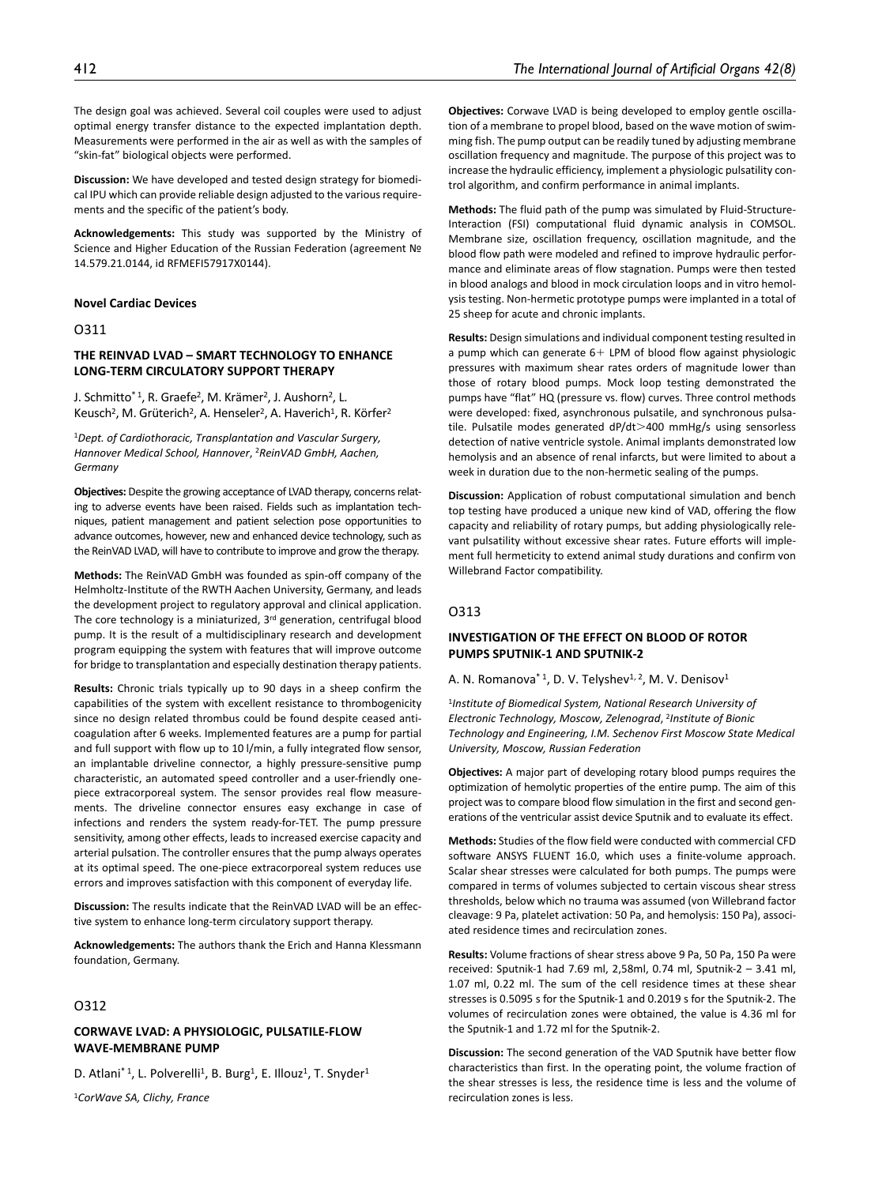The design goal was achieved. Several coil couples were used to adjust optimal energy transfer distance to the expected implantation depth. Measurements were performed in the air as well as with the samples of "skin-fat" biological objects were performed.

**Discussion:** We have developed and tested design strategy for biomedical IPU which can provide reliable design adjusted to the various requirements and the specific of the patient's body.

**Acknowledgements:** This study was supported by the Ministry of Science and Higher Education of the Russian Federation (agreement № 14.579.21.0144, id RFMEFI57917X0144).

## Novel Cardiac Devices

### O311

### THE REINVAD LVAD – SMART TECHNOLOGY TO ENHANCE LONG-TERM CIRCULATORY SUPPORT THERAPY

J. Schmitto*[1], R. Graefe[2], M. Krämer[2], J. Aushorn[2], L. Keusch[2], M. Grüterich[2], A. Henseler[2], A. Haverich[1], R. Körfer[2]

[1]*Dept. of Cardiothoracic, Transplantation and Vascular Surgery, Hannover Medical School, Hannover*, [2]*ReinVAD GmbH, Aachen, Germany*

**Objectives:** Despite the growing acceptance of LVAD therapy, concerns relating to adverse events have been raised. Fields such as implantation techniques, patient management and patient selection pose opportunities to advance outcomes, however, new and enhanced device technology, such as the ReinVAD LVAD, will have to contribute to improve and grow the therapy.

**Methods:** The ReinVAD GmbH was founded as spin-off company of the Helmholtz-Institute of the RWTH Aachen University, Germany, and leads the development project to regulatory approval and clinical application. The core technology is a miniaturized, 3rd generation, centrifugal blood pump. It is the result of a multidisciplinary research and development program equipping the system with features that will improve outcome for bridge to transplantation and especially destination therapy patients.

**Results:** Chronic trials typically up to 90 days in a sheep confirm the capabilities of the system with excellent resistance to thrombogenicity since no design related thrombus could be found despite ceased anticoagulation after 6 weeks. Implemented features are a pump for partial and full support with flow up to 10 l/min, a fully integrated flow sensor, an implantable driveline connector, a highly pressure-sensitive pump characteristic, an automated speed controller and a user-friendly one-piece extracorporeal system. The sensor provides real flow measurements. The driveline connector ensures easy exchange in case of infections and renders the system ready-for-TET. The pump pressure sensitivity, among other effects, leads to increased exercise capacity and arterial pulsation. The controller ensures that the pump always operates at its optimal speed. The one-piece extracorporeal system reduces use errors and improves satisfaction with this component of everyday life.

**Discussion:** The results indicate that the ReinVAD LVAD will be an effective system to enhance long-term circulatory support therapy.

**Acknowledgements:** The authors thank the Erich and Hanna Klessmann foundation, Germany.

### O312

### CORWAVE LVAD: A PHYSIOLOGIC, PULSATILE-FLOW WAVE-MEMBRANE PUMP

D. Atlani*[1], L. Polverelli[1], B. Burg[1], E. Illouz[1], T. Snyder[1]

[1]*CorWave SA, Clichy, France*

**Objectives:** Corwave LVAD is being developed to employ gentle oscillation of a membrane to propel blood, based on the wave motion of swimming fish. The pump output can be readily tuned by adjusting membrane oscillation frequency and magnitude. The purpose of this project was to increase the hydraulic efficiency, implement a physiologic pulsatility control algorithm, and confirm performance in animal implants.

**Methods:** The fluid path of the pump was simulated by Fluid-Structure-Interaction (FSI) computational fluid dynamic analysis in COMSOL. Membrane size, oscillation frequency, oscillation magnitude, and the blood flow path were modeled and refined to improve hydraulic performance and eliminate areas of flow stagnation. Pumps were then tested in blood analogs and blood in mock circulation loops and in vitro hemolysis testing. Non-hermetic prototype pumps were implanted in a total of 25 sheep for acute and chronic implants.

**Results:** Design simulations and individual component testing resulted in a pump which can generate 6+ LPM of blood flow against physiologic pressures with maximum shear rates orders of magnitude lower than those of rotary blood pumps. Mock loop testing demonstrated the pumps have "flat" HQ (pressure vs. flow) curves. Three control methods were developed: fixed, asynchronous pulsatile, and synchronous pulsatile. Pulsatile modes generated dP/dt>400 mmHg/s using sensorless detection of native ventricle systole. Animal implants demonstrated low hemolysis and an absence of renal infarcts, but were limited to about a week in duration due to the non-hermetic sealing of the pumps.

**Discussion:** Application of robust computational simulation and bench top testing have produced a unique new kind of VAD, offering the flow capacity and reliability of rotary pumps, but adding physiologically relevant pulsatility without excessive shear rates. Future efforts will implement full hermeticity to extend animal study durations and confirm von Willebrand Factor compatibility.

### O313

### INVESTIGATION OF THE EFFECT ON BLOOD OF ROTOR PUMPS SPUTNIK-1 AND SPUTNIK-2

A. N. Romanova*[1], D. V. Telyshev[1,2], M. V. Denisov[1]

[1]*Institute of Biomedical System, National Research University of Electronic Technology, Moscow, Zelenograd*, [2]*Institute of Bionic Technology and Engineering, I.M. Sechenov First Moscow State Medical University, Moscow, Russian Federation*

**Objectives:** A major part of developing rotary blood pumps requires the optimization of hemolytic properties of the entire pump. The aim of this project was to compare blood flow simulation in the first and second generations of the ventricular assist device Sputnik and to evaluate its effect.

**Methods:** Studies of the flow field were conducted with commercial CFD software ANSYS FLUENT 16.0, which uses a finite-volume approach. Scalar shear stresses were calculated for both pumps. The pumps were compared in terms of volumes subjected to certain viscous shear stress thresholds, below which no trauma was assumed (von Willebrand factor cleavage: 9 Pa, platelet activation: 50 Pa, and hemolysis: 150 Pa), associated residence times and recirculation zones.

**Results:** Volume fractions of shear stress above 9 Pa, 50 Pa, 150 Pa were received: Sputnik-1 had 7.69 ml, 2,58ml, 0.74 ml, Sputnik-2 – 3.41 ml, 1.07 ml, 0.22 ml. The sum of the cell residence times at these shear stresses is 0.5095 s for the Sputnik-1 and 0.2019 s for the Sputnik-2. The volumes of recirculation zones were obtained, the value is 4.36 ml for the Sputnik-1 and 1.72 ml for the Sputnik-2.

**Discussion:** The second generation of the VAD Sputnik have better flow characteristics than first. In the operating point, the volume fraction of the shear stresses is less, the residence time is less and the volume of recirculation zones is less.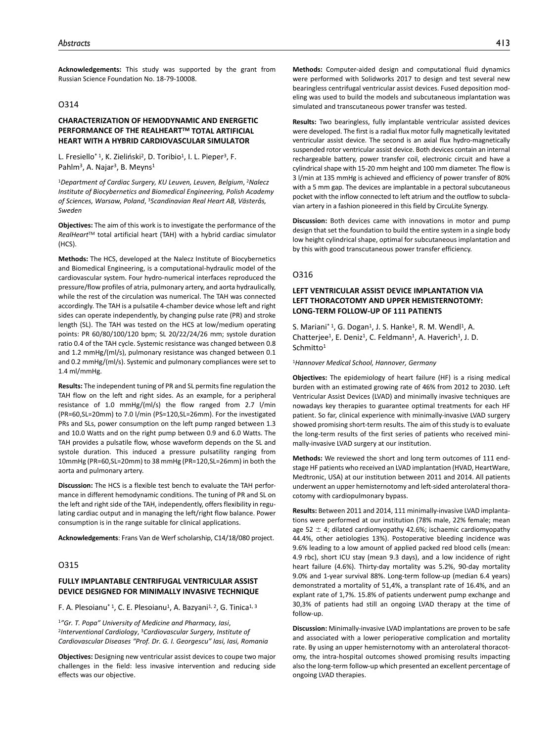**Acknowledgements:** This study was supported by the grant from Russian Science Foundation No. 18-79-10008.

## O314

### CHARACTERIZATION OF HEMODYNAMIC AND ENERGETIC PERFORMANCE OF THE REALHEART™ TOTAL ARTIFICIAL HEART WITH A HYBRID CARDIOVASCULAR SIMULATOR

L. Fresiello*[1], K. Zieliński[2], D. Toribio[1], I. L. Pieper[3], F. Pahlm[3], A. Najar[3], B. Meyns[1]

[1]*Department of Cardiac Surgery, KU Leuven, Leuven, Belgium*, [2]*Nalecz Institute of Biocybernetics and Biomedical Engineering, Polish Academy of Sciences, Warsaw, Poland*, [3]*Scandinavian Real Heart AB, Västerås, Sweden*

**Objectives:** The aim of this work is to investigate the performance of the *RealHeart*™ total artificial heart (TAH) with a hybrid cardiac simulator (HCS).

**Methods:** The HCS, developed at the Nalecz Institute of Biocybernetics and Biomedical Engineering, is a computational-hydraulic model of the cardiovascular system. Four hydro-numerical interfaces reproduced the pressure/flow profiles of atria, pulmonary artery, and aorta hydraulically, while the rest of the circulation was numerical. The TAH was connected accordingly. The TAH is a pulsatile 4-chamber device whose left and right sides can operate independently, by changing pulse rate (PR) and stroke length (SL). The TAH was tested on the HCS at low/medium operating points: PR 60/80/100/120 bpm; SL 20/22/24/26 mm; systole duration ratio 0.4 of the TAH cycle. Systemic resistance was changed between 0.8 and 1.2 mmHg/(ml/s), pulmonary resistance was changed between 0.1 and 0.2 mmHg/(ml/s). Systemic and pulmonary compliances were set to 1.4 ml/mmHg.

**Results:** The independent tuning of PR and SL permits fine regulation the TAH flow on the left and right sides. As an example, for a peripheral resistance of 1.0 mmHg/(ml/s) the flow ranged from 2.7 l/min (PR=60,SL=20mm) to 7.0 l/min (PS=120,SL=26mm). For the investigated PRs and SLs, power consumption on the left pump ranged between 1.3 and 10.0 Watts and on the right pump between 0.9 and 6.0 Watts. The TAH provides a pulsatile flow, whose waveform depends on the SL and systole duration. This induced a pressure pulsatility ranging from 10mmHg (PR=60,SL=20mm) to 38 mmHg (PR=120,SL=26mm) in both the aorta and pulmonary artery.

**Discussion:** The HCS is a flexible test bench to evaluate the TAH performance in different hemodynamic conditions. The tuning of PR and SL on the left and right side of the TAH, independently, offers flexibility in regulating cardiac output and in managing the left/right flow balance. Power consumption is in the range suitable for clinical applications.

**Acknowledgements**: Frans Van de Werf scholarship, C14/18/080 project.

## O315

### FULLY IMPLANTABLE CENTRIFUGAL VENTRICULAR ASSIST DEVICE DESIGNED FOR MINIMALLY INVASIVE TECHNIQUE

F. A. Plesoianu*[1], C. E. Plesoianu[1], A. Bazyani[1,2], G. Tinica[1,3]

[1]*"Gr. T. Popa" University of Medicine and Pharmacy, Iasi*, [2]*Interventional Cardiology*, [3]*Cardiovascular Surgery, Institute of Cardiovascular Diseases "Prof. Dr. G. I. Georgescu" Iasi, Iasi, Romania*

**Objectives:** Designing new ventricular assist devices to coupe two major challenges in the field: less invasive intervention and reducing side effects was our objective.

**Methods:** Computer-aided design and computational fluid dynamics were performed with Solidworks 2017 to design and test several new bearingless centrifugal ventricular assist devices. Fused deposition modeling was used to build the models and subcutaneous implantation was simulated and transcutaneous power transfer was tested.

**Results:** Two bearingless, fully implantable ventricular assisted devices were developed. The first is a radial flux motor fully magnetically levitated ventricular assist device. The second is an axial flux hydro-magnetically suspended rotor ventricular assist device. Both devices contain an internal rechargeable battery, power transfer coil, electronic circuit and have a cylindrical shape with 15-20 mm height and 100 mm diameter. The flow is 3 l/min at 135 mmHg is achieved and efficiency of power transfer of 80% with a 5 mm gap. The devices are implantable in a pectoral subcutaneous pocket with the inflow connected to left atrium and the outflow to subclavian artery in a fashion pioneered in this field by CircuLite Synergy.

**Discussion:** Both devices came with innovations in motor and pump design that set the foundation to build the entire system in a single body low height cylindrical shape, optimal for subcutaneous implantation and by this with good transcutaneous power transfer efficiency.

## O316

### LEFT VENTRICULAR ASSIST DEVICE IMPLANTATION VIA LEFT THORACOTOMY AND UPPER HEMISTERNOTOMY: LONG-TERM FOLLOW-UP OF 111 PATIENTS

S. Mariani*[1], G. Dogan[1], J. S. Hanke[1], R. M. Wendl[1], A. Chatterjee[1], E. Deniz[1], C. Feldmann[1], A. Haverich[1], J. D. Schmitto[1]

[1]*Hannover Medical School, Hannover, Germany*

**Objectives:** The epidemiology of heart failure (HF) is a rising medical burden with an estimated growing rate of 46% from 2012 to 2030. Left Ventricular Assist Devices (LVAD) and minimally invasive techniques are nowadays key therapies to guarantee optimal treatments for each HF patient. So far, clinical experience with minimally-invasive LVAD surgery showed promising short-term results. The aim of this study is to evaluate the long-term results of the first series of patients who received minimally-invasive LVAD surgery at our institution.

**Methods:** We reviewed the short and long term outcomes of 111 end-stage HF patients who received an LVAD implantation (HVAD, HeartWare, Medtronic, USA) at our institution between 2011 and 2014. All patients underwent an upper hemisternotomy and left-sided anterolateral thoracotomy with cardiopulmonary bypass.

**Results:** Between 2011 and 2014, 111 minimally-invasive LVAD implantations were performed at our institution (78% male, 22% female; mean age 52 $\pm$ 4; dilated cardiomyopathy 42.6%; ischaemic cardiomyopathy 44.4%, other aetiologies 13%). Postoperative bleeding incidence was 9.6% leading to a low amount of applied packed red blood cells (mean: 4.9 rbc), short ICU stay (mean 9.3 days), and a low incidence of right heart failure (4.6%). Thirty-day mortality was 5.2%, 90-day mortality 9.0% and 1-year survival 88%. Long-term follow-up (median 6.4 years) demonstrated a mortality of 51,4%, a transplant rate of 16.4%, and an explant rate of 1,7%. 15.8% of patients underwent pump exchange and 30,3% of patients had still an ongoing LVAD therapy at the time of follow-up.

**Discussion:** Minimally-invasive LVAD implantations are proven to be safe and associated with a lower perioperative complication and mortality rate. By using an upper hemisternotomy with an anterolateral thoracotomy, the intra-hospital outcomes showed promising results impacting also the long-term follow-up which presented an excellent percentage of ongoing LVAD therapies.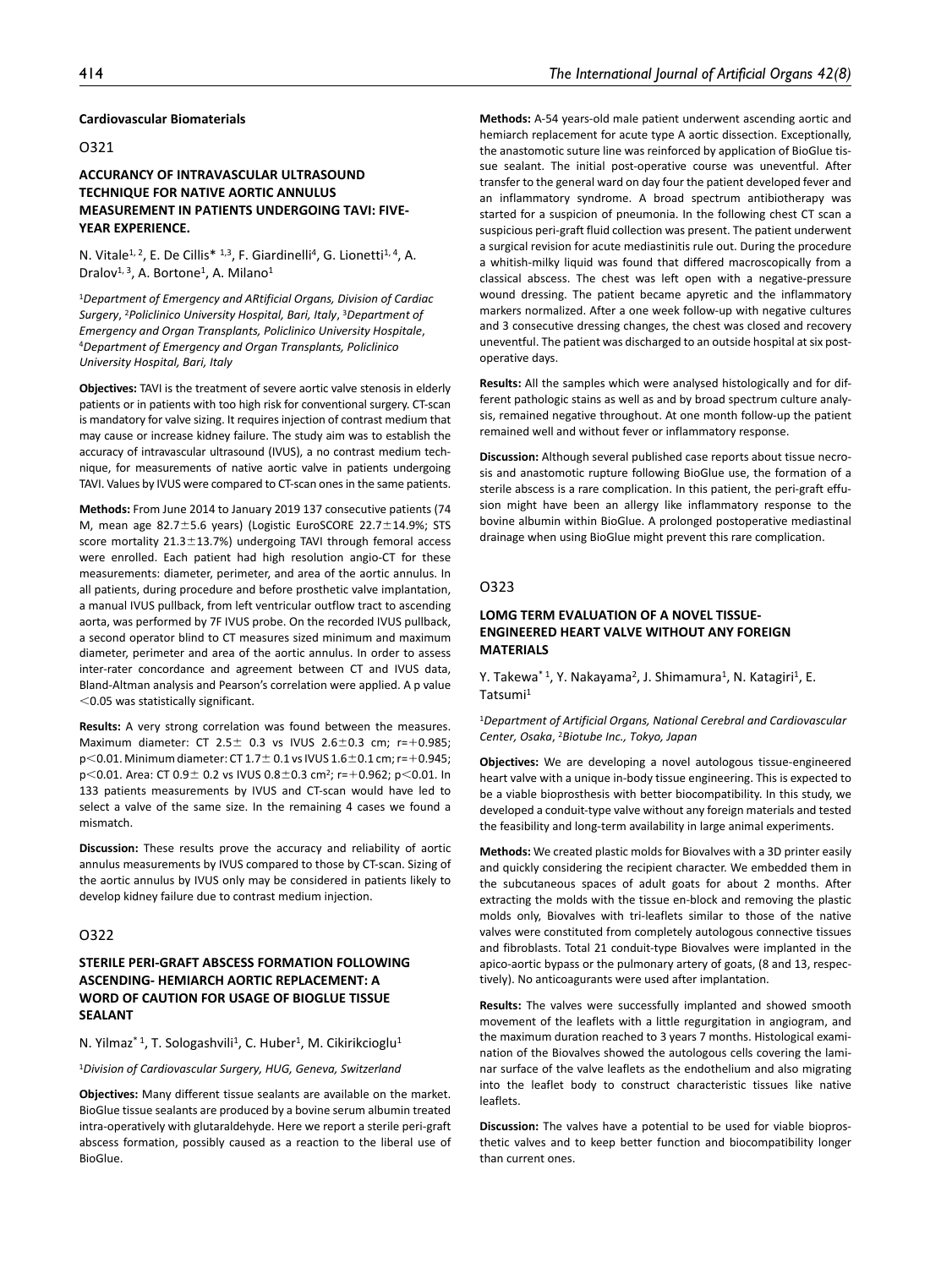## Cardiovascular Biomaterials

### O321

### ACCURANCY OF INTRAVASCULAR ULTRASOUND TECHNIQUE FOR NATIVE AORTIC ANNULUS MEASUREMENT IN PATIENTS UNDERGOING TAVI: FIVE-YEAR EXPERIENCE.

N. Vitale[1, 2], E. De Cillis* [1,3], F. Giardinelli[4], G. Lionetti[1, 4], A. Dralov[1, 3], A. Bortone[1], A. Milano[1]

[1]*Department of Emergency and ARtificial Organs, Division of Cardiac Surgery*, [2]*Policlinico University Hospital, Bari, Italy*, [3]*Department of Emergency and Organ Transplants, Policlinico University Hospitale*, [4]*Department of Emergency and Organ Transplants, Policlinico University Hospital, Bari, Italy*

**Objectives:** TAVI is the treatment of severe aortic valve stenosis in elderly patients or in patients with too high risk for conventional surgery. CT-scan is mandatory for valve sizing. It requires injection of contrast medium that may cause or increase kidney failure. The study aim was to establish the accuracy of intravascular ultrasound (IVUS), a no contrast medium technique, for measurements of native aortic valve in patients undergoing TAVI. Values by IVUS were compared to CT-scan ones in the same patients.

**Methods:** From June 2014 to January 2019 137 consecutive patients (74 M, mean age 82.7±5.6 years) (Logistic EuroSCORE 22.7±14.9%; STS score mortality 21.3±13.7%) undergoing TAVI through femoral access were enrolled. Each patient had high resolution angio-CT for these measurements: diameter, perimeter, and area of the aortic annulus. In all patients, during procedure and before prosthetic valve implantation, a manual IVUS pullback, from left ventricular outflow tract to ascending aorta, was performed by 7F IVUS probe. On the recorded IVUS pullback, a second operator blind to CT measures sized minimum and maximum diameter, perimeter and area of the aortic annulus. In order to assess inter-rater concordance and agreement between CT and IVUS data, Bland-Altman analysis and Pearson's correlation were applied. A p value $<0.05$ was statistically significant.

**Results:** A very strong correlation was found between the measures. Maximum diameter: CT 2.5± 0.3 vs IVUS 2.6±0.3 cm; r=+0.985; $p<0.01$. Minimum diameter: CT 1.7± 0.1 vs IVUS 1.6±0.1 cm; r=+0.945; $p<0.01$. Area: CT 0.9± 0.2 vs IVUS 0.8±0.3 cm$^2$; r=+0.962; $p<0.01$. In 133 patients measurements by IVUS and CT-scan would have led to select a valve of the same size. In the remaining 4 cases we found a mismatch.

**Discussion:** These results prove the accuracy and reliability of aortic annulus measurements by IVUS compared to those by CT-scan. Sizing of the aortic annulus by IVUS only may be considered in patients likely to develop kidney failure due to contrast medium injection.

### O322

### STERILE PERI-GRAFT ABSCESS FORMATION FOLLOWING ASCENDING- HEMIARCH AORTIC REPLACEMENT: A WORD OF CAUTION FOR USAGE OF BIOGLUE TISSUE SEALANT

N. Yilmaz* [1], T. Sologashvili[1], C. Huber[1], M. Cikirikcioglu[1]

[1]*Division of Cardiovascular Surgery, HUG, Geneva, Switzerland*

**Objectives:** Many different tissue sealants are available on the market. BioGlue tissue sealants are produced by a bovine serum albumin treated intra-operatively with glutaraldehyde. Here we report a sterile peri-graft abscess formation, possibly caused as a reaction to the liberal use of BioGlue.

**Methods:** A-54 years-old male patient underwent ascending aortic and hemiarch replacement for acute type A aortic dissection. Exceptionally, the anastomotic suture line was reinforced by application of BioGlue tissue sealant. The initial post-operative course was uneventful. After transfer to the general ward on day four the patient developed fever and an inflammatory syndrome. A broad spectrum antibiotherapy was started for a suspicion of pneumonia. In the following chest CT scan a suspicious peri-graft fluid collection was present. The patient underwent a surgical revision for acute mediastinitis rule out. During the procedure a whitish-milky liquid was found that differed macroscopically from a classical abscess. The chest was left open with a negative-pressure wound dressing. The patient became apyretic and the inflammatory markers normalized. After a one week follow-up with negative cultures and 3 consecutive dressing changes, the chest was closed and recovery uneventful. The patient was discharged to an outside hospital at six post-operative days.

**Results:** All the samples which were analysed histologically and for different pathologic stains as well as and by broad spectrum culture analysis, remained negative throughout. At one month follow-up the patient remained well and without fever or inflammatory response.

**Discussion:** Although several published case reports about tissue necrosis and anastomotic rupture following BioGlue use, the formation of a sterile abscess is a rare complication. In this patient, the peri-graft effusion might have been an allergy like inflammatory response to the bovine albumin within BioGlue. A prolonged postoperative mediastinal drainage when using BioGlue might prevent this rare complication.

### O323

### LOMG TERM EVALUATION OF A NOVEL TISSUE-ENGINEERED HEART VALVE WITHOUT ANY FOREIGN MATERIALS

Y. Takewa* [1], Y. Nakayama[2], J. Shimamura[1], N. Katagiri[1], E. Tatsumi[1]

[1]*Department of Artificial Organs, National Cerebral and Cardiovascular Center, Osaka*, [2]*Biotube Inc., Tokyo, Japan*

**Objectives:** We are developing a novel autologous tissue-engineered heart valve with a unique in-body tissue engineering. This is expected to be a viable bioprosthesis with better biocompatibility. In this study, we developed a conduit-type valve without any foreign materials and tested the feasibility and long-term availability in large animal experiments.

**Methods:** We created plastic molds for Biovalves with a 3D printer easily and quickly considering the recipient character. We embedded them in the subcutaneous spaces of adult goats for about 2 months. After extracting the molds with the tissue en-block and removing the plastic molds only, Biovalves with tri-leaflets similar to those of the native valves were constituted from completely autologous connective tissues and fibroblasts. Total 21 conduit-type Biovalves were implanted in the apico-aortic bypass or the pulmonary artery of goats, (8 and 13, respectively). No anticoagurants were used after implantation.

**Results:** The valves were successfully implanted and showed smooth movement of the leaflets with a little regurgitation in angiogram, and the maximum duration reached to 3 years 7 months. Histological examination of the Biovalves showed the autologous cells covering the laminar surface of the valve leaflets as the endothelium and also migrating into the leaflet body to construct characteristic tissues like native leaflets.

**Discussion:** The valves have a potential to be used for viable bioprosthetic valves and to keep better function and biocompatibility longer than current ones.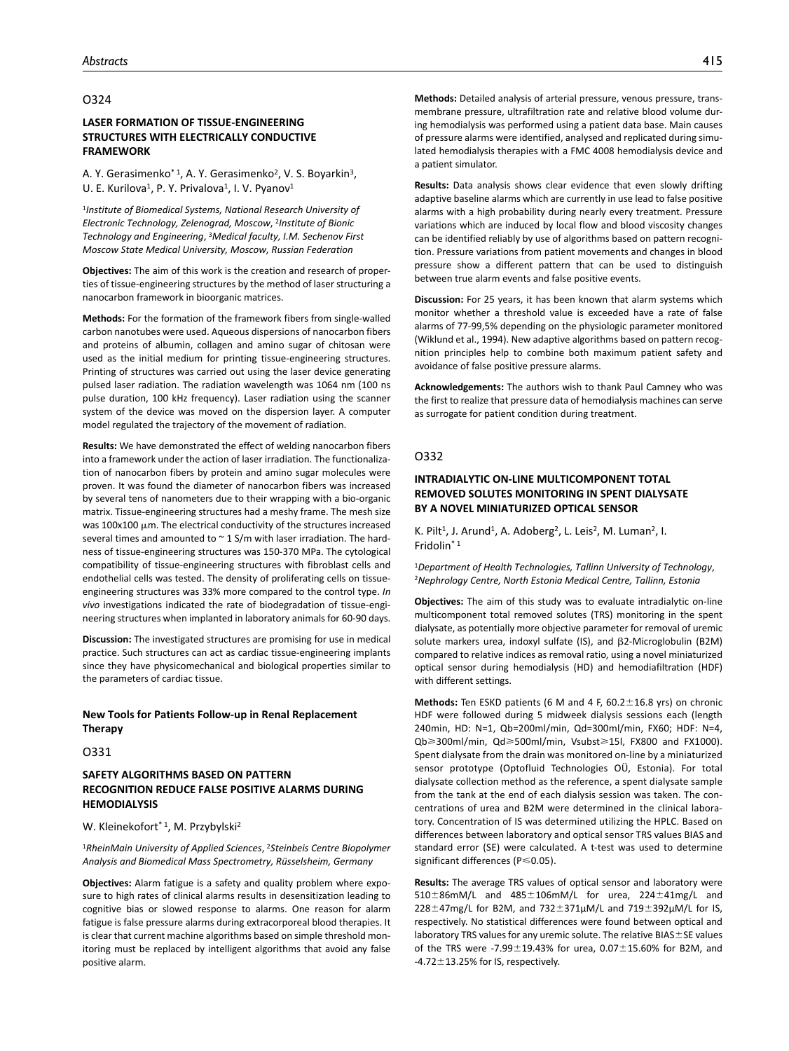## O324

### LASER FORMATION OF TISSUE-ENGINEERING STRUCTURES WITH ELECTRICALLY CONDUCTIVE FRAMEWORK

A. Y. Gerasimenko*[1], A. Y. Gerasimenko[2], V. S. Boyarkin[3], U. E. Kurilova[1], P. Y. Privalova[1], I. V. Pyanov[1]

[1]*Institute of Biomedical Systems, National Research University of Electronic Technology, Zelenograd, Moscow*, [2]*Institute of Bionic Technology and Engineering*, [3]*Medical faculty, I.M. Sechenov First Moscow State Medical University, Moscow, Russian Federation*

**Objectives:** The aim of this work is the creation and research of properties of tissue-engineering structures by the method of laser structuring a nanocarbon framework in bioorganic matrices.

**Methods:** For the formation of the framework fibers from single-walled carbon nanotubes were used. Aqueous dispersions of nanocarbon fibers and proteins of albumin, collagen and amino sugar of chitosan were used as the initial medium for printing tissue-engineering structures. Printing of structures was carried out using the laser device generating pulsed laser radiation. The radiation wavelength was 1064 nm (100 ns pulse duration, 100 kHz frequency). Laser radiation using the scanner system of the device was moved on the dispersion layer. A computer model regulated the trajectory of the movement of radiation.

**Results:** We have demonstrated the effect of welding nanocarbon fibers into a framework under the action of laser irradiation. The functionalization of nanocarbon fibers by protein and amino sugar molecules were proven. It was found the diameter of nanocarbon fibers was increased by several tens of nanometers due to their wrapping with a bio-organic matrix. Tissue-engineering structures had a meshy frame. The mesh size was 100x100 $\mu$m. The electrical conductivity of the structures increased several times and amounted to ~ 1 S/m with laser irradiation. The hardness of tissue-engineering structures was 150-370 MPa. The cytological compatibility of tissue-engineering structures with fibroblast cells and endothelial cells was tested. The density of proliferating cells on tissue-engineering structures was 33% more compared to the control type. *In vivo* investigations indicated the rate of biodegradation of tissue-engineering structures when implanted in laboratory animals for 60-90 days.

**Discussion:** The investigated structures are promising for use in medical practice. Such structures can act as cardiac tissue-engineering implants since they have physicomechanical and biological properties similar to the parameters of cardiac tissue.

## New Tools for Patients Follow-up in Renal Replacement Therapy

## O331

### SAFETY ALGORITHMS BASED ON PATTERN RECOGNITION REDUCE FALSE POSITIVE ALARMS DURING HEMODIALYSIS

W. Kleinekofort*[1], M. Przybylski[2]

[1]*RheinMain University of Applied Sciences*, [2]*Steinbeis Centre Biopolymer Analysis and Biomedical Mass Spectrometry, Rüsselsheim, Germany*

**Objectives:** Alarm fatigue is a safety and quality problem where exposure to high rates of clinical alarms results in desensitization leading to cognitive bias or slowed response to alarms. One reason for alarm fatigue is false pressure alarms during extracorporeal blood therapies. It is clear that current machine algorithms based on simple threshold monitoring must be replaced by intelligent algorithms that avoid any false positive alarm.

**Methods:** Detailed analysis of arterial pressure, venous pressure, transmembrane pressure, ultrafiltration rate and relative blood volume during hemodialysis was performed using a patient data base. Main causes of pressure alarms were identified, analysed and replicated during simulated hemodialysis therapies with a FMC 4008 hemodialysis device and a patient simulator.

**Results:** Data analysis shows clear evidence that even slowly drifting adaptive baseline alarms which are currently in use lead to false positive alarms with a high probability during nearly every treatment. Pressure variations which are induced by local flow and blood viscosity changes can be identified reliably by use of algorithms based on pattern recognition. Pressure variations from patient movements and changes in blood pressure show a different pattern that can be used to distinguish between true alarm events and false positive events.

**Discussion:** For 25 years, it has been known that alarm systems which monitor whether a threshold value is exceeded have a rate of false alarms of 77-99,5% depending on the physiologic parameter monitored (Wiklund et al., 1994). New adaptive algorithms based on pattern recognition principles help to combine both maximum patient safety and avoidance of false positive pressure alarms.

**Acknowledgements:** The authors wish to thank Paul Camney who was the first to realize that pressure data of hemodialysis machines can serve as surrogate for patient condition during treatment.

## O332

### INTRADIALYTIC ON-LINE MULTICOMPONENT TOTAL REMOVED SOLUTES MONITORING IN SPENT DIALYSATE BY A NOVEL MINIATURIZED OPTICAL SENSOR

K. Pilt[1], J. Arund[1], A. Adoberg[2], L. Leis[2], M. Luman[2], I. Fridolin*[1]

[1]*Department of Health Technologies, Tallinn University of Technology*, [2]*Nephrology Centre, North Estonia Medical Centre, Tallinn, Estonia*

**Objectives:** The aim of this study was to evaluate intradialytic on-line multicomponent total removed solutes (TRS) monitoring in the spent dialysate, as potentially more objective parameter for removal of uremic solute markers urea, indoxyl sulfate (IS), and $\beta$2-Microglobulin (B2M) compared to relative indices as removal ratio, using a novel miniaturized optical sensor during hemodialysis (HD) and hemodiafiltration (HDF) with different settings.

**Methods:** Ten ESKD patients (6 M and 4 F, 60.2$\pm$16.8 yrs) on chronic HDF were followed during 5 midweek dialysis sessions each (length 240min, HD: N=1, Qb=200ml/min, Qd=300ml/min, FX60; HDF: N=4, Qb$\geq$300ml/min, Qd$\geq$500ml/min, Vsubst$\geq$15l, FX800 and FX1000). Spent dialysate from the drain was monitored on-line by a miniaturized sensor prototype (Optofluid Technologies OÜ, Estonia). For total dialysate collection method as the reference, a spent dialysate sample from the tank at the end of each dialysis session was taken. The concentrations of urea and B2M were determined in the clinical laboratory. Concentration of IS was determined utilizing the HPLC. Based on differences between laboratory and optical sensor TRS values BIAS and standard error (SE) were calculated. A t-test was used to determine significant differences ($P \leq 0.05$).

**Results:** The average TRS values of optical sensor and laboratory were 510$\pm$86mM/L and 485$\pm$106mM/L for urea, 224$\pm$41mg/L and 228$\pm$47mg/L for B2M, and 732$\pm$371μM/L and 719$\pm$392μM/L for IS, respectively. No statistical differences were found between optical and laboratory TRS values for any uremic solute. The relative BIAS$\pm$SE values of the TRS were -7.99$\pm$19.43% for urea, 0.07$\pm$15.60% for B2M, and -4.72$\pm$13.25% for IS, respectively.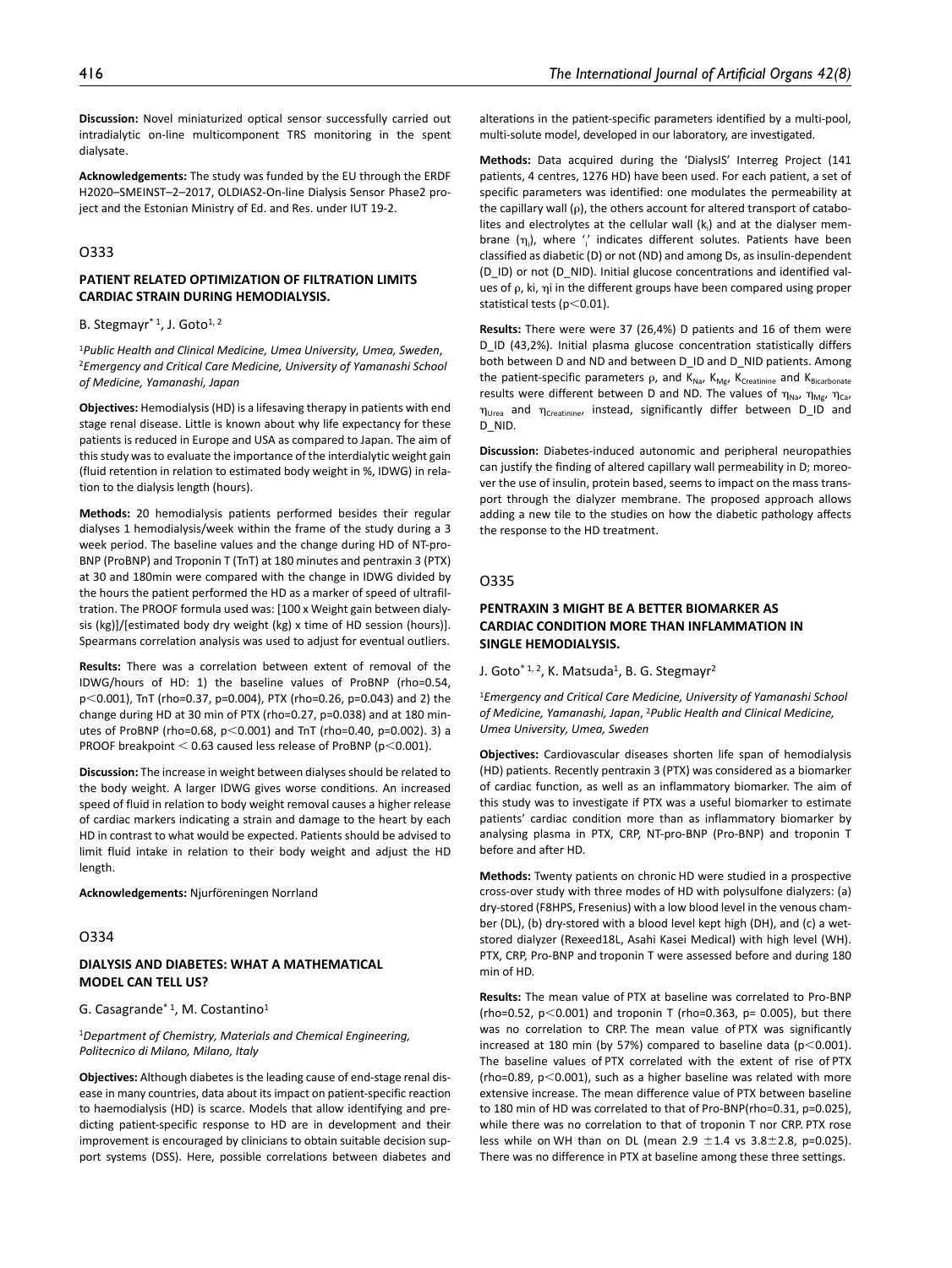**Discussion:** Novel miniaturized optical sensor successfully carried out intradialytic on-line multicomponent TRS monitoring in the spent dialysate.

**Acknowledgements:** The study was funded by the EU through the ERDF H2020–SMEINST–2–2017, OLDIAS2-On-line Dialysis Sensor Phase2 project and the Estonian Ministry of Ed. and Res. under IUT 19-2.

## O333

### PATIENT RELATED OPTIMIZATION OF FILTRATION LIMITS CARDIAC STRAIN DURING HEMODIALYSIS.

B. Stegmayr* [1], J. Goto[1, 2]

[1]*Public Health and Clinical Medicine, Umea University, Umea, Sweden*, [2]*Emergency and Critical Care Medicine, University of Yamanashi School of Medicine, Yamanashi, Japan*

**Objectives:** Hemodialysis (HD) is a lifesaving therapy in patients with end stage renal disease. Little is known about why life expectancy for these patients is reduced in Europe and USA as compared to Japan. The aim of this study was to evaluate the importance of the interdialytic weight gain (fluid retention in relation to estimated body weight in %, IDWG) in relation to the dialysis length (hours).

**Methods:** 20 hemodialysis patients performed besides their regular dialyses 1 hemodialysis/week within the frame of the study during a 3 week period. The baseline values and the change during HD of NT-pro-BNP (ProBNP) and Troponin T (TnT) at 180 minutes and pentraxin 3 (PTX) at 30 and 180min were compared with the change in IDWG divided by the hours the patient performed the HD as a marker of speed of ultrafiltration. The PROOF formula used was: [100 x Weight gain between dialysis (kg)]/[estimated body dry weight (kg) x time of HD session (hours)]. Spearmans correlation analysis was used to adjust for eventual outliers.

**Results:** There was a correlation between extent of removal of the IDWG/hours of HD: 1) the baseline values of ProBNP (rho=0.54, $p<0.001$), TnT (rho=0.37, p=0.004), PTX (rho=0.26, p=0.043) and 2) the change during HD at 30 min of PTX (rho=0.27, p=0.038) and at 180 minutes of ProBNP (rho=0.68, $p<0.001$) and TnT (rho=0.40, p=0.002). 3) a PROOF breakpoint $< 0.63$ caused less release of ProBNP ($p<0.001$).

**Discussion:** The increase in weight between dialyses should be related to the body weight. A larger IDWG gives worse conditions. An increased speed of fluid in relation to body weight removal causes a higher release of cardiac markers indicating a strain and damage to the heart by each HD in contrast to what would be expected. Patients should be advised to limit fluid intake in relation to their body weight and adjust the HD length.

**Acknowledgements:** Njurföreningen Norrland

## O334

### DIALYSIS AND DIABETES: WHAT A MATHEMATICAL MODEL CAN TELL US?

G. Casagrande* [1], M. Costantino[1]

[1]*Department of Chemistry, Materials and Chemical Engineering, Politecnico di Milano, Milano, Italy*

**Objectives:** Although diabetes is the leading cause of end-stage renal disease in many countries, data about its impact on patient-specific reaction to haemodialysis (HD) is scarce. Models that allow identifying and predicting patient-specific response to HD are in development and their improvement is encouraged by clinicians to obtain suitable decision support systems (DSS). Here, possible correlations between diabetes and alterations in the patient-specific parameters identified by a multi-pool, multi-solute model, developed in our laboratory, are investigated.

**Methods:** Data acquired during the 'DialysIS' Interreg Project (141 patients, 4 centres, 1276 HD) have been used. For each patient, a set of specific parameters was identified: one modulates the permeability at the capillary wall ($\rho$), the others account for altered transport of catabolites and electrolytes at the cellular wall ($k_i$) and at the dialyser membrane ($\eta_i$), where '$_i$' indicates different solutes. Patients have been classified as diabetic (D) or not (ND) and among Ds, as insulin-dependent (D_ID) or not (D_NID). Initial glucose concentrations and identified values of $\rho$, ki, $\eta$i in the different groups have been compared using proper statistical tests ($p<0.01$).

**Results:** There were were 37 (26,4%) D patients and 16 of them were D_ID (43,2%). Initial plasma glucose concentration statistically differs both between D and ND and between D_ID and D_NID patients. Among the patient-specific parameters $\rho$, and $K_{Na}$, $K_{Mg}$, $K_{Creatinine}$ and $K_{Bicarbonate}$ results were different between D and ND. The values of $\eta_{Na}$, $\eta_{Mg}$, $\eta_{Ca}$, $\eta_{Urea}$ and $\eta_{Creatinine}$, instead, significantly differ between D_ID and D_NID.

**Discussion:** Diabetes-induced autonomic and peripheral neuropathies can justify the finding of altered capillary wall permeability in D; moreover the use of insulin, protein based, seems to impact on the mass transport through the dialyzer membrane. The proposed approach allows adding a new tile to the studies on how the diabetic pathology affects the response to the HD treatment.

## O335

### PENTRAXIN 3 MIGHT BE A BETTER BIOMARKER AS CARDIAC CONDITION MORE THAN INFLAMMATION IN SINGLE HEMODIALYSIS.

J. Goto* [1, 2], K. Matsuda[1], B. G. Stegmayr[2]

[1]*Emergency and Critical Care Medicine, University of Yamanashi School of Medicine, Yamanashi, Japan*, [2]*Public Health and Clinical Medicine, Umea University, Umea, Sweden*

**Objectives:** Cardiovascular diseases shorten life span of hemodialysis (HD) patients. Recently pentraxin 3 (PTX) was considered as a biomarker of cardiac function, as well as an inflammatory biomarker. The aim of this study was to investigate if PTX was a useful biomarker to estimate patients' cardiac condition more than as inflammatory biomarker by analysing plasma in PTX, CRP, NT-pro-BNP (Pro-BNP) and troponin T before and after HD.

**Methods:** Twenty patients on chronic HD were studied in a prospective cross-over study with three modes of HD with polysulfone dialyzers: (a) dry-stored (F8HPS, Fresenius) with a low blood level in the venous chamber (DL), (b) dry-stored with a blood level kept high (DH), and (c) a wet-stored dialyzer (Rexeed18L, Asahi Kasei Medical) with high level (WH). PTX, CRP, Pro-BNP and troponin T were assessed before and during 180 min of HD.

**Results:** The mean value of PTX at baseline was correlated to Pro-BNP (rho=0.52, $p<0.001$) and troponin T (rho=0.363, p= 0.005), but there was no correlation to CRP. The mean value of PTX was significantly increased at 180 min (by 57%) compared to baseline data ($p<0.001$). The baseline values of PTX correlated with the extent of rise of PTX (rho=0.89, $p<0.001$), such as a higher baseline was related with more extensive increase. The mean difference value of PTX between baseline to 180 min of HD was correlated to that of Pro-BNP(rho=0.31, p=0.025), while there was no correlation to that of troponin T nor CRP. PTX rose less while on WH than on DL (mean 2.9 $\pm$1.4 vs 3.8$\pm$2.8, p=0.025). There was no difference in PTX at baseline among these three settings.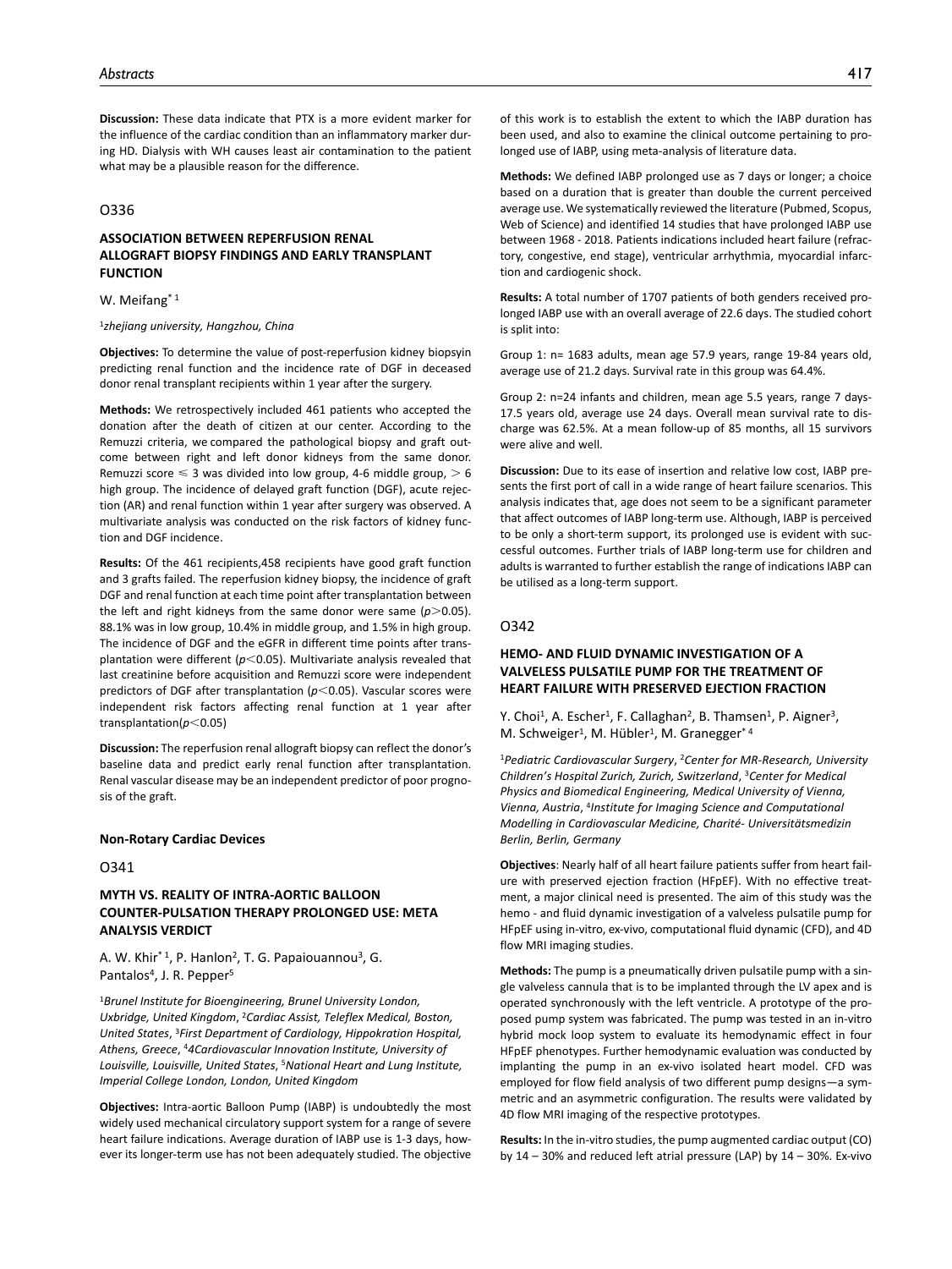**Discussion:** These data indicate that PTX is a more evident marker for the influence of the cardiac condition than an inflammatory marker during HD. Dialysis with WH causes least air contamination to the patient what may be a plausible reason for the difference.

## O336

### ASSOCIATION BETWEEN REPERFUSION RENAL ALLOGRAFT BIOPSY FINDINGS AND EARLY TRANSPLANT FUNCTION

W. Meifang*[1]

[1]*zhejiang university, Hangzhou, China*

**Objectives:** To determine the value of post-reperfusion kidney biopsyin predicting renal function and the incidence rate of DGF in deceased donor renal transplant recipients within 1 year after the surgery.

**Methods:** We retrospectively included 461 patients who accepted the donation after the death of citizen at our center. According to the Remuzzi criteria, we compared the pathological biopsy and graft outcome between right and left donor kidneys from the same donor. Remuzzi score $\leqslant 3$ was divided into low group, 4-6 middle group, $> 6$ high group. The incidence of delayed graft function (DGF), acute rejection (AR) and renal function within 1 year after surgery was observed. A multivariate analysis was conducted on the risk factors of kidney function and DGF incidence.

**Results:** Of the 461 recipients,458 recipients have good graft function and 3 grafts failed. The reperfusion kidney biopsy, the incidence of graft DGF and renal function at each time point after transplantation between the left and right kidneys from the same donor were same ($p > 0.05$). 88.1% was in low group, 10.4% in middle group, and 1.5% in high group. The incidence of DGF and the eGFR in different time points after transplantation were different ($p < 0.05$). Multivariate analysis revealed that last creatinine before acquisition and Remuzzi score were independent predictors of DGF after transplantation ($p < 0.05$). Vascular scores were independent risk factors affecting renal function at 1 year after transplantation($p < 0.05$)

**Discussion:** The reperfusion renal allograft biopsy can reflect the donor's baseline data and predict early renal function after transplantation. Renal vascular disease may be an independent predictor of poor prognosis of the graft.

#### Non-Rotary Cardiac Devices

## O341

### MYTH VS. REALITY OF INTRA-AORTIC BALLOON COUNTER-PULSATION THERAPY PROLONGED USE: META ANALYSIS VERDICT

A. W. Khir*[1], P. Hanlon[2], T. G. Papaioannou[3], G. Pantalos[4], J. R. Pepper[5]

[1]*Brunel Institute for Bioengineering, Brunel University London, Uxbridge, United Kingdom*, [2]*Cardiac Assist, Teleflex Medical, Boston, United States*, [3]*First Department of Cardiology, Hippokration Hospital, Athens, Greece*, [4]*4Cardiovascular Innovation Institute, University of Louisville, Louisville, United States*, [5]*National Heart and Lung Institute, Imperial College London, London, United Kingdom*

**Objectives:** Intra-aortic Balloon Pump (IABP) is undoubtedly the most widely used mechanical circulatory support system for a range of severe heart failure indications. Average duration of IABP use is 1-3 days, however its longer-term use has not been adequately studied. The objective of this work is to establish the extent to which the IABP duration has been used, and also to examine the clinical outcome pertaining to prolonged use of IABP, using meta-analysis of literature data.

**Methods:** We defined IABP prolonged use as 7 days or longer; a choice based on a duration that is greater than double the current perceived average use. We systematically reviewed the literature (Pubmed, Scopus, Web of Science) and identified 14 studies that have prolonged IABP use between 1968 - 2018. Patients indications included heart failure (refractory, congestive, end stage), ventricular arrhythmia, myocardial infarction and cardiogenic shock.

**Results:** A total number of 1707 patients of both genders received prolonged IABP use with an overall average of 22.6 days. The studied cohort is split into:

Group 1: n= 1683 adults, mean age 57.9 years, range 19-84 years old, average use of 21.2 days. Survival rate in this group was 64.4%.

Group 2: n=24 infants and children, mean age 5.5 years, range 7 days-17.5 years old, average use 24 days. Overall mean survival rate to discharge was 62.5%. At a mean follow-up of 85 months, all 15 survivors were alive and well.

**Discussion:** Due to its ease of insertion and relative low cost, IABP presents the first port of call in a wide range of heart failure scenarios. This analysis indicates that, age does not seem to be a significant parameter that affect outcomes of IABP long-term use. Although, IABP is perceived to be only a short-term support, its prolonged use is evident with successful outcomes. Further trials of IABP long-term use for children and adults is warranted to further establish the range of indications IABP can be utilised as a long-term support.

## O342

### HEMO- AND FLUID DYNAMIC INVESTIGATION OF A VALVELESS PULSATILE PUMP FOR THE TREATMENT OF HEART FAILURE WITH PRESERVED EJECTION FRACTION

Y. Choi[1], A. Escher[1], F. Callaghan[2], B. Thamsen[1], P. Aigner[3], M. Schweiger[1], M. Hübler[1], M. Granegger*[4]

[1]*Pediatric Cardiovascular Surgery*, [2]*Center for MR-Research, University Children's Hospital Zurich, Zurich, Switzerland*, [3]*Center for Medical Physics and Biomedical Engineering, Medical University of Vienna, Vienna, Austria*, [4]*Institute for Imaging Science and Computational Modelling in Cardiovascular Medicine, Charité- Universitätsmedizin Berlin, Berlin, Germany*

**Objectives**: Nearly half of all heart failure patients suffer from heart failure with preserved ejection fraction (HFpEF). With no effective treatment, a major clinical need is presented. The aim of this study was the hemo - and fluid dynamic investigation of a valveless pulsatile pump for HFpEF using in-vitro, ex-vivo, computational fluid dynamic (CFD), and 4D flow MRI imaging studies.

**Methods:** The pump is a pneumatically driven pulsatile pump with a single valveless cannula that is to be implanted through the LV apex and is operated synchronously with the left ventricle. A prototype of the proposed pump system was fabricated. The pump was tested in an in-vitro hybrid mock loop system to evaluate its hemodynamic effect in four HFpEF phenotypes. Further hemodynamic evaluation was conducted by implanting the pump in an ex-vivo isolated heart model. CFD was employed for flow field analysis of two different pump designs—a symmetric and an asymmetric configuration. The results were validated by 4D flow MRI imaging of the respective prototypes.

**Results:** In the in-vitro studies, the pump augmented cardiac output (CO) by 14 – 30% and reduced left atrial pressure (LAP) by 14 – 30%. Ex-vivo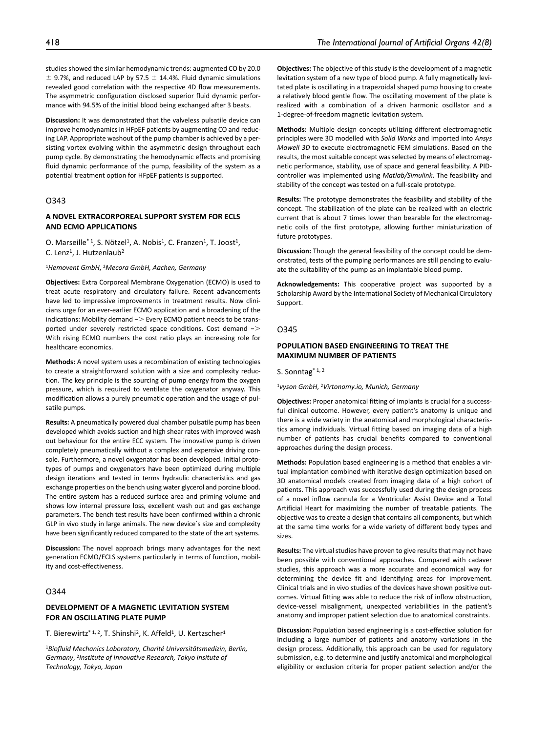studies showed the similar hemodynamic trends: augmented CO by 20.0 ± 9.7%, and reduced LAP by 57.5 ± 14.4%. Fluid dynamic simulations revealed good correlation with the respective 4D flow measurements. The asymmetric configuration disclosed superior fluid dynamic performance with 94.5% of the initial blood being exchanged after 3 beats.

**Discussion:** It was demonstrated that the valveless pulsatile device can improve hemodynamics in HFpEF patients by augmenting CO and reducing LAP. Appropriate washout of the pump chamber is achieved by a persisting vortex evolving within the asymmetric design throughout each pump cycle. By demonstrating the hemodynamic effects and promising fluid dynamic performance of the pump, feasibility of the system as a potential treatment option for HFpEF patients is supported.

## O343

### A NOVEL EXTRACORPOREAL SUPPORT SYSTEM FOR ECLS AND ECMO APPLICATIONS

O. Marseille* [1], S. Nötzel[1], A. Nobis[1], C. Franzen[1], T. Joost[1], C. Lenz[1], J. Hutzenlaub[2]

[1]*Hemovent GmbH*, [2]*Mecora GmbH, Aachen, Germany*

**Objectives:** Extra Corporeal Membrane Oxygenation (ECMO) is used to treat acute respiratory and circulatory failure. Recent advancements have led to impressive improvements in treatment results. Now clinicians urge for an ever-earlier ECMO application and a broadening of the indications: Mobility demand −> Every ECMO patient needs to be transported under severely restricted space conditions. Cost demand −> With rising ECMO numbers the cost ratio plays an increasing role for healthcare economics.

**Methods:** A novel system uses a recombination of existing technologies to create a straightforward solution with a size and complexity reduction. The key principle is the sourcing of pump energy from the oxygen pressure, which is required to ventilate the oxygenator anyway. This modification allows a purely pneumatic operation and the usage of pulsatile pumps.

**Results:** A pneumatically powered dual chamber pulsatile pump has been developed which avoids suction and high shear rates with improved wash out behaviour for the entire ECC system. The innovative pump is driven completely pneumatically without a complex and expensive driving console. Furthermore, a novel oxygenator has been developed. Initial prototypes of pumps and oxygenators have been optimized during multiple design iterations and tested in terms hydraulic characteristics and gas exchange properties on the bench using water glycerol and porcine blood. The entire system has a reduced surface area and priming volume and shows low internal pressure loss, excellent wash out and gas exchange parameters. The bench test results have been confirmed within a chronic GLP in vivo study in large animals. The new device´s size and complexity have been significantly reduced compared to the state of the art systems.

**Discussion:** The novel approach brings many advantages for the next generation ECMO/ECLS systems particularly in terms of function, mobility and cost-effectiveness.

## O344

### DEVELOPMENT OF A MAGNETIC LEVITATION SYSTEM FOR AN OSCILLATING PLATE PUMP

T. Bierewirtz* [1, 2], T. Shinshi[2], K. Affeld[1], U. Kertzscher[1]

[1]*Biofluid Mechanics Laboratory, Charité Universitätsmedizin, Berlin, Germany*, [2]*Institute of Innovative Research, Tokyo Insitute of Technology, Tokyo, Japan*

**Objectives:** The objective of this study is the development of a magnetic levitation system of a new type of blood pump. A fully magnetically levitated plate is oscillating in a trapezoidal shaped pump housing to create a relatively blood gentle flow. The oscillating movement of the plate is realized with a combination of a driven harmonic oscillator and a 1-degree-of-freedom magnetic levitation system.

**Methods:** Multiple design concepts utilizing different electromagnetic principles were 3D modelled with *Solid Works* and imported into *Ansys Mawell 3D* to execute electromagnetic FEM simulations. Based on the results, the most suitable concept was selected by means of electromagnetic performance, stability, use of space and general feasibility. A PID-controller was implemented using *Matlab/Simulink*. The feasibility and stability of the concept was tested on a full-scale prototype.

**Results:** The prototype demonstrates the feasibility and stability of the concept. The stabilization of the plate can be realized with an electric current that is about 7 times lower than bearable for the electromagnetic coils of the first prototype, allowing further miniaturization of future prototypes.

**Discussion:** Though the general feasibility of the concept could be demonstrated, tests of the pumping performances are still pending to evaluate the suitability of the pump as an implantable blood pump.

**Acknowledgements:** This cooperative project was supported by a Scholarship Award by the International Society of Mechanical Circulatory Support.

## O345

### POPULATION BASED ENGINEERING TO TREAT THE MAXIMUM NUMBER OF PATIENTS

S. Sonntag* [1, 2]

[1]*vyson GmbH*, [2]*Virtonomy.io, Munich, Germany*

**Objectives:** Proper anatomical fitting of implants is crucial for a successful clinical outcome. However, every patient's anatomy is unique and there is a wide variety in the anatomical and morphological characteristics among individuals. Virtual fitting based on imaging data of a high number of patients has crucial benefits compared to conventional approaches during the design process.

**Methods:** Population based engineering is a method that enables a virtual implantation combined with iterative design optimization based on 3D anatomical models created from imaging data of a high cohort of patients. This approach was successfully used during the design process of a novel inflow cannula for a Ventricular Assist Device and a Total Artificial Heart for maximizing the number of treatable patients. The objective was to create a design that contains all components, but which at the same time works for a wide variety of different body types and sizes.

**Results:** The virtual studies have proven to give results that may not have been possible with conventional approaches. Compared with cadaver studies, this approach was a more accurate and economical way for determining the device fit and identifying areas for improvement. Clinical trials and in vivo studies of the devices have shown positive outcomes. Virtual fitting was able to reduce the risk of inflow obstruction, device-vessel misalignment, unexpected variabilities in the patient's anatomy and improper patient selection due to anatomical constraints.

**Discussion:** Population based engineering is a cost-effective solution for including a large number of patients and anatomy variations in the design process. Additionally, this approach can be used for regulatory submission, e.g. to determine and justify anatomical and morphological eligibility or exclusion criteria for proper patient selection and/or the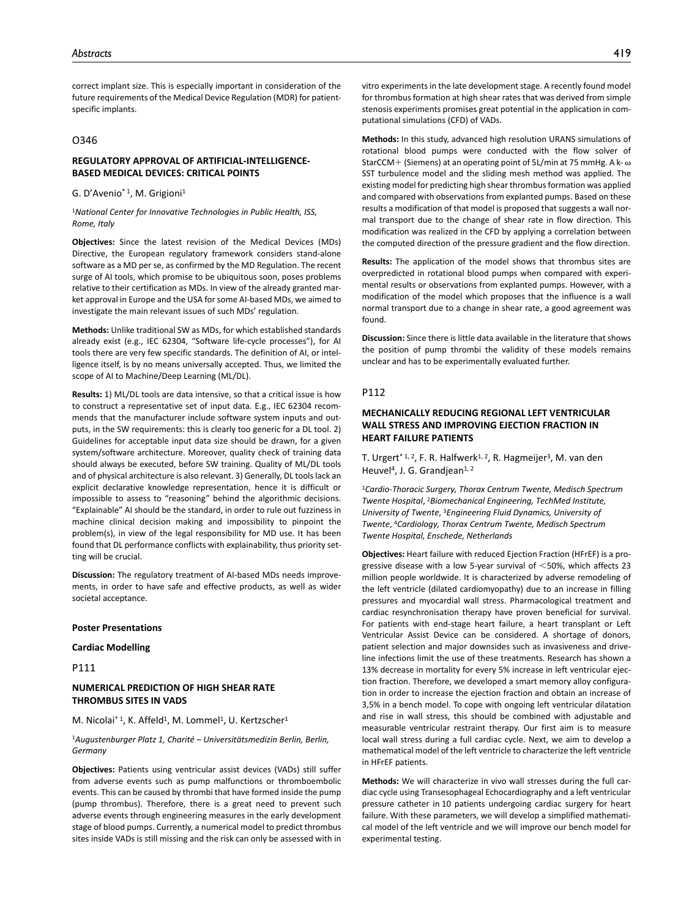correct implant size. This is especially important in consideration of the future requirements of the Medical Device Regulation (MDR) for patient-specific implants.

## O346

### REGULATORY APPROVAL OF ARTIFICIAL-INTELLIGENCE-BASED MEDICAL DEVICES: CRITICAL POINTS

G. D'Avenio* [1], M. Grigioni[1]

[1]*National Center for Innovative Technologies in Public Health, ISS, Rome, Italy*

**Objectives:** Since the latest revision of the Medical Devices (MDs) Directive, the European regulatory framework considers stand-alone software as a MD per se, as confirmed by the MD Regulation. The recent surge of AI tools, which promise to be ubiquitous soon, poses problems relative to their certification as MDs. In view of the already granted market approval in Europe and the USA for some AI-based MDs, we aimed to investigate the main relevant issues of such MDs' regulation.

**Methods:** Unlike traditional SW as MDs, for which established standards already exist (e.g., IEC 62304, "Software life-cycle processes"), for AI tools there are very few specific standards. The definition of AI, or intelligence itself, is by no means universally accepted. Thus, we limited the scope of AI to Machine/Deep Learning (ML/DL).

**Results:** 1) ML/DL tools are data intensive, so that a critical issue is how to construct a representative set of input data. E.g., IEC 62304 recommends that the manufacturer include software system inputs and outputs, in the SW requirements: this is clearly too generic for a DL tool. 2) Guidelines for acceptable input data size should be drawn, for a given system/software architecture. Moreover, quality check of training data should always be executed, before SW training. Quality of ML/DL tools and of physical architecture is also relevant. 3) Generally, DL tools lack an explicit declarative knowledge representation, hence it is difficult or impossible to assess to "reasoning" behind the algorithmic decisions. "Explainable" AI should be the standard, in order to rule out fuzziness in machine clinical decision making and impossibility to pinpoint the problem(s), in view of the legal responsibility for MD use. It has been found that DL performance conflicts with explainability, thus priority setting will be crucial.

**Discussion:** The regulatory treatment of AI-based MDs needs improvements, in order to have safe and effective products, as well as wider societal acceptance.

## Poster Presentations

## Cardiac Modelling

## P111

### NUMERICAL PREDICTION OF HIGH SHEAR RATE THROMBUS SITES IN VADS

M. Nicolai* [1], K. Affeld[1], M. Lommel[1], U. Kertzscher[1]

[1]*Augustenburger Platz 1, Charité – Universitätsmedizin Berlin, Berlin, Germany*

**Objectives:** Patients using ventricular assist devices (VADs) still suffer from adverse events such as pump malfunctions or thromboembolic events. This can be caused by thrombi that have formed inside the pump (pump thrombus). Therefore, there is a great need to prevent such adverse events through engineering measures in the early development stage of blood pumps. Currently, a numerical model to predict thrombus sites inside VADs is still missing and the risk can only be assessed with in vitro experiments in the late development stage. A recently found model for thrombus formation at high shear rates that was derived from simple stenosis experiments promises great potential in the application in computational simulations (CFD) of VADs.

**Methods:** In this study, advanced high resolution URANS simulations of rotational blood pumps were conducted with the flow solver of StarCCM+ (Siemens) at an operating point of 5L/min at 75 mmHg. A k- ω SST turbulence model and the sliding mesh method was applied. The existing model for predicting high shear thrombus formation was applied and compared with observations from explanted pumps. Based on these results a modification of that model is proposed that suggests a wall normal transport due to the change of shear rate in flow direction. This modification was realized in the CFD by applying a correlation between the computed direction of the pressure gradient and the flow direction.

**Results:** The application of the model shows that thrombus sites are overpredicted in rotational blood pumps when compared with experimental results or observations from explanted pumps. However, with a modification of the model which proposes that the influence is a wall normal transport due to a change in shear rate, a good agreement was found.

**Discussion:** Since there is little data available in the literature that shows the position of pump thrombi the validity of these models remains unclear and has to be experimentally evaluated further.

## P112

### MECHANICALLY REDUCING REGIONAL LEFT VENTRICULAR WALL STRESS AND IMPROVING EJECTION FRACTION IN HEART FAILURE PATIENTS

T. Urgert* [1, 2], F. R. Halfwerk[1, 2], R. Hagmeijer[3], M. van den Heuvel[4], J. G. Grandjean[1, 2]

[1]*Cardio-Thoracic Surgery, Thorax Centrum Twente, Medisch Spectrum Twente Hospital*, [2]*Biomechanical Engineering, TechMed Institute, University of Twente*, [3]*Engineering Fluid Dynamics, University of Twente*, [4]*Cardiology, Thorax Centrum Twente, Medisch Spectrum Twente Hospital, Enschede, Netherlands*

**Objectives:** Heart failure with reduced Ejection Fraction (HFrEF) is a progressive disease with a low 5-year survival of <50%, which affects 23 million people worldwide. It is characterized by adverse remodeling of the left ventricle (dilated cardiomyopathy) due to an increase in filling pressures and myocardial wall stress. Pharmacological treatment and cardiac resynchronisation therapy have proven beneficial for survival. For patients with end-stage heart failure, a heart transplant or Left Ventricular Assist Device can be considered. A shortage of donors, patient selection and major downsides such as invasiveness and driveline infections limit the use of these treatments. Research has shown a 13% decrease in mortality for every 5% increase in left ventricular ejection fraction. Therefore, we developed a smart memory alloy configuration in order to increase the ejection fraction and obtain an increase of 3,5% in a bench model. To cope with ongoing left ventricular dilatation and rise in wall stress, this should be combined with adjustable and measurable ventricular restraint therapy. Our first aim is to measure local wall stress during a full cardiac cycle. Next, we aim to develop a mathematical model of the left ventricle to characterize the left ventricle in HFrEF patients.

**Methods:** We will characterize in vivo wall stresses during the full cardiac cycle using Transesophageal Echocardiography and a left ventricular pressure catheter in 10 patients undergoing cardiac surgery for heart failure. With these parameters, we will develop a simplified mathematical model of the left ventricle and we will improve our bench model for experimental testing.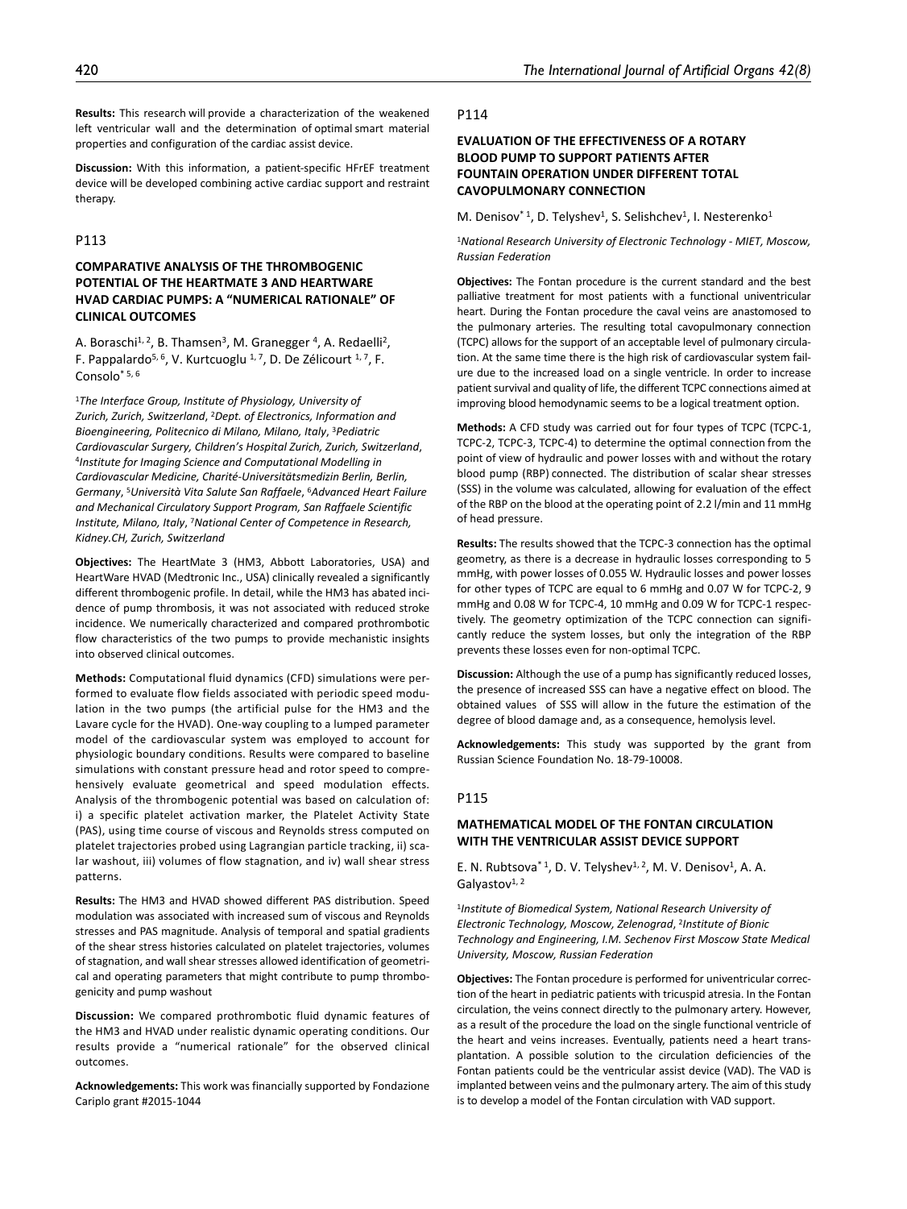**Results:** This research will provide a characterization of the weakened left ventricular wall and the determination of optimal smart material properties and configuration of the cardiac assist device.

**Discussion:** With this information, a patient-specific HFrEF treatment device will be developed combining active cardiac support and restraint therapy.

## P113

### COMPARATIVE ANALYSIS OF THE THROMBOGENIC POTENTIAL OF THE HEARTMATE 3 AND HEARTWARE HVAD CARDIAC PUMPS: A "NUMERICAL RATIONALE" OF CLINICAL OUTCOMES

A. Boraschi[1, 2], B. Thamsen[3], M. Granegger [4], A. Redaelli[2], F. Pappalardo[5, 6], V. Kurtcuoglu [1, 7], D. De Zélicourt [1, 7], F. Consolo* [5, 6]

[1]*The Interface Group, Institute of Physiology, University of Zurich, Zurich, Switzerland*, [2]*Dept. of Electronics, Information and Bioengineering, Politecnico di Milano, Milano, Italy*, [3]*Pediatric Cardiovascular Surgery, Children's Hospital Zurich, Zurich, Switzerland*, [4]*Institute for Imaging Science and Computational Modelling in Cardiovascular Medicine, Charité-Universitätsmedizin Berlin, Berlin, Germany*, [5]*Università Vita Salute San Raffaele*, [6]*Advanced Heart Failure and Mechanical Circulatory Support Program, San Raffaele Scientific Institute, Milano, Italy*, [7]*National Center of Competence in Research, Kidney.CH, Zurich, Switzerland*

**Objectives:** The HeartMate 3 (HM3, Abbott Laboratories, USA) and HeartWare HVAD (Medtronic Inc., USA) clinically revealed a significantly different thrombogenic profile. In detail, while the HM3 has abated incidence of pump thrombosis, it was not associated with reduced stroke incidence. We numerically characterized and compared prothrombotic flow characteristics of the two pumps to provide mechanistic insights into observed clinical outcomes.

**Methods:** Computational fluid dynamics (CFD) simulations were performed to evaluate flow fields associated with periodic speed modulation in the two pumps (the artificial pulse for the HM3 and the Lavare cycle for the HVAD). One-way coupling to a lumped parameter model of the cardiovascular system was employed to account for physiologic boundary conditions. Results were compared to baseline simulations with constant pressure head and rotor speed to comprehensively evaluate geometrical and speed modulation effects. Analysis of the thrombogenic potential was based on calculation of: i) a specific platelet activation marker, the Platelet Activity State (PAS), using time course of viscous and Reynolds stress computed on platelet trajectories probed using Lagrangian particle tracking, ii) scalar washout, iii) volumes of flow stagnation, and iv) wall shear stress patterns.

**Results:** The HM3 and HVAD showed different PAS distribution. Speed modulation was associated with increased sum of viscous and Reynolds stresses and PAS magnitude. Analysis of temporal and spatial gradients of the shear stress histories calculated on platelet trajectories, volumes of stagnation, and wall shear stresses allowed identification of geometrical and operating parameters that might contribute to pump thrombogenicity and pump washout

**Discussion:** We compared prothrombotic fluid dynamic features of the HM3 and HVAD under realistic dynamic operating conditions. Our results provide a "numerical rationale" for the observed clinical outcomes.

**Acknowledgements:** This work was financially supported by Fondazione Cariplo grant #2015-1044

## P114

### EVALUATION OF THE EFFECTIVENESS OF A ROTARY BLOOD PUMP TO SUPPORT PATIENTS AFTER FOUNTAIN OPERATION UNDER DIFFERENT TOTAL CAVOPULMONARY CONNECTION

M. Denisov* [1], D. Telyshev[1], S. Selishchev[1], I. Nesterenko[1]

[1]*National Research University of Electronic Technology - MIET, Moscow, Russian Federation*

**Objectives:** The Fontan procedure is the current standard and the best palliative treatment for most patients with a functional univentricular heart. During the Fontan procedure the caval veins are anastomosed to the pulmonary arteries. The resulting total cavopulmonary connection (TCPC) allows for the support of an acceptable level of pulmonary circulation. At the same time there is the high risk of cardiovascular system failure due to the increased load on a single ventricle. In order to increase patient survival and quality of life, the different TCPC connections aimed at improving blood hemodynamic seems to be a logical treatment option.

**Methods:** A CFD study was carried out for four types of TCPC (TCPC-1, TCPC-2, TCPC-3, TCPC-4) to determine the optimal connection from the point of view of hydraulic and power losses with and without the rotary blood pump (RBP) connected. The distribution of scalar shear stresses (SSS) in the volume was calculated, allowing for evaluation of the effect of the RBP on the blood at the operating point of 2.2 l/min and 11 mmHg of head pressure.

**Results:** The results showed that the TCPC-3 connection has the optimal geometry, as there is a decrease in hydraulic losses corresponding to 5 mmHg, with power losses of 0.055 W. Hydraulic losses and power losses for other types of TCPC are equal to 6 mmHg and 0.07 W for TCPC-2, 9 mmHg and 0.08 W for TCPC-4, 10 mmHg and 0.09 W for TCPC-1 respectively. The geometry optimization of the TCPC connection can significantly reduce the system losses, but only the integration of the RBP prevents these losses even for non-optimal TCPC.

**Discussion:** Although the use of a pump has significantly reduced losses, the presence of increased SSS can have a negative effect on blood. The obtained values of SSS will allow in the future the estimation of the degree of blood damage and, as a consequence, hemolysis level.

**Acknowledgements:** This study was supported by the grant from Russian Science Foundation No. 18-79-10008.

## P115

### MATHEMATICAL MODEL OF THE FONTAN CIRCULATION WITH THE VENTRICULAR ASSIST DEVICE SUPPORT

E. N. Rubtsova* [1], D. V. Telyshev[1, 2], M. V. Denisov[1], A. A. Galyastov[1, 2]

[1]*Institute of Biomedical System, National Research University of Electronic Technology, Moscow, Zelenograd*, [2]*Institute of Bionic Technology and Engineering, I.M. Sechenov First Moscow State Medical University, Moscow, Russian Federation*

**Objectives:** The Fontan procedure is performed for univentricular correction of the heart in pediatric patients with tricuspid atresia. In the Fontan circulation, the veins connect directly to the pulmonary artery. However, as a result of the procedure the load on the single functional ventricle of the heart and veins increases. Eventually, patients need a heart transplantation. A possible solution to the circulation deficiencies of the Fontan patients could be the ventricular assist device (VAD). The VAD is implanted between veins and the pulmonary artery. The aim of this study is to develop a model of the Fontan circulation with VAD support.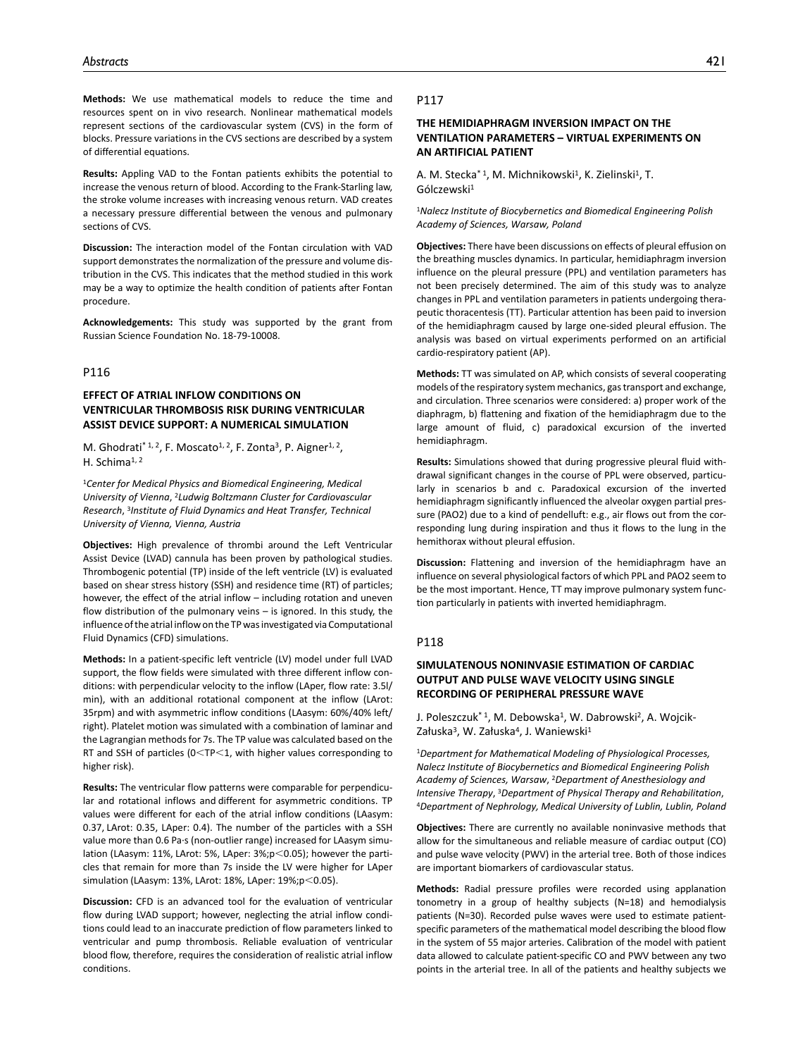**Methods:** We use mathematical models to reduce the time and resources spent on in vivo research. Nonlinear mathematical models represent sections of the cardiovascular system (CVS) in the form of blocks. Pressure variations in the CVS sections are described by a system of differential equations.

**Results:** Appling VAD to the Fontan patients exhibits the potential to increase the venous return of blood. According to the Frank-Starling law, the stroke volume increases with increasing venous return. VAD creates a necessary pressure differential between the venous and pulmonary sections of CVS.

**Discussion:** The interaction model of the Fontan circulation with VAD support demonstrates the normalization of the pressure and volume distribution in the CVS. This indicates that the method studied in this work may be a way to optimize the health condition of patients after Fontan procedure.

**Acknowledgements:** This study was supported by the grant from Russian Science Foundation No. 18-79-10008.

## P116

### EFFECT OF ATRIAL INFLOW CONDITIONS ON VENTRICULAR THROMBOSIS RISK DURING VENTRICULAR ASSIST DEVICE SUPPORT: A NUMERICAL SIMULATION

M. Ghodrati* [1, 2], F. Moscato[1, 2], F. Zonta[3], P. Aigner[1, 2], H. Schima[1, 2]

[1]*Center for Medical Physics and Biomedical Engineering, Medical University of Vienna*, [2]*Ludwig Boltzmann Cluster for Cardiovascular Research*, [3]*Institute of Fluid Dynamics and Heat Transfer, Technical University of Vienna, Vienna, Austria*

**Objectives:** High prevalence of thrombi around the Left Ventricular Assist Device (LVAD) cannula has been proven by pathological studies. Thrombogenic potential (TP) inside of the left ventricle (LV) is evaluated based on shear stress history (SSH) and residence time (RT) of particles; however, the effect of the atrial inflow – including rotation and uneven flow distribution of the pulmonary veins – is ignored. In this study, the influence of the atrial inflow on the TP was investigated via Computational Fluid Dynamics (CFD) simulations.

**Methods:** In a patient-specific left ventricle (LV) model under full LVAD support, the flow fields were simulated with three different inflow conditions: with perpendicular velocity to the inflow (LAper, flow rate: 3.5l/min), with an additional rotational component at the inflow (LArot: 35rpm) and with asymmetric inflow conditions (LAasym: 60%/40% left/right). Platelet motion was simulated with a combination of laminar and the Lagrangian methods for 7s. The TP value was calculated based on the RT and SSH of particles ($0<TP<1$, with higher values corresponding to higher risk).

**Results:** The ventricular flow patterns were comparable for perpendicular and rotational inflows and different for asymmetric conditions. TP values were different for each of the atrial inflow conditions (LAasym: 0.37, LArot: 0.35, LAper: 0.4). The number of the particles with a SSH value more than 0.6 Pa·s (non-outlier range) increased for LAasym simulation (LAasym: 11%, LArot: 5%, LAper: 3%;$p<0.05$); however the particles that remain for more than 7s inside the LV were higher for LAper simulation (LAasym: 13%, LArot: 18%, LAper: 19%;$p<0.05$).

**Discussion:** CFD is an advanced tool for the evaluation of ventricular flow during LVAD support; however, neglecting the atrial inflow conditions could lead to an inaccurate prediction of flow parameters linked to ventricular and pump thrombosis. Reliable evaluation of ventricular blood flow, therefore, requires the consideration of realistic atrial inflow conditions.

## P117

### THE HEMIDIAPHRAGM INVERSION IMPACT ON THE VENTILATION PARAMETERS – VIRTUAL EXPERIMENTS ON AN ARTIFICIAL PATIENT

A. M. Stecka* [1], M. Michnikowski[1], K. Zielinski[1], T. Gólczewski[1]

[1]*Nalecz Institute of Biocybernetics and Biomedical Engineering Polish Academy of Sciences, Warsaw, Poland*

**Objectives:** There have been discussions on effects of pleural effusion on the breathing muscles dynamics. In particular, hemidiaphragm inversion influence on the pleural pressure (PPL) and ventilation parameters has not been precisely determined. The aim of this study was to analyze changes in PPL and ventilation parameters in patients undergoing therapeutic thoracentesis (TT). Particular attention has been paid to inversion of the hemidiaphragm caused by large one-sided pleural effusion. The analysis was based on virtual experiments performed on an artificial cardio-respiratory patient (AP).

**Methods:** TT was simulated on AP, which consists of several cooperating models of the respiratory system mechanics, gas transport and exchange, and circulation. Three scenarios were considered: a) proper work of the diaphragm, b) flattening and fixation of the hemidiaphragm due to the large amount of fluid, c) paradoxical excursion of the inverted hemidiaphragm.

**Results:** Simulations showed that during progressive pleural fluid withdrawal significant changes in the course of PPL were observed, particularly in scenarios b and c. Paradoxical excursion of the inverted hemidiaphragm significantly influenced the alveolar oxygen partial pressure (PAO2) due to a kind of pendelluft: e.g., air flows out from the corresponding lung during inspiration and thus it flows to the lung in the hemithorax without pleural effusion.

**Discussion:** Flattening and inversion of the hemidiaphragm have an influence on several physiological factors of which PPL and PAO2 seem to be the most important. Hence, TT may improve pulmonary system function particularly in patients with inverted hemidiaphragm.

## P118

### SIMULATENOUS NONINVASIE ESTIMATION OF CARDIAC OUTPUT AND PULSE WAVE VELOCITY USING SINGLE RECORDING OF PERIPHERAL PRESSURE WAVE

J. Poleszczuk* [1], M. Debowska[1], W. Dabrowski[2], A. Wojcik-Załuska[3], W. Załuska[4], J. Waniewski[1]

[1]*Department for Mathematical Modeling of Physiological Processes, Nalecz Institute of Biocybernetics and Biomedical Engineering Polish Academy of Sciences, Warsaw*, [2]*Department of Anesthesiology and Intensive Therapy*, [3]*Department of Physical Therapy and Rehabilitation*, [4]*Department of Nephrology, Medical University of Lublin, Lublin, Poland*

**Objectives:** There are currently no available noninvasive methods that allow for the simultaneous and reliable measure of cardiac output (CO) and pulse wave velocity (PWV) in the arterial tree. Both of those indices are important biomarkers of cardiovascular status.

**Methods:** Radial pressure profiles were recorded using applanation tonometry in a group of healthy subjects (N=18) and hemodialysis patients (N=30). Recorded pulse waves were used to estimate patient-specific parameters of the mathematical model describing the blood flow in the system of 55 major arteries. Calibration of the model with patient data allowed to calculate patient-specific CO and PWV between any two points in the arterial tree. In all of the patients and healthy subjects we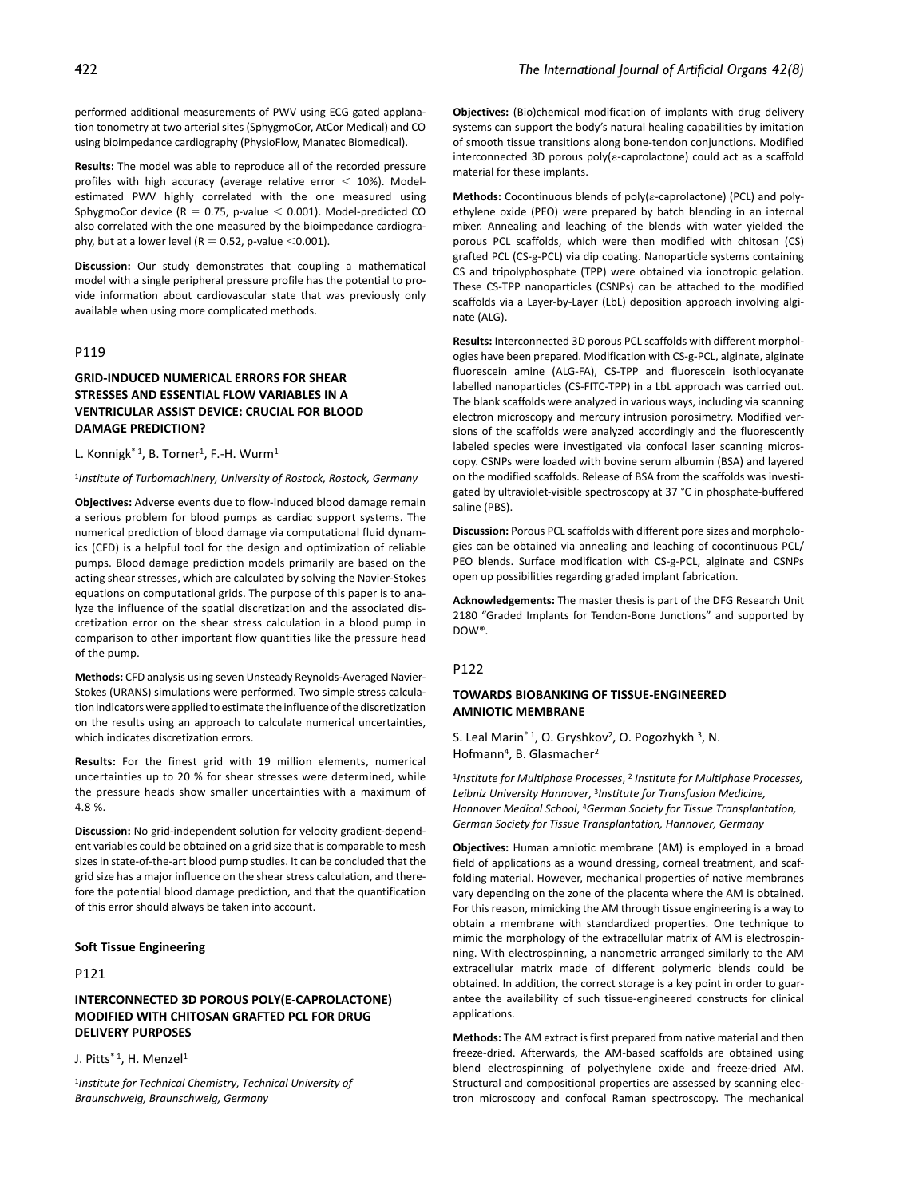performed additional measurements of PWV using ECG gated applanation tonometry at two arterial sites (SphygmoCor, AtCor Medical) and CO using bioimpedance cardiography (PhysioFlow, Manatec Biomedical).

**Results:** The model was able to reproduce all of the recorded pressure profiles with high accuracy (average relative error $< 10\%$). Model-estimated PWV highly correlated with the one measured using SphygmoCor device ($R = 0.75$, p-value $< 0.001$). Model-predicted CO also correlated with the one measured by the bioimpedance cardiography, but at a lower level ($R = 0.52$, p-value $< 0.001$).

**Discussion:** Our study demonstrates that coupling a mathematical model with a single peripheral pressure profile has the potential to provide information about cardiovascular state that was previously only available when using more complicated methods.

## P119

### GRID-INDUCED NUMERICAL ERRORS FOR SHEAR STRESSES AND ESSENTIAL FLOW VARIABLES IN A VENTRICULAR ASSIST DEVICE: CRUCIAL FOR BLOOD DAMAGE PREDICTION?

L. Konnigk*[1], B. Torner[1], F.-H. Wurm[1]

[1]*Institute of Turbomachinery, University of Rostock, Rostock, Germany*

**Objectives:** Adverse events due to flow-induced blood damage remain a serious problem for blood pumps as cardiac support systems. The numerical prediction of blood damage via computational fluid dynamics (CFD) is a helpful tool for the design and optimization of reliable pumps. Blood damage prediction models primarily are based on the acting shear stresses, which are calculated by solving the Navier-Stokes equations on computational grids. The purpose of this paper is to analyze the influence of the spatial discretization and the associated discretization error on the shear stress calculation in a blood pump in comparison to other important flow quantities like the pressure head of the pump.

**Methods:** CFD analysis using seven Unsteady Reynolds-Averaged Navier-Stokes (URANS) simulations were performed. Two simple stress calculation indicators were applied to estimate the influence of the discretization on the results using an approach to calculate numerical uncertainties, which indicates discretization errors.

**Results:** For the finest grid with 19 million elements, numerical uncertainties up to 20 % for shear stresses were determined, while the pressure heads show smaller uncertainties with a maximum of 4.8 %.

**Discussion:** No grid-independent solution for velocity gradient-dependent variables could be obtained on a grid size that is comparable to mesh sizes in state-of-the-art blood pump studies. It can be concluded that the grid size has a major influence on the shear stress calculation, and therefore the potential blood damage prediction, and that the quantification of this error should always be taken into account.

# Soft Tissue Engineering

## P121

### INTERCONNECTED 3D POROUS POLY(E-CAPROLACTONE) MODIFIED WITH CHITOSAN GRAFTED PCL FOR DRUG DELIVERY PURPOSES

J. Pitts*[1], H. Menzel[1]

[1]*Institute for Technical Chemistry, Technical University of Braunschweig, Braunschweig, Germany*

**Objectives:** (Bio)chemical modification of implants with drug delivery systems can support the body's natural healing capabilities by imitation of smooth tissue transitions along bone-tendon conjunctions. Modified interconnected 3D porous poly($\varepsilon$-caprolactone) could act as a scaffold material for these implants.

**Methods:** Cocontinuous blends of poly($\varepsilon$-caprolactone) (PCL) and polyethylene oxide (PEO) were prepared by batch blending in an internal mixer. Annealing and leaching of the blends with water yielded the porous PCL scaffolds, which were then modified with chitosan (CS) grafted PCL (CS-g-PCL) via dip coating. Nanoparticle systems containing CS and tripolyphosphate (TPP) were obtained via ionotropic gelation. These CS-TPP nanoparticles (CSNPs) can be attached to the modified scaffolds via a Layer-by-Layer (LbL) deposition approach involving alginate (ALG).

**Results:** Interconnected 3D porous PCL scaffolds with different morphologies have been prepared. Modification with CS-g-PCL, alginate, alginate fluorescein amine (ALG-FA), CS-TPP and fluorescein isothiocyanate labelled nanoparticles (CS-FITC-TPP) in a LbL approach was carried out. The blank scaffolds were analyzed in various ways, including via scanning electron microscopy and mercury intrusion porosimetry. Modified versions of the scaffolds were analyzed accordingly and the fluorescently labeled species were investigated via confocal laser scanning microscopy. CSNPs were loaded with bovine serum albumin (BSA) and layered on the modified scaffolds. Release of BSA from the scaffolds was investigated by ultraviolet-visible spectroscopy at 37 °C in phosphate-buffered saline (PBS).

**Discussion:** Porous PCL scaffolds with different pore sizes and morphologies can be obtained via annealing and leaching of cocontinuous PCL/PEO blends. Surface modification with CS-g-PCL, alginate and CSNPs open up possibilities regarding graded implant fabrication.

**Acknowledgements:** The master thesis is part of the DFG Research Unit 2180 "Graded Implants for Tendon-Bone Junctions" and supported by DOW®.

## P122

### TOWARDS BIOBANKING OF TISSUE-ENGINEERED AMNIOTIC MEMBRANE

S. Leal Marin*[1], O. Gryshkov[2], O. Pogozhykh[3], N. Hofmann[4], B. Glasmacher[2]

[1]*Institute for Multiphase Processes*, [2]*Institute for Multiphase Processes, Leibniz University Hannover*, [3]*Institute for Transfusion Medicine, Hannover Medical School*, [4]*German Society for Tissue Transplantation, German Society for Tissue Transplantation, Hannover, Germany*

**Objectives:** Human amniotic membrane (AM) is employed in a broad field of applications as a wound dressing, corneal treatment, and scaffolding material. However, mechanical properties of native membranes vary depending on the zone of the placenta where the AM is obtained. For this reason, mimicking the AM through tissue engineering is a way to obtain a membrane with standardized properties. One technique to mimic the morphology of the extracellular matrix of AM is electrospinning. With electrospinning, a nanometric arranged similarly to the AM extracellular matrix made of different polymeric blends could be obtained. In addition, the correct storage is a key point in order to guarantee the availability of such tissue-engineered constructs for clinical applications.

**Methods:** The AM extract is first prepared from native material and then freeze-dried. Afterwards, the AM-based scaffolds are obtained using blend electrospinning of polyethylene oxide and freeze-dried AM. Structural and compositional properties are assessed by scanning electron microscopy and confocal Raman spectroscopy. The mechanical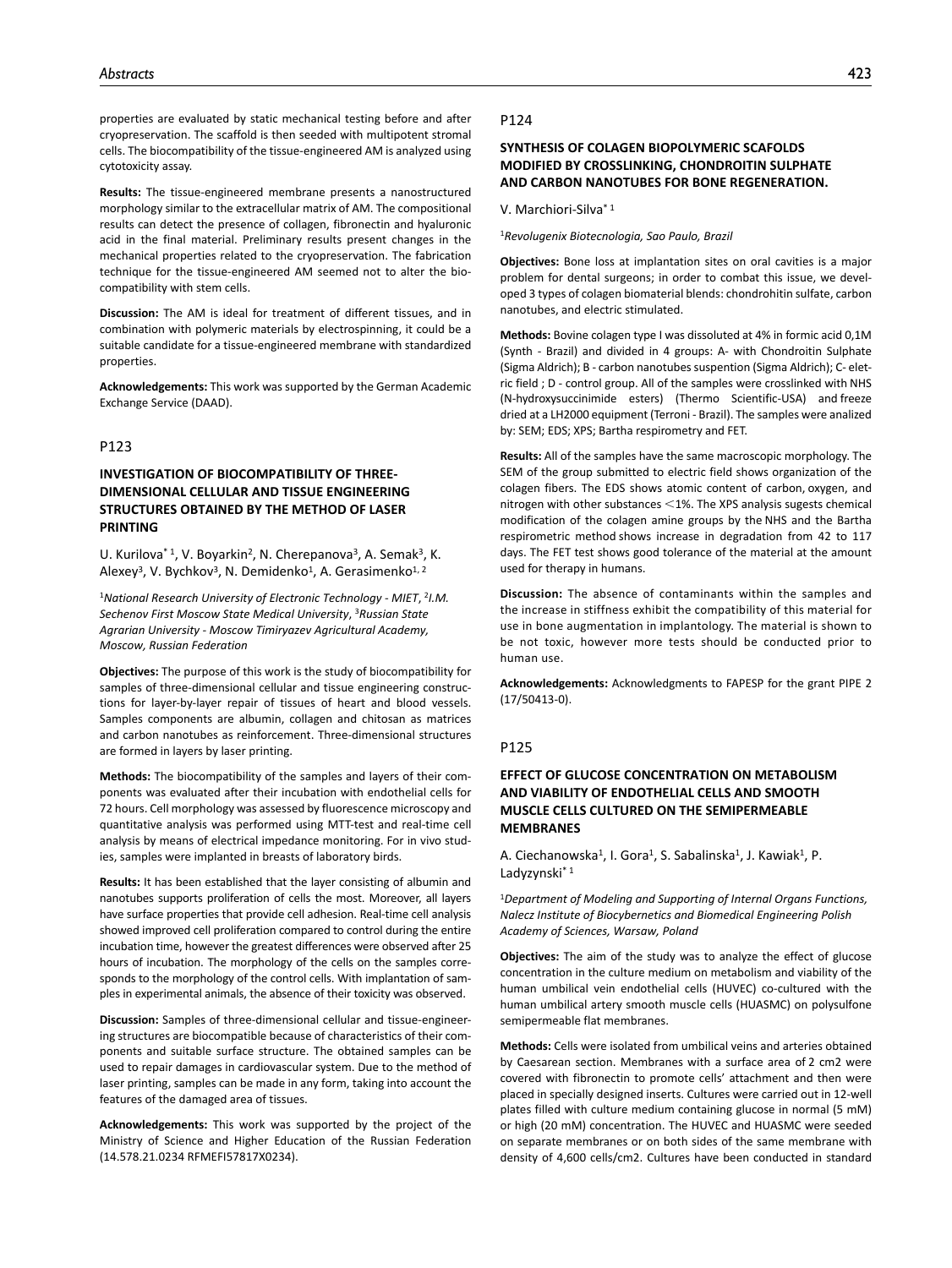properties are evaluated by static mechanical testing before and after cryopreservation. The scaffold is then seeded with multipotent stromal cells. The biocompatibility of the tissue-engineered AM is analyzed using cytotoxicity assay.

**Results:** The tissue-engineered membrane presents a nanostructured morphology similar to the extracellular matrix of AM. The compositional results can detect the presence of collagen, fibronectin and hyaluronic acid in the final material. Preliminary results present changes in the mechanical properties related to the cryopreservation. The fabrication technique for the tissue-engineered AM seemed not to alter the biocompatibility with stem cells.

**Discussion:** The AM is ideal for treatment of different tissues, and in combination with polymeric materials by electrospinning, it could be a suitable candidate for a tissue-engineered membrane with standardized properties.

**Acknowledgements:** This work was supported by the German Academic Exchange Service (DAAD).

## P123

### INVESTIGATION OF BIOCOMPATIBILITY OF THREE-DIMENSIONAL CELLULAR AND TISSUE ENGINEERING STRUCTURES OBTAINED BY THE METHOD OF LASER PRINTING

U. Kurilova*[1], V. Boyarkin[2], N. Cherepanova[3], A. Semak[3], K. Alexey[3], V. Bychkov[3], N. Demidenko[1], A. Gerasimenko[1, 2]

[1]*National Research University of Electronic Technology - MIET*, [2]*I.M. Sechenov First Moscow State Medical University*, [3]*Russian State Agrarian University - Moscow Timiryazev Agricultural Academy, Moscow, Russian Federation*

**Objectives:** The purpose of this work is the study of biocompatibility for samples of three-dimensional cellular and tissue engineering constructions for layer-by-layer repair of tissues of heart and blood vessels. Samples components are albumin, collagen and chitosan as matrices and carbon nanotubes as reinforcement. Three-dimensional structures are formed in layers by laser printing.

**Methods:** The biocompatibility of the samples and layers of their components was evaluated after their incubation with endothelial cells for 72 hours. Cell morphology was assessed by fluorescence microscopy and quantitative analysis was performed using MTT-test and real-time cell analysis by means of electrical impedance monitoring. For in vivo studies, samples were implanted in breasts of laboratory birds.

**Results:** It has been established that the layer consisting of albumin and nanotubes supports proliferation of cells the most. Moreover, all layers have surface properties that provide cell adhesion. Real-time cell analysis showed improved cell proliferation compared to control during the entire incubation time, however the greatest differences were observed after 25 hours of incubation. The morphology of the cells on the samples corresponds to the morphology of the control cells. With implantation of samples in experimental animals, the absence of their toxicity was observed.

**Discussion:** Samples of three-dimensional cellular and tissue-engineering structures are biocompatible because of characteristics of their components and suitable surface structure. The obtained samples can be used to repair damages in cardiovascular system. Due to the method of laser printing, samples can be made in any form, taking into account the features of the damaged area of tissues.

**Acknowledgements:** This work was supported by the project of the Ministry of Science and Higher Education of the Russian Federation (14.578.21.0234 RFMEFI57817X0234).

## P124

### SYNTHESIS OF COLAGEN BIOPOLYMERIC SCAFOLDS MODIFIED BY CROSSLINKING, CHONDROITIN SULPHATE AND CARBON NANOTUBES FOR BONE REGENERATION.

V. Marchiori-Silva*[1]

[1]*Revolugenix Biotecnologia, Sao Paulo, Brazil*

**Objectives:** Bone loss at implantation sites on oral cavities is a major problem for dental surgeons; in order to combat this issue, we developed 3 types of colagen biomaterial blends: chondrohitin sulfate, carbon nanotubes, and electric stimulated.

**Methods:** Bovine colagen type I was dissoluted at 4% in formic acid 0,1M (Synth - Brazil) and divided in 4 groups: A- with Chondroitin Sulphate (Sigma Aldrich); B - carbon nanotubes suspention (Sigma Aldrich); C- eletric field ; D - control group. All of the samples were crosslinked with NHS (N-hydroxysuccinimide esters) (Thermo Scientific-USA) and freeze dried at a LH2000 equipment (Terroni - Brazil). The samples were analized by: SEM; EDS; XPS; Bartha respirometry and FET.

**Results:** All of the samples have the same macroscopic morphology. The SEM of the group submitted to electric field shows organization of the colagen fibers. The EDS shows atomic content of carbon, oxygen, and nitrogen with other substances $<$1%. The XPS analysis sugests chemical modification of the colagen amine groups by the NHS and the Bartha respirometric method shows increase in degradation from 42 to 117 days. The FET test shows good tolerance of the material at the amount used for therapy in humans.

**Discussion:** The absence of contaminants within the samples and the increase in stiffness exhibit the compatibility of this material for use in bone augmentation in implantology. The material is shown to be not toxic, however more tests should be conducted prior to human use.

**Acknowledgements:** Acknowledgments to FAPESP for the grant PIPE 2 (17/50413-0).

## P125

### EFFECT OF GLUCOSE CONCENTRATION ON METABOLISM AND VIABILITY OF ENDOTHELIAL CELLS AND SMOOTH MUSCLE CELLS CULTURED ON THE SEMIPERMEABLE MEMBRANES

A. Ciechanowska[1], I. Gora[1], S. Sabalinska[1], J. Kawiak[1], P. Ladyzynski*[1]

[1]*Department of Modeling and Supporting of Internal Organs Functions, Nalecz Institute of Biocybernetics and Biomedical Engineering Polish Academy of Sciences, Warsaw, Poland*

**Objectives:** The aim of the study was to analyze the effect of glucose concentration in the culture medium on metabolism and viability of the human umbilical vein endothelial cells (HUVEC) co-cultured with the human umbilical artery smooth muscle cells (HUASMC) on polysulfone semipermeable flat membranes.

**Methods:** Cells were isolated from umbilical veins and arteries obtained by Caesarean section. Membranes with a surface area of 2 cm2 were covered with fibronectin to promote cells' attachment and then were placed in specially designed inserts. Cultures were carried out in 12-well plates filled with culture medium containing glucose in normal (5 mM) or high (20 mM) concentration. The HUVEC and HUASMC were seeded on separate membranes or on both sides of the same membrane with density of 4,600 cells/cm2. Cultures have been conducted in standard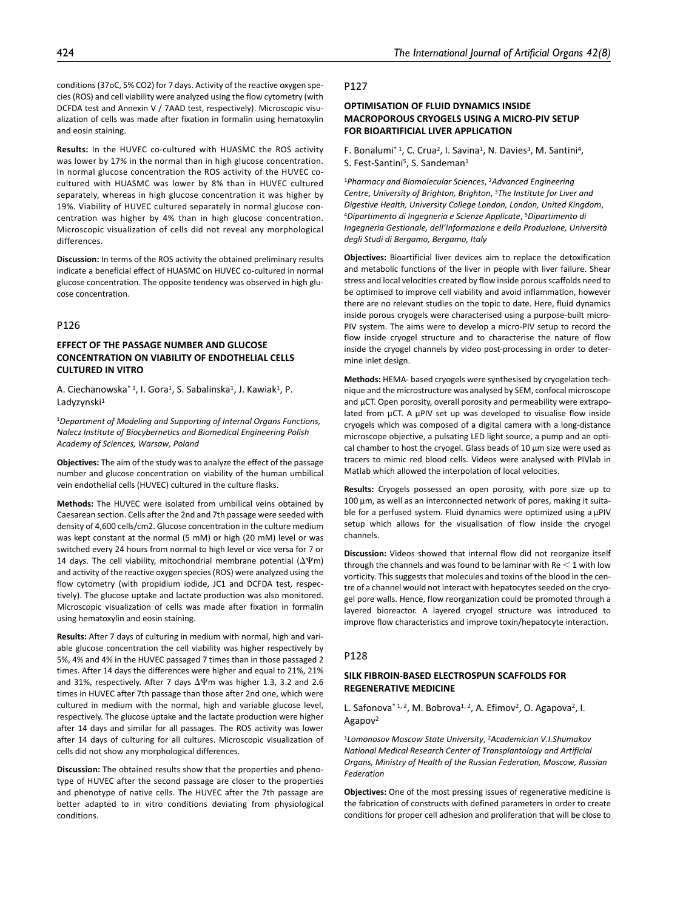conditions (37oC, 5% CO2) for 7 days. Activity of the reactive oxygen species (ROS) and cell viability were analyzed using the flow cytometry (with DCFDA test and Annexin V / 7AAD test, respectively). Microscopic visualization of cells was made after fixation in formalin using hematoxylin and eosin staining.

**Results:** In the HUVEC co-cultured with HUASMC the ROS activity was lower by 17% in the normal than in high glucose concentration. In normal glucose concentration the ROS activity of the HUVEC co-cultured with HUASMC was lower by 8% than in HUVEC cultured separately, whereas in high glucose concentration it was higher by 19%. Viability of HUVEC cultured separately in normal glucose concentration was higher by 4% than in high glucose concentration. Microscopic visualization of cells did not reveal any morphological differences.

**Discussion:** In terms of the ROS activity the obtained preliminary results indicate a beneficial effect of HUASMC on HUVEC co-cultured in normal glucose concentration. The opposite tendency was observed in high glucose concentration.

## P126

### EFFECT OF THE PASSAGE NUMBER AND GLUCOSE CONCENTRATION ON VIABILITY OF ENDOTHELIAL CELLS CULTURED IN VITRO

A. Ciechanowska* [1], I. Gora[1], S. Sabalinska[1], J. Kawiak[1], P. Ladyzynski[1]

[1]*Department of Modeling and Supporting of Internal Organs Functions, Nalecz Institute of Biocybernetics and Biomedical Engineering Polish Academy of Sciences, Warsaw, Poland*

**Objectives:** The aim of the study was to analyze the effect of the passage number and glucose concentration on viability of the human umbilical vein endothelial cells (HUVEC) cultured in the culture flasks.

**Methods:** The HUVEC were isolated from umbilical veins obtained by Caesarean section. Cells after the 2nd and 7th passage were seeded with density of 4,600 cells/cm2. Glucose concentration in the culture medium was kept constant at the normal (5 mM) or high (20 mM) level or was switched every 24 hours from normal to high level or vice versa for 7 or 14 days. The cell viability, mitochondrial membrane potential ($\Delta\Psi$m) and activity of the reactive oxygen species (ROS) were analyzed using the flow cytometry (with propidium iodide, JC1 and DCFDA test, respectively). The glucose uptake and lactate production was also monitored. Microscopic visualization of cells was made after fixation in formalin using hematoxylin and eosin staining.

**Results:** After 7 days of culturing in medium with normal, high and variable glucose concentration the cell viability was higher respectively by 5%, 4% and 4% in the HUVEC passaged 7 times than in those passaged 2 times. After 14 days the differences were higher and equal to 21%, 21% and 31%, respectively. After 7 days $\Delta\Psi$m was higher 1.3, 3.2 and 2.6 times in HUVEC after 7th passage than those after 2nd one, which were cultured in medium with the normal, high and variable glucose level, respectively. The glucose uptake and the lactate production were higher after 14 days and similar for all passages. The ROS activity was lower after 14 days of culturing for all cultures. Microscopic visualization of cells did not show any morphological differences.

**Discussion:** The obtained results show that the properties and phenotype of HUVEC after the second passage are closer to the properties and phenotype of native cells. The HUVEC after the 7th passage are better adapted to in vitro conditions deviating from physiological conditions.

## P127

### OPTIMISATION OF FLUID DYNAMICS INSIDE MACROPOROUS CRYOGELS USING A MICRO-PIV SETUP FOR BIOARTIFICIAL LIVER APPLICATION

F. Bonalumi* [1], C. Crua[2], I. Savina[1], N. Davies[3], M. Santini[4], S. Fest-Santini[5], S. Sandeman[1]

[1]*Pharmacy and Biomolecular Sciences*, [2]*Advanced Engineering Centre, University of Brighton, Brighton*, [3]*The Institute for Liver and Digestive Health, University College London, London, United Kingdom*, [4]*Dipartimento di Ingegneria e Scienze Applicate*, [5]*Dipartimento di Ingegneria Gestionale, dell'Informazione e della Produzione, Università degli Studi di Bergamo, Bergamo, Italy*

**Objectives:** Bioartificial liver devices aim to replace the detoxification and metabolic functions of the liver in people with liver failure. Shear stress and local velocities created by flow inside porous scaffolds need to be optimised to improve cell viability and avoid inflammation, however there are no relevant studies on the topic to date. Here, fluid dynamics inside porous cryogels were characterised using a purpose-built micro-PIV system. The aims were to develop a micro-PIV setup to record the flow inside cryogel structure and to characterise the nature of flow inside the cryogel channels by video post-processing in order to determine inlet design.

**Methods:** HEMA- based cryogels were synthesised by cryogelation technique and the microstructure was analysed by SEM, confocal microscope and µCT. Open porosity, overall porosity and permeability were extrapolated from µCT. A µPIV set up was developed to visualise flow inside cryogels which was composed of a digital camera with a long-distance microscope objective, a pulsating LED light source, a pump and an optical chamber to host the cryogel. Glass beads of 10 µm size were used as tracers to mimic red blood cells. Videos were analysed with PIVlab in Matlab which allowed the interpolation of local velocities.

**Results:** Cryogels possessed an open porosity, with pore size up to 100 µm, as well as an interconnected network of pores, making it suitable for a perfused system. Fluid dynamics were optimized using a µPIV setup which allows for the visualisation of flow inside the cryogel channels.

**Discussion:** Videos showed that internal flow did not reorganize itself through the channels and was found to be laminar with $Re < 1$ with low vorticity. This suggests that molecules and toxins of the blood in the centre of a channel would not interact with hepatocytes seeded on the cryogel pore walls. Hence, flow reorganization could be promoted through a layered bioreactor. A layered cryogel structure was introduced to improve flow characteristics and improve toxin/hepatocyte interaction.

## P128

### SILK FIBROIN-BASED ELECTROSPUN SCAFFOLDS FOR REGENERATIVE MEDICINE

L. Safonova* [1, 2], M. Bobrova[1, 2], A. Efimov[2], O. Agapova[2], I. Agapov[2]

[1]*Lomonosov Moscow State University*, [2]*Academician V.I.Shumakov National Medical Research Center of Transplantology and Artificial Organs, Ministry of Health of the Russian Federation, Moscow, Russian Federation*

**Objectives:** One of the most pressing issues of regenerative medicine is the fabrication of constructs with defined parameters in order to create conditions for proper cell adhesion and proliferation that will be close to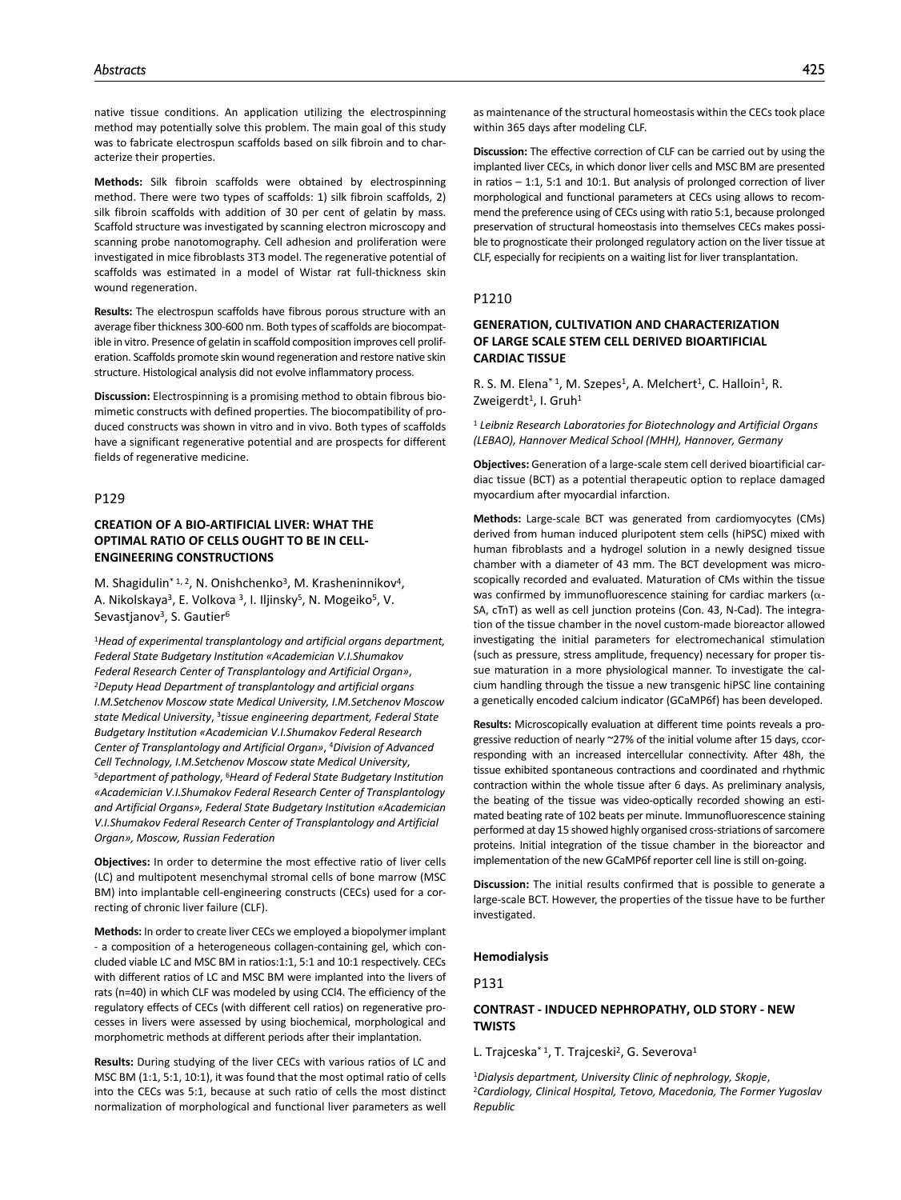native tissue conditions. An application utilizing the electrospinning method may potentially solve this problem. The main goal of this study was to fabricate electrospun scaffolds based on silk fibroin and to characterize their properties.

**Methods:** Silk fibroin scaffolds were obtained by electrospinning method. There were two types of scaffolds: 1) silk fibroin scaffolds, 2) silk fibroin scaffolds with addition of 30 per cent of gelatin by mass. Scaffold structure was investigated by scanning electron microscopy and scanning probe nanotomography. Cell adhesion and proliferation were investigated in mice fibroblasts 3T3 model. The regenerative potential of scaffolds was estimated in a model of Wistar rat full-thickness skin wound regeneration.

**Results:** The electrospun scaffolds have fibrous porous structure with an average fiber thickness 300-600 nm. Both types of scaffolds are biocompatible in vitro. Presence of gelatin in scaffold composition improves cell proliferation. Scaffolds promote skin wound regeneration and restore native skin structure. Histological analysis did not evolve inflammatory process.

**Discussion:** Electrospinning is a promising method to obtain fibrous biomimetic constructs with defined properties. The biocompatibility of produced constructs was shown in vitro and in vivo. Both types of scaffolds have a significant regenerative potential and are prospects for different fields of regenerative medicine.

## P129

### CREATION OF A BIO-ARTIFICIAL LIVER: WHAT THE OPTIMAL RATIO OF CELLS OUGHT TO BE IN CELL-ENGINEERING CONSTRUCTIONS

M. Shagidulin* [1, 2], N. Onishchenko[3], M. Krasheninnikov[4], A. Nikolskaya[3], E. Volkova [3], I. Iljinsky[5], N. Mogeiko[5], V. Sevastjanov[3], S. Gautier[6]

[1]*Head of experimental transplantology and artificial organs department, Federal State Budgetary Institution «Academician V.I.Shumakov Federal Research Center of Transplantology and Artificial Organ»*, [2]*Deputy Head Department of transplantology and artificial organs I.M.Setchenov Moscow state Medical University, I.M.Setchenov Moscow state Medical University*, [3]*tissue engineering department, Federal State Budgetary Institution «Academician V.I.Shumakov Federal Research Center of Transplantology and Artificial Organ»*, [4]*Division of Advanced Cell Technology, I.M.Setchenov Moscow state Medical University*, [5]*department of pathology*, [6]*Heard of Federal State Budgetary Institution «Academician V.I.Shumakov Federal Research Center of Transplantology and Artificial Organs», Federal State Budgetary Institution «Academician V.I.Shumakov Federal Research Center of Transplantology and Artificial Organ», Moscow, Russian Federation*

**Objectives:** In order to determine the most effective ratio of liver cells (LC) and multipotent mesenchymal stromal cells of bone marrow (MSC BM) into implantable cell-engineering constructs (CECs) used for a correcting of chronic liver failure (CLF).

**Methods:** In order to create liver CECs we employed a biopolymer implant - a composition of a heterogeneous collagen-containing gel, which concluded viable LC and MSC BM in ratios:1:1, 5:1 and 10:1 respectively. CECs with different ratios of LC and MSC BM were implanted into the livers of rats (n=40) in which CLF was modeled by using CCl4. The efficiency of the regulatory effects of CECs (with different cell ratios) on regenerative processes in livers were assessed by using biochemical, morphological and morphometric methods at different periods after their implantation.

**Results:** During studying of the liver CECs with various ratios of LC and MSC BM (1:1, 5:1, 10:1), it was found that the most optimal ratio of cells into the CECs was 5:1, because at such ratio of cells the most distinct normalization of morphological and functional liver parameters as well as maintenance of the structural homeostasis within the CECs took place within 365 days after modeling CLF.

**Discussion:** The effective correction of CLF can be carried out by using the implanted liver CECs, in which donor liver cells and MSC BM are presented in ratios – 1:1, 5:1 and 10:1. But analysis of prolonged correction of liver morphological and functional parameters at CECs using allows to recommend the preference using of CECs using with ratio 5:1, because prolonged preservation of structural homeostasis into themselves CECs makes possible to prognosticate their prolonged regulatory action on the liver tissue at CLF, especially for recipients on a waiting list for liver transplantation.

## P1210

### GENERATION, CULTIVATION AND CHARACTERIZATION OF LARGE SCALE STEM CELL DERIVED BIOARTIFICIAL CARDIAC TISSUE

R. S. M. Elena* [1], M. Szepes[1], A. Melchert[1], C. Halloin[1], R. Zweigerdt[1], I. Gruh[1]

[1] *Leibniz Research Laboratories for Biotechnology and Artificial Organs (LEBAO), Hannover Medical School (MHH), Hannover, Germany*

**Objectives:** Generation of a large-scale stem cell derived bioartificial cardiac tissue (BCT) as a potential therapeutic option to replace damaged myocardium after myocardial infarction.

**Methods:** Large-scale BCT was generated from cardiomyocytes (CMs) derived from human induced pluripotent stem cells (hiPSC) mixed with human fibroblasts and a hydrogel solution in a newly designed tissue chamber with a diameter of 43 mm. The BCT development was microscopically recorded and evaluated. Maturation of CMs within the tissue was confirmed by immunofluorescence staining for cardiac markers ($\alpha$-SA, cTnT) as well as cell junction proteins (Con. 43, N-Cad). The integration of the tissue chamber in the novel custom-made bioreactor allowed investigating the initial parameters for electromechanical stimulation (such as pressure, stress amplitude, frequency) necessary for proper tissue maturation in a more physiological manner. To investigate the calcium handling through the tissue a new transgenic hiPSC line containing a genetically encoded calcium indicator (GCaMP6f) has been developed.

**Results:** Microscopically evaluation at different time points reveals a progressive reduction of nearly ~27% of the initial volume after 15 days, ccorresponding with an increased intercellular connectivity. After 48h, the tissue exhibited spontaneous contractions and coordinated and rhythmic contraction within the whole tissue after 6 days. As preliminary analysis, the beating of the tissue was video-optically recorded showing an estimated beating rate of 102 beats per minute. Immunofluorescence staining performed at day 15 showed highly organised cross-striations of sarcomere proteins. Initial integration of the tissue chamber in the bioreactor and implementation of the new GCaMP6f reporter cell line is still on-going.

**Discussion:** The initial results confirmed that is possible to generate a large-scale BCT. However, the properties of the tissue have to be further investigated.

# Hemodialysis

## P131

### CONTRAST - INDUCED NEPHROPATHY, OLD STORY - NEW TWISTS

L. Trajceska* [1], T. Trajceski[2], G. Severova[1]

[1]*Dialysis department, University Clinic of nephrology, Skopje*, [2]*Cardiology, Clinical Hospital, Tetovo, Macedonia, The Former Yugoslav Republic*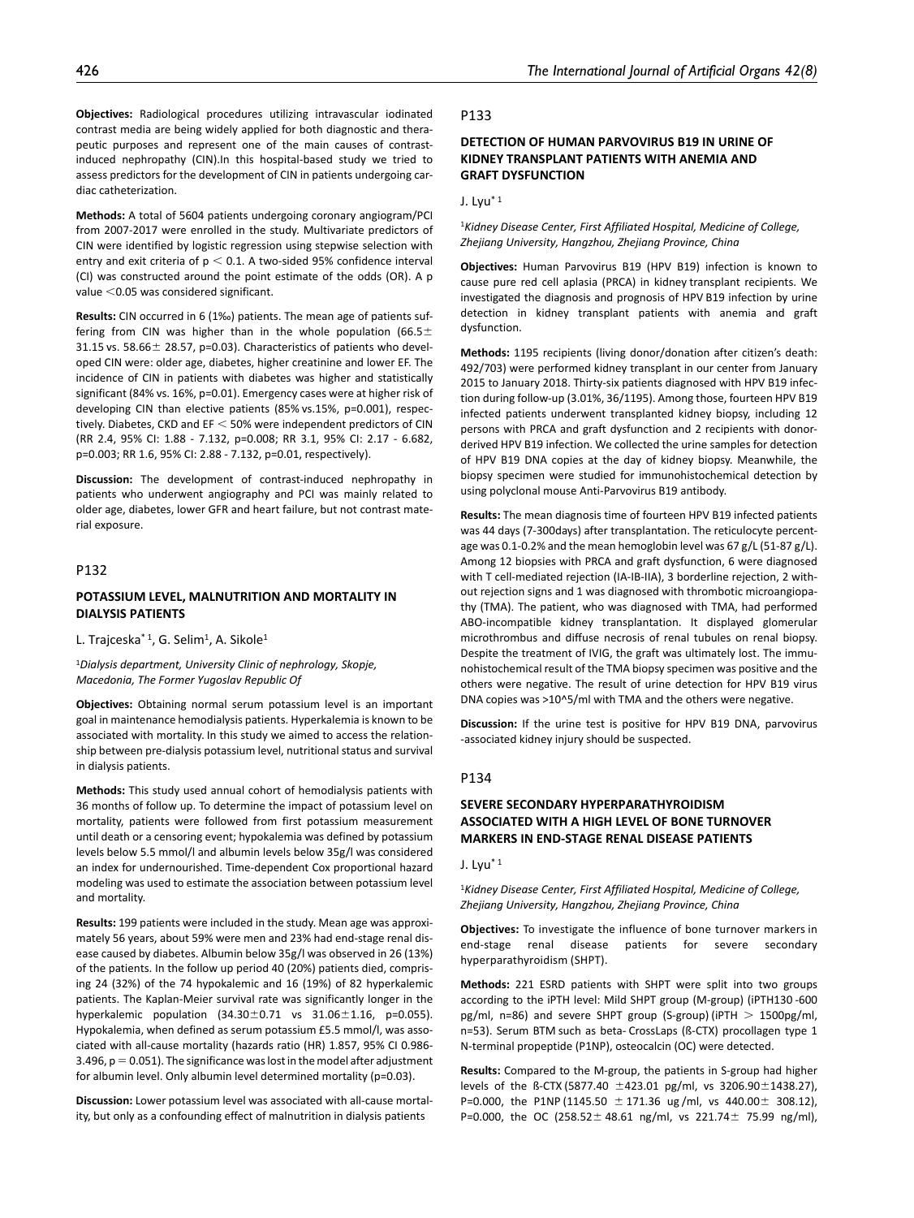**Objectives:** Radiological procedures utilizing intravascular iodinated contrast media are being widely applied for both diagnostic and therapeutic purposes and represent one of the main causes of contrast-induced nephropathy (CIN).In this hospital-based study we tried to assess predictors for the development of CIN in patients undergoing cardiac catheterization.

**Methods:** A total of 5604 patients undergoing coronary angiogram/PCI from 2007-2017 were enrolled in the study. Multivariate predictors of CIN were identified by logistic regression using stepwise selection with entry and exit criteria of $p < 0.1$. A two-sided 95% confidence interval (CI) was constructed around the point estimate of the odds (OR). A p value <0.05 was considered significant.

**Results:** CIN occurred in 6 (1‰) patients. The mean age of patients suffering from CIN was higher than in the whole population (66.5± 31.15 vs. 58.66± 28.57, p=0.03). Characteristics of patients who developed CIN were: older age, diabetes, higher creatinine and lower EF. The incidence of CIN in patients with diabetes was higher and statistically significant (84% vs. 16%, p=0.01). Emergency cases were at higher risk of developing CIN than elective patients (85% vs.15%, p=0.001), respectively. Diabetes, CKD and EF < 50% were independent predictors of CIN (RR 2.4, 95% CI: 1.88 - 7.132, p=0.008; RR 3.1, 95% CI: 2.17 - 6.682, p=0.003; RR 1.6, 95% CI: 2.88 - 7.132, p=0.01, respectively).

**Discussion:** The development of contrast-induced nephropathy in patients who underwent angiography and PCI was mainly related to older age, diabetes, lower GFR and heart failure, but not contrast material exposure.

## P132

### POTASSIUM LEVEL, MALNUTRITION AND MORTALITY IN DIALYSIS PATIENTS

L. Trajceska*[1], G. Selim[1], A. Sikole[1]

[1]*Dialysis department, University Clinic of nephrology, Skopje, Macedonia, The Former Yugoslav Republic Of*

**Objectives:** Obtaining normal serum potassium level is an important goal in maintenance hemodialysis patients. Hyperkalemia is known to be associated with mortality. In this study we aimed to access the relationship between pre-dialysis potassium level, nutritional status and survival in dialysis patients.

**Methods:** This study used annual cohort of hemodialysis patients with 36 months of follow up. To determine the impact of potassium level on mortality, patients were followed from first potassium measurement until death or a censoring event; hypokalemia was defined by potassium levels below 5.5 mmol/l and albumin levels below 35g/l was considered an index for undernourished. Time-dependent Cox proportional hazard modeling was used to estimate the association between potassium level and mortality.

**Results:** 199 patients were included in the study. Mean age was approximately 56 years, about 59% were men and 23% had end-stage renal disease caused by diabetes. Albumin below 35g/l was observed in 26 (13%) of the patients. In the follow up period 40 (20%) patients died, comprising 24 (32%) of the 74 hypokalemic and 16 (19%) of 82 hyperkalemic patients. The Kaplan-Meier survival rate was significantly longer in the hyperkalemic population (34.30±0.71 vs 31.06±1.16, p=0.055). Hypokalemia, when defined as serum potassium £5.5 mmol/l, was associated with all-cause mortality (hazards ratio (HR) 1.857, 95% CI 0.986-3.496, p = 0.051). The significance was lost in the model after adjustment for albumin level. Only albumin level determined mortality (p=0.03).

**Discussion:** Lower potassium level was associated with all-cause mortality, but only as a confounding effect of malnutrition in dialysis patients

## P133

### DETECTION OF HUMAN PARVOVIRUS B19 IN URINE OF KIDNEY TRANSPLANT PATIENTS WITH ANEMIA AND GRAFT DYSFUNCTION

J. Lyu*[1]

[1]*Kidney Disease Center, First Affiliated Hospital, Medicine of College, Zhejiang University, Hangzhou, Zhejiang Province, China*

**Objectives:** Human Parvovirus B19 (HPV B19) infection is known to cause pure red cell aplasia (PRCA) in kidney transplant recipients. We investigated the diagnosis and prognosis of HPV B19 infection by urine detection in kidney transplant patients with anemia and graft dysfunction.

**Methods:** 1195 recipients (living donor/donation after citizen's death: 492/703) were performed kidney transplant in our center from January 2015 to January 2018. Thirty-six patients diagnosed with HPV B19 infection during follow-up (3.01%, 36/1195). Among those, fourteen HPV B19 infected patients underwent transplanted kidney biopsy, including 12 persons with PRCA and graft dysfunction and 2 recipients with donor-derived HPV B19 infection. We collected the urine samples for detection of HPV B19 DNA copies at the day of kidney biopsy. Meanwhile, the biopsy specimen were studied for immunohistochemical detection by using polyclonal mouse Anti-Parvovirus B19 antibody.

**Results:** The mean diagnosis time of fourteen HPV B19 infected patients was 44 days (7-300days) after transplantation. The reticulocyte percentage was 0.1-0.2% and the mean hemoglobin level was 67 g/L (51-87 g/L). Among 12 biopsies with PRCA and graft dysfunction, 6 were diagnosed with T cell-mediated rejection (IA-IB-IIA), 3 borderline rejection, 2 without rejection signs and 1 was diagnosed with thrombotic microangiopathy (TMA). The patient, who was diagnosed with TMA, had performed ABO-incompatible kidney transplantation. It displayed glomerular microthrombus and diffuse necrosis of renal tubules on renal biopsy. Despite the treatment of IVIG, the graft was ultimately lost. The immunohistochemical result of the TMA biopsy specimen was positive and the others were negative. The result of urine detection for HPV B19 virus DNA copies was >10^5/ml with TMA and the others were negative.

**Discussion:** If the urine test is positive for HPV B19 DNA, parvovirus -associated kidney injury should be suspected.

## P134

### SEVERE SECONDARY HYPERPARATHYROIDISM ASSOCIATED WITH A HIGH LEVEL OF BONE TURNOVER MARKERS IN END-STAGE RENAL DISEASE PATIENTS

J. Lyu*[1]

[1]*Kidney Disease Center, First Affiliated Hospital, Medicine of College, Zhejiang University, Hangzhou, Zhejiang Province, China*

**Objectives:** To investigate the influence of bone turnover markers in end-stage renal disease patients for severe secondary hyperparathyroidism (SHPT).

**Methods:** 221 ESRD patients with SHPT were split into two groups according to the iPTH level: Mild SHPT group (M-group) (iPTH130 -600 pg/ml, n=86) and severe SHPT group (S-group) (iPTH > 1500pg/ml, n=53). Serum BTM such as beta- CrossLaps (ß-CTX) procollagen type 1 N-terminal propeptide (P1NP), osteocalcin (OC) were detected.

**Results:** Compared to the M-group, the patients in S-group had higher levels of the ß-CTX (5877.40 ±423.01 pg/ml, vs 3206.90±1438.27), P=0.000, the P1NP (1145.50 ± 171.36 ug /ml, vs 440.00± 308.12), P=0.000, the OC (258.52± 48.61 ng/ml, vs 221.74± 75.99 ng/ml),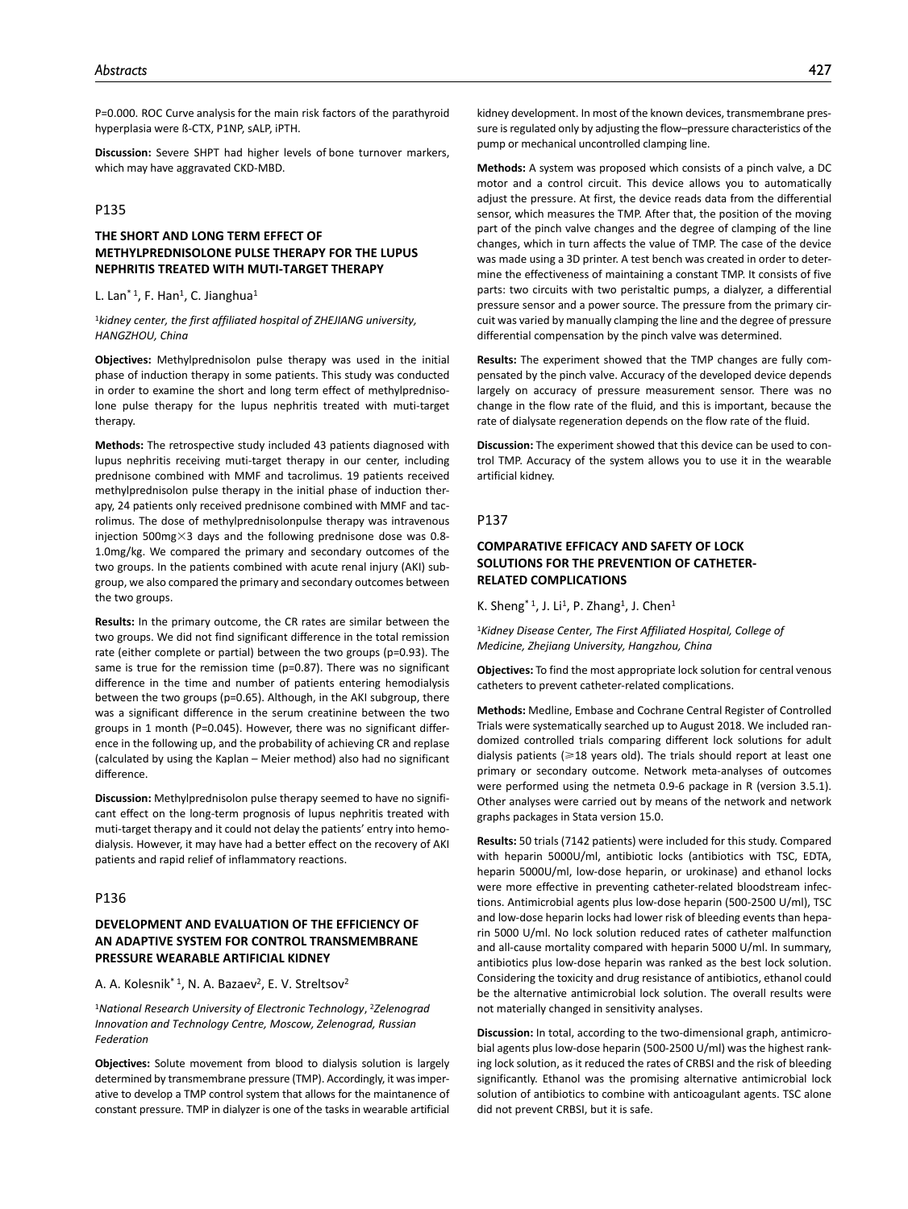P=0.000. ROC Curve analysis for the main risk factors of the parathyroid hyperplasia were ß-CTX, P1NP, sALP, iPTH.

**Discussion:** Severe SHPT had higher levels of bone turnover markers, which may have aggravated CKD-MBD.

## P135

### THE SHORT AND LONG TERM EFFECT OF METHYLPREDNISOLONE PULSE THERAPY FOR THE LUPUS NEPHRITIS TREATED WITH MUTI-TARGET THERAPY

L. Lan* [1], F. Han[1], C. Jianghua[1]

[1]*kidney center, the first affiliated hospital of ZHEJIANG university, HANGZHOU, China*

**Objectives:** Methylprednisolon pulse therapy was used in the initial phase of induction therapy in some patients. This study was conducted in order to examine the short and long term effect of methylprednisolone pulse therapy for the lupus nephritis treated with muti-target therapy.

**Methods:** The retrospective study included 43 patients diagnosed with lupus nephritis receiving muti-target therapy in our center, including prednisone combined with MMF and tacrolimus. 19 patients received methylprednisolon pulse therapy in the initial phase of induction therapy, 24 patients only received prednisone combined with MMF and tacrolimus. The dose of methylprednisolonpulse therapy was intravenous injection 500mg×3 days and the following prednisone dose was 0.8-1.0mg/kg. We compared the primary and secondary outcomes of the two groups. In the patients combined with acute renal injury (AKI) subgroup, we also compared the primary and secondary outcomes between the two groups.

**Results:** In the primary outcome, the CR rates are similar between the two groups. We did not find significant difference in the total remission rate (either complete or partial) between the two groups (p=0.93). The same is true for the remission time (p=0.87). There was no significant difference in the time and number of patients entering hemodialysis between the two groups (p=0.65). Although, in the AKI subgroup, there was a significant difference in the serum creatinine between the two groups in 1 month (P=0.045). However, there was no significant difference in the following up, and the probability of achieving CR and replase (calculated by using the Kaplan – Meier method) also had no significant difference.

**Discussion:** Methylprednisolon pulse therapy seemed to have no significant effect on the long-term prognosis of lupus nephritis treated with muti-target therapy and it could not delay the patients' entry into hemodialysis. However, it may have had a better effect on the recovery of AKI patients and rapid relief of inflammatory reactions.

## P136

### DEVELOPMENT AND EVALUATION OF THE EFFICIENCY OF AN ADAPTIVE SYSTEM FOR CONTROL TRANSMEMBRANE PRESSURE WEARABLE ARTIFICIAL KIDNEY

A. A. Kolesnik* [1], N. A. Bazaev[2], E. V. Streltsov[2]

[1]*National Research University of Electronic Technology*, [2]*Zelenograd Innovation and Technology Centre, Moscow, Zelenograd, Russian Federation*

**Objectives:** Solute movement from blood to dialysis solution is largely determined by transmembrane pressure (TMP). Accordingly, it was imperative to develop a TMP control system that allows for the maintanence of constant pressure. TMP in dialyzer is one of the tasks in wearable artificial kidney development. In most of the known devices, transmembrane pressure is regulated only by adjusting the flow–pressure characteristics of the pump or mechanical uncontrolled clamping line.

**Methods:** A system was proposed which consists of a pinch valve, a DC motor and a control circuit. This device allows you to automatically adjust the pressure. At first, the device reads data from the differential sensor, which measures the TMP. After that, the position of the moving part of the pinch valve changes and the degree of clamping of the line changes, which in turn affects the value of TMP. The case of the device was made using a 3D printer. A test bench was created in order to determine the effectiveness of maintaining a constant TMP. It consists of five parts: two circuits with two peristaltic pumps, a dialyzer, a differential pressure sensor and a power source. The pressure from the primary circuit was varied by manually clamping the line and the degree of pressure differential compensation by the pinch valve was determined.

**Results:** The experiment showed that the TMP changes are fully compensated by the pinch valve. Accuracy of the developed device depends largely on accuracy of pressure measurement sensor. There was no change in the flow rate of the fluid, and this is important, because the rate of dialysate regeneration depends on the flow rate of the fluid.

**Discussion:** The experiment showed that this device can be used to control TMP. Accuracy of the system allows you to use it in the wearable artificial kidney.

## P137

### COMPARATIVE EFFICACY AND SAFETY OF LOCK SOLUTIONS FOR THE PREVENTION OF CATHETER-RELATED COMPLICATIONS

K. Sheng* [1], J. Li[1], P. Zhang[1], J. Chen[1]

[1]*Kidney Disease Center, The First Affiliated Hospital, College of Medicine, Zhejiang University, Hangzhou, China*

**Objectives:** To find the most appropriate lock solution for central venous catheters to prevent catheter-related complications.

**Methods:** Medline, Embase and Cochrane Central Register of Controlled Trials were systematically searched up to August 2018. We included randomized controlled trials comparing different lock solutions for adult dialysis patients (⩾18 years old). The trials should report at least one primary or secondary outcome. Network meta-analyses of outcomes were performed using the netmeta 0.9-6 package in R (version 3.5.1). Other analyses were carried out by means of the network and network graphs packages in Stata version 15.0.

**Results:** 50 trials (7142 patients) were included for this study. Compared with heparin 5000U/ml, antibiotic locks (antibiotics with TSC, EDTA, heparin 5000U/ml, low-dose heparin, or urokinase) and ethanol locks were more effective in preventing catheter-related bloodstream infections. Antimicrobial agents plus low-dose heparin (500-2500 U/ml), TSC and low-dose heparin locks had lower risk of bleeding events than heparin 5000 U/ml. No lock solution reduced rates of catheter malfunction and all-cause mortality compared with heparin 5000 U/ml. In summary, antibiotics plus low-dose heparin was ranked as the best lock solution. Considering the toxicity and drug resistance of antibiotics, ethanol could be the alternative antimicrobial lock solution. The overall results were not materially changed in sensitivity analyses.

**Discussion:** In total, according to the two-dimensional graph, antimicrobial agents plus low-dose heparin (500-2500 U/ml) was the highest ranking lock solution, as it reduced the rates of CRBSI and the risk of bleeding significantly. Ethanol was the promising alternative antimicrobial lock solution of antibiotics to combine with anticoagulant agents. TSC alone did not prevent CRBSI, but it is safe.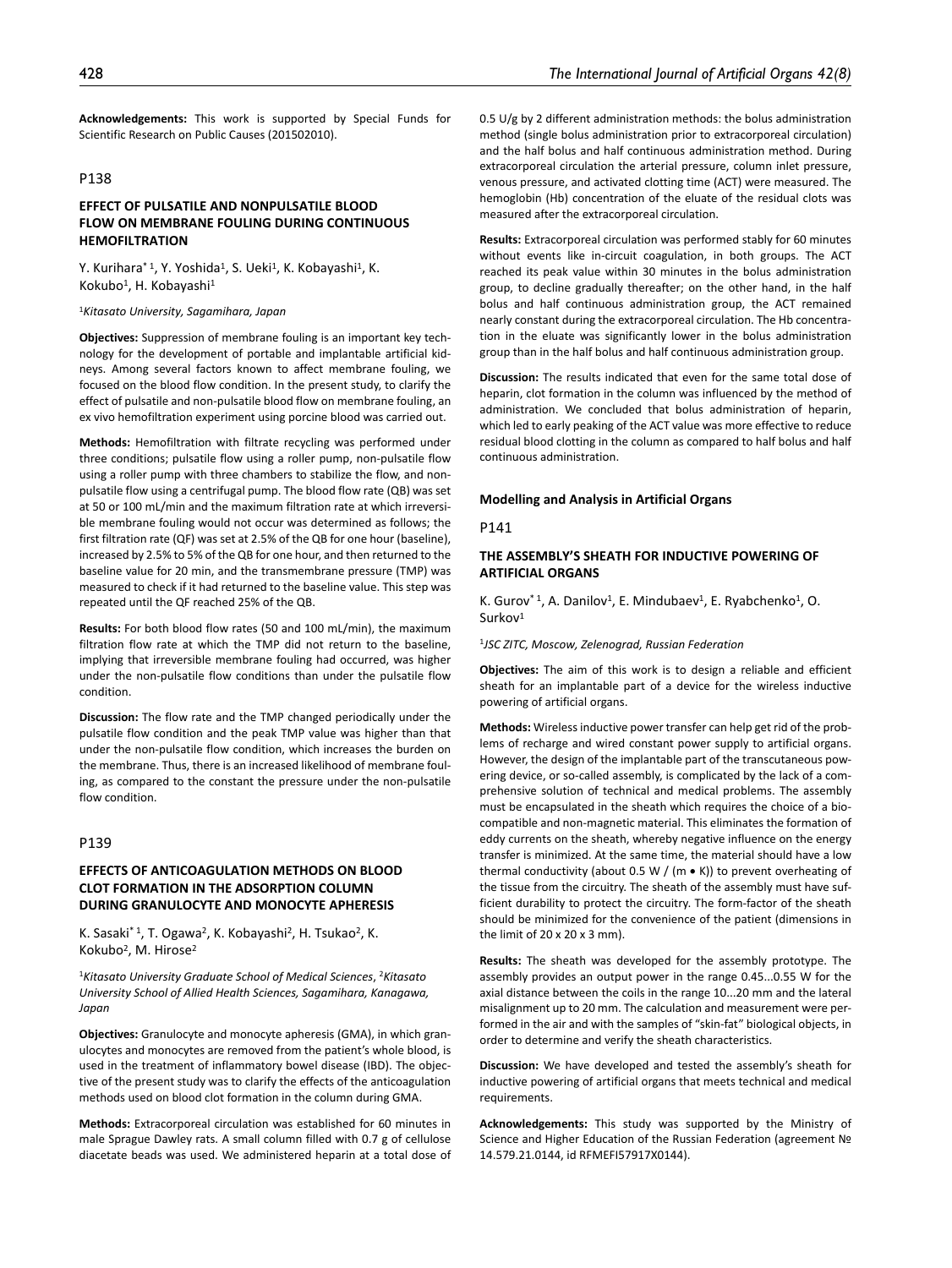**Acknowledgements:** This work is supported by Special Funds for Scientific Research on Public Causes (201502010).

## P138

### EFFECT OF PULSATILE AND NONPULSATILE BLOOD FLOW ON MEMBRANE FOULING DURING CONTINUOUS HEMOFILTRATION

Y. Kurihara*[1], Y. Yoshida[1], S. Ueki[1], K. Kobayashi[1], K. Kokubo[1], H. Kobayashi[1]

[1]*Kitasato University, Sagamihara, Japan*

**Objectives:** Suppression of membrane fouling is an important key technology for the development of portable and implantable artificial kidneys. Among several factors known to affect membrane fouling, we focused on the blood flow condition. In the present study, to clarify the effect of pulsatile and non-pulsatile blood flow on membrane fouling, an ex vivo hemofiltration experiment using porcine blood was carried out.

**Methods:** Hemofiltration with filtrate recycling was performed under three conditions; pulsatile flow using a roller pump, non-pulsatile flow using a roller pump with three chambers to stabilize the flow, and non-pulsatile flow using a centrifugal pump. The blood flow rate (QB) was set at 50 or 100 mL/min and the maximum filtration rate at which irreversible membrane fouling would not occur was determined as follows; the first filtration rate (QF) was set at 2.5% of the QB for one hour (baseline), increased by 2.5% to 5% of the QB for one hour, and then returned to the baseline value for 20 min, and the transmembrane pressure (TMP) was measured to check if it had returned to the baseline value. This step was repeated until the QF reached 25% of the QB.

**Results:** For both blood flow rates (50 and 100 mL/min), the maximum filtration flow rate at which the TMP did not return to the baseline, implying that irreversible membrane fouling had occurred, was higher under the non-pulsatile flow conditions than under the pulsatile flow condition.

**Discussion:** The flow rate and the TMP changed periodically under the pulsatile flow condition and the peak TMP value was higher than that under the non-pulsatile flow condition, which increases the burden on the membrane. Thus, there is an increased likelihood of membrane fouling, as compared to the constant the pressure under the non-pulsatile flow condition.

## P139

### EFFECTS OF ANTICOAGULATION METHODS ON BLOOD CLOT FORMATION IN THE ADSORPTION COLUMN DURING GRANULOCYTE AND MONOCYTE APHERESIS

K. Sasaki*[1], T. Ogawa[2], K. Kobayashi[2], H. Tsukao[2], K. Kokubo[2], M. Hirose[2]

[1]*Kitasato University Graduate School of Medical Sciences*, [2]*Kitasato University School of Allied Health Sciences, Sagamihara, Kanagawa, Japan*

**Objectives:** Granulocyte and monocyte apheresis (GMA), in which granulocytes and monocytes are removed from the patient's whole blood, is used in the treatment of inflammatory bowel disease (IBD). The objective of the present study was to clarify the effects of the anticoagulation methods used on blood clot formation in the column during GMA.

**Methods:** Extracorporeal circulation was established for 60 minutes in male Sprague Dawley rats. A small column filled with 0.7 g of cellulose diacetate beads was used. We administered heparin at a total dose of 0.5 U/g by 2 different administration methods: the bolus administration method (single bolus administration prior to extracorporeal circulation) and the half bolus and half continuous administration method. During extracorporeal circulation the arterial pressure, column inlet pressure, venous pressure, and activated clotting time (ACT) were measured. The hemoglobin (Hb) concentration of the eluate of the residual clots was measured after the extracorporeal circulation.

**Results:** Extracorporeal circulation was performed stably for 60 minutes without events like in-circuit coagulation, in both groups. The ACT reached its peak value within 30 minutes in the bolus administration group, to decline gradually thereafter; on the other hand, in the half bolus and half continuous administration group, the ACT remained nearly constant during the extracorporeal circulation. The Hb concentration in the eluate was significantly lower in the bolus administration group than in the half bolus and half continuous administration group.

**Discussion:** The results indicated that even for the same total dose of heparin, clot formation in the column was influenced by the method of administration. We concluded that bolus administration of heparin, which led to early peaking of the ACT value was more effective to reduce residual blood clotting in the column as compared to half bolus and half continuous administration.

# Modelling and Analysis in Artificial Organs

## P141

### THE ASSEMBLY'S SHEATH FOR INDUCTIVE POWERING OF ARTIFICIAL ORGANS

K. Gurov*[1], A. Danilov[1], E. Mindubaev[1], E. Ryabchenko[1], O. Surkov[1]

[1]*JSC ZITC, Moscow, Zelenograd, Russian Federation*

**Objectives:** The aim of this work is to design a reliable and efficient sheath for an implantable part of a device for the wireless inductive powering of artificial organs.

**Methods:** Wireless inductive power transfer can help get rid of the problems of recharge and wired constant power supply to artificial organs. However, the design of the implantable part of the transcutaneous powering device, or so-called assembly, is complicated by the lack of a comprehensive solution of technical and medical problems. The assembly must be encapsulated in the sheath which requires the choice of a biocompatible and non-magnetic material. This eliminates the formation of eddy currents on the sheath, whereby negative influence on the energy transfer is minimized. At the same time, the material should have a low thermal conductivity (about 0.5 W / (m • K)) to prevent overheating of the tissue from the circuitry. The sheath of the assembly must have sufficient durability to protect the circuitry. The form-factor of the sheath should be minimized for the convenience of the patient (dimensions in the limit of 20 x 20 x 3 mm).

**Results:** The sheath was developed for the assembly prototype. The assembly provides an output power in the range 0.45...0.55 W for the axial distance between the coils in the range 10...20 mm and the lateral misalignment up to 20 mm. The calculation and measurement were performed in the air and with the samples of "skin-fat" biological objects, in order to determine and verify the sheath characteristics.

**Discussion:** We have developed and tested the assembly's sheath for inductive powering of artificial organs that meets technical and medical requirements.

**Acknowledgements:** This study was supported by the Ministry of Science and Higher Education of the Russian Federation (agreement № 14.579.21.0144, id RFMEFI57917X0144).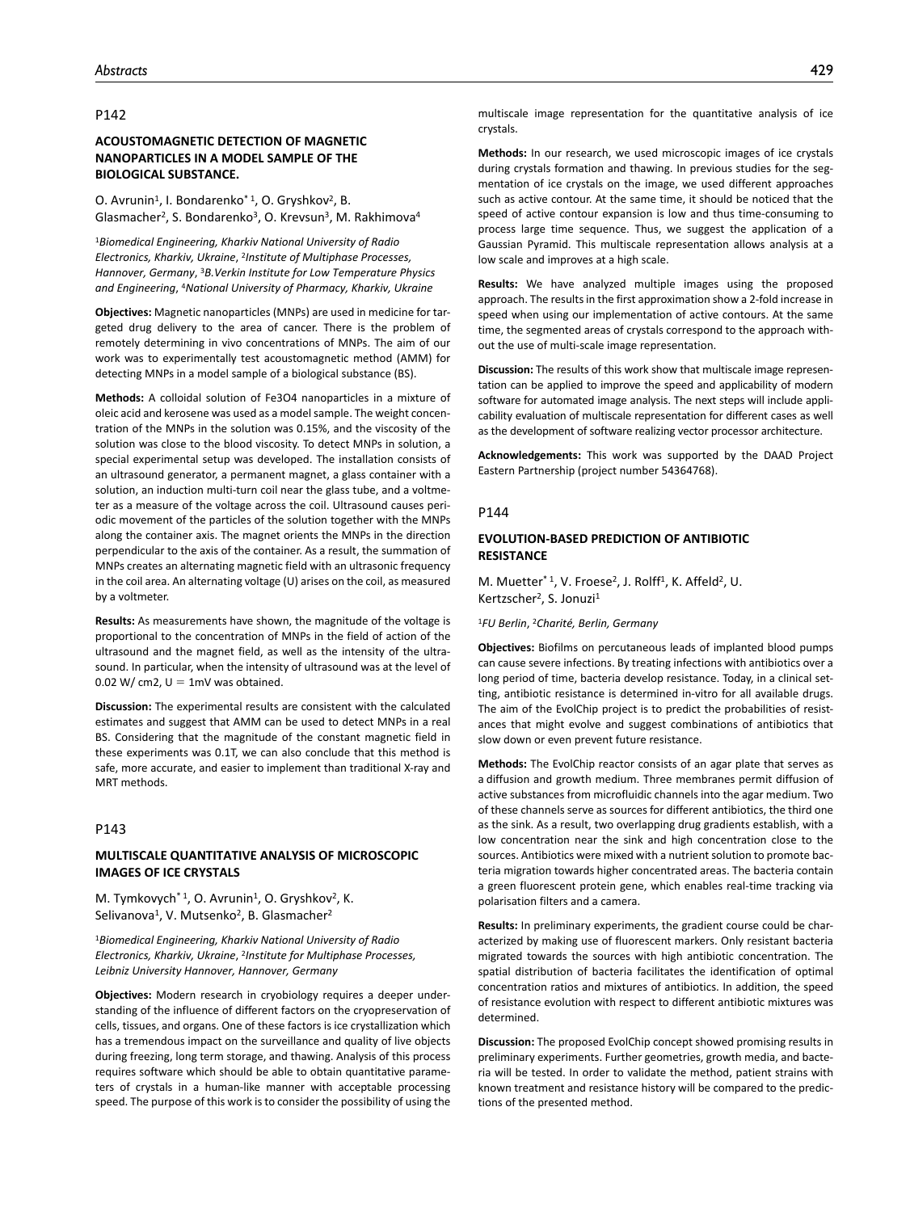## P142

### ACOUSTOMAGNETIC DETECTION OF MAGNETIC NANOPARTICLES IN A MODEL SAMPLE OF THE BIOLOGICAL SUBSTANCE.

O. Avrunin[1], I. Bondarenko*[1], O. Gryshkov[2], B. Glasmacher[2], S. Bondarenko[3], O. Krevsun[3], M. Rakhimova[4]

[1]*Biomedical Engineering, Kharkiv National University of Radio Electronics, Kharkiv, Ukraine*, [2]*Institute of Multiphase Processes, Hannover, Germany*, [3]*B.Verkin Institute for Low Temperature Physics and Engineering*, [4]*National University of Pharmacy, Kharkiv, Ukraine*

**Objectives:** Magnetic nanoparticles (MNPs) are used in medicine for targeted drug delivery to the area of cancer. There is the problem of remotely determining in vivo concentrations of MNPs. The aim of our work was to experimentally test acoustomagnetic method (AMM) for detecting MNPs in a model sample of a biological substance (BS).

**Methods:** A colloidal solution of $Fe_3O_4$ nanoparticles in a mixture of oleic acid and kerosene was used as a model sample. The weight concentration of the MNPs in the solution was 0.15%, and the viscosity of the solution was close to the blood viscosity. To detect MNPs in solution, a special experimental setup was developed. The installation consists of an ultrasound generator, a permanent magnet, a glass container with a solution, an induction multi-turn coil near the glass tube, and a voltmeter as a measure of the voltage across the coil. Ultrasound causes periodic movement of the particles of the solution together with the MNPs along the container axis. The magnet orients the MNPs in the direction perpendicular to the axis of the container. As a result, the summation of MNPs creates an alternating magnetic field with an ultrasonic frequency in the coil area. An alternating voltage (U) arises on the coil, as measured by a voltmeter.

**Results:** As measurements have shown, the magnitude of the voltage is proportional to the concentration of MNPs in the field of action of the ultrasound and the magnet field, as well as the intensity of the ultrasound. In particular, when the intensity of ultrasound was at the level of 0.02 W/ cm2, $U = 1$mV was obtained.

**Discussion:** The experimental results are consistent with the calculated estimates and suggest that AMM can be used to detect MNPs in a real BS. Considering that the magnitude of the constant magnetic field in these experiments was 0.1T, we can also conclude that this method is safe, more accurate, and easier to implement than traditional X-ray and MRT methods.

## P143

### MULTISCALE QUANTITATIVE ANALYSIS OF MICROSCOPIC IMAGES OF ICE CRYSTALS

M. Tymkovych*[1], O. Avrunin[1], O. Gryshkov[2], K. Selivanova[1], V. Mutsenko[2], B. Glasmacher[2]

[1]*Biomedical Engineering, Kharkiv National University of Radio Electronics, Kharkiv, Ukraine*, [2]*Institute for Multiphase Processes, Leibniz University Hannover, Hannover, Germany*

**Objectives:** Modern research in cryobiology requires a deeper understanding of the influence of different factors on the cryopreservation of cells, tissues, and organs. One of these factors is ice crystallization which has a tremendous impact on the surveillance and quality of live objects during freezing, long term storage, and thawing. Analysis of this process requires software which should be able to obtain quantitative parameters of crystals in a human-like manner with acceptable processing speed. The purpose of this work is to consider the possibility of using the multiscale image representation for the quantitative analysis of ice crystals.

**Methods:** In our research, we used microscopic images of ice crystals during crystals formation and thawing. In previous studies for the segmentation of ice crystals on the image, we used different approaches such as active contour. At the same time, it should be noticed that the speed of active contour expansion is low and thus time-consuming to process large time sequence. Thus, we suggest the application of a Gaussian Pyramid. This multiscale representation allows analysis at a low scale and improves at a high scale.

**Results:** We have analyzed multiple images using the proposed approach. The results in the first approximation show a 2-fold increase in speed when using our implementation of active contours. At the same time, the segmented areas of crystals correspond to the approach without the use of multi-scale image representation.

**Discussion:** The results of this work show that multiscale image representation can be applied to improve the speed and applicability of modern software for automated image analysis. The next steps will include applicability evaluation of multiscale representation for different cases as well as the development of software realizing vector processor architecture.

**Acknowledgements:** This work was supported by the DAAD Project Eastern Partnership (project number 54364768).

## P144

### EVOLUTION-BASED PREDICTION OF ANTIBIOTIC RESISTANCE

M. Muetter*[1], V. Froese[2], J. Rolff[1], K. Affeld[2], U. Kertzscher[2], S. Jonuzi[1]

[1]*FU Berlin*, [2]*Charité, Berlin, Germany*

**Objectives:** Biofilms on percutaneous leads of implanted blood pumps can cause severe infections. By treating infections with antibiotics over a long period of time, bacteria develop resistance. Today, in a clinical setting, antibiotic resistance is determined in-vitro for all available drugs. The aim of the EvolChip project is to predict the probabilities of resistances that might evolve and suggest combinations of antibiotics that slow down or even prevent future resistance.

**Methods:** The EvolChip reactor consists of an agar plate that serves as a diffusion and growth medium. Three membranes permit diffusion of active substances from microfluidic channels into the agar medium. Two of these channels serve as sources for different antibiotics, the third one as the sink. As a result, two overlapping drug gradients establish, with a low concentration near the sink and high concentration close to the sources. Antibiotics were mixed with a nutrient solution to promote bacteria migration towards higher concentrated areas. The bacteria contain a green fluorescent protein gene, which enables real-time tracking via polarisation filters and a camera.

**Results:** In preliminary experiments, the gradient course could be characterized by making use of fluorescent markers. Only resistant bacteria migrated towards the sources with high antibiotic concentration. The spatial distribution of bacteria facilitates the identification of optimal concentration ratios and mixtures of antibiotics. In addition, the speed of resistance evolution with respect to different antibiotic mixtures was determined.

**Discussion:** The proposed EvolChip concept showed promising results in preliminary experiments. Further geometries, growth media, and bacteria will be tested. In order to validate the method, patient strains with known treatment and resistance history will be compared to the predictions of the presented method.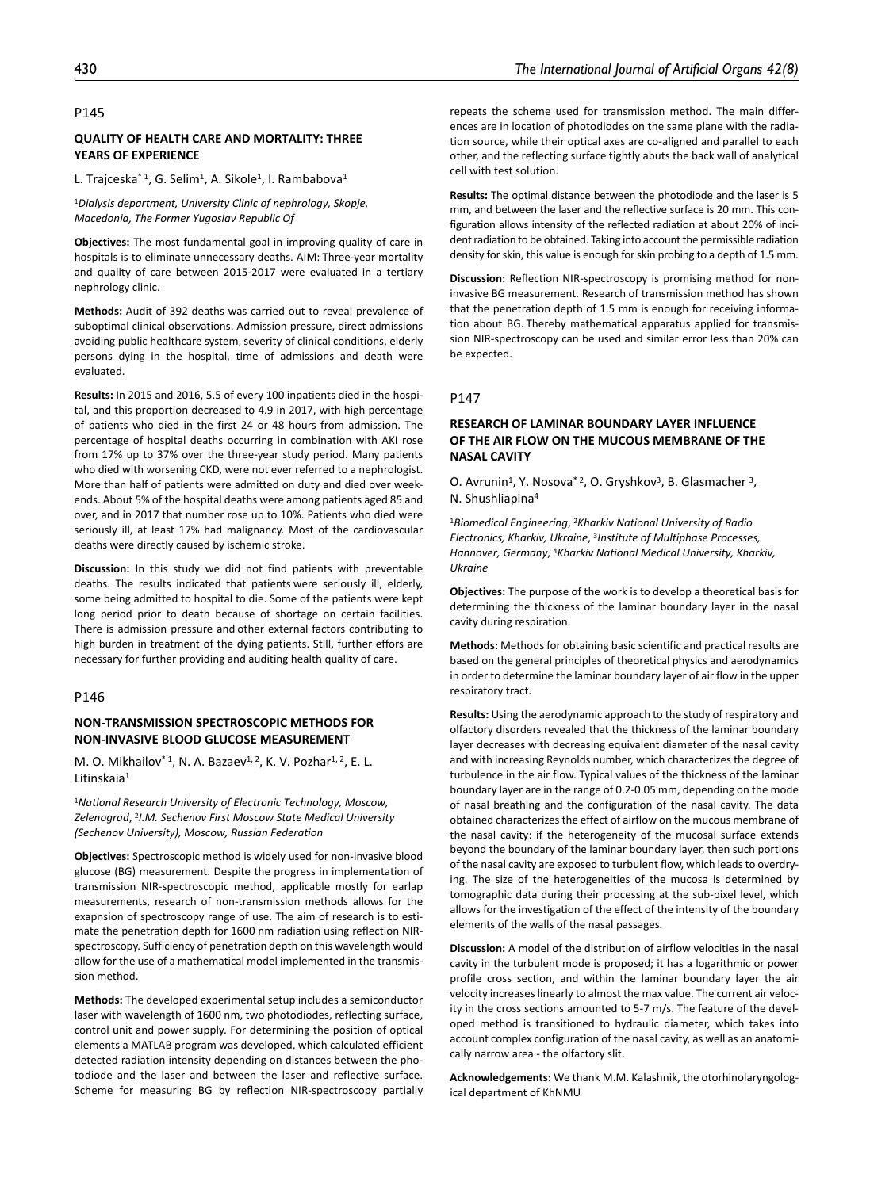## P145

### QUALITY OF HEALTH CARE AND MORTALITY: THREE YEARS OF EXPERIENCE

L. Trajceska*[1], G. Selim[1], A. Sikole[1], I. Rambabova[1]

[1]*Dialysis department, University Clinic of nephrology, Skopje, Macedonia, The Former Yugoslav Republic Of*

**Objectives:** The most fundamental goal in improving quality of care in hospitals is to eliminate unnecessary deaths. AIM: Three-year mortality and quality of care between 2015-2017 were evaluated in a tertiary nephrology clinic.

**Methods:** Audit of 392 deaths was carried out to reveal prevalence of suboptimal clinical observations. Admission pressure, direct admissions avoiding public healthcare system, severity of clinical conditions, elderly persons dying in the hospital, time of admissions and death were evaluated.

**Results:** In 2015 and 2016, 5.5 of every 100 inpatients died in the hospital, and this proportion decreased to 4.9 in 2017, with high percentage of patients who died in the first 24 or 48 hours from admission. The percentage of hospital deaths occurring in combination with AKI rose from 17% up to 37% over the three-year study period. Many patients who died with worsening CKD, were not ever referred to a nephrologist. More than half of patients were admitted on duty and died over weekends. About 5% of the hospital deaths were among patients aged 85 and over, and in 2017 that number rose up to 10%. Patients who died were seriously ill, at least 17% had malignancy. Most of the cardiovascular deaths were directly caused by ischemic stroke.

**Discussion:** In this study we did not find patients with preventable deaths. The results indicated that patients were seriously ill, elderly, some being admitted to hospital to die. Some of the patients were kept long period prior to death because of shortage on certain facilities. There is admission pressure and other external factors contributing to high burden in treatment of the dying patients. Still, further effors are necessary for further providing and auditing health quality of care.

## P146

### NON-TRANSMISSION SPECTROSCOPIC METHODS FOR NON-INVASIVE BLOOD GLUCOSE MEASUREMENT

M. O. Mikhailov*[1], N. A. Bazaev[1, 2], K. V. Pozhar[1, 2], E. L. Litinskaia[1]

[1]*National Research University of Electronic Technology, Moscow, Zelenograd*, [2]*I.M. Sechenov First Moscow State Medical University (Sechenov University), Moscow, Russian Federation*

**Objectives:** Spectroscopic method is widely used for non-invasive blood glucose (BG) measurement. Despite the progress in implementation of transmission NIR-spectroscopic method, applicable mostly for earlap measurements, research of non-transmission methods allows for the exapnsion of spectroscopy range of use. The aim of research is to estimate the penetration depth for 1600 nm radiation using reflection NIR-spectroscopy. Sufficiency of penetration depth on this wavelength would allow for the use of a mathematical model implemented in the transmission method.

**Methods:** The developed experimental setup includes a semiconductor laser with wavelength of 1600 nm, two photodiodes, reflecting surface, control unit and power supply. For determining the position of optical elements a MATLAB program was developed, which calculated efficient detected radiation intensity depending on distances between the photodiode and the laser and between the laser and reflective surface. Scheme for measuring BG by reflection NIR-spectroscopy partially repeats the scheme used for transmission method. The main differences are in location of photodiodes on the same plane with the radiation source, while their optical axes are co-aligned and parallel to each other, and the reflecting surface tightly abuts the back wall of analytical cell with test solution.

**Results:** The optimal distance between the photodiode and the laser is 5 mm, and between the laser and the reflective surface is 20 mm. This configuration allows intensity of the reflected radiation at about 20% of incident radiation to be obtained. Taking into account the permissible radiation density for skin, this value is enough for skin probing to a depth of 1.5 mm.

**Discussion:** Reflection NIR-spectroscopy is promising method for non-invasive BG measurement. Research of transmission method has shown that the penetration depth of 1.5 mm is enough for receiving information about BG. Thereby mathematical apparatus applied for transmission NIR-spectroscopy can be used and similar error less than 20% can be expected.

## P147

### RESEARCH OF LAMINAR BOUNDARY LAYER INFLUENCE OF THE AIR FLOW ON THE MUCOUS MEMBRANE OF THE NASAL CAVITY

O. Avrunin[1], Y. Nosova*[2], O. Gryshkov[3], B. Glasmacher[3], N. Shushliapina[4]

[1]*Biomedical Engineering*, [2]*Kharkiv National University of Radio Electronics, Kharkiv, Ukraine*, [3]*Institute of Multiphase Processes, Hannover, Germany*, [4]*Kharkiv National Medical University, Kharkiv, Ukraine*

**Objectives:** The purpose of the work is to develop a theoretical basis for determining the thickness of the laminar boundary layer in the nasal cavity during respiration.

**Methods:** Methods for obtaining basic scientific and practical results are based on the general principles of theoretical physics and aerodynamics in order to determine the laminar boundary layer of air flow in the upper respiratory tract.

**Results:** Using the aerodynamic approach to the study of respiratory and olfactory disorders revealed that the thickness of the laminar boundary layer decreases with decreasing equivalent diameter of the nasal cavity and with increasing Reynolds number, which characterizes the degree of turbulence in the air flow. Typical values of the thickness of the laminar boundary layer are in the range of 0.2-0.05 mm, depending on the mode of nasal breathing and the configuration of the nasal cavity. The data obtained characterizes the effect of airflow on the mucous membrane of the nasal cavity: if the heterogeneity of the mucosal surface extends beyond the boundary of the laminar boundary layer, then such portions of the nasal cavity are exposed to turbulent flow, which leads to overdrying. The size of the heterogeneities of the mucosa is determined by tomographic data during their processing at the sub-pixel level, which allows for the investigation of the effect of the intensity of the boundary elements of the walls of the nasal passages.

**Discussion:** A model of the distribution of airflow velocities in the nasal cavity in the turbulent mode is proposed; it has a logarithmic or power profile cross section, and within the laminar boundary layer the air velocity increases linearly to almost the max value. The current air velocity in the cross sections amounted to 5-7 m/s. The feature of the developed method is transitioned to hydraulic diameter, which takes into account complex configuration of the nasal cavity, as well as an anatomically narrow area - the olfactory slit.

**Acknowledgements:** We thank M.M. Kalashnik, the otorhinolaryngological department of KhNMU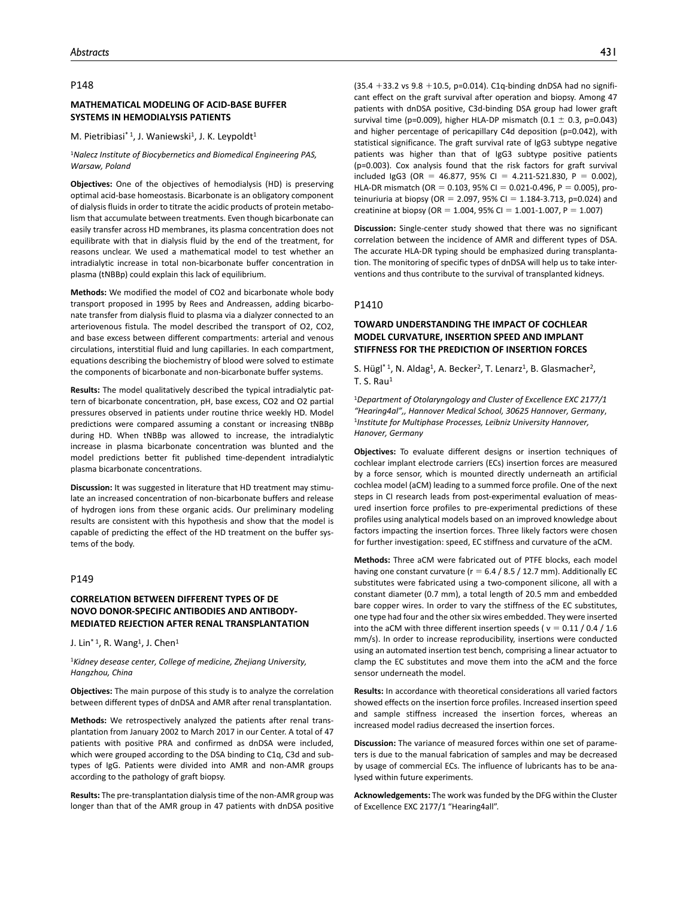## P148

### MATHEMATICAL MODELING OF ACID-BASE BUFFER SYSTEMS IN HEMODIALYSIS PATIENTS

M. Pietribiasi*[1], J. Waniewski[1], J. K. Leypoldt[1]

[1]*Nalecz Institute of Biocybernetics and Biomedical Engineering PAS, Warsaw, Poland*

**Objectives:** One of the objectives of hemodialysis (HD) is preserving optimal acid-base homeostasis. Bicarbonate is an obligatory component of dialysis fluids in order to titrate the acidic products of protein metabolism that accumulate between treatments. Even though bicarbonate can easily transfer across HD membranes, its plasma concentration does not equilibrate with that in dialysis fluid by the end of the treatment, for reasons unclear. We used a mathematical model to test whether an intradialytic increase in total non-bicarbonate buffer concentration in plasma (tNBBp) could explain this lack of equilibrium.

**Methods:** We modified the model of $CO_2$ and bicarbonate whole body transport proposed in 1995 by Rees and Andreassen, adding bicarbonate transfer from dialysis fluid to plasma via a dialyzer connected to an arteriovenous fistula. The model described the transport of $O_2$, $CO_2$, and base excess between different compartments: arterial and venous circulations, interstitial fluid and lung capillaries. In each compartment, equations describing the biochemistry of blood were solved to estimate the components of bicarbonate and non-bicarbonate buffer systems.

**Results:** The model qualitatively described the typical intradialytic pattern of bicarbonate concentration, pH, base excess, $CO_2$ and $O_2$ partial pressures observed in patients under routine thrice weekly HD. Model predictions were compared assuming a constant or increasing tNBBp during HD. When tNBBp was allowed to increase, the intradialytic increase in plasma bicarbonate concentration was blunted and the model predictions better fit published time-dependent intradialytic plasma bicarbonate concentrations.

**Discussion:** It was suggested in literature that HD treatment may stimulate an increased concentration of non-bicarbonate buffers and release of hydrogen ions from these organic acids. Our preliminary modeling results are consistent with this hypothesis and show that the model is capable of predicting the effect of the HD treatment on the buffer systems of the body.

## P149

### CORRELATION BETWEEN DIFFERENT TYPES OF DE NOVO DONOR-SPECIFIC ANTIBODIES AND ANTIBODY-MEDIATED REJECTION AFTER RENAL TRANSPLANTATION

J. Lin*[1], R. Wang[1], J. Chen[1]

[1]*Kidney desease center, College of medicine, Zhejiang University, Hangzhou, China*

**Objectives:** The main purpose of this study is to analyze the correlation between different types of dnDSA and AMR after renal transplantation.

**Methods:** We retrospectively analyzed the patients after renal transplantation from January 2002 to March 2017 in our Center. A total of 47 patients with positive PRA and confirmed as dnDSA were included, which were grouped according to the DSA binding to C1q, C3d and subtypes of IgG. Patients were divided into AMR and non-AMR groups according to the pathology of graft biopsy.

**Results:** The pre-transplantation dialysis time of the non-AMR group was longer than that of the AMR group in 47 patients with dnDSA positive (35.4 +33.2 vs 9.8 +10.5, p=0.014). C1q-binding dnDSA had no significant effect on the graft survival after operation and biopsy. Among 47 patients with dnDSA positive, C3d-binding DSA group had lower graft survival time (p=0.009), higher HLA-DP mismatch (0.1 $\pm$ 0.3, p=0.043) and higher percentage of pericapillary C4d deposition (p=0.042), with statistical significance. The graft survival rate of IgG3 subtype negative patients was higher than that of IgG3 subtype positive patients (p=0.003). Cox analysis found that the risk factors for graft survival included IgG3 (OR = 46.877, 95% CI = 4.211-521.830, P = 0.002), HLA-DR mismatch (OR = 0.103, 95% CI = 0.021-0.496, P = 0.005), proteinuriuria at biopsy (OR = 2.097, 95% CI = 1.184-3.713, p=0.024) and creatinine at biopsy (OR = 1.004, 95% CI = 1.001-1.007, P = 1.007)

**Discussion:** Single-center study showed that there was no significant correlation between the incidence of AMR and different types of DSA. The accurate HLA-DR typing should be emphasized during transplantation. The monitoring of specific types of dnDSA will help us to take interventions and thus contribute to the survival of transplanted kidneys.

## P1410

### TOWARD UNDERSTANDING THE IMPACT OF COCHLEAR MODEL CURVATURE, INSERTION SPEED AND IMPLANT STIFFNESS FOR THE PREDICTION OF INSERTION FORCES

S. Hügl*[1], N. Aldag[1], A. Becker[2], T. Lenarz[1], B. Glasmacher[2], T. S. Rau[1]

[1]*Department of Otolaryngology and Cluster of Excellence EXC 2177/1 "Hearing4al",, Hannover Medical School, 30625 Hannover, Germany*, [1]*Institute for Multiphase Processes, Leibniz University Hannover, Hanover, Germany*

**Objectives:** To evaluate different designs or insertion techniques of cochlear implant electrode carriers (ECs) insertion forces are measured by a force sensor, which is mounted directly underneath an artificial cochlea model (aCM) leading to a summed force profile. One of the next steps in CI research leads from post-experimental evaluation of measured insertion force profiles to pre-experimental predictions of these profiles using analytical models based on an improved knowledge about factors impacting the insertion forces. Three likely factors were chosen for further investigation: speed, EC stiffness and curvature of the aCM.

**Methods:** Three aCM were fabricated out of PTFE blocks, each model having one constant curvature ($r = 6.4 / 8.5 / 12.7$ mm). Additionally EC substitutes were fabricated using a two-component silicone, all with a constant diameter (0.7 mm), a total length of 20.5 mm and embedded bare copper wires. In order to vary the stiffness of the EC substitutes, one type had four and the other six wires embedded. They were inserted into the aCM with three different insertion speeds ( $v = 0.11 / 0.4 / 1.6$ mm/s). In order to increase reproducibility, insertions were conducted using an automated insertion test bench, comprising a linear actuator to clamp the EC substitutes and move them into the aCM and the force sensor underneath the model.

**Results:** In accordance with theoretical considerations all varied factors showed effects on the insertion force profiles. Increased insertion speed and sample stiffness increased the insertion forces, whereas an increased model radius decreased the insertion forces.

**Discussion:** The variance of measured forces within one set of parameters is due to the manual fabrication of samples and may be decreased by usage of commercial ECs. The influence of lubricants has to be analysed within future experiments.

**Acknowledgements:** The work was funded by the DFG within the Cluster of Excellence EXC 2177/1 "Hearing4all".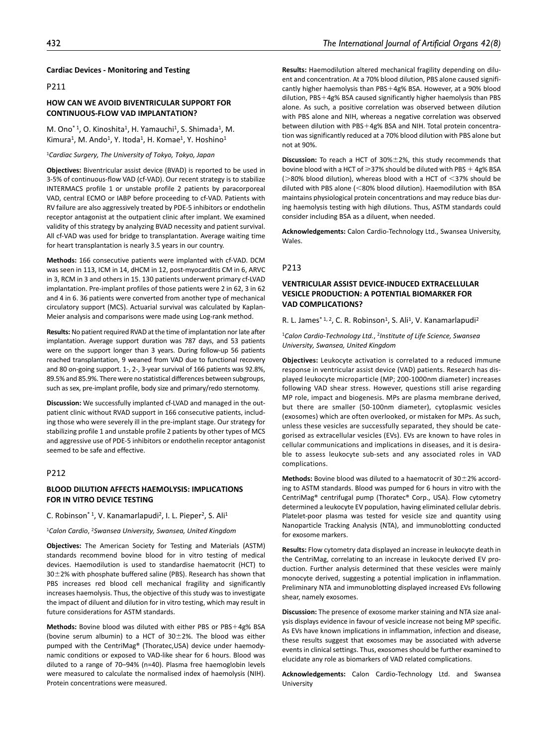## Cardiac Devices - Monitoring and Testing

### P211

### HOW CAN WE AVOID BIVENTRICULAR SUPPORT FOR CONTINUOUS-FLOW VAD IMPLANTATION?

M. Ono*[1], O. Kinoshita[1], H. Yamauchi[1], S. Shimada[1], M. Kimura[1], M. Ando[1], Y. Itoda[1], H. Komae[1], Y. Hoshino[1]

[1]*Cardiac Surgery, The University of Tokyo, Tokyo, Japan*

**Objectives:** Biventricular assist device (BVAD) is reported to be used in 3-5% of continuous-flow VAD (cf-VAD). Our recent strategy is to stabilize INTERMACS profile 1 or unstable profile 2 patients by paracorporeal VAD, central ECMO or IABP before proceeding to cf-VAD. Patients with RV failure are also aggressively treated by PDE-5 inhibitors or endothelin receptor antagonist at the outpatient clinic after implant. We examined validity of this strategy by analyzing BVAD necessity and patient survival. All cf-VAD was used for bridge to transplantation. Average waiting time for heart transplantation is nearly 3.5 years in our country.

**Methods:** 166 consecutive patients were implanted with cf-VAD. DCM was seen in 113, ICM in 14, dHCM in 12, post-myocarditis CM in 6, ARVC in 3, RCM in 3 and others in 15. 130 patients underwent primary cf-LVAD implantation. Pre-implant profiles of those patients were 2 in 62, 3 in 62 and 4 in 6. 36 patients were converted from another type of mechanical circulatory support (MCS). Actuarial survival was calculated by Kaplan-Meier analysis and comparisons were made using Log-rank method.

**Results:** No patient required RVAD at the time of implantation nor late after implantation. Average support duration was 787 days, and 53 patients were on the support longer than 3 years. During follow-up 56 patients reached transplantation, 9 weaned from VAD due to functional recovery and 80 on-going support. 1-, 2-, 3-year survival of 166 patients was 92.8%, 89.5% and 85.9%. There were no statistical differences between subgroups, such as sex, pre-implant profile, body size and primary/redo sternotomy.

**Discussion:** We successfully implanted cf-LVAD and managed in the outpatient clinic without RVAD support in 166 consecutive patients, including those who were severely ill in the pre-implant stage. Our strategy for stabilizing profile 1 and unstable profile 2 patients by other types of MCS and aggressive use of PDE-5 inhibitors or endothelin receptor antagonist seemed to be safe and effective.

### P212

### BLOOD DILUTION AFFECTS HAEMOLYSIS: IMPLICATIONS FOR IN VITRO DEVICE TESTING

C. Robinson*[1], V. Kanamarlapudi[2], I. L. Pieper[2], S. Ali[1]

[1]*Calon Cardio*, [2]*Swansea University, Swansea, United Kingdom*

**Objectives:** The American Society for Testing and Materials (ASTM) standards recommend bovine blood for in vitro testing of medical devices. Haemodilution is used to standardise haematocrit (HCT) to 30±2% with phosphate buffered saline (PBS). Research has shown that PBS increases red blood cell mechanical fragility and significantly increases haemolysis. Thus, the objective of this study was to investigate the impact of diluent and dilution for in vitro testing, which may result in future considerations for ASTM standards.

**Methods:** Bovine blood was diluted with either PBS or PBS+4g% BSA (bovine serum albumin) to a HCT of 30±2%. The blood was either pumped with the CentriMag® (Thoratec,USA) device under haemodynamic conditions or exposed to VAD-like shear for 6 hours. Blood was diluted to a range of 70–94% (n=40). Plasma free haemoglobin levels were measured to calculate the normalised index of haemolysis (NIH). Protein concentrations were measured.

**Results:** Haemodilution altered mechanical fragility depending on diluent and concentration. At a 70% blood dilution, PBS alone caused significantly higher haemolysis than PBS+4g% BSA. However, at a 90% blood dilution, PBS+4g% BSA caused significantly higher haemolysis than PBS alone. As such, a positive correlation was observed between dilution with PBS alone and NIH, whereas a negative correlation was observed between dilution with PBS+4g% BSA and NIH. Total protein concentration was significantly reduced at a 70% blood dilution with PBS alone but not at 90%.

**Discussion:** To reach a HCT of 30%±2%, this study recommends that bovine blood with a HCT of ≥37% should be diluted with PBS + 4g% BSA (>80% blood dilution), whereas blood with a HCT of <37% should be diluted with PBS alone (<80% blood dilution). Haemodilution with BSA maintains physiological protein concentrations and may reduce bias during haemolysis testing with high dilutions. Thus, ASTM standards could consider including BSA as a diluent, when needed.

**Acknowledgements:** Calon Cardio-Technology Ltd., Swansea University, Wales.

### P213

### VENTRICULAR ASSIST DEVICE-INDUCED EXTRACELLULAR VESICLE PRODUCTION: A POTENTIAL BIOMARKER FOR VAD COMPLICATIONS?

R. L. James*[1,2], C. R. Robinson[1], S. Ali[1], V. Kanamarlapudi[2]

[1]*Calon Cardio-Technology Ltd.*, [2]*Institute of Life Science, Swansea University, Swansea, United Kingdom*

**Objectives:** Leukocyte activation is correlated to a reduced immune response in ventricular assist device (VAD) patients. Research has displayed leukocyte microparticle (MP; 200-1000nm diameter) increases following VAD shear stress. However, questions still arise regarding MP role, impact and biogenesis. MPs are plasma membrane derived, but there are smaller (50-100nm diameter), cytoplasmic vesicles (exosomes) which are often overlooked, or mistaken for MPs. As such, unless these vesicles are successfully separated, they should be categorised as extracellular vesicles (EVs). EVs are known to have roles in cellular communications and implications in diseases, and it is desirable to assess leukocyte sub-sets and any associated roles in VAD complications.

**Methods:** Bovine blood was diluted to a haematocrit of 30±2% according to ASTM standards. Blood was pumped for 6 hours in vitro with the CentriMag® centrifugal pump (Thoratec® Corp., USA). Flow cytometry determined a leukocyte EV population, having eliminated cellular debris. Platelet-poor plasma was tested for vesicle size and quantity using Nanoparticle Tracking Analysis (NTA), and immunoblotting conducted for exosome markers.

**Results:** Flow cytometry data displayed an increase in leukocyte death in the CentriMag, correlating to an increase in leukocyte derived EV production. Further analysis determined that these vesicles were mainly monocyte derived, suggesting a potential implication in inflammation. Preliminary NTA and immunoblotting displayed increased EVs following shear, namely exosomes.

**Discussion:** The presence of exosome marker staining and NTA size analysis displays evidence in favour of vesicle increase not being MP specific. As EVs have known implications in inflammation, infection and disease, these results suggest that exosomes may be associated with adverse events in clinical settings. Thus, exosomes should be further examined to elucidate any role as biomarkers of VAD related complications.

**Acknowledgements:** Calon Cardio-Technology Ltd. and Swansea University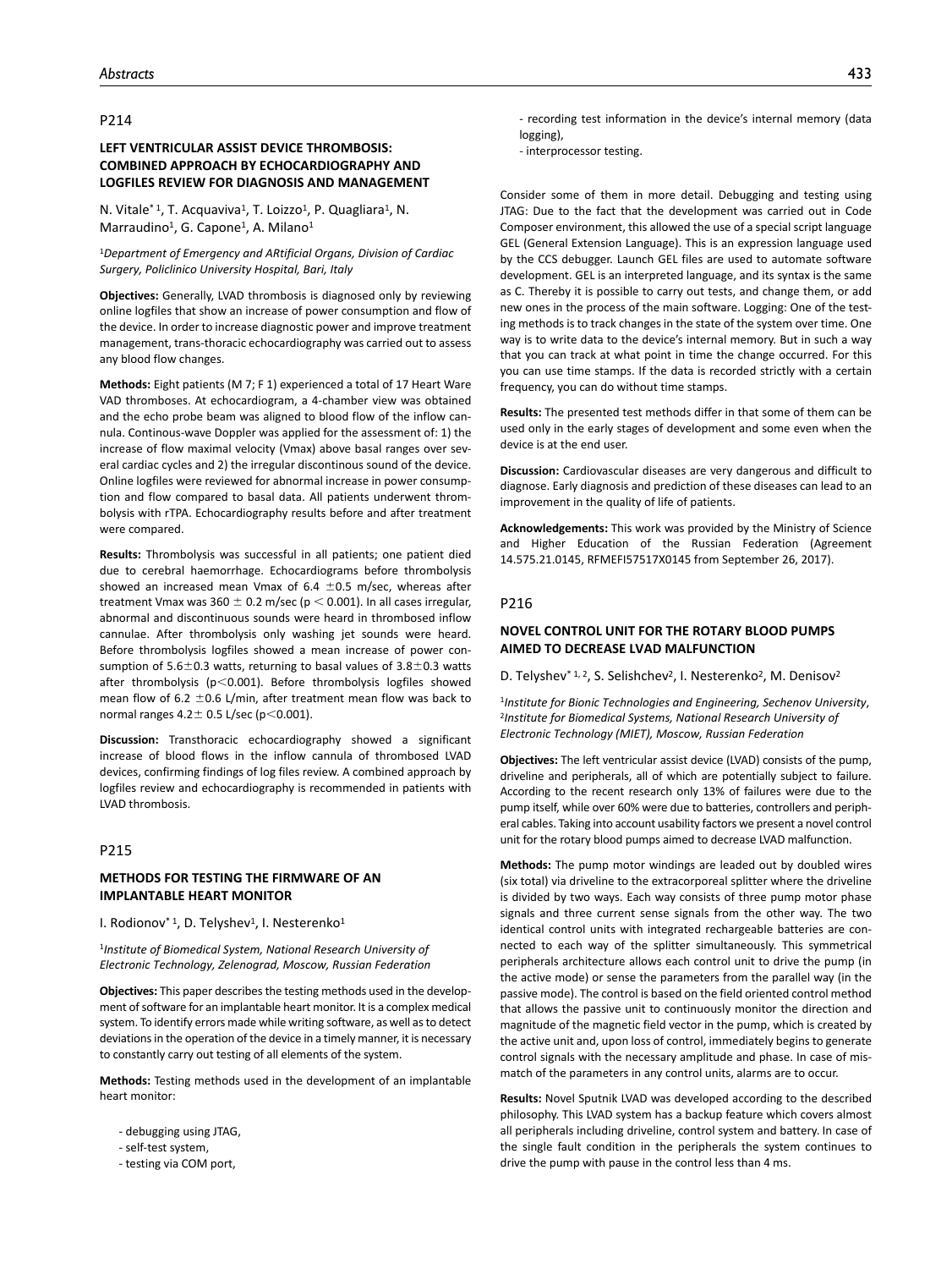## P214

### LEFT VENTRICULAR ASSIST DEVICE THROMBOSIS: COMBINED APPROACH BY ECHOCARDIOGRAPHY AND LOGFILES REVIEW FOR DIAGNOSIS AND MANAGEMENT

N. Vitale* [1], T. Acquaviva[1], T. Loizzo[1], P. Quagliara[1], N. Marraudino[1], G. Capone[1], A. Milano[1]

[1]*Department of Emergency and ARtificial Organs, Division of Cardiac Surgery, Policlinico University Hospital, Bari, Italy*

**Objectives:** Generally, LVAD thrombosis is diagnosed only by reviewing online logfiles that show an increase of power consumption and flow of the device. In order to increase diagnostic power and improve treatment management, trans-thoracic echocardiography was carried out to assess any blood flow changes.

**Methods:** Eight patients (M 7; F 1) experienced a total of 17 Heart Ware VAD thromboses. At echocardiogram, a 4-chamber view was obtained and the echo probe beam was aligned to blood flow of the inflow cannula. Continous-wave Doppler was applied for the assessment of: 1) the increase of flow maximal velocity (Vmax) above basal ranges over several cardiac cycles and 2) the irregular discontinous sound of the device. Online logfiles were reviewed for abnormal increase in power consumption and flow compared to basal data. All patients underwent thrombolysis with rTPA. Echocardiography results before and after treatment were compared.

**Results:** Thrombolysis was successful in all patients; one patient died due to cerebral haemorrhage. Echocardiograms before thrombolysis showed an increased mean Vmax of 6.4 $\pm$0.5 m/sec, whereas after treatment Vmax was 360 $\pm$ 0.2 m/sec ($p < 0.001$). In all cases irregular, abnormal and discontinuous sounds were heard in thrombosed inflow cannulae. After thrombolysis only washing jet sounds were heard. Before thrombolysis logfiles showed a mean increase of power consumption of 5.6$\pm$0.3 watts, returning to basal values of 3.8$\pm$0.3 watts after thrombolysis ($p<0.001$). Before thrombolysis logfiles showed mean flow of 6.2 $\pm$0.6 L/min, after treatment mean flow was back to normal ranges 4.2$\pm$ 0.5 L/sec ($p<0.001$).

**Discussion:** Transthoracic echocardiography showed a significant increase of blood flows in the inflow cannula of thrombosed LVAD devices, confirming findings of log files review. A combined approach by logfiles review and echocardiography is recommended in patients with LVAD thrombosis.

## P215

### METHODS FOR TESTING THE FIRMWARE OF AN IMPLANTABLE HEART MONITOR

I. Rodionov* [1], D. Telyshev[1], I. Nesterenko[1]

[1]*Institute of Biomedical System, National Research University of Electronic Technology, Zelenograd, Moscow, Russian Federation*

**Objectives:** This paper describes the testing methods used in the development of software for an implantable heart monitor. It is a complex medical system. To identify errors made while writing software, as well as to detect deviations in the operation of the device in a timely manner, it is necessary to constantly carry out testing of all elements of the system.

**Methods:** Testing methods used in the development of an implantable heart monitor:

- debugging using JTAG,
- self-test system,
- testing via COM port,
- recording test information in the device's internal memory (data logging),
- interprocessor testing.

Consider some of them in more detail. Debugging and testing using JTAG: Due to the fact that the development was carried out in Code Composer environment, this allowed the use of a special script language GEL (General Extension Language). This is an expression language used by the CCS debugger. Launch GEL files are used to automate software development. GEL is an interpreted language, and its syntax is the same as C. Thereby it is possible to carry out tests, and change them, or add new ones in the process of the main software. Logging: One of the testing methods is to track changes in the state of the system over time. One way is to write data to the device's internal memory. But in such a way that you can track at what point in time the change occurred. For this you can use time stamps. If the data is recorded strictly with a certain frequency, you can do without time stamps.

**Results:** The presented test methods differ in that some of them can be used only in the early stages of development and some even when the device is at the end user.

**Discussion:** Cardiovascular diseases are very dangerous and difficult to diagnose. Early diagnosis and prediction of these diseases can lead to an improvement in the quality of life of patients.

**Acknowledgements:** This work was provided by the Ministry of Science and Higher Education of the Russian Federation (Agreement 14.575.21.0145, RFMEFI57517X0145 from September 26, 2017).

## P216

### NOVEL CONTROL UNIT FOR THE ROTARY BLOOD PUMPS AIMED TO DECREASE LVAD MALFUNCTION

D. Telyshev* [1, 2], S. Selishchev[2], I. Nesterenko[2], M. Denisov[2]

[1]*Institute for Bionic Technologies and Engineering, Sechenov University*, [2]*Institute for Biomedical Systems, National Research University of Electronic Technology (MIET), Moscow, Russian Federation*

**Objectives:** The left ventricular assist device (LVAD) consists of the pump, driveline and peripherals, all of which are potentially subject to failure. According to the recent research only 13% of failures were due to the pump itself, while over 60% were due to batteries, controllers and peripheral cables. Taking into account usability factors we present a novel control unit for the rotary blood pumps aimed to decrease LVAD malfunction.

**Methods:** The pump motor windings are leaded out by doubled wires (six total) via driveline to the extracorporeal splitter where the driveline is divided by two ways. Each way consists of three pump motor phase signals and three current sense signals from the other way. The two identical control units with integrated rechargeable batteries are connected to each way of the splitter simultaneously. This symmetrical peripherals architecture allows each control unit to drive the pump (in the active mode) or sense the parameters from the parallel way (in the passive mode). The control is based on the field oriented control method that allows the passive unit to continuously monitor the direction and magnitude of the magnetic field vector in the pump, which is created by the active unit and, upon loss of control, immediately begins to generate control signals with the necessary amplitude and phase. In case of mismatch of the parameters in any control units, alarms are to occur.

**Results:** Novel Sputnik LVAD was developed according to the described philosophy. This LVAD system has a backup feature which covers almost all peripherals including driveline, control system and battery. In case of the single fault condition in the peripherals the system continues to drive the pump with pause in the control less than 4 ms.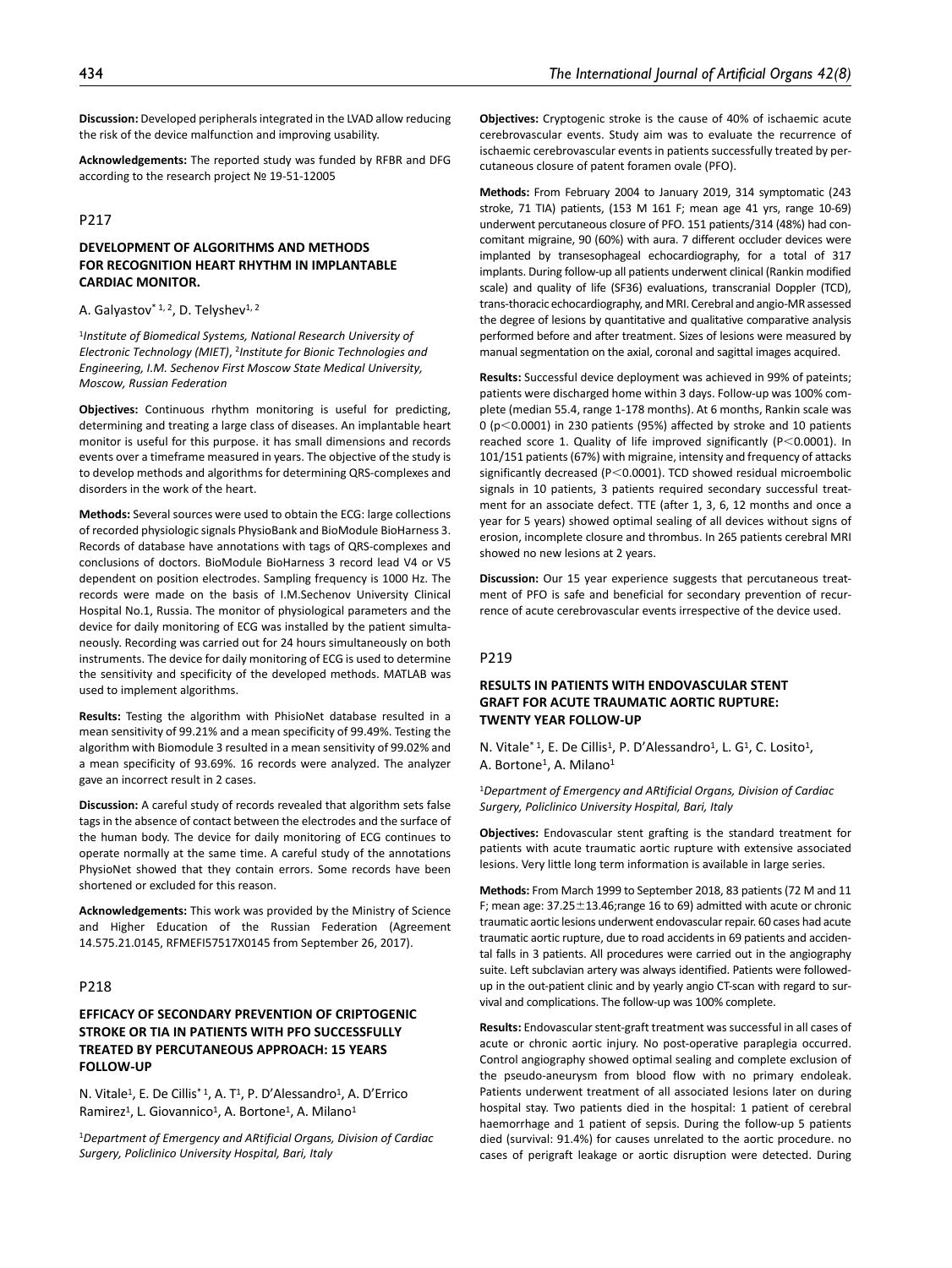**Discussion:** Developed peripherals integrated in the LVAD allow reducing the risk of the device malfunction and improving usability.

**Acknowledgements:** The reported study was funded by RFBR and DFG according to the research project № 19-51-12005

## P217

### DEVELOPMENT OF ALGORITHMS AND METHODS FOR RECOGNITION HEART RHYTHM IN IMPLANTABLE CARDIAC MONITOR.

A. Galyastov*[1,2], D. Telyshev[1,2]

[1]*Institute of Biomedical Systems, National Research University of Electronic Technology (MIET)*, [2]*Institute for Bionic Technologies and Engineering, I.M. Sechenov First Moscow State Medical University, Moscow, Russian Federation*

**Objectives:** Continuous rhythm monitoring is useful for predicting, determining and treating a large class of diseases. An implantable heart monitor is useful for this purpose. it has small dimensions and records events over a timeframe measured in years. The objective of the study is to develop methods and algorithms for determining QRS-complexes and disorders in the work of the heart.

**Methods:** Several sources were used to obtain the ECG: large collections of recorded physiologic signals PhysioBank and BioModule BioHarness 3. Records of database have annotations with tags of QRS-complexes and conclusions of doctors. BioModule BioHarness 3 record lead V4 or V5 dependent on position electrodes. Sampling frequency is 1000 Hz. The records were made on the basis of I.M.Sechenov University Clinical Hospital No.1, Russia. The monitor of physiological parameters and the device for daily monitoring of ECG was installed by the patient simultaneously. Recording was carried out for 24 hours simultaneously on both instruments. The device for daily monitoring of ECG is used to determine the sensitivity and specificity of the developed methods. MATLAB was used to implement algorithms.

**Results:** Testing the algorithm with PhisioNet database resulted in a mean sensitivity of 99.21% and a mean specificity of 99.49%. Testing the algorithm with Biomodule 3 resulted in a mean sensitivity of 99.02% and a mean specificity of 93.69%. 16 records were analyzed. The analyzer gave an incorrect result in 2 cases.

**Discussion:** A careful study of records revealed that algorithm sets false tags in the absence of contact between the electrodes and the surface of the human body. The device for daily monitoring of ECG continues to operate normally at the same time. A careful study of the annotations PhysioNet showed that they contain errors. Some records have been shortened or excluded for this reason.

**Acknowledgements:** This work was provided by the Ministry of Science and Higher Education of the Russian Federation (Agreement 14.575.21.0145, RFMEFI57517X0145 from September 26, 2017).

## P218

### EFFICACY OF SECONDARY PREVENTION OF CRIPTOGENIC STROKE OR TIA IN PATIENTS WITH PFO SUCCESSFULLY TREATED BY PERCUTANEOUS APPROACH: 15 YEARS FOLLOW-UP

N. Vitale[1], E. De Cillis*[1], A. T[1], P. D'Alessandro[1], A. D'Errico Ramirez[1], L. Giovannico[1], A. Bortone[1], A. Milano[1]

[1]*Department of Emergency and ARtificial Organs, Division of Cardiac Surgery, Policlinico University Hospital, Bari, Italy*

**Objectives:** Cryptogenic stroke is the cause of 40% of ischaemic acute cerebrovascular events. Study aim was to evaluate the recurrence of ischaemic cerebrovascular events in patients successfully treated by percutaneous closure of patent foramen ovale (PFO).

**Methods:** From February 2004 to January 2019, 314 symptomatic (243 stroke, 71 TIA) patients, (153 M 161 F; mean age 41 yrs, range 10-69) underwent percutaneous closure of PFO. 151 patients/314 (48%) had concomitant migraine, 90 (60%) with aura. 7 different occluder devices were implanted by transesophageal echocardiography, for a total of 317 implants. During follow-up all patients underwent clinical (Rankin modified scale) and quality of life (SF36) evaluations, transcranial Doppler (TCD), trans-thoracic echocardiography, and MRI. Cerebral and angio-MR assessed the degree of lesions by quantitative and qualitative comparative analysis performed before and after treatment. Sizes of lesions were measured by manual segmentation on the axial, coronal and sagittal images acquired.

**Results:** Successful device deployment was achieved in 99% of pateints; patients were discharged home within 3 days. Follow-up was 100% complete (median 55.4, range 1-178 months). At 6 months, Rankin scale was 0 ($p<0.0001$) in 230 patients (95%) affected by stroke and 10 patients reached score 1. Quality of life improved significantly ($P<0.0001$). In 101/151 patients (67%) with migraine, intensity and frequency of attacks significantly decreased ($P<0.0001$). TCD showed residual microembolic signals in 10 patients, 3 patients required secondary successful treatment for an associate defect. TTE (after 1, 3, 6, 12 months and once a year for 5 years) showed optimal sealing of all devices without signs of erosion, incomplete closure and thrombus. In 265 patients cerebral MRI showed no new lesions at 2 years.

**Discussion:** Our 15 year experience suggests that percutaneous treatment of PFO is safe and beneficial for secondary prevention of recurrence of acute cerebrovascular events irrespective of the device used.

## P219

### RESULTS IN PATIENTS WITH ENDOVASCULAR STENT GRAFT FOR ACUTE TRAUMATIC AORTIC RUPTURE: TWENTY YEAR FOLLOW-UP

N. Vitale*[1], E. De Cillis[1], P. D'Alessandro[1], L. G[1], C. Losito[1], A. Bortone[1], A. Milano[1]

[1]*Department of Emergency and ARtificial Organs, Division of Cardiac Surgery, Policlinico University Hospital, Bari, Italy*

**Objectives:** Endovascular stent grafting is the standard treatment for patients with acute traumatic aortic rupture with extensive associated lesions. Very little long term information is available in large series.

**Methods:** From March 1999 to September 2018, 83 patients (72 M and 11 F; mean age: $37.25\pm13.46$;range 16 to 69) admitted with acute or chronic traumatic aortic lesions underwent endovascular repair. 60 cases had acute traumatic aortic rupture, due to road accidents in 69 patients and accidental falls in 3 patients. All procedures were carried out in the angiography suite. Left subclavian artery was always identified. Patients were followed-up in the out-patient clinic and by yearly angio CT-scan with regard to survival and complications. The follow-up was 100% complete.

**Results:** Endovascular stent-graft treatment was successful in all cases of acute or chronic aortic injury. No post-operative paraplegia occurred. Control angiography showed optimal sealing and complete exclusion of the pseudo-aneurysm from blood flow with no primary endoleak. Patients underwent treatment of all associated lesions later on during hospital stay. Two patients died in the hospital: 1 patient of cerebral haemorrhage and 1 patient of sepsis. During the follow-up 5 patients died (survival: 91.4%) for causes unrelated to the aortic procedure. no cases of perigraft leakage or aortic disruption were detected. During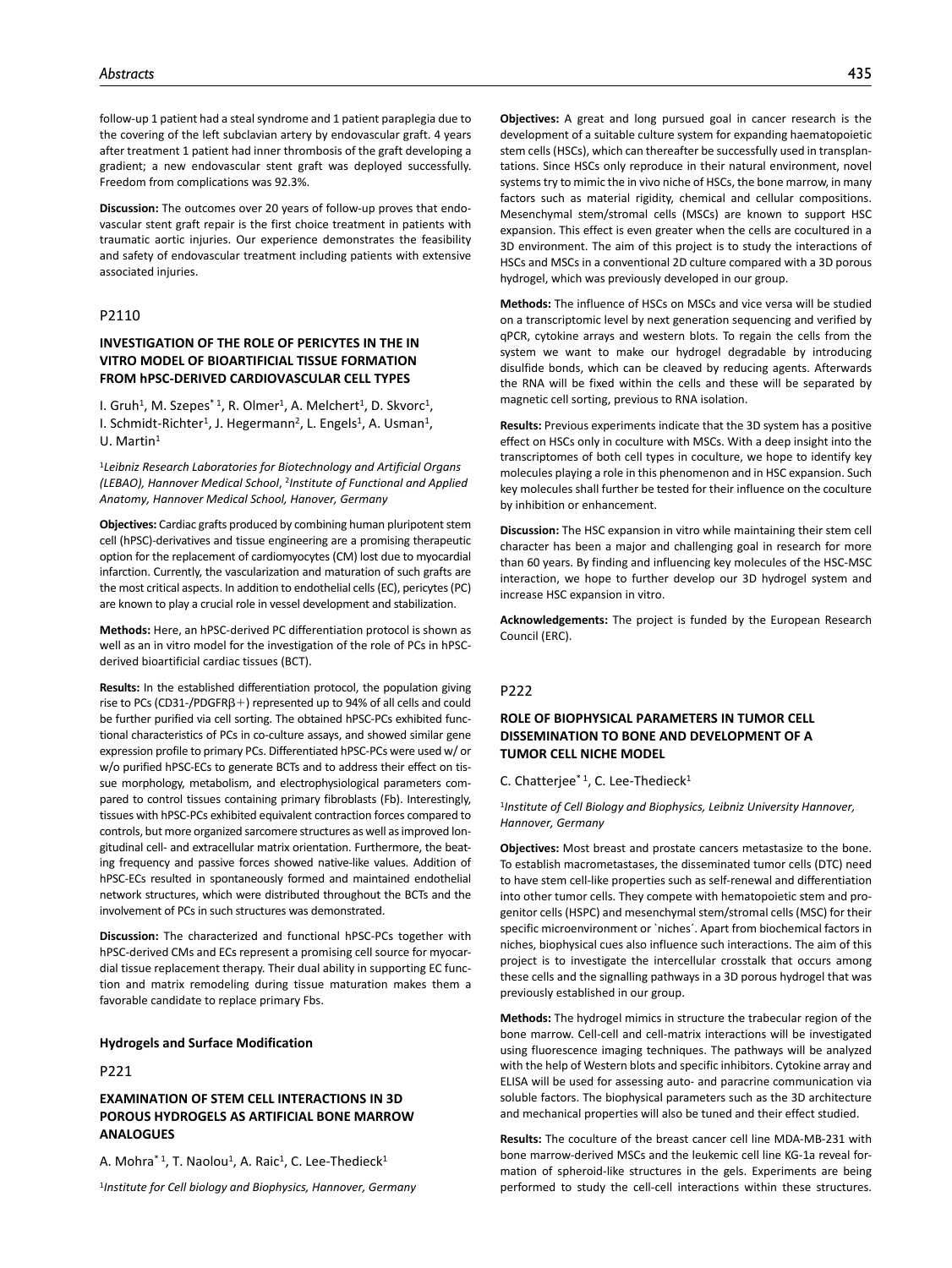follow-up 1 patient had a steal syndrome and 1 patient paraplegia due to the covering of the left subclavian artery by endovascular graft. 4 years after treatment 1 patient had inner thrombosis of the graft developing a gradient; a new endovascular stent graft was deployed successfully. Freedom from complications was 92.3%.

**Discussion:** The outcomes over 20 years of follow-up proves that endovascular stent graft repair is the first choice treatment in patients with traumatic aortic injuries. Our experience demonstrates the feasibility and safety of endovascular treatment including patients with extensive associated injuries.

## P2110

### INVESTIGATION OF THE ROLE OF PERICYTES IN THE IN VITRO MODEL OF BIOARTIFICIAL TISSUE FORMATION FROM hPSC-DERIVED CARDIOVASCULAR CELL TYPES

I. Gruh[1], M. Szepes*[1], R. Olmer[1], A. Melchert[1], D. Skvorc[1], I. Schmidt-Richter[1], J. Hegermann[2], L. Engels[1], A. Usman[1], U. Martin[1]

[1]*Leibniz Research Laboratories for Biotechnology and Artificial Organs (LEBAO), Hannover Medical School*, [2]*Institute of Functional and Applied Anatomy, Hannover Medical School, Hanover, Germany*

**Objectives:** Cardiac grafts produced by combining human pluripotent stem cell (hPSC)-derivatives and tissue engineering are a promising therapeutic option for the replacement of cardiomyocytes (CM) lost due to myocardial infarction. Currently, the vascularization and maturation of such grafts are the most critical aspects. In addition to endothelial cells (EC), pericytes (PC) are known to play a crucial role in vessel development and stabilization.

**Methods:** Here, an hPSC-derived PC differentiation protocol is shown as well as an in vitro model for the investigation of the role of PCs in hPSC-derived bioartificial cardiac tissues (BCT).

**Results:** In the established differentiation protocol, the population giving rise to PCs (CD31-/PDGFRβ+) represented up to 94% of all cells and could be further purified via cell sorting. The obtained hPSC-PCs exhibited functional characteristics of PCs in co-culture assays, and showed similar gene expression profile to primary PCs. Differentiated hPSC-PCs were used w/ or w/o purified hPSC-ECs to generate BCTs and to address their effect on tissue morphology, metabolism, and electrophysiological parameters compared to control tissues containing primary fibroblasts (Fb). Interestingly, tissues with hPSC-PCs exhibited equivalent contraction forces compared to controls, but more organized sarcomere structures as well as improved longitudinal cell- and extracellular matrix orientation. Furthermore, the beating frequency and passive forces showed native-like values. Addition of hPSC-ECs resulted in spontaneously formed and maintained endothelial network structures, which were distributed throughout the BCTs and the involvement of PCs in such structures was demonstrated.

**Discussion:** The characterized and functional hPSC-PCs together with hPSC-derived CMs and ECs represent a promising cell source for myocardial tissue replacement therapy. Their dual ability in supporting EC function and matrix remodeling during tissue maturation makes them a favorable candidate to replace primary Fbs.

## Hydrogels and Surface Modification

## P221

### EXAMINATION OF STEM CELL INTERACTIONS IN 3D POROUS HYDROGELS AS ARTIFICIAL BONE MARROW ANALOGUES

A. Mohra*[1], T. Naolou[1], A. Raic[1], C. Lee-Thedieck[1]

[1]*Institute for Cell biology and Biophysics, Hannover, Germany*

**Objectives:** A great and long pursued goal in cancer research is the development of a suitable culture system for expanding haematopoietic stem cells (HSCs), which can thereafter be successfully used in transplantations. Since HSCs only reproduce in their natural environment, novel systems try to mimic the in vivo niche of HSCs, the bone marrow, in many factors such as material rigidity, chemical and cellular compositions. Mesenchymal stem/stromal cells (MSCs) are known to support HSC expansion. This effect is even greater when the cells are cocultured in a 3D environment. The aim of this project is to study the interactions of HSCs and MSCs in a conventional 2D culture compared with a 3D porous hydrogel, which was previously developed in our group.

**Methods:** The influence of HSCs on MSCs and vice versa will be studied on a transcriptomic level by next generation sequencing and verified by qPCR, cytokine arrays and western blots. To regain the cells from the system we want to make our hydrogel degradable by introducing disulfide bonds, which can be cleaved by reducing agents. Afterwards the RNA will be fixed within the cells and these will be separated by magnetic cell sorting, previous to RNA isolation.

**Results:** Previous experiments indicate that the 3D system has a positive effect on HSCs only in coculture with MSCs. With a deep insight into the transcriptomes of both cell types in coculture, we hope to identify key molecules playing a role in this phenomenon and in HSC expansion. Such key molecules shall further be tested for their influence on the coculture by inhibition or enhancement.

**Discussion:** The HSC expansion in vitro while maintaining their stem cell character has been a major and challenging goal in research for more than 60 years. By finding and influencing key molecules of the HSC-MSC interaction, we hope to further develop our 3D hydrogel system and increase HSC expansion in vitro.

**Acknowledgements:** The project is funded by the European Research Council (ERC).

## P222

### ROLE OF BIOPHYSICAL PARAMETERS IN TUMOR CELL DISSEMINATION TO BONE AND DEVELOPMENT OF A TUMOR CELL NICHE MODEL

C. Chatterjee*[1], C. Lee-Thedieck[1]

[1]*Institute of Cell Biology and Biophysics, Leibniz University Hannover, Hannover, Germany*

**Objectives:** Most breast and prostate cancers metastasize to the bone. To establish macrometastases, the disseminated tumor cells (DTC) need to have stem cell-like properties such as self-renewal and differentiation into other tumor cells. They compete with hematopoietic stem and progenitor cells (HSPC) and mesenchymal stem/stromal cells (MSC) for their specific microenvironment or `niches´. Apart from biochemical factors in niches, biophysical cues also influence such interactions. The aim of this project is to investigate the intercellular crosstalk that occurs among these cells and the signalling pathways in a 3D porous hydrogel that was previously established in our group.

**Methods:** The hydrogel mimics in structure the trabecular region of the bone marrow. Cell-cell and cell-matrix interactions will be investigated using fluorescence imaging techniques. The pathways will be analyzed with the help of Western blots and specific inhibitors. Cytokine array and ELISA will be used for assessing auto- and paracrine communication via soluble factors. The biophysical parameters such as the 3D architecture and mechanical properties will also be tuned and their effect studied.

**Results:** The coculture of the breast cancer cell line MDA-MB-231 with bone marrow-derived MSCs and the leukemic cell line KG-1a reveal formation of spheroid-like structures in the gels. Experiments are being performed to study the cell-cell interactions within these structures.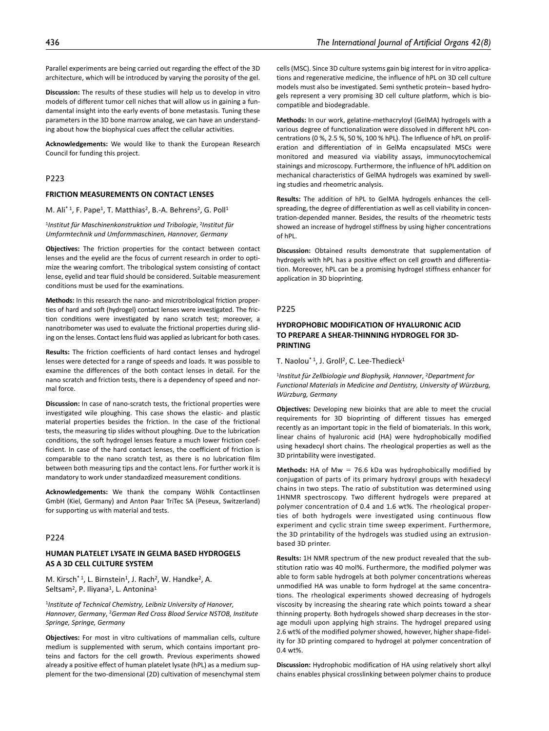Parallel experiments are being carried out regarding the effect of the 3D architecture, which will be introduced by varying the porosity of the gel.

**Discussion:** The results of these studies will help us to develop in vitro models of different tumor cell niches that will allow us in gaining a fundamental insight into the early events of bone metastasis. Tuning these parameters in the 3D bone marrow analog, we can have an understanding about how the biophysical cues affect the cellular activities.

**Acknowledgements:** We would like to thank the European Research Council for funding this project.

## P223

### FRICTION MEASUREMENTS ON CONTACT LENSES

M. Ali*[1], F. Pape[1], T. Matthias[2], B.-A. Behrens[2], G. Poll[1]

[1]*Institut für Maschinenkonstruktion und Tribologie*, [2]*Institut für Umformtechnik und Umformmaschinen, Hannover, Germany*

**Objectives:** The friction properties for the contact between contact lenses and the eyelid are the focus of current research in order to optimize the wearing comfort. The tribological system consisting of contact lense, eyelid and tear fluid should be considered. Suitable measurement conditions must be used for the examinations.

**Methods:** In this research the nano- and microtribological friction properties of hard and soft (hydrogel) contact lenses were investigated. The friction conditions were investigated by nano scratch test; moreover, a nanotribometer was used to evaluate the frictional properties during sliding on the lenses. Contact lens fluid was applied as lubricant for both cases.

**Results:** The friction coefficients of hard contact lenses and hydrogel lenses were detected for a range of speeds and loads. It was possible to examine the differences of the both contact lenses in detail. For the nano scratch and friction tests, there is a dependency of speed and normal force.

**Discussion:** In case of nano-scratch tests, the frictional properties were investigated wile ploughing. This case shows the elastic- and plastic material properties besides the friction. In the case of the frictional tests, the measuring tip slides without ploughing. Due to the lubrication conditions, the soft hydrogel lenses feature a much lower friction coefficient. In case of the hard contact lenses, the coefficient of friction is comparable to the nano scratch test, as there is no lubrication film between both measuring tips and the contact lens. For further work it is mandatory to work under standazdized measurement conditions.

**Acknowledgements:** We thank the company Wöhlk Contactlinsen GmbH (Kiel, Germany) and Anton Paar TriTec SA (Peseux, Switzerland) for supporting us with material and tests.

## P224

### HUMAN PLATELET LYSATE IN GELMA BASED HYDROGELS AS A 3D CELL CULTURE SYSTEM

M. Kirsch*[1], L. Birnstein[1], J. Rach[2], W. Handke[2], A. Seltsam[2], P. Iliyana[1], L. Antonina[1]

[1]*Institute of Technical Chemistry, Leibniz University of Hanover, Hannover, Germany*, [2]*German Red Cross Blood Service NSTOB, Institute Springe, Springe, Germany*

**Objectives:** For most in vitro cultivations of mammalian cells, culture medium is supplemented with serum, which contains important proteins and factors for the cell growth. Previous experiments showed already a positive effect of human platelet lysate (hPL) as a medium supplement for the two-dimensional (2D) cultivation of mesenchymal stem cells (MSC). Since 3D culture systems gain big interest for in vitro applications and regenerative medicine, the influence of hPL on 3D cell culture models must also be investigated. Semi synthetic protein¬ based hydrogels represent a very promising 3D cell culture platform, which is biocompatible and biodegradable.

**Methods:** In our work, gelatine-methacryloyl (GelMA) hydrogels with a various degree of functionalization were dissolved in different hPL concentrations (0 %, 2.5 %, 50 %, 100 % hPL). The Influence of hPL on proliferation and differentiation of in GelMa encapsulated MSCs were monitored and measured via viability assays, immunocytochemical stainings and microscopy. Furthermore, the influence of hPL addition on mechanical characteristics of GelMA hydrogels was examined by swelling studies and rheometric analysis.

**Results:** The addition of hPL to GelMA hydrogels enhances the cell-spreading, the degree of differentiation as well as cell viability in concentration-depended manner. Besides, the results of the rheometric tests showed an increase of hydrogel stiffness by using higher concentrations of hPL.

**Discussion:** Obtained results demonstrate that supplementation of hydrogels with hPL has a positive effect on cell growth and differentiation. Moreover, hPL can be a promising hydrogel stiffness enhancer for application in 3D bioprinting.

## P225

### HYDROPHOBIC MODIFICATION OF HYALURONIC ACID TO PREPARE A SHEAR-THINNING HYDROGEL FOR 3D-PRINTING

T. Naolou*[1], J. Groll[2], C. Lee-Thedieck[1]

[1]*Institut für Zellbiologie und Biophysik, Hannover*, [2]*Department for Functional Materials in Medicine and Dentistry, University of Würzburg, Würzburg, Germany*

**Objectives:** Developing new bioinks that are able to meet the crucial requirements for 3D bioprinting of different tissues has emerged recently as an important topic in the field of biomaterials. In this work, linear chains of hyaluronic acid (HA) were hydrophobically modified using hexadecyl short chains. The rheological properties as well as the 3D printability were investigated.

**Methods:** HA of Mw = 76.6 kDa was hydrophobically modified by conjugation of parts of its primary hydroxyl groups with hexadecyl chains in two steps. The ratio of substitution was determined using 1HNMR spectroscopy. Two different hydrogels were prepared at polymer concentration of 0.4 and 1.6 wt%. The rheological properties of both hydrogels were investigated using continuous flow experiment and cyclic strain time sweep experiment. Furthermore, the 3D printability of the hydrogels was studied using an extrusion-based 3D printer.

**Results:** 1H NMR spectrum of the new product revealed that the substitution ratio was 40 mol%. Furthermore, the modified polymer was able to form sable hydrogels at both polymer concentrations whereas unmodified HA was unable to form hydrogel at the same concentrations. The rheological experiments showed decreasing of hydrogels viscosity by increasing the shearing rate which points toward a shear thinning property. Both hydrogels showed sharp decreases in the storage moduli upon applying high strains. The hydrogel prepared using 2.6 wt% of the modified polymer showed, however, higher shape-fidelity for 3D printing compared to hydrogel at polymer concentration of 0.4 wt%.

**Discussion:** Hydrophobic modification of HA using relatively short alkyl chains enables physical crosslinking between polymer chains to produce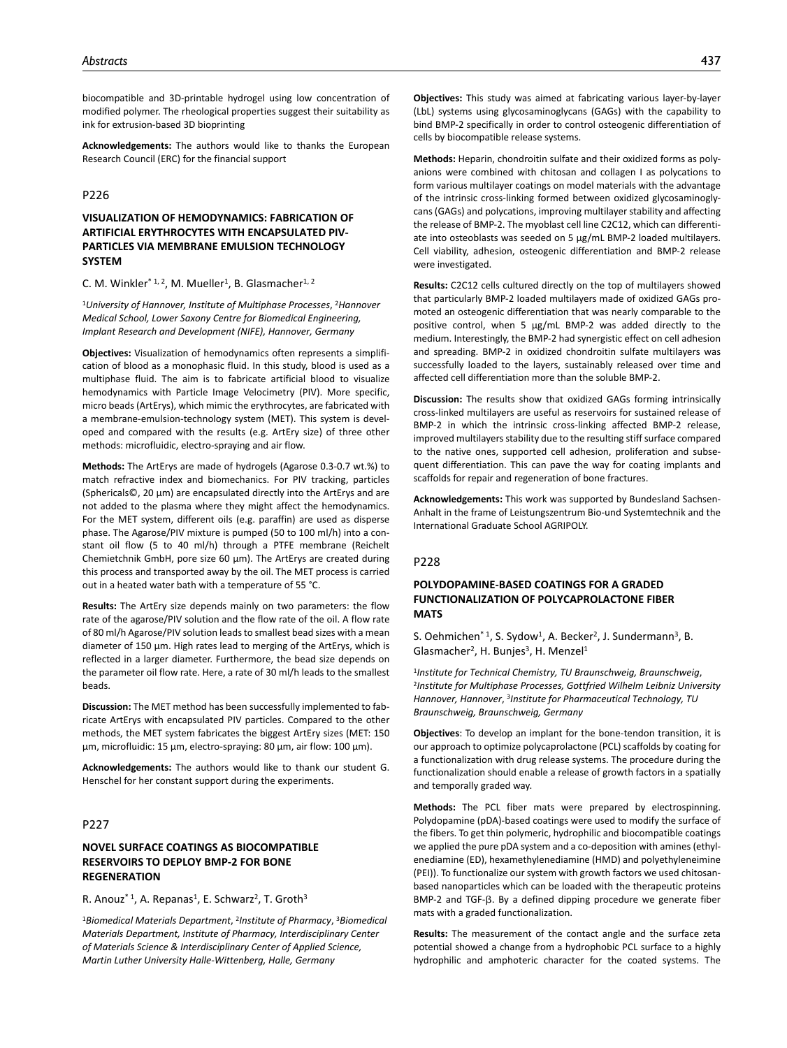biocompatible and 3D-printable hydrogel using low concentration of modified polymer. The rheological properties suggest their suitability as ink for extrusion-based 3D bioprinting

**Acknowledgements:** The authors would like to thanks the European Research Council (ERC) for the financial support

## P226

### VISUALIZATION OF HEMODYNAMICS: FABRICATION OF ARTIFICIAL ERYTHROCYTES WITH ENCAPSULATED PIV-PARTICLES VIA MEMBRANE EMULSION TECHNOLOGY SYSTEM

C. M. Winkler*[1,2], M. Mueller[1], B. Glasmacher[1,2]

[1]*University of Hannover, Institute of Multiphase Processes*, [2]*Hannover Medical School, Lower Saxony Centre for Biomedical Engineering, Implant Research and Development (NIFE), Hannover, Germany*

**Objectives:** Visualization of hemodynamics often represents a simplification of blood as a monophasic fluid. In this study, blood is used as a multiphase fluid. The aim is to fabricate artificial blood to visualize hemodynamics with Particle Image Velocimetry (PIV). More specific, micro beads (ArtErys), which mimic the erythrocytes, are fabricated with a membrane-emulsion-technology system (MET). This system is developed and compared with the results (e.g. ArtEry size) of three other methods: microfluidic, electro-spraying and air flow.

**Methods:** The ArtErys are made of hydrogels (Agarose 0.3-0.7 wt.%) to match refractive index and biomechanics. For PIV tracking, particles (Sphericals©, 20 µm) are encapsulated directly into the ArtErys and are not added to the plasma where they might affect the hemodynamics. For the MET system, different oils (e.g. paraffin) are used as disperse phase. The Agarose/PIV mixture is pumped (50 to 100 ml/h) into a constant oil flow (5 to 40 ml/h) through a PTFE membrane (Reichelt Chemietchnik GmbH, pore size 60 µm). The ArtErys are created during this process and transported away by the oil. The MET process is carried out in a heated water bath with a temperature of 55 °C.

**Results:** The ArtEry size depends mainly on two parameters: the flow rate of the agarose/PIV solution and the flow rate of the oil. A flow rate of 80 ml/h Agarose/PIV solution leads to smallest bead sizes with a mean diameter of 150 µm. High rates lead to merging of the ArtErys, which is reflected in a larger diameter. Furthermore, the bead size depends on the parameter oil flow rate. Here, a rate of 30 ml/h leads to the smallest beads.

**Discussion:** The MET method has been successfully implemented to fabricate ArtErys with encapsulated PIV particles. Compared to the other methods, the MET system fabricates the biggest ArtEry sizes (MET: 150 µm, microfluidic: 15 µm, electro-spraying: 80 µm, air flow: 100 µm).

**Acknowledgements:** The authors would like to thank our student G. Henschel for her constant support during the experiments.

## P227

### NOVEL SURFACE COATINGS AS BIOCOMPATIBLE RESERVOIRS TO DEPLOY BMP-2 FOR BONE REGENERATION

R. Anouz*[1], A. Repanas[1], E. Schwarz[2], T. Groth[3]

[1]*Biomedical Materials Department*, [2]*Institute of Pharmacy*, [3]*Biomedical Materials Department, Institute of Pharmacy, Interdisciplinary Center of Materials Science & Interdisciplinary Center of Applied Science, Martin Luther University Halle-Wittenberg, Halle, Germany*

**Objectives:** This study was aimed at fabricating various layer-by-layer (LbL) systems using glycosaminoglycans (GAGs) with the capability to bind BMP-2 specifically in order to control osteogenic differentiation of cells by biocompatible release systems.

**Methods:** Heparin, chondroitin sulfate and their oxidized forms as polyanions were combined with chitosan and collagen I as polycations to form various multilayer coatings on model materials with the advantage of the intrinsic cross-linking formed between oxidized glycosaminoglycans (GAGs) and polycations, improving multilayer stability and affecting the release of BMP-2. The myoblast cell line C2C12, which can differentiate into osteoblasts was seeded on 5 µg/mL BMP-2 loaded multilayers. Cell viability, adhesion, osteogenic differentiation and BMP-2 release were investigated.

**Results:** C2C12 cells cultured directly on the top of multilayers showed that particularly BMP-2 loaded multilayers made of oxidized GAGs promoted an osteogenic differentiation that was nearly comparable to the positive control, when 5 µg/mL BMP-2 was added directly to the medium. Interestingly, the BMP-2 had synergistic effect on cell adhesion and spreading. BMP-2 in oxidized chondroitin sulfate multilayers was successfully loaded to the layers, sustainably released over time and affected cell differentiation more than the soluble BMP-2.

**Discussion:** The results show that oxidized GAGs forming intrinsically cross-linked multilayers are useful as reservoirs for sustained release of BMP-2 in which the intrinsic cross-linking affected BMP-2 release, improved multilayers stability due to the resulting stiff surface compared to the native ones, supported cell adhesion, proliferation and subsequent differentiation. This can pave the way for coating implants and scaffolds for repair and regeneration of bone fractures.

**Acknowledgements:** This work was supported by Bundesland Sachsen-Anhalt in the frame of Leistungszentrum Bio-und Systemtechnik and the International Graduate School AGRIPOLY.

## P228

### POLYDOPAMINE-BASED COATINGS FOR A GRADED FUNCTIONALIZATION OF POLYCAPROLACTONE FIBER MATS

S. Oehmichen*[1], S. Sydow[1], A. Becker[2], J. Sundermann[3], B. Glasmacher[2], H. Bunjes[3], H. Menzel[1]

[1]*Institute for Technical Chemistry, TU Braunschweig, Braunschweig*, [2]*Institute for Multiphase Processes, Gottfried Wilhelm Leibniz University Hannover, Hannover*, [3]*Institute for Pharmaceutical Technology, TU Braunschweig, Braunschweig, Germany*

**Objectives**: To develop an implant for the bone-tendon transition, it is our approach to optimize polycaprolactone (PCL) scaffolds by coating for a functionalization with drug release systems. The procedure during the functionalization should enable a release of growth factors in a spatially and temporally graded way.

**Methods:** The PCL fiber mats were prepared by electrospinning. Polydopamine (pDA)-based coatings were used to modify the surface of the fibers. To get thin polymeric, hydrophilic and biocompatible coatings we applied the pure pDA system and a co-deposition with amines (ethylenediamine (ED), hexamethylenediamine (HMD) and polyethyleneimine (PEI)). To functionalize our system with growth factors we used chitosan-based nanoparticles which can be loaded with the therapeutic proteins BMP-2 and TGF-β. By a defined dipping procedure we generate fiber mats with a graded functionalization.

**Results:** The measurement of the contact angle and the surface zeta potential showed a change from a hydrophobic PCL surface to a highly hydrophilic and amphoteric character for the coated systems. The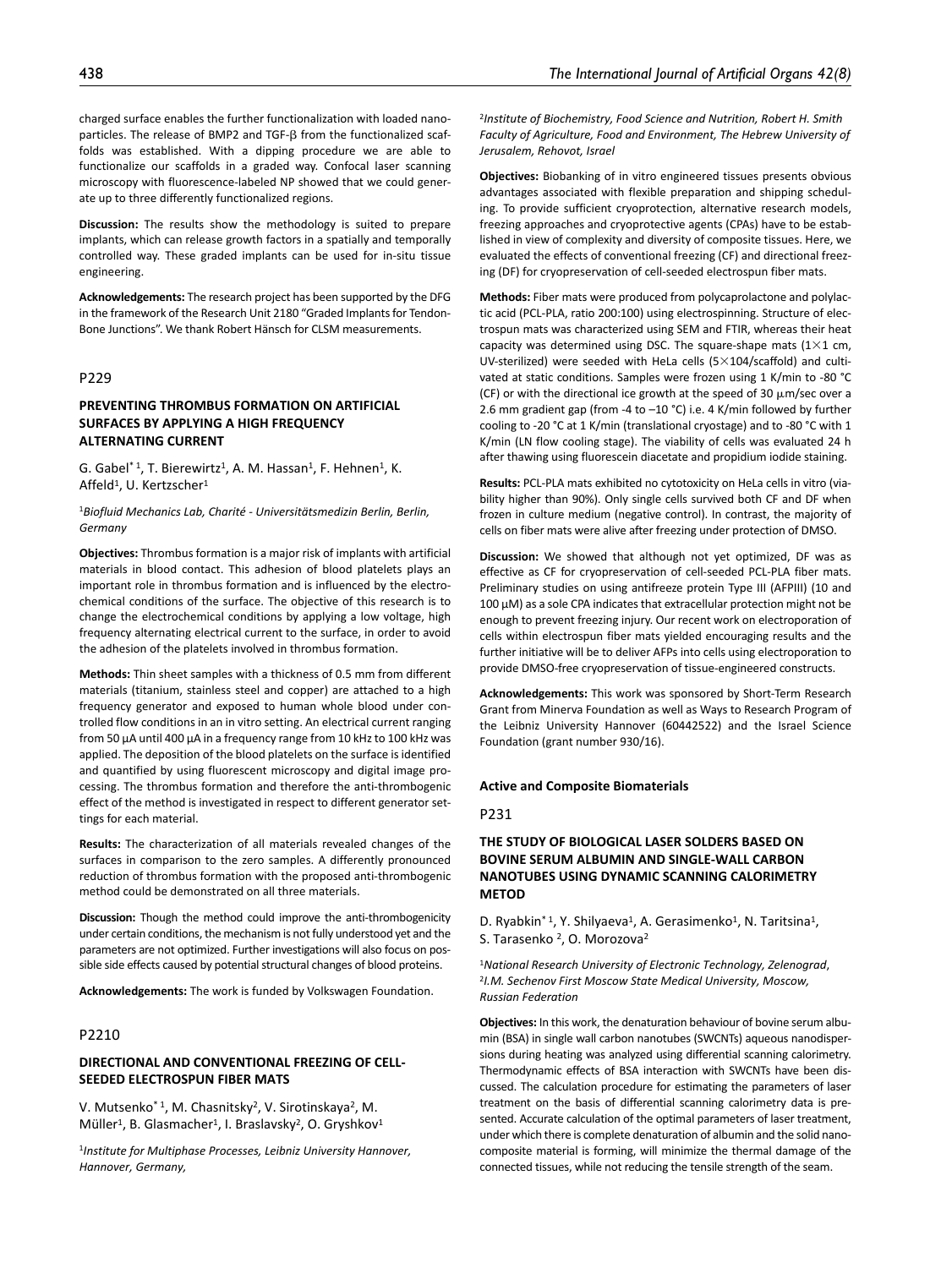charged surface enables the further functionalization with loaded nanoparticles. The release of BMP2 and TGF-β from the functionalized scaffolds was established. With a dipping procedure we are able to functionalize our scaffolds in a graded way. Confocal laser scanning microscopy with fluorescence-labeled NP showed that we could generate up to three differently functionalized regions.

**Discussion:** The results show the methodology is suited to prepare implants, which can release growth factors in a spatially and temporally controlled way. These graded implants can be used for in-situ tissue engineering.

**Acknowledgements:** The research project has been supported by the DFG in the framework of the Research Unit 2180 "Graded Implants for Tendon-Bone Junctions". We thank Robert Hänsch for CLSM measurements.

## P229

### PREVENTING THROMBUS FORMATION ON ARTIFICIAL SURFACES BY APPLYING A HIGH FREQUENCY ALTERNATING CURRENT

G. Gabel*[1], T. Bierewirtz[1], A. M. Hassan[1], F. Hehnen[1], K. Affeld[1], U. Kertzscher[1]

[1]*Biofluid Mechanics Lab, Charité - Universitätsmedizin Berlin, Berlin, Germany*

**Objectives:** Thrombus formation is a major risk of implants with artificial materials in blood contact. This adhesion of blood platelets plays an important role in thrombus formation and is influenced by the electrochemical conditions of the surface. The objective of this research is to change the electrochemical conditions by applying a low voltage, high frequency alternating electrical current to the surface, in order to avoid the adhesion of the platelets involved in thrombus formation.

**Methods:** Thin sheet samples with a thickness of 0.5 mm from different materials (titanium, stainless steel and copper) are attached to a high frequency generator and exposed to human whole blood under controlled flow conditions in an in vitro setting. An electrical current ranging from 50 µA until 400 µA in a frequency range from 10 kHz to 100 kHz was applied. The deposition of the blood platelets on the surface is identified and quantified by using fluorescent microscopy and digital image processing. The thrombus formation and therefore the anti-thrombogenic effect of the method is investigated in respect to different generator settings for each material.

**Results:** The characterization of all materials revealed changes of the surfaces in comparison to the zero samples. A differently pronounced reduction of thrombus formation with the proposed anti-thrombogenic method could be demonstrated on all three materials.

**Discussion:** Though the method could improve the anti-thrombogenicity under certain conditions, the mechanism is not fully understood yet and the parameters are not optimized. Further investigations will also focus on possible side effects caused by potential structural changes of blood proteins.

**Acknowledgements:** The work is funded by Volkswagen Foundation.

## P2210

### DIRECTIONAL AND CONVENTIONAL FREEZING OF CELL-SEEDED ELECTROSPUN FIBER MATS

V. Mutsenko*[1], M. Chasnitsky[2], V. Sirotinskaya[2], M. Müller[1], B. Glasmacher[1], I. Braslavsky[2], O. Gryshkov[1]

[1]*Institute for Multiphase Processes, Leibniz University Hannover, Hannover, Germany,*

[2]*Institute of Biochemistry, Food Science and Nutrition, Robert H. Smith Faculty of Agriculture, Food and Environment, The Hebrew University of Jerusalem, Rehovot, Israel*

**Objectives:** Biobanking of in vitro engineered tissues presents obvious advantages associated with flexible preparation and shipping scheduling. To provide sufficient cryoprotection, alternative research models, freezing approaches and cryoprotective agents (CPAs) have to be established in view of complexity and diversity of composite tissues. Here, we evaluated the effects of conventional freezing (CF) and directional freezing (DF) for cryopreservation of cell-seeded electrospun fiber mats.

**Methods:** Fiber mats were produced from polycaprolactone and polylactic acid (PCL-PLA, ratio 200:100) using electrospinning. Structure of electrospun mats was characterized using SEM and FTIR, whereas their heat capacity was determined using DSC. The square-shape mats (1×1 cm, UV-sterilized) were seeded with HeLa cells (5×104/scaffold) and cultivated at static conditions. Samples were frozen using 1 K/min to -80 °C (CF) or with the directional ice growth at the speed of 30 µm/sec over a 2.6 mm gradient gap (from -4 to –10 °C) i.e. 4 K/min followed by further cooling to -20 °C at 1 K/min (translational cryostage) and to -80 °C with 1 K/min (LN flow cooling stage). The viability of cells was evaluated 24 h after thawing using fluorescein diacetate and propidium iodide staining.

**Results:** PCL-PLA mats exhibited no cytotoxicity on HeLa cells in vitro (viability higher than 90%). Only single cells survived both CF and DF when frozen in culture medium (negative control). In contrast, the majority of cells on fiber mats were alive after freezing under protection of DMSO.

**Discussion:** We showed that although not yet optimized, DF was as effective as CF for cryopreservation of cell-seeded PCL-PLA fiber mats. Preliminary studies on using antifreeze protein Type III (AFPIII) (10 and 100 µM) as a sole CPA indicates that extracellular protection might not be enough to prevent freezing injury. Our recent work on electroporation of cells within electrospun fiber mats yielded encouraging results and the further initiative will be to deliver AFPs into cells using electroporation to provide DMSO-free cryopreservation of tissue-engineered constructs.

**Acknowledgements:** This work was sponsored by Short-Term Research Grant from Minerva Foundation as well as Ways to Research Program of the Leibniz University Hannover (60442522) and the Israel Science Foundation (grant number 930/16).

# Active and Composite Biomaterials

## P231

### THE STUDY OF BIOLOGICAL LASER SOLDERS BASED ON BOVINE SERUM ALBUMIN AND SINGLE-WALL CARBON NANOTUBES USING DYNAMIC SCANNING CALORIMETRY METOD

D. Ryabkin*[1], Y. Shilyaeva[1], A. Gerasimenko[1], N. Taritsina[1], S. Tarasenko[2], O. Morozova[2]

[1]*National Research University of Electronic Technology, Zelenograd,* [2]*I.M. Sechenov First Moscow State Medical University, Moscow, Russian Federation*

**Objectives:** In this work, the denaturation behaviour of bovine serum albumin (BSA) in single wall carbon nanotubes (SWCNTs) aqueous nanodispersions during heating was analyzed using differential scanning calorimetry. Thermodynamic effects of BSA interaction with SWCNTs have been discussed. The calculation procedure for estimating the parameters of laser treatment on the basis of differential scanning calorimetry data is presented. Accurate calculation of the optimal parameters of laser treatment, under which there is complete denaturation of albumin and the solid nanocomposite material is forming, will minimize the thermal damage of the connected tissues, while not reducing the tensile strength of the seam.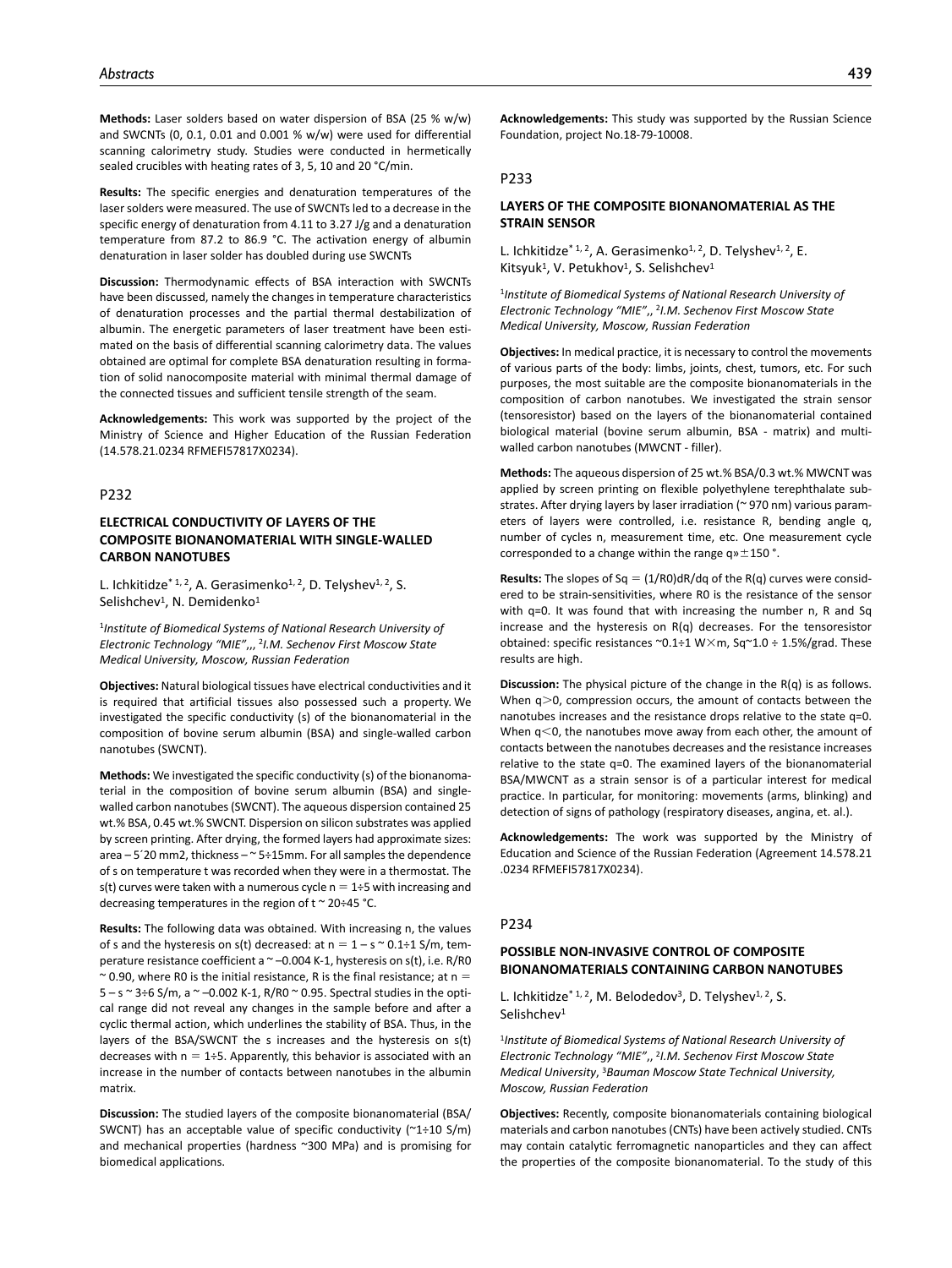**Methods:** Laser solders based on water dispersion of BSA (25 % w/w) and SWCNTs (0, 0.1, 0.01 and 0.001 % w/w) were used for differential scanning calorimetry study. Studies were conducted in hermetically sealed crucibles with heating rates of 3, 5, 10 and 20 °C/min.

**Results:** The specific energies and denaturation temperatures of the laser solders were measured. The use of SWCNTs led to a decrease in the specific energy of denaturation from 4.11 to 3.27 J/g and a denaturation temperature from 87.2 to 86.9 °C. The activation energy of albumin denaturation in laser solder has doubled during use SWCNTs

**Discussion:** Thermodynamic effects of BSA interaction with SWCNTs have been discussed, namely the changes in temperature characteristics of denaturation processes and the partial thermal destabilization of albumin. The energetic parameters of laser treatment have been estimated on the basis of differential scanning calorimetry data. The values obtained are optimal for complete BSA denaturation resulting in formation of solid nanocomposite material with minimal thermal damage of the connected tissues and sufficient tensile strength of the seam.

**Acknowledgements:** This work was supported by the project of the Ministry of Science and Higher Education of the Russian Federation (14.578.21.0234 RFMEFI57817X0234).

## P232

### ELECTRICAL CONDUCTIVITY OF LAYERS OF THE COMPOSITE BIONANOMATERIAL WITH SINGLE-WALLED CARBON NANOTUBES

L. Ichkitidze* [1, 2], A. Gerasimenko[1, 2], D. Telyshev[1, 2], S. Selishchev[1], N. Demidenko[1]

[1]*Institute of Biomedical Systems of National Research University of Electronic Technology "MIE",,,* [2]*I.M. Sechenov First Moscow State Medical University, Moscow, Russian Federation*

**Objectives:** Natural biological tissues have electrical conductivities and it is required that artificial tissues also possessed such a property. We investigated the specific conductivity (s) of the bionanomaterial in the composition of bovine serum albumin (BSA) and single-walled carbon nanotubes (SWCNT).

**Methods:** We investigated the specific conductivity (s) of the bionanomaterial in the composition of bovine serum albumin (BSA) and single-walled carbon nanotubes (SWCNT). The aqueous dispersion contained 25 wt.% BSA, 0.45 wt.% SWCNT. Dispersion on silicon substrates was applied by screen printing. After drying, the formed layers had approximate sizes: area – 5´20 mm2, thickness – ~ 5÷15mm. For all samples the dependence of s on temperature t was recorded when they were in a thermostat. The s(t) curves were taken with a numerous cycle n = 1÷5 with increasing and decreasing temperatures in the region of t ~ 20÷45 °C.

**Results:** The following data was obtained. With increasing n, the values of s and the hysteresis on s(t) decreased: at n = 1 – s ~ 0.1÷1 S/m, temperature resistance coefficient a ~ –0.004 K-1, hysteresis on s(t), i.e. R/R0 ~ 0.90, where R0 is the initial resistance, R is the final resistance; at n = 5 – s ~ 3÷6 S/m, a ~ –0.002 K-1, R/R0 ~ 0.95. Spectral studies in the optical range did not reveal any changes in the sample before and after a cyclic thermal action, which underlines the stability of BSA. Thus, in the layers of the BSA/SWCNT the s increases and the hysteresis on s(t) decreases with n = 1÷5. Apparently, this behavior is associated with an increase in the number of contacts between nanotubes in the albumin matrix.

**Discussion:** The studied layers of the composite bionanomaterial (BSA/SWCNT) has an acceptable value of specific conductivity (~1÷10 S/m) and mechanical properties (hardness ~300 MPa) and is promising for biomedical applications.

**Acknowledgements:** This study was supported by the Russian Science Foundation, project No.18-79-10008.

## P233

### LAYERS OF THE COMPOSITE BIONANOMATERIAL AS THE STRAIN SENSOR

L. Ichkitidze* [1, 2], A. Gerasimenko[1, 2], D. Telyshev[1, 2], E. Kitsyuk[1], V. Petukhov[1], S. Selishchev[1]

[1]*Institute of Biomedical Systems of National Research University of Electronic Technology "MIE",,* [2]*I.M. Sechenov First Moscow State Medical University, Moscow, Russian Federation*

**Objectives:** In medical practice, it is necessary to control the movements of various parts of the body: limbs, joints, chest, tumors, etc. For such purposes, the most suitable are the composite bionanomaterials in the composition of carbon nanotubes. We investigated the strain sensor (tensoresistor) based on the layers of the bionanomaterial contained biological material (bovine serum albumin, BSA - matrix) and multi-walled carbon nanotubes (MWCNT - filler).

**Methods:** The aqueous dispersion of 25 wt.% BSA/0.3 wt.% MWCNT was applied by screen printing on flexible polyethylene terephthalate substrates. After drying layers by laser irradiation (~ 970 nm) various parameters of layers were controlled, i.e. resistance R, bending angle q, number of cycles n, measurement time, etc. One measurement cycle corresponded to a change within the range q» ±150 °.

**Results:** The slopes of Sq = (1/R0)dR/dq of the R(q) curves were considered to be strain-sensitivities, where R0 is the resistance of the sensor with q=0. It was found that with increasing the number n, R and Sq increase and the hysteresis on R(q) decreases. For the tensoresistor obtained: specific resistances ~0.1÷1 W×m, Sq~1.0 ÷ 1.5%/grad. These results are high.

**Discussion:** The physical picture of the change in the R(q) is as follows. When q>0, compression occurs, the amount of contacts between the nanotubes increases and the resistance drops relative to the state q=0. When q<0, the nanotubes move away from each other, the amount of contacts between the nanotubes decreases and the resistance increases relative to the state q=0. The examined layers of the bionanomaterial BSA/MWCNT as a strain sensor is of a particular interest for medical practice. In particular, for monitoring: movements (arms, blinking) and detection of signs of pathology (respiratory diseases, angina, et. al.).

**Acknowledgements:** The work was supported by the Ministry of Education and Science of the Russian Federation (Agreement 14.578.21 .0234 RFMEFI57817X0234).

## P234

### POSSIBLE NON-INVASIVE CONTROL OF COMPOSITE BIONANOMATERIALS CONTAINING CARBON NANOTUBES

L. Ichkitidze* [1, 2], M. Belodedov[3], D. Telyshev[1, 2], S. Selishchev[1]

[1]*Institute of Biomedical Systems of National Research University of Electronic Technology "MIE",,* [2]*I.M. Sechenov First Moscow State Medical University,* [3]*Bauman Moscow State Technical University, Moscow, Russian Federation*

**Objectives:** Recently, composite bionanomaterials containing biological materials and carbon nanotubes (CNTs) have been actively studied. CNTs may contain catalytic ferromagnetic nanoparticles and they can affect the properties of the composite bionanomaterial. To the study of this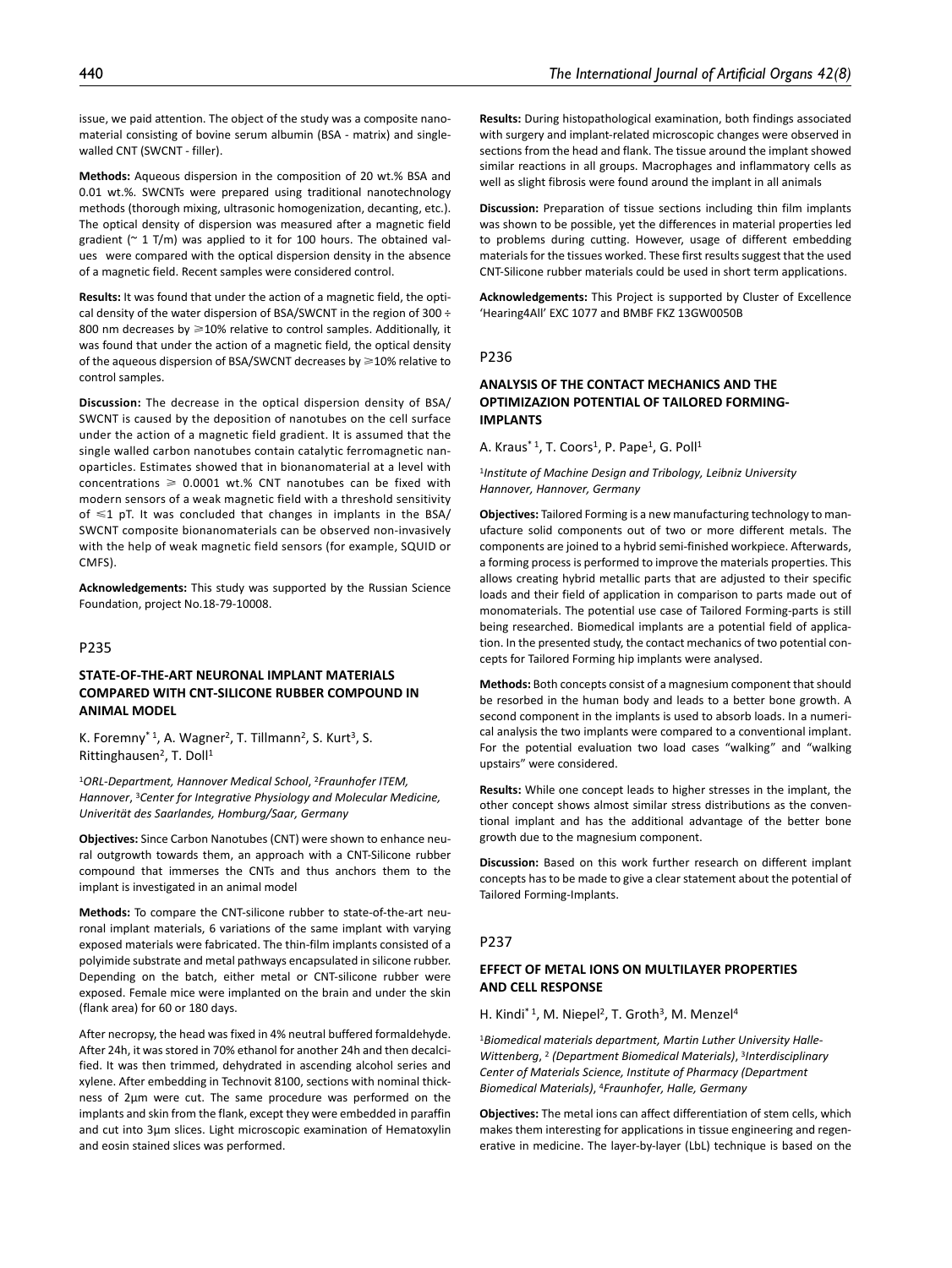issue, we paid attention. The object of the study was a composite nanomaterial consisting of bovine serum albumin (BSA - matrix) and single-walled CNT (SWCNT - filler).

**Methods:** Aqueous dispersion in the composition of 20 wt.% BSA and 0.01 wt.%. SWCNTs were prepared using traditional nanotechnology methods (thorough mixing, ultrasonic homogenization, decanting, etc.). The optical density of dispersion was measured after a magnetic field gradient (~ 1 T/m) was applied to it for 100 hours. The obtained values were compared with the optical dispersion density in the absence of a magnetic field. Recent samples were considered control.

**Results:** It was found that under the action of a magnetic field, the optical density of the water dispersion of BSA/SWCNT in the region of 300 ÷ 800 nm decreases by ⩾10% relative to control samples. Additionally, it was found that under the action of a magnetic field, the optical density of the aqueous dispersion of BSA/SWCNT decreases by ⩾10% relative to control samples.

**Discussion:** The decrease in the optical dispersion density of BSA/SWCNT is caused by the deposition of nanotubes on the cell surface under the action of a magnetic field gradient. It is assumed that the single walled carbon nanotubes contain catalytic ferromagnetic nanoparticles. Estimates showed that in bionanomaterial at a level with concentrations ⩾ 0.0001 wt.% CNT nanotubes can be fixed with modern sensors of a weak magnetic field with a threshold sensitivity of ⩽1 pT. It was concluded that changes in implants in the BSA/SWCNT composite bionanomaterials can be observed non-invasively with the help of weak magnetic field sensors (for example, SQUID or CMFS).

**Acknowledgements:** This study was supported by the Russian Science Foundation, project No.18-79-10008.

## P235

### STATE-OF-THE-ART NEURONAL IMPLANT MATERIALS COMPARED WITH CNT-SILICONE RUBBER COMPOUND IN ANIMAL MODEL

K. Foremny* [1], A. Wagner[2], T. Tillmann[2], S. Kurt[3], S. Rittinghausen[2], T. Doll[1]

[1]*ORL-Department, Hannover Medical School*, [2]*Fraunhofer ITEM, Hannover*, [3]*Center for Integrative Physiology and Molecular Medicine, Univerität des Saarlandes, Homburg/Saar, Germany*

**Objectives:** Since Carbon Nanotubes (CNT) were shown to enhance neural outgrowth towards them, an approach with a CNT-Silicone rubber compound that immerses the CNTs and thus anchors them to the implant is investigated in an animal model

**Methods:** To compare the CNT-silicone rubber to state-of-the-art neuronal implant materials, 6 variations of the same implant with varying exposed materials were fabricated. The thin-film implants consisted of a polyimide substrate and metal pathways encapsulated in silicone rubber. Depending on the batch, either metal or CNT-silicone rubber were exposed. Female mice were implanted on the brain and under the skin (flank area) for 60 or 180 days.

After necropsy, the head was fixed in 4% neutral buffered formaldehyde. After 24h, it was stored in 70% ethanol for another 24h and then decalcified. It was then trimmed, dehydrated in ascending alcohol series and xylene. After embedding in Technovit 8100, sections with nominal thickness of 2µm were cut. The same procedure was performed on the implants and skin from the flank, except they were embedded in paraffin and cut into 3µm slices. Light microscopic examination of Hematoxylin and eosin stained slices was performed.

**Results:** During histopathological examination, both findings associated with surgery and implant-related microscopic changes were observed in sections from the head and flank. The tissue around the implant showed similar reactions in all groups. Macrophages and inflammatory cells as well as slight fibrosis were found around the implant in all animals

**Discussion:** Preparation of tissue sections including thin film implants was shown to be possible, yet the differences in material properties led to problems during cutting. However, usage of different embedding materials for the tissues worked. These first results suggest that the used CNT-Silicone rubber materials could be used in short term applications.

**Acknowledgements:** This Project is supported by Cluster of Excellence 'Hearing4All' EXC 1077 and BMBF FKZ 13GW0050B

## P236

### ANALYSIS OF THE CONTACT MECHANICS AND THE OPTIMIZAZION POTENTIAL OF TAILORED FORMING-IMPLANTS

A. Kraus* [1], T. Coors[1], P. Pape[1], G. Poll[1]

[1]*Institute of Machine Design and Tribology, Leibniz University Hannover, Hannover, Germany*

**Objectives:** Tailored Forming is a new manufacturing technology to manufacture solid components out of two or more different metals. The components are joined to a hybrid semi-finished workpiece. Afterwards, a forming process is performed to improve the materials properties. This allows creating hybrid metallic parts that are adjusted to their specific loads and their field of application in comparison to parts made out of monomaterials. The potential use case of Tailored Forming-parts is still being researched. Biomedical implants are a potential field of application. In the presented study, the contact mechanics of two potential concepts for Tailored Forming hip implants were analysed.

**Methods:** Both concepts consist of a magnesium component that should be resorbed in the human body and leads to a better bone growth. A second component in the implants is used to absorb loads. In a numerical analysis the two implants were compared to a conventional implant. For the potential evaluation two load cases "walking" and "walking upstairs" were considered.

**Results:** While one concept leads to higher stresses in the implant, the other concept shows almost similar stress distributions as the conventional implant and has the additional advantage of the better bone growth due to the magnesium component.

**Discussion:** Based on this work further research on different implant concepts has to be made to give a clear statement about the potential of Tailored Forming-Implants.

## P237

### EFFECT OF METAL IONS ON MULTILAYER PROPERTIES AND CELL RESPONSE

H. Kindi* [1], M. Niepel[2], T. Groth[3], M. Menzel[4]

[1]*Biomedical materials department, Martin Luther University Halle-Wittenberg*, [2] *(Department Biomedical Materials)*, [3]*Interdisciplinary Center of Materials Science, Institute of Pharmacy (Department Biomedical Materials)*, [4]*Fraunhofer, Halle, Germany*

**Objectives:** The metal ions can affect differentiation of stem cells, which makes them interesting for applications in tissue engineering and regenerative in medicine. The layer-by-layer (LbL) technique is based on the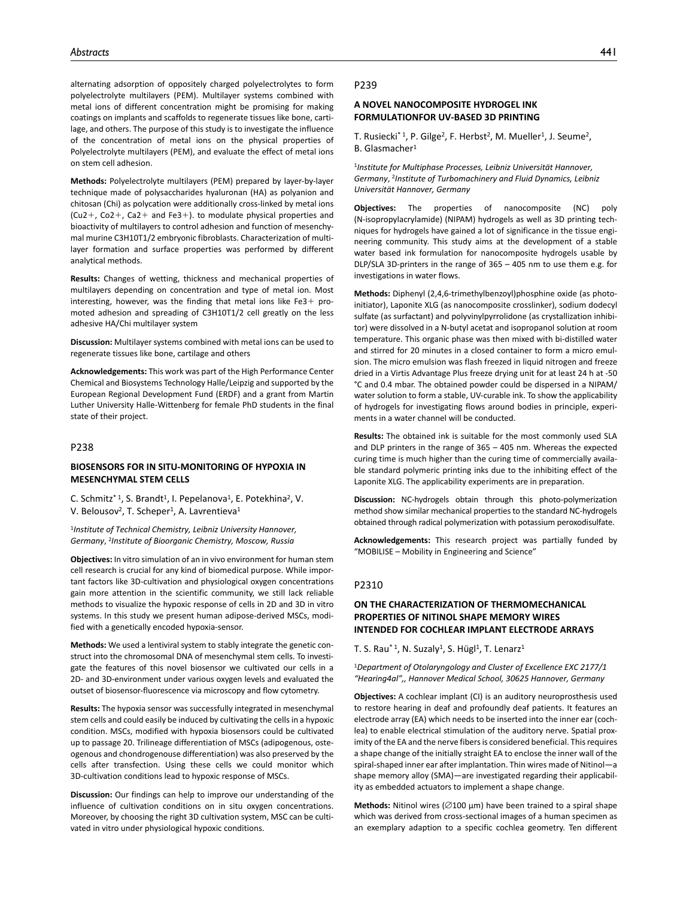alternating adsorption of oppositely charged polyelectrolytes to form polyelectrolyte multilayers (PEM). Multilayer systems combined with metal ions of different concentration might be promising for making coatings on implants and scaffolds to regenerate tissues like bone, cartilage, and others. The purpose of this study is to investigate the influence of the concentration of metal ions on the physical properties of Polyelectrolyte multilayers (PEM), and evaluate the effect of metal ions on stem cell adhesion.

**Methods:** Polyelectrolyte multilayers (PEM) prepared by layer-by-layer technique made of polysaccharides hyaluronan (HA) as polyanion and chitosan (Chi) as polycation were additionally cross-linked by metal ions ($Cu2+$, $Co2+$, $Ca2+$ and $Fe3+$). to modulate physical properties and bioactivity of multilayers to control adhesion and function of mesenchymal murine C3H10T1/2 embryonic fibroblasts. Characterization of multilayer formation and surface properties was performed by different analytical methods.

**Results:** Changes of wetting, thickness and mechanical properties of multilayers depending on concentration and type of metal ion. Most interesting, however, was the finding that metal ions like $Fe3+$ promoted adhesion and spreading of C3H10T1/2 cell greatly on the less adhesive HA/Chi multilayer system

**Discussion:** Multilayer systems combined with metal ions can be used to regenerate tissues like bone, cartilage and others

**Acknowledgements:** This work was part of the High Performance Center Chemical and Biosystems Technology Halle/Leipzig and supported by the European Regional Development Fund (ERDF) and a grant from Martin Luther University Halle-Wittenberg for female PhD students in the final state of their project.

## P238

### BIOSENSORS FOR IN SITU-MONITORING OF HYPOXIA IN MESENCHYMAL STEM CELLS

C. Schmitz*[1], S. Brandt[1], I. Pepelanova[1], E. Potekhina[2], V. V. Belousov[2], T. Scheper[1], A. Lavrentieva[1]

[1]*Institute of Technical Chemistry, Leibniz University Hannover, Germany*, [2]*Institute of Bioorganic Chemistry, Moscow, Russia*

**Objectives:** In vitro simulation of an in vivo environment for human stem cell research is crucial for any kind of biomedical purpose. While important factors like 3D-cultivation and physiological oxygen concentrations gain more attention in the scientific community, we still lack reliable methods to visualize the hypoxic response of cells in 2D and 3D in vitro systems. In this study we present human adipose-derived MSCs, modified with a genetically encoded hypoxia-sensor.

**Methods:** We used a lentiviral system to stably integrate the genetic construct into the chromosomal DNA of mesenchymal stem cells. To investigate the features of this novel biosensor we cultivated our cells in a 2D- and 3D-environment under various oxygen levels and evaluated the outset of biosensor-fluorescence via microscopy and flow cytometry.

**Results:** The hypoxia sensor was successfully integrated in mesenchymal stem cells and could easily be induced by cultivating the cells in a hypoxic condition. MSCs, modified with hypoxia biosensors could be cultivated up to passage 20. Trilineage differentiation of MSCs (adipogenous, osteogenous and chondrogenouse differentiation) was also preserved by the cells after transfection. Using these cells we could monitor which 3D-cultivation conditions lead to hypoxic response of MSCs.

**Discussion:** Our findings can help to improve our understanding of the influence of cultivation conditions on in situ oxygen concentrations. Moreover, by choosing the right 3D cultivation system, MSC can be cultivated in vitro under physiological hypoxic conditions.

## P239

### A NOVEL NANOCOMPOSITE HYDROGEL INK FORMULATIONFOR UV-BASED 3D PRINTING

T. Rusiecki*[1], P. Gilge[2], F. Herbst[2], M. Mueller[1], J. Seume[2], B. Glasmacher[1]

[1]*Institute for Multiphase Processes, Leibniz Universität Hannover, Germany*, [2]*Institute of Turbomachinery and Fluid Dynamics, Leibniz Universität Hannover, Germany*

**Objectives:** The properties of nanocomposite (NC) poly (N-isopropylacrylamide) (NIPAM) hydrogels as well as 3D printing techniques for hydrogels have gained a lot of significance in the tissue engineering community. This study aims at the development of a stable water based ink formulation for nanocomposite hydrogels usable by DLP/SLA 3D-printers in the range of 365 – 405 nm to use them e.g. for investigations in water flows.

**Methods:** Diphenyl (2,4,6-trimethylbenzoyl)phosphine oxide (as photoinitiator), Laponite XLG (as nanocomposite crosslinker), sodium dodecyl sulfate (as surfactant) and polyvinylpyrrolidone (as crystallization inhibitor) were dissolved in a N-butyl acetat and isopropanol solution at room temperature. This organic phase was then mixed with bi-distilled water and stirred for 20 minutes in a closed container to form a micro emulsion. The micro emulsion was flash freezed in liquid nitrogen and freeze dried in a Virtis Advantage Plus freeze drying unit for at least 24 h at -50 °C and 0.4 mbar. The obtained powder could be dispersed in a NIPAM/water solution to form a stable, UV-curable ink. To show the applicability of hydrogels for investigating flows around bodies in principle, experiments in a water channel will be conducted.

**Results:** The obtained ink is suitable for the most commonly used SLA and DLP printers in the range of 365 – 405 nm. Whereas the expected curing time is much higher than the curing time of commercially available standard polymeric printing inks due to the inhibiting effect of the Laponite XLG. The applicability experiments are in preparation.

**Discussion:** NC-hydrogels obtain through this photo-polymerization method show similar mechanical properties to the standard NC-hydrogels obtained through radical polymerization with potassium peroxodisulfate.

**Acknowledgements:** This research project was partially funded by "MOBILISE – Mobility in Engineering and Science"

## P2310

### ON THE CHARACTERIZATION OF THERMOMECHANICAL PROPERTIES OF NITINOL SHAPE MEMORY WIRES INTENDED FOR COCHLEAR IMPLANT ELECTRODE ARRAYS

T. S. Rau*[1], N. Suzaly[1], S. Hügl[1], T. Lenarz[1]

[1]*Department of Otolaryngology and Cluster of Excellence EXC 2177/1 "Hearing4al",, Hannover Medical School, 30625 Hannover, Germany*

**Objectives:** A cochlear implant (CI) is an auditory neuroprosthesis used to restore hearing in deaf and profoundly deaf patients. It features an electrode array (EA) which needs to be inserted into the inner ear (cochlea) to enable electrical stimulation of the auditory nerve. Spatial proximity of the EA and the nerve fibers is considered beneficial. This requires a shape change of the initially straight EA to enclose the inner wall of the spiral-shaped inner ear after implantation. Thin wires made of Nitinol—a shape memory alloy (SMA)—are investigated regarding their applicability as embedded actuators to implement a shape change.

**Methods:** Nitinol wires (∅100 µm) have been trained to a spiral shape which was derived from cross-sectional images of a human specimen as an exemplary adaption to a specific cochlea geometry. Ten different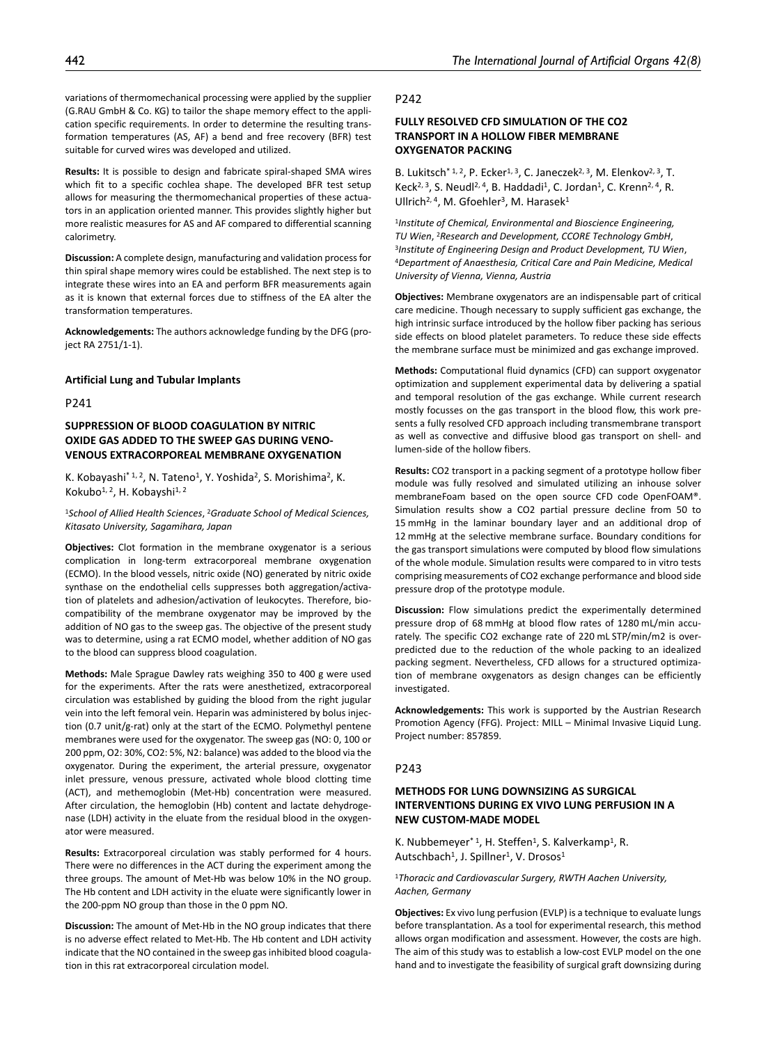variations of thermomechanical processing were applied by the supplier (G.RAU GmbH & Co. KG) to tailor the shape memory effect to the application specific requirements. In order to determine the resulting transformation temperatures (AS, AF) a bend and free recovery (BFR) test suitable for curved wires was developed and utilized.

**Results:** It is possible to design and fabricate spiral-shaped SMA wires which fit to a specific cochlea shape. The developed BFR test setup allows for measuring the thermomechanical properties of these actuators in an application oriented manner. This provides slightly higher but more realistic measures for AS and AF compared to differential scanning calorimetry.

**Discussion:** A complete design, manufacturing and validation process for thin spiral shape memory wires could be established. The next step is to integrate these wires into an EA and perform BFR measurements again as it is known that external forces due to stiffness of the EA alter the transformation temperatures.

**Acknowledgements:** The authors acknowledge funding by the DFG (project RA 2751/1-1).

## Artificial Lung and Tubular Implants

P241

### SUPPRESSION OF BLOOD COAGULATION BY NITRIC OXIDE GAS ADDED TO THE SWEEP GAS DURING VENO-VENOUS EXTRACORPOREAL MEMBRANE OXYGENATION

K. Kobayashi*[1,2], N. Tateno[1], Y. Yoshida[2], S. Morishima[2], K. Kokubo[1,2], H. Kobayshi[1,2]

[1]*School of Allied Health Sciences*, [2]*Graduate School of Medical Sciences, Kitasato University, Sagamihara, Japan*

**Objectives:** Clot formation in the membrane oxygenator is a serious complication in long-term extracorporeal membrane oxygenation (ECMO). In the blood vessels, nitric oxide (NO) generated by nitric oxide synthase on the endothelial cells suppresses both aggregation/activation of platelets and adhesion/activation of leukocytes. Therefore, biocompatibility of the membrane oxygenator may be improved by the addition of NO gas to the sweep gas. The objective of the present study was to determine, using a rat ECMO model, whether addition of NO gas to the blood can suppress blood coagulation.

**Methods:** Male Sprague Dawley rats weighing 350 to 400 g were used for the experiments. After the rats were anesthetized, extracorporeal circulation was established by guiding the blood from the right jugular vein into the left femoral vein. Heparin was administered by bolus injection (0.7 unit/g-rat) only at the start of the ECMO. Polymethyl pentene membranes were used for the oxygenator. The sweep gas (NO: 0, 100 or 200 ppm, O2: 30%, CO2: 5%, N2: balance) was added to the blood via the oxygenator. During the experiment, the arterial pressure, oxygenator inlet pressure, venous pressure, activated whole blood clotting time (ACT), and methemoglobin (Met-Hb) concentration were measured. After circulation, the hemoglobin (Hb) content and lactate dehydrogenase (LDH) activity in the eluate from the residual blood in the oxygenator were measured.

**Results:** Extracorporeal circulation was stably performed for 4 hours. There were no differences in the ACT during the experiment among the three groups. The amount of Met-Hb was below 10% in the NO group. The Hb content and LDH activity in the eluate were significantly lower in the 200-ppm NO group than those in the 0 ppm NO.

**Discussion:** The amount of Met-Hb in the NO group indicates that there is no adverse effect related to Met-Hb. The Hb content and LDH activity indicate that the NO contained in the sweep gas inhibited blood coagulation in this rat extracorporeal circulation model.

P242

### FULLY RESOLVED CFD SIMULATION OF THE CO2 TRANSPORT IN A HOLLOW FIBER MEMBRANE OXYGENATOR PACKING

B. Lukitsch*[1,2], P. Ecker[1,3], C. Janeczek[2,3], M. Elenkov[2,3], T. Keck[2,3], S. Neudl[2,4], B. Haddadi[1], C. Jordan[1], C. Krenn[2,4], R. Ullrich[2,4], M. Gfoehler[3], M. Harasek[1]

[1]*Institute of Chemical, Environmental and Bioscience Engineering, TU Wien*, [2]*Research and Development, CCORE Technology GmbH*, [3]*Institute of Engineering Design and Product Development, TU Wien*, [4]*Department of Anaesthesia, Critical Care and Pain Medicine, Medical University of Vienna, Vienna, Austria*

**Objectives:** Membrane oxygenators are an indispensable part of critical care medicine. Though necessary to supply sufficient gas exchange, the high intrinsic surface introduced by the hollow fiber packing has serious side effects on blood platelet parameters. To reduce these side effects the membrane surface must be minimized and gas exchange improved.

**Methods:** Computational fluid dynamics (CFD) can support oxygenator optimization and supplement experimental data by delivering a spatial and temporal resolution of the gas exchange. While current research mostly focusses on the gas transport in the blood flow, this work presents a fully resolved CFD approach including transmembrane transport as well as convective and diffusive blood gas transport on shell- and lumen-side of the hollow fibers.

**Results:** CO2 transport in a packing segment of a prototype hollow fiber module was fully resolved and simulated utilizing an inhouse solver membraneFoam based on the open source CFD code OpenFOAM®. Simulation results show a CO2 partial pressure decline from 50 to 15 mmHg in the laminar boundary layer and an additional drop of 12 mmHg at the selective membrane surface. Boundary conditions for the gas transport simulations were computed by blood flow simulations of the whole module. Simulation results were compared to in vitro tests comprising measurements of CO2 exchange performance and blood side pressure drop of the prototype module.

**Discussion:** Flow simulations predict the experimentally determined pressure drop of 68 mmHg at blood flow rates of 1280 mL/min accurately. The specific CO2 exchange rate of 220 mL STP/min/m2 is overpredicted due to the reduction of the whole packing to an idealized packing segment. Nevertheless, CFD allows for a structured optimization of membrane oxygenators as design changes can be efficiently investigated.

**Acknowledgements:** This work is supported by the Austrian Research Promotion Agency (FFG). Project: MILL – Minimal Invasive Liquid Lung. Project number: 857859.

P243

### METHODS FOR LUNG DOWNSIZING AS SURGICAL INTERVENTIONS DURING EX VIVO LUNG PERFUSION IN A NEW CUSTOM-MADE MODEL

K. Nubbemeyer*[1], H. Steffen[1], S. Kalverkamp[1], R. Autschbach[1], J. Spillner[1], V. Drosos[1]

[1]*Thoracic and Cardiovascular Surgery, RWTH Aachen University, Aachen, Germany*

**Objectives:** Ex vivo lung perfusion (EVLP) is a technique to evaluate lungs before transplantation. As a tool for experimental research, this method allows organ modification and assessment. However, the costs are high. The aim of this study was to establish a low-cost EVLP model on the one hand and to investigate the feasibility of surgical graft downsizing during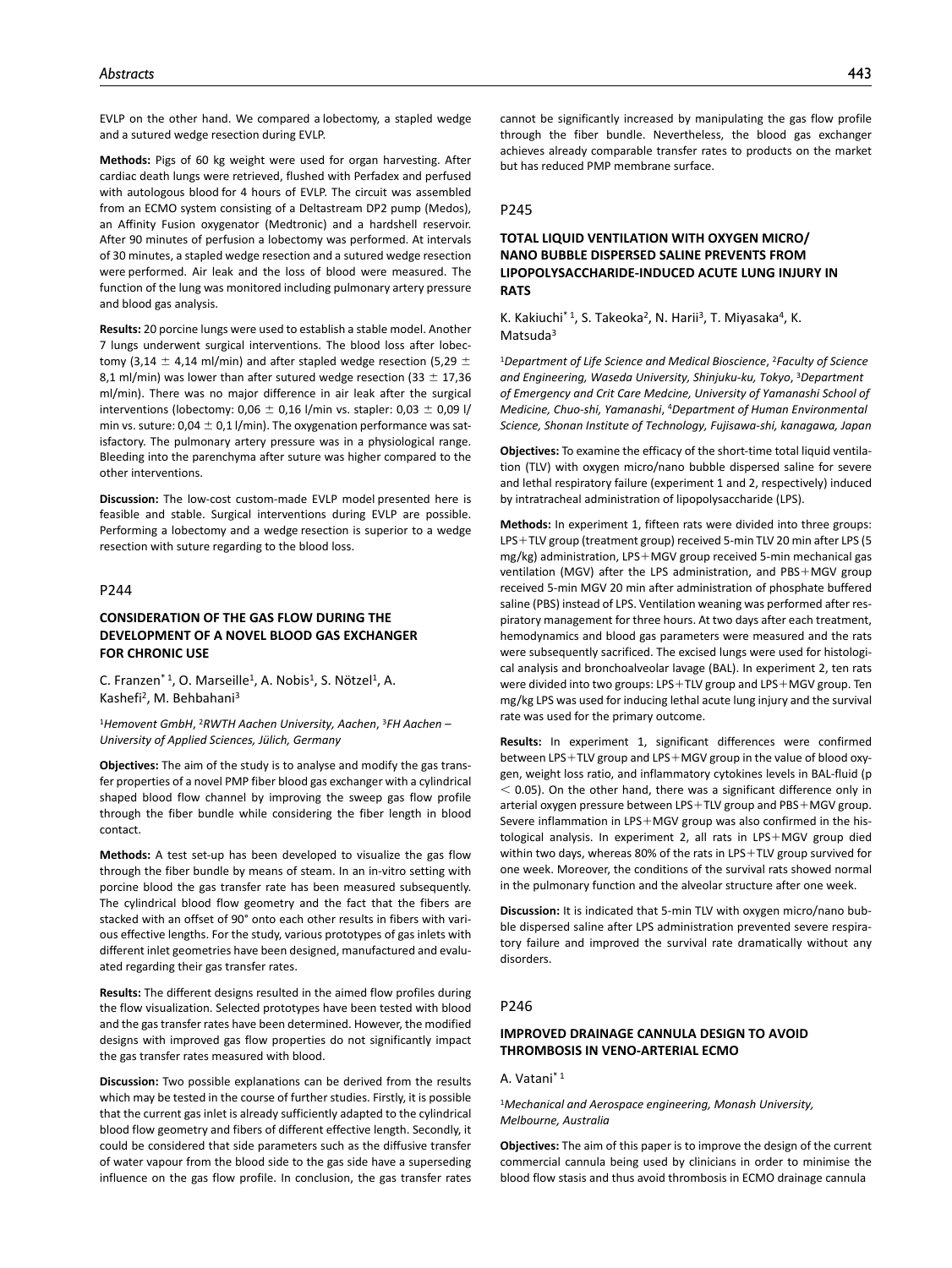EVLP on the other hand. We compared a lobectomy, a stapled wedge and a sutured wedge resection during EVLP.

**Methods:** Pigs of 60 kg weight were used for organ harvesting. After cardiac death lungs were retrieved, flushed with Perfadex and perfused with autologous blood for 4 hours of EVLP. The circuit was assembled from an ECMO system consisting of a Deltastream DP2 pump (Medos), an Affinity Fusion oxygenator (Medtronic) and a hardshell reservoir. After 90 minutes of perfusion a lobectomy was performed. At intervals of 30 minutes, a stapled wedge resection and a sutured wedge resection were performed. Air leak and the loss of blood were measured. The function of the lung was monitored including pulmonary artery pressure and blood gas analysis.

**Results:** 20 porcine lungs were used to establish a stable model. Another 7 lungs underwent surgical interventions. The blood loss after lobectomy (3,14 ± 4,14 ml/min) and after stapled wedge resection (5,29 ± 8,1 ml/min) was lower than after sutured wedge resection (33 ± 17,36 ml/min). There was no major difference in air leak after the surgical interventions (lobectomy: 0,06 ± 0,16 l/min vs. stapler: 0,03 ± 0,09 l/min vs. suture: 0,04 ± 0,1 l/min). The oxygenation performance was satisfactory. The pulmonary artery pressure was in a physiological range. Bleeding into the parenchyma after suture was higher compared to the other interventions.

**Discussion:** The low-cost custom-made EVLP model presented here is feasible and stable. Surgical interventions during EVLP are possible. Performing a lobectomy and a wedge resection is superior to a wedge resection with suture regarding to the blood loss.

## P244

### CONSIDERATION OF THE GAS FLOW DURING THE DEVELOPMENT OF A NOVEL BLOOD GAS EXCHANGER FOR CHRONIC USE

C. Franzen*[1], O. Marseille[1], A. Nobis[1], S. Nötzel[1], A. Kashefi[2], M. Behbahani[3]

[1]*Hemovent GmbH*, [2]*RWTH Aachen University, Aachen*, [3]*FH Aachen – University of Applied Sciences, Jülich, Germany*

**Objectives:** The aim of the study is to analyse and modify the gas transfer properties of a novel PMP fiber blood gas exchanger with a cylindrical shaped blood flow channel by improving the sweep gas flow profile through the fiber bundle while considering the fiber length in blood contact.

**Methods:** A test set-up has been developed to visualize the gas flow through the fiber bundle by means of steam. In an in-vitro setting with porcine blood the gas transfer rate has been measured subsequently. The cylindrical blood flow geometry and the fact that the fibers are stacked with an offset of 90° onto each other results in fibers with various effective lengths. For the study, various prototypes of gas inlets with different inlet geometries have been designed, manufactured and evaluated regarding their gas transfer rates.

**Results:** The different designs resulted in the aimed flow profiles during the flow visualization. Selected prototypes have been tested with blood and the gas transfer rates have been determined. However, the modified designs with improved gas flow properties do not significantly impact the gas transfer rates measured with blood.

**Discussion:** Two possible explanations can be derived from the results which may be tested in the course of further studies. Firstly, it is possible that the current gas inlet is already sufficiently adapted to the cylindrical blood flow geometry and fibers of different effective length. Secondly, it could be considered that side parameters such as the diffusive transfer of water vapour from the blood side to the gas side have a superseding influence on the gas flow profile. In conclusion, the gas transfer rates cannot be significantly increased by manipulating the gas flow profile through the fiber bundle. Nevertheless, the blood gas exchanger achieves already comparable transfer rates to products on the market but has reduced PMP membrane surface.

## P245

### TOTAL LIQUID VENTILATION WITH OXYGEN MICRO/NANO BUBBLE DISPERSED SALINE PREVENTS FROM LIPOPOLYSACCHARIDE-INDUCED ACUTE LUNG INJURY IN RATS

K. Kakiuchi*[1], S. Takeoka[2], N. Harii[3], T. Miyasaka[4], K. Matsuda[3]

[1]*Department of Life Science and Medical Bioscience*, [2]*Faculty of Science and Engineering, Waseda University, Shinjuku-ku, Tokyo*, [3]*Department of Emergency and Crit Care Medcine, University of Yamanashi School of Medicine, Chuo-shi, Yamanashi*, [4]*Department of Human Environmental Science, Shonan Institute of Technology, Fujisawa-shi, kanagawa, Japan*

**Objectives:** To examine the efficacy of the short-time total liquid ventilation (TLV) with oxygen micro/nano bubble dispersed saline for severe and lethal respiratory failure (experiment 1 and 2, respectively) induced by intratracheal administration of lipopolysaccharide (LPS).

**Methods:** In experiment 1, fifteen rats were divided into three groups: LPS+TLV group (treatment group) received 5-min TLV 20 min after LPS (5 mg/kg) administration, LPS+MGV group received 5-min mechanical gas ventilation (MGV) after the LPS administration, and PBS+MGV group received 5-min MGV 20 min after administration of phosphate buffered saline (PBS) instead of LPS. Ventilation weaning was performed after respiratory management for three hours. At two days after each treatment, hemodynamics and blood gas parameters were measured and the rats were subsequently sacrificed. The excised lungs were used for histological analysis and bronchoalveolar lavage (BAL). In experiment 2, ten rats were divided into two groups: LPS+TLV group and LPS+MGV group. Ten mg/kg LPS was used for inducing lethal acute lung injury and the survival rate was used for the primary outcome.

**Results:** In experiment 1, significant differences were confirmed between LPS+TLV group and LPS+MGV group in the value of blood oxygen, weight loss ratio, and inflammatory cytokines levels in BAL-fluid ($p < 0.05$). On the other hand, there was a significant difference only in arterial oxygen pressure between LPS+TLV group and PBS+MGV group. Severe inflammation in LPS+MGV group was also confirmed in the histological analysis. In experiment 2, all rats in LPS+MGV group died within two days, whereas 80% of the rats in LPS+TLV group survived for one week. Moreover, the conditions of the survival rats showed normal in the pulmonary function and the alveolar structure after one week.

**Discussion:** It is indicated that 5-min TLV with oxygen micro/nano bubble dispersed saline after LPS administration prevented severe respiratory failure and improved the survival rate dramatically without any disorders.

## P246

### IMPROVED DRAINAGE CANNULA DESIGN TO AVOID THROMBOSIS IN VENO-ARTERIAL ECMO

A. Vatani*[1]

[1]*Mechanical and Aerospace engineering, Monash University, Melbourne, Australia*

**Objectives:** The aim of this paper is to improve the design of the current commercial cannula being used by clinicians in order to minimise the blood flow stasis and thus avoid thrombosis in ECMO drainage cannula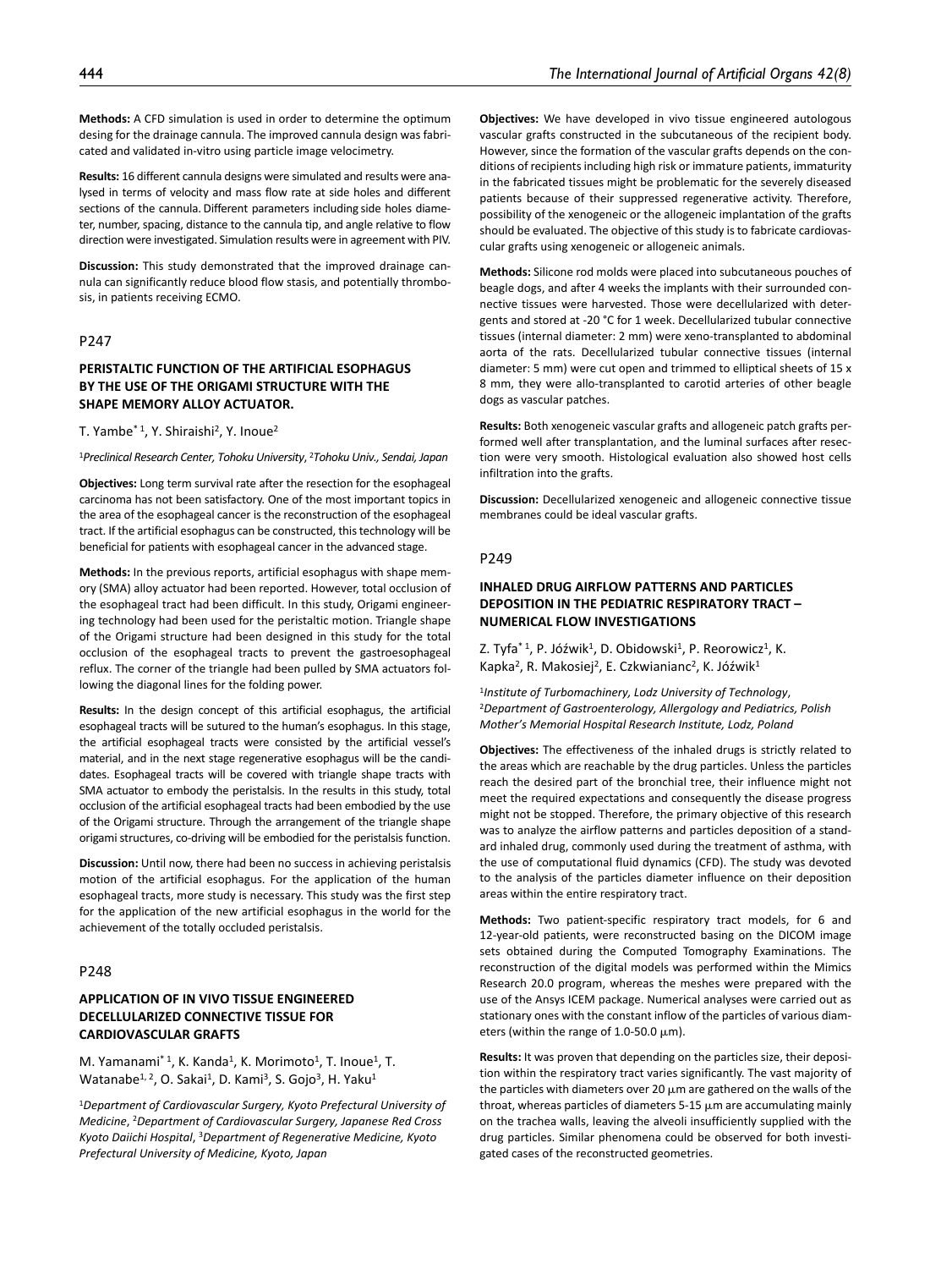**Methods:** A CFD simulation is used in order to determine the optimum desing for the drainage cannula. The improved cannula design was fabricated and validated in-vitro using particle image velocimetry.

**Results:** 16 different cannula designs were simulated and results were analysed in terms of velocity and mass flow rate at side holes and different sections of the cannula. Different parameters including side holes diameter, number, spacing, distance to the cannula tip, and angle relative to flow direction were investigated. Simulation results were in agreement with PIV.

**Discussion:** This study demonstrated that the improved drainage cannula can significantly reduce blood flow stasis, and potentially thrombosis, in patients receiving ECMO.

## P247

### PERISTALTIC FUNCTION OF THE ARTIFICIAL ESOPHAGUS BY THE USE OF THE ORIGAMI STRUCTURE WITH THE SHAPE MEMORY ALLOY ACTUATOR.

T. Yambe* [1], Y. Shiraishi[2], Y. Inoue[2]

[1]*Preclinical Research Center, Tohoku University*, [2]*Tohoku Univ., Sendai, Japan*

**Objectives:** Long term survival rate after the resection for the esophageal carcinoma has not been satisfactory. One of the most important topics in the area of the esophageal cancer is the reconstruction of the esophageal tract. If the artificial esophagus can be constructed, this technology will be beneficial for patients with esophageal cancer in the advanced stage.

**Methods:** In the previous reports, artificial esophagus with shape memory (SMA) alloy actuator had been reported. However, total occlusion of the esophageal tract had been difficult. In this study, Origami engineering technology had been used for the peristaltic motion. Triangle shape of the Origami structure had been designed in this study for the total occlusion of the esophageal tracts to prevent the gastroesophageal reflux. The corner of the triangle had been pulled by SMA actuators following the diagonal lines for the folding power.

**Results:** In the design concept of this artificial esophagus, the artificial esophageal tracts will be sutured to the human's esophagus. In this stage, the artificial esophageal tracts were consisted by the artificial vessel's material, and in the next stage regenerative esophagus will be the candidates. Esophageal tracts will be covered with triangle shape tracts with SMA actuator to embody the peristalsis. In the results in this study, total occlusion of the artificial esophageal tracts had been embodied by the use of the Origami structure. Through the arrangement of the triangle shape origami structures, co-driving will be embodied for the peristalsis function.

**Discussion:** Until now, there had been no success in achieving peristalsis motion of the artificial esophagus. For the application of the human esophageal tracts, more study is necessary. This study was the first step for the application of the new artificial esophagus in the world for the achievement of the totally occluded peristalsis.

## P248

### APPLICATION OF IN VIVO TISSUE ENGINEERED DECELLULARIZED CONNECTIVE TISSUE FOR CARDIOVASCULAR GRAFTS

M. Yamanami* [1], K. Kanda[1], K. Morimoto[1], T. Inoue[1], T. Watanabe[1, 2], O. Sakai[1], D. Kami[3], S. Gojo[3], H. Yaku[1]

[1]*Department of Cardiovascular Surgery, Kyoto Prefectural University of Medicine*, [2]*Department of Cardiovascular Surgery, Japanese Red Cross Kyoto Daiichi Hospital*, [3]*Department of Regenerative Medicine, Kyoto Prefectural University of Medicine, Kyoto, Japan*

**Objectives:** We have developed in vivo tissue engineered autologous vascular grafts constructed in the subcutaneous of the recipient body. However, since the formation of the vascular grafts depends on the conditions of recipients including high risk or immature patients, immaturity in the fabricated tissues might be problematic for the severely diseased patients because of their suppressed regenerative activity. Therefore, possibility of the xenogeneic or the allogeneic implantation of the grafts should be evaluated. The objective of this study is to fabricate cardiovascular grafts using xenogeneic or allogeneic animals.

**Methods:** Silicone rod molds were placed into subcutaneous pouches of beagle dogs, and after 4 weeks the implants with their surrounded connective tissues were harvested. Those were decellularized with detergents and stored at -20 °C for 1 week. Decellularized tubular connective tissues (internal diameter: 2 mm) were xeno-transplanted to abdominal aorta of the rats. Decellularized tubular connective tissues (internal diameter: 5 mm) were cut open and trimmed to elliptical sheets of 15 x 8 mm, they were allo-transplanted to carotid arteries of other beagle dogs as vascular patches.

**Results:** Both xenogeneic vascular grafts and allogeneic patch grafts performed well after transplantation, and the luminal surfaces after resection were very smooth. Histological evaluation also showed host cells infiltration into the grafts.

**Discussion:** Decellularized xenogeneic and allogeneic connective tissue membranes could be ideal vascular grafts.

## P249

### INHALED DRUG AIRFLOW PATTERNS AND PARTICLES DEPOSITION IN THE PEDIATRIC RESPIRATORY TRACT – NUMERICAL FLOW INVESTIGATIONS

Z. Tyfa* [1], P. Jóźwik[1], D. Obidowski[1], P. Reorowicz[1], K. Kapka[2], R. Makosiej[2], E. Czkwianianc[2], K. Jóźwik[1]

[1]*Institute of Turbomachinery, Lodz University of Technology*, [2]*Department of Gastroenterology, Allergology and Pediatrics, Polish Mother's Memorial Hospital Research Institute, Lodz, Poland*

**Objectives:** The effectiveness of the inhaled drugs is strictly related to the areas which are reachable by the drug particles. Unless the particles reach the desired part of the bronchial tree, their influence might not meet the required expectations and consequently the disease progress might not be stopped. Therefore, the primary objective of this research was to analyze the airflow patterns and particles deposition of a standard inhaled drug, commonly used during the treatment of asthma, with the use of computational fluid dynamics (CFD). The study was devoted to the analysis of the particles diameter influence on their deposition areas within the entire respiratory tract.

**Methods:** Two patient-specific respiratory tract models, for 6 and 12-year-old patients, were reconstructed basing on the DICOM image sets obtained during the Computed Tomography Examinations. The reconstruction of the digital models was performed within the Mimics Research 20.0 program, whereas the meshes were prepared with the use of the Ansys ICEM package. Numerical analyses were carried out as stationary ones with the constant inflow of the particles of various diameters (within the range of 1.0-50.0 $\mu$m).

**Results:** It was proven that depending on the particles size, their deposition within the respiratory tract varies significantly. The vast majority of the particles with diameters over 20 $\mu$m are gathered on the walls of the throat, whereas particles of diameters 5-15 $\mu$m are accumulating mainly on the trachea walls, leaving the alveoli insufficiently supplied with the drug particles. Similar phenomena could be observed for both investigated cases of the reconstructed geometries.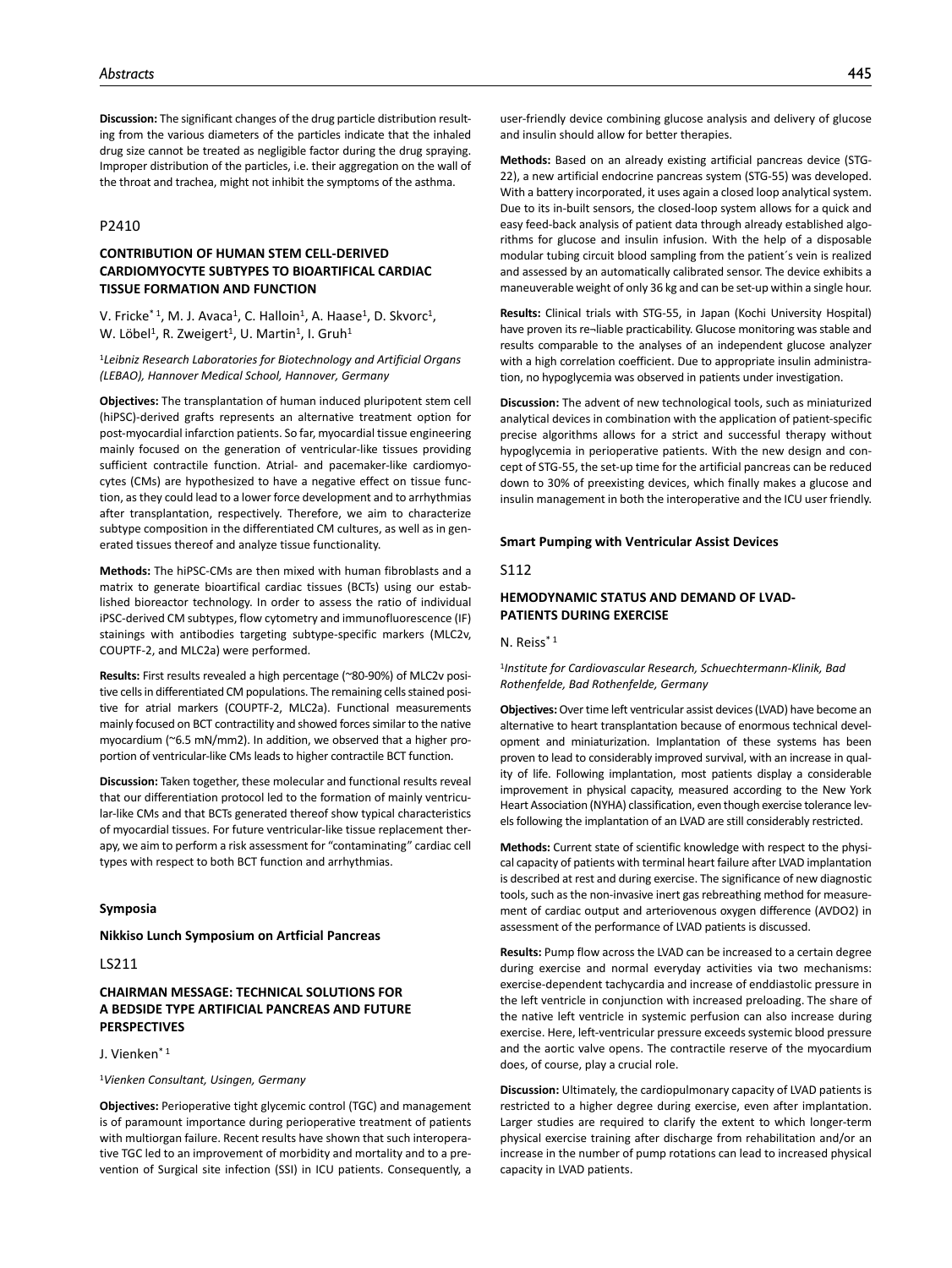**Discussion:** The significant changes of the drug particle distribution resulting from the various diameters of the particles indicate that the inhaled drug size cannot be treated as negligible factor during the drug spraying. Improper distribution of the particles, i.e. their aggregation on the wall of the throat and trachea, might not inhibit the symptoms of the asthma.

P2410

### CONTRIBUTION OF HUMAN STEM CELL-DERIVED CARDIOMYOCYTE SUBTYPES TO BIOARTIFICAL CARDIAC TISSUE FORMATION AND FUNCTION

V. Fricke*[1], M. J. Avaca[1], C. Halloin[1], A. Haase[1], D. Skvorc[1], W. Löbel[1], R. Zweigert[1], U. Martin[1], I. Gruh[1]

[1]*Leibniz Research Laboratories for Biotechnology and Artificial Organs (LEBAO), Hannover Medical School, Hannover, Germany*

**Objectives:** The transplantation of human induced pluripotent stem cell (hiPSC)-derived grafts represents an alternative treatment option for post-myocardial infarction patients. So far, myocardial tissue engineering mainly focused on the generation of ventricular-like tissues providing sufficient contractile function. Atrial- and pacemaker-like cardiomyocytes (CMs) are hypothesized to have a negative effect on tissue function, as they could lead to a lower force development and to arrhythmias after transplantation, respectively. Therefore, we aim to characterize subtype composition in the differentiated CM cultures, as well as in generated tissues thereof and analyze tissue functionality.

**Methods:** The hiPSC-CMs are then mixed with human fibroblasts and a matrix to generate bioartificial cardiac tissues (BCTs) using our established bioreactor technology. In order to assess the ratio of individual iPSC-derived CM subtypes, flow cytometry and immunofluorescence (IF) stainings with antibodies targeting subtype-specific markers (MLC2v, COUPTF-2, and MLC2a) were performed.

**Results:** First results revealed a high percentage (~80-90%) of MLC2v positive cells in differentiated CM populations. The remaining cells stained positive for atrial markers (COUPTF-2, MLC2a). Functional measurements mainly focused on BCT contractility and showed forces similar to the native myocardium (~6.5 mN/mm2). In addition, we observed that a higher proportion of ventricular-like CMs leads to higher contractile BCT function.

**Discussion:** Taken together, these molecular and functional results reveal that our differentiation protocol led to the formation of mainly ventricular-like CMs and that BCTs generated thereof show typical characteristics of myocardial tissues. For future ventricular-like tissue replacement therapy, we aim to perform a risk assessment for "contaminating" cardiac cell types with respect to both BCT function and arrhythmias.

## Symposia

### Nikkiso Lunch Symposium on Artficial Pancreas

LS211

### CHAIRMAN MESSAGE: TECHNICAL SOLUTIONS FOR A BEDSIDE TYPE ARTIFICIAL PANCREAS AND FUTURE PERSPECTIVES

J. Vienken*[1]

[1]*Vienken Consultant, Usingen, Germany*

**Objectives:** Perioperative tight glycemic control (TGC) and management is of paramount importance during perioperative treatment of patients with multiorgan failure. Recent results have shown that such interoperative TGC led to an improvement of morbidity and mortality and to a prevention of Surgical site infection (SSI) in ICU patients. Consequently, a user-friendly device combining glucose analysis and delivery of glucose and insulin should allow for better therapies.

**Methods:** Based on an already existing artificial pancreas device (STG-22), a new artificial endocrine pancreas system (STG-55) was developed. With a battery incorporated, it uses again a closed loop analytical system. Due to its in-built sensors, the closed-loop system allows for a quick and easy feed-back analysis of patient data through already established algorithms for glucose and insulin infusion. With the help of a disposable modular tubing circuit blood sampling from the patient´s vein is realized and assessed by an automatically calibrated sensor. The device exhibits a maneuverable weight of only 36 kg and can be set-up within a single hour.

**Results:** Clinical trials with STG-55, in Japan (Kochi University Hospital) have proven its re–liable practicability. Glucose monitoring was stable and results comparable to the analyses of an independent glucose analyzer with a high correlation coefficient. Due to appropriate insulin administration, no hypoglycemia was observed in patients under investigation.

**Discussion:** The advent of new technological tools, such as miniaturized analytical devices in combination with the application of patient-specific precise algorithms allows for a strict and successful therapy without hypoglycemia in perioperative patients. With the new design and concept of STG-55, the set-up time for the artificial pancreas can be reduced down to 30% of preexisting devices, which finally makes a glucose and insulin management in both the interoperative and the ICU user friendly.

### Smart Pumping with Ventricular Assist Devices

S112

### HEMODYNAMIC STATUS AND DEMAND OF LVAD-PATIENTS DURING EXERCISE

N. Reiss*[1]

[1]*Institute for Cardiovascular Research, Schuechtermann-Klinik, Bad Rothenfelde, Bad Rothenfelde, Germany*

**Objectives:** Over time left ventricular assist devices (LVAD) have become an alternative to heart transplantation because of enormous technical development and miniaturization. Implantation of these systems has been proven to lead to considerably improved survival, with an increase in quality of life. Following implantation, most patients display a considerable improvement in physical capacity, measured according to the New York Heart Association (NYHA) classification, even though exercise tolerance levels following the implantation of an LVAD are still considerably restricted.

**Methods:** Current state of scientific knowledge with respect to the physical capacity of patients with terminal heart failure after LVAD implantation is described at rest and during exercise. The significance of new diagnostic tools, such as the non-invasive inert gas rebreathing method for measurement of cardiac output and arteriovenous oxygen difference (AVDO2) in assessment of the performance of LVAD patients is discussed.

**Results:** Pump flow across the LVAD can be increased to a certain degree during exercise and normal everyday activities via two mechanisms: exercise-dependent tachycardia and increase of enddiastolic pressure in the left ventricle in conjunction with increased preloading. The share of the native left ventricle in systemic perfusion can also increase during exercise. Here, left-ventricular pressure exceeds systemic blood pressure and the aortic valve opens. The contractile reserve of the myocardium does, of course, play a crucial role.

**Discussion:** Ultimately, the cardiopulmonary capacity of LVAD patients is restricted to a higher degree during exercise, even after implantation. Larger studies are required to clarify the extent to which longer-term physical exercise training after discharge from rehabilitation and/or an increase in the number of pump rotations can lead to increased physical capacity in LVAD patients.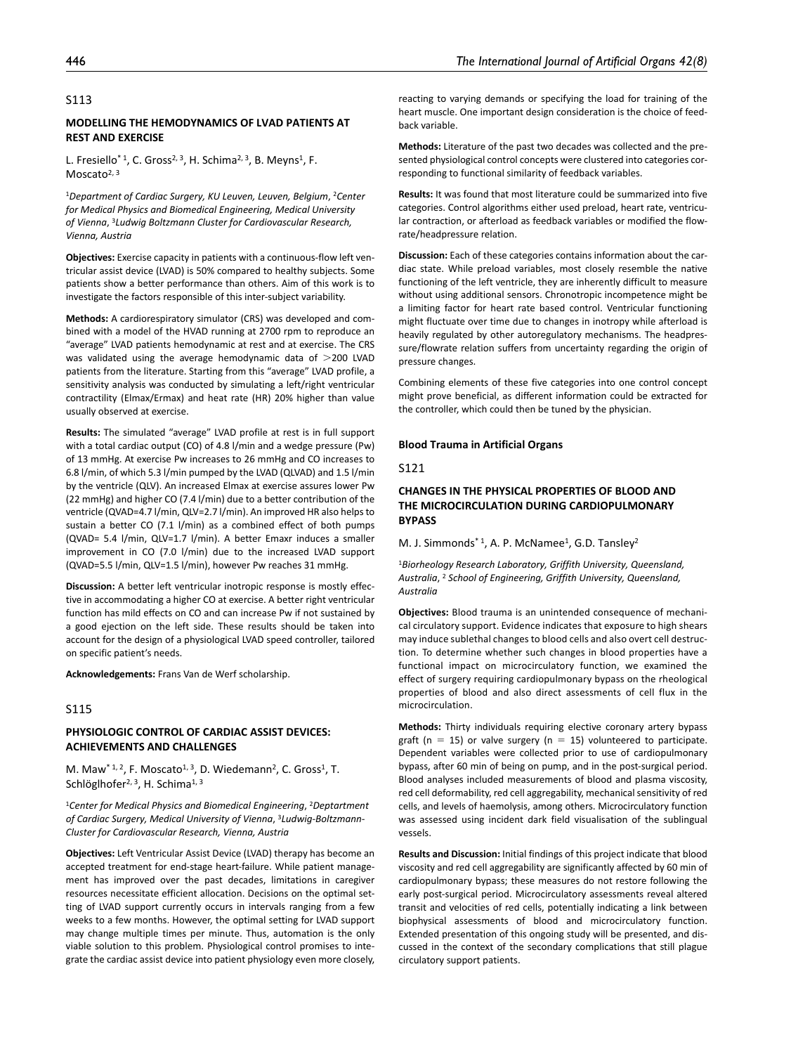## S113

### MODELLING THE HEMODYNAMICS OF LVAD PATIENTS AT REST AND EXERCISE

L. Fresiello*[1], C. Gross[2,3], H. Schima[2,3], B. Meyns[1], F. Moscato[2,3]

[1]*Department of Cardiac Surgery, KU Leuven, Leuven, Belgium*, [2]*Center for Medical Physics and Biomedical Engineering, Medical University of Vienna*, [3]*Ludwig Boltzmann Cluster for Cardiovascular Research, Vienna, Austria*

**Objectives:** Exercise capacity in patients with a continuous-flow left ventricular assist device (LVAD) is 50% compared to healthy subjects. Some patients show a better performance than others. Aim of this work is to investigate the factors responsible of this inter-subject variability.

**Methods:** A cardiorespiratory simulator (CRS) was developed and combined with a model of the HVAD running at 2700 rpm to reproduce an "average" LVAD patients hemodynamic at rest and at exercise. The CRS was validated using the average hemodynamic data of $>$200 LVAD patients from the literature. Starting from this "average" LVAD profile, a sensitivity analysis was conducted by simulating a left/right ventricular contractility (Elmax/Ermax) and heat rate (HR) 20% higher than value usually observed at exercise.

**Results:** The simulated "average" LVAD profile at rest is in full support with a total cardiac output (CO) of 4.8 l/min and a wedge pressure (Pw) of 13 mmHg. At exercise Pw increases to 26 mmHg and CO increases to 6.8 l/min, of which 5.3 l/min pumped by the LVAD (QLVAD) and 1.5 l/min by the ventricle (QLV). An increased Elmax at exercise assures lower Pw (22 mmHg) and higher CO (7.4 l/min) due to a better contribution of the ventricle (QVAD=4.7 l/min, QLV=2.7 l/min). An improved HR also helps to sustain a better CO (7.1 l/min) as a combined effect of both pumps (QVAD= 5.4 l/min, QLV=1.7 l/min). A better Emaxr induces a smaller improvement in CO (7.0 l/min) due to the increased LVAD support (QVAD=5.5 l/min, QLV=1.5 l/min), however Pw reaches 31 mmHg.

**Discussion:** A better left ventricular inotropic response is mostly effective in accommodating a higher CO at exercise. A better right ventricular function has mild effects on CO and can increase Pw if not sustained by a good ejection on the left side. These results should be taken into account for the design of a physiological LVAD speed controller, tailored on specific patient's needs.

**Acknowledgements:** Frans Van de Werf scholarship.

## S115

### PHYSIOLOGIC CONTROL OF CARDIAC ASSIST DEVICES: ACHIEVEMENTS AND CHALLENGES

M. Maw*[1,2], F. Moscato[1,3], D. Wiedemann[2], C. Gross[1], T. Schlöglhofer[2,3], H. Schima[1,3]

[1]*Center for Medical Physics and Biomedical Engineering*, [2]*Deptartment of Cardiac Surgery, Medical University of Vienna*, [3]*Ludwig-Boltzmann-Cluster for Cardiovascular Research, Vienna, Austria*

**Objectives:** Left Ventricular Assist Device (LVAD) therapy has become an accepted treatment for end-stage heart-failure. While patient management has improved over the past decades, limitations in caregiver resources necessitate efficient allocation. Decisions on the optimal setting of LVAD support currently occurs in intervals ranging from a few weeks to a few months. However, the optimal setting for LVAD support may change multiple times per minute. Thus, automation is the only viable solution to this problem. Physiological control promises to integrate the cardiac assist device into patient physiology even more closely, reacting to varying demands or specifying the load for training of the heart muscle. One important design consideration is the choice of feedback variable.

**Methods:** Literature of the past two decades was collected and the presented physiological control concepts were clustered into categories corresponding to functional similarity of feedback variables.

**Results:** It was found that most literature could be summarized into five categories. Control algorithms either used preload, heart rate, ventricular contraction, or afterload as feedback variables or modified the flowrate/headpressure relation.

**Discussion:** Each of these categories contains information about the cardiac state. While preload variables, most closely resemble the native functioning of the left ventricle, they are inherently difficult to measure without using additional sensors. Chronotropic incompetence might be a limiting factor for heart rate based control. Ventricular functioning might fluctuate over time due to changes in inotropy while afterload is heavily regulated by other autoregulatory mechanisms. The headpressure/flowrate relation suffers from uncertainty regarding the origin of pressure changes.

Combining elements of these five categories into one control concept might prove beneficial, as different information could be extracted for the controller, which could then be tuned by the physician.

# Blood Trauma in Artificial Organs

## S121

### CHANGES IN THE PHYSICAL PROPERTIES OF BLOOD AND THE MICROCIRCULATION DURING CARDIOPULMONARY BYPASS

M. J. Simmonds*[1], A. P. McNamee[1], G.D. Tansley[2]

[1]*Biorheology Research Laboratory, Griffith University, Queensland, Australia*, [2] *School of Engineering, Griffith University, Queensland, Australia*

**Objectives:** Blood trauma is an unintended consequence of mechanical circulatory support. Evidence indicates that exposure to high shears may induce sublethal changes to blood cells and also overt cell destruction. To determine whether such changes in blood properties have a functional impact on microcirculatory function, we examined the effect of surgery requiring cardiopulmonary bypass on the rheological properties of blood and also direct assessments of cell flux in the microcirculation.

**Methods:** Thirty individuals requiring elective coronary artery bypass graft ($n = 15$) or valve surgery ($n = 15$) volunteered to participate. Dependent variables were collected prior to use of cardiopulmonary bypass, after 60 min of being on pump, and in the post-surgical period. Blood analyses included measurements of blood and plasma viscosity, red cell deformability, red cell aggregability, mechanical sensitivity of red cells, and levels of haemolysis, among others. Microcirculatory function was assessed using incident dark field visualisation of the sublingual vessels.

**Results and Discussion:** Initial findings of this project indicate that blood viscosity and red cell aggregability are significantly affected by 60 min of cardiopulmonary bypass; these measures do not restore following the early post-surgical period. Microcirculatory assessments reveal altered transit and velocities of red cells, potentially indicating a link between biophysical assessments of blood and microcirculatory function. Extended presentation of this ongoing study will be presented, and discussed in the context of the secondary complications that still plague circulatory support patients.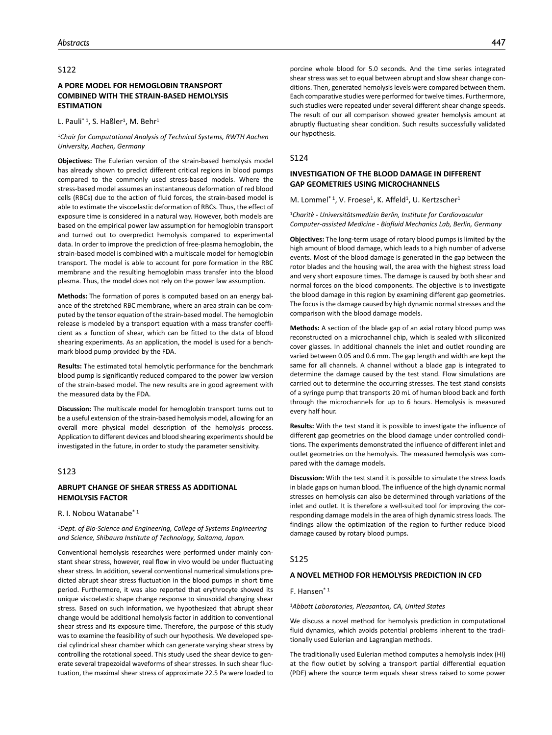## S122

### A PORE MODEL FOR HEMOGLOBIN TRANSPORT COMBINED WITH THE STRAIN-BASED HEMOLYSIS ESTIMATION

L. Pauli* [1], S. Haßler[1], M. Behr[1]

[1]*Chair for Computational Analysis of Technical Systems, RWTH Aachen University, Aachen, Germany*

**Objectives:** The Eulerian version of the strain-based hemolysis model has already shown to predict different critical regions in blood pumps compared to the commonly used stress-based models. Where the stress-based model assumes an instantaneous deformation of red blood cells (RBCs) due to the action of fluid forces, the strain-based model is able to estimate the viscoelastic deformation of RBCs. Thus, the effect of exposure time is considered in a natural way. However, both models are based on the empirical power law assumption for hemoglobin transport and turned out to overpredict hemolysis compared to experimental data. In order to improve the prediction of free-plasma hemoglobin, the strain-based model is combined with a multiscale model for hemoglobin transport. The model is able to account for pore formation in the RBC membrane and the resulting hemoglobin mass transfer into the blood plasma. Thus, the model does not rely on the power law assumption.

**Methods:** The formation of pores is computed based on an energy balance of the stretched RBC membrane, where an area strain can be computed by the tensor equation of the strain-based model. The hemoglobin release is modeled by a transport equation with a mass transfer coefficient as a function of shear, which can be fitted to the data of blood shearing experiments. As an application, the model is used for a benchmark blood pump provided by the FDA.

**Results:** The estimated total hemolytic performance for the benchmark blood pump is significantly reduced compared to the power law version of the strain-based model. The new results are in good agreement with the measured data by the FDA.

**Discussion:** The multiscale model for hemoglobin transport turns out to be a useful extension of the strain-based hemolysis model, allowing for an overall more physical model description of the hemolysis process. Application to different devices and blood shearing experiments should be investigated in the future, in order to study the parameter sensitivity.

## S123

### ABRUPT CHANGE OF SHEAR STRESS AS ADDITIONAL HEMOLYSIS FACTOR

R. I. Nobou Watanabe* [1]

[1]*Dept. of Bio-Science and Engineering, College of Systems Engineering and Science, Shibaura Institute of Technology, Saitama, Japan.*

Conventional hemolysis researches were performed under mainly constant shear stress, however, real flow in vivo would be under fluctuating shear stress. In addition, several conventional numerical simulations predicted abrupt shear stress fluctuation in the blood pumps in short time period. Furthermore, it was also reported that erythrocyte showed its unique viscoelastic shape change response to sinusoidal changing shear stress. Based on such information, we hypothesized that abrupt shear change would be additional hemolysis factor in addition to conventional shear stress and its exposure time. Therefore, the purpose of this study was to examine the feasibility of such our hypothesis. We developed special cylindrical shear chamber which can generate varying shear stress by controlling the rotational speed. This study used the shear device to generate several trapezoidal waveforms of shear stresses. In such shear fluctuation, the maximal shear stress of approximate 22.5 Pa were loaded to porcine whole blood for 5.0 seconds. And the time series integrated shear stress was set to equal between abrupt and slow shear change conditions. Then, generated hemolysis levels were compared between them. Each comparative studies were performed for twelve times. Furthermore, such studies were repeated under several different shear change speeds. The result of our all comparison showed greater hemolysis amount at abruptly fluctuating shear condition. Such results successfully validated our hypothesis.

## S124

### INVESTIGATION OF THE BLOOD DAMAGE IN DIFFERENT GAP GEOMETRIES USING MICROCHANNELS

M. Lommel* [1], V. Froese[1], K. Affeld[1], U. Kertzscher[1]

[1]*Charitè - Universitätsmedizin Berlin, Institute for Cardiovascular Computer-assisted Medicine - Biofluid Mechanics Lab, Berlin, Germany*

**Objectives:** The long-term usage of rotary blood pumps is limited by the high amount of blood damage, which leads to a high number of adverse events. Most of the blood damage is generated in the gap between the rotor blades and the housing wall, the area with the highest stress load and very short exposure times. The damage is caused by both shear and normal forces on the blood components. The objective is to investigate the blood damage in this region by examining different gap geometries. The focus is the damage caused by high dynamic normal stresses and the comparison with the blood damage models.

**Methods:** A section of the blade gap of an axial rotary blood pump was reconstructed on a microchannel chip, which is sealed with siliconized cover glasses. In additional channels the inlet and outlet rounding are varied between 0.05 and 0.6 mm. The gap length and width are kept the same for all channels. A channel without a blade gap is integrated to determine the damage caused by the test stand. Flow simulations are carried out to determine the occurring stresses. The test stand consists of a syringe pump that transports 20 mL of human blood back and forth through the microchannels for up to 6 hours. Hemolysis is measured every half hour.

**Results:** With the test stand it is possible to investigate the influence of different gap geometries on the blood damage under controlled conditions. The experiments demonstrated the influence of different inlet and outlet geometries on the hemolysis. The measured hemolysis was compared with the damage models.

**Discussion:** With the test stand it is possible to simulate the stress loads in blade gaps on human blood. The influence of the high dynamic normal stresses on hemolysis can also be determined through variations of the inlet and outlet. It is therefore a well-suited tool for improving the corresponding damage models in the area of high dynamic stress loads. The findings allow the optimization of the region to further reduce blood damage caused by rotary blood pumps.

## S125

### A NOVEL METHOD FOR HEMOLYSIS PREDICTION IN CFD

F. Hansen* [1]

[1]*Abbott Laboratories, Pleasanton, CA, United States*

We discuss a novel method for hemolysis prediction in computational fluid dynamics, which avoids potential problems inherent to the traditionally used Eulerian and Lagrangian methods.

The traditionally used Eulerian method computes a hemolysis index (HI) at the flow outlet by solving a transport partial differential equation (PDE) where the source term equals shear stress raised to some power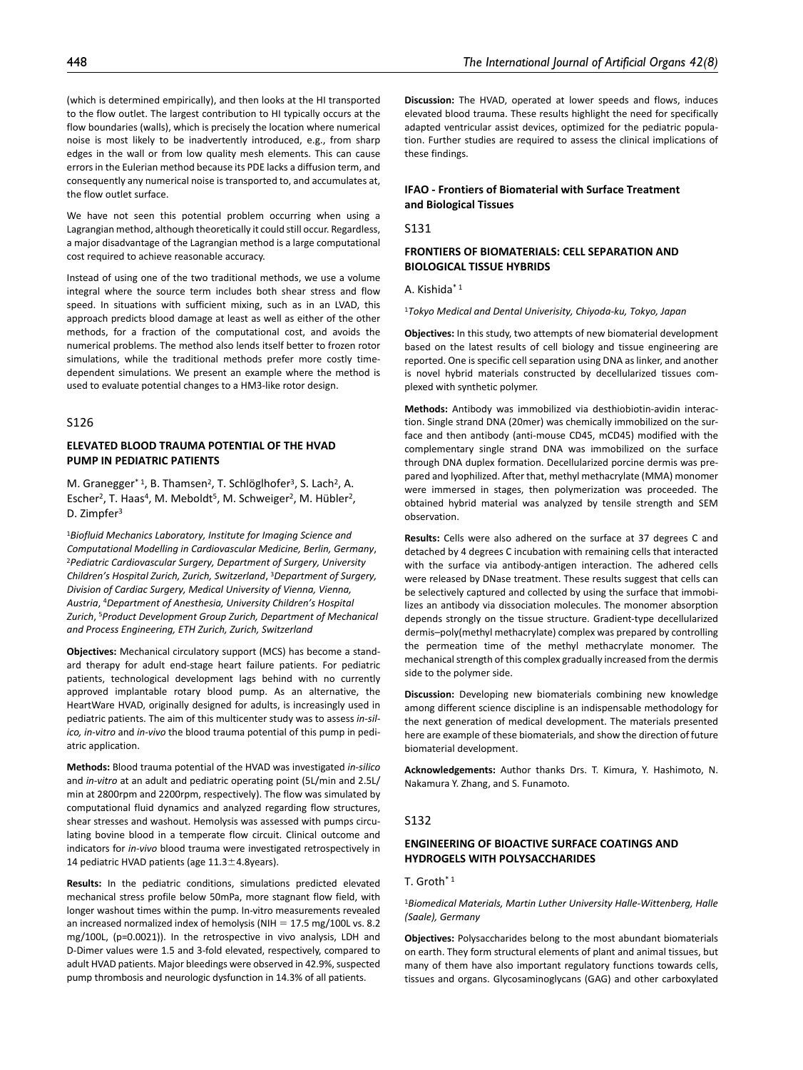(which is determined empirically), and then looks at the HI transported to the flow outlet. The largest contribution to HI typically occurs at the flow boundaries (walls), which is precisely the location where numerical noise is most likely to be inadvertently introduced, e.g., from sharp edges in the wall or from low quality mesh elements. This can cause errors in the Eulerian method because its PDE lacks a diffusion term, and consequently any numerical noise is transported to, and accumulates at, the flow outlet surface.

We have not seen this potential problem occurring when using a Lagrangian method, although theoretically it could still occur. Regardless, a major disadvantage of the Lagrangian method is a large computational cost required to achieve reasonable accuracy.

Instead of using one of the two traditional methods, we use a volume integral where the source term includes both shear stress and flow speed. In situations with sufficient mixing, such as in an LVAD, this approach predicts blood damage at least as well as either of the other methods, for a fraction of the computational cost, and avoids the numerical problems. The method also lends itself better to frozen rotor simulations, while the traditional methods prefer more costly time-dependent simulations. We present an example where the method is used to evaluate potential changes to a HM3-like rotor design.

S126

### ELEVATED BLOOD TRAUMA POTENTIAL OF THE HVAD PUMP IN PEDIATRIC PATIENTS

M. Granegger* [1], B. Thamsen[2], T. Schlöglhofer[3], S. Lach[2], A. Escher[2], T. Haas[4], M. Meboldt[5], M. Schweiger[2], M. Hübler[2], D. Zimpfer[3]

[1]*Biofluid Mechanics Laboratory, Institute for Imaging Science and Computational Modelling in Cardiovascular Medicine, Berlin, Germany*, [2]*Pediatric Cardiovascular Surgery, Department of Surgery, University Children's Hospital Zurich, Zurich, Switzerland*, [3]*Department of Surgery, Division of Cardiac Surgery, Medical University of Vienna, Vienna, Austria*, [4]*Department of Anesthesia, University Children's Hospital Zurich*, [5]*Product Development Group Zurich, Department of Mechanical and Process Engineering, ETH Zurich, Zurich, Switzerland*

**Objectives:** Mechanical circulatory support (MCS) has become a standard therapy for adult end-stage heart failure patients. For pediatric patients, technological development lags behind with no currently approved implantable rotary blood pump. As an alternative, the HeartWare HVAD, originally designed for adults, is increasingly used in pediatric patients. The aim of this multicenter study was to assess *in-silico, in-vitro* and *in-vivo* the blood trauma potential of this pump in pediatric application.

**Methods:** Blood trauma potential of the HVAD was investigated *in-silico* and *in-vitro* at an adult and pediatric operating point (5L/min and 2.5L/min at 2800rpm and 2200rpm, respectively). The flow was simulated by computational fluid dynamics and analyzed regarding flow structures, shear stresses and washout. Hemolysis was assessed with pumps circulating bovine blood in a temperate flow circuit. Clinical outcome and indicators for *in-vivo* blood trauma were investigated retrospectively in 14 pediatric HVAD patients (age $11.3 \pm 4.8$years).

**Results:** In the pediatric conditions, simulations predicted elevated mechanical stress profile below 50mPa, more stagnant flow field, with longer washout times within the pump. In-vitro measurements revealed an increased normalized index of hemolysis (NIH = 17.5 mg/100L vs. 8.2 mg/100L, (p=0.0021)). In the retrospective in vivo analysis, LDH and D-Dimer values were 1.5 and 3-fold elevated, respectively, compared to adult HVAD patients. Major bleedings were observed in 42.9%, suspected pump thrombosis and neurologic dysfunction in 14.3% of all patients.

**Discussion:** The HVAD, operated at lower speeds and flows, induces elevated blood trauma. These results highlight the need for specifically adapted ventricular assist devices, optimized for the pediatric population. Further studies are required to assess the clinical implications of these findings.

## IFAO - Frontiers of Biomaterial with Surface Treatment and Biological Tissues

S131

### FRONTIERS OF BIOMATERIALS: CELL SEPARATION AND BIOLOGICAL TISSUE HYBRIDS

A. Kishida* [1]

[1]*Tokyo Medical and Dental Univerisity, Chiyoda-ku, Tokyo, Japan*

**Objectives:** In this study, two attempts of new biomaterial development based on the latest results of cell biology and tissue engineering are reported. One is specific cell separation using DNA as linker, and another is novel hybrid materials constructed by decellularized tissues complexed with synthetic polymer.

**Methods:** Antibody was immobilized via desthiobiotin-avidin interaction. Single strand DNA (20mer) was chemically immobilized on the surface and then antibody (anti-mouse CD45, mCD45) modified with the complementary single strand DNA was immobilized on the surface through DNA duplex formation. Decellularized porcine dermis was prepared and lyophilized. After that, methyl methacrylate (MMA) monomer were immersed in stages, then polymerization was proceeded. The obtained hybrid material was analyzed by tensile strength and SEM observation.

**Results:** Cells were also adhered on the surface at 37 degrees C and detached by 4 degrees C incubation with remaining cells that interacted with the surface via antibody-antigen interaction. The adhered cells were released by DNase treatment. These results suggest that cells can be selectively captured and collected by using the surface that immobilizes an antibody via dissociation molecules. The monomer absorption depends strongly on the tissue structure. Gradient-type decellularized dermis–poly(methyl methacrylate) complex was prepared by controlling the permeation time of the methyl methacrylate monomer. The mechanical strength of this complex gradually increased from the dermis side to the polymer side.

**Discussion:** Developing new biomaterials combining new knowledge among different science discipline is an indispensable methodology for the next generation of medical development. The materials presented here are example of these biomaterials, and show the direction of future biomaterial development.

**Acknowledgements:** Author thanks Drs. T. Kimura, Y. Hashimoto, N. Nakamura Y. Zhang, and S. Funamoto.

S132

### ENGINEERING OF BIOACTIVE SURFACE COATINGS AND HYDROGELS WITH POLYSACCHARIDES

T. Groth* [1]

[1]*Biomedical Materials, Martin Luther University Halle-Wittenberg, Halle (Saale), Germany*

**Objectives:** Polysaccharides belong to the most abundant biomaterials on earth. They form structural elements of plant and animal tissues, but many of them have also important regulatory functions towards cells, tissues and organs. Glycosaminoglycans (GAG) and other carboxylated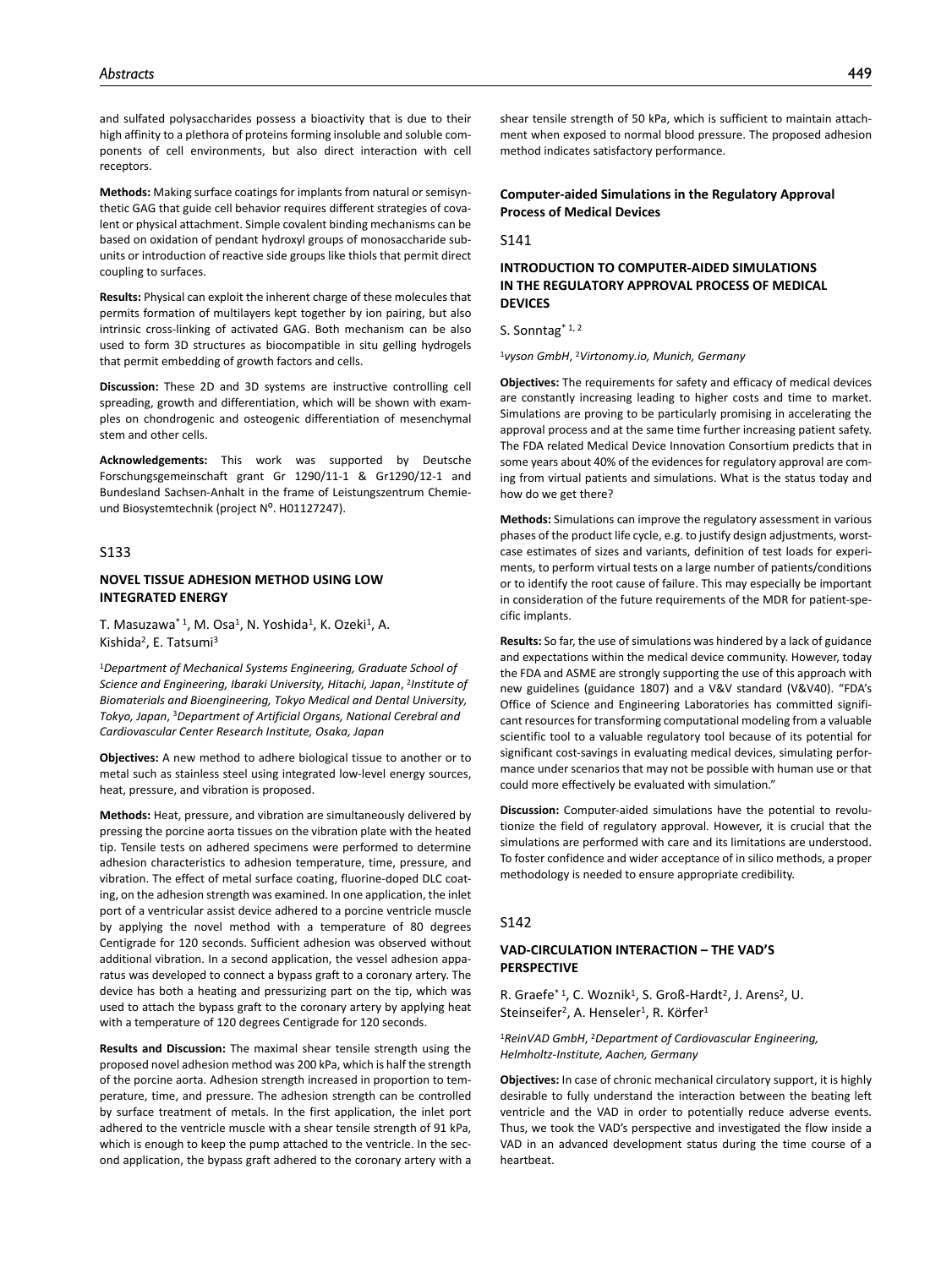and sulfated polysaccharides possess a bioactivity that is due to their high affinity to a plethora of proteins forming insoluble and soluble components of cell environments, but also direct interaction with cell receptors.

**Methods:** Making surface coatings for implants from natural or semisynthetic GAG that guide cell behavior requires different strategies of covalent or physical attachment. Simple covalent binding mechanisms can be based on oxidation of pendant hydroxyl groups of monosaccharide subunits or introduction of reactive side groups like thiols that permit direct coupling to surfaces.

**Results:** Physical can exploit the inherent charge of these molecules that permits formation of multilayers kept together by ion pairing, but also intrinsic cross-linking of activated GAG. Both mechanism can be also used to form 3D structures as biocompatible in situ gelling hydrogels that permit embedding of growth factors and cells.

**Discussion:** These 2D and 3D systems are instructive controlling cell spreading, growth and differentiation, which will be shown with examples on chondrogenic and osteogenic differentiation of mesenchymal stem and other cells.

**Acknowledgements:** This work was supported by Deutsche Forschungsgemeinschaft grant Gr 1290/11-1 & Gr1290/12-1 and Bundesland Sachsen-Anhalt in the frame of Leistungszentrum Chemie- und Biosystemtechnik (project N⁰. H01127247).

S133

### NOVEL TISSUE ADHESION METHOD USING LOW INTEGRATED ENERGY

T. Masuzawa*[1], M. Osa[1], N. Yoshida[1], K. Ozeki[1], A. Kishida[2], E. Tatsumi[3]

[1]*Department of Mechanical Systems Engineering, Graduate School of Science and Engineering, Ibaraki University, Hitachi, Japan*, [2]*Institute of Biomaterials and Bioengineering, Tokyo Medical and Dental University, Tokyo, Japan*, [3]*Department of Artificial Organs, National Cerebral and Cardiovascular Center Research Institute, Osaka, Japan*

**Objectives:** A new method to adhere biological tissue to another or to metal such as stainless steel using integrated low-level energy sources, heat, pressure, and vibration is proposed.

**Methods:** Heat, pressure, and vibration are simultaneously delivered by pressing the porcine aorta tissues on the vibration plate with the heated tip. Tensile tests on adhered specimens were performed to determine adhesion characteristics to adhesion temperature, time, pressure, and vibration. The effect of metal surface coating, fluorine-doped DLC coating, on the adhesion strength was examined. In one application, the inlet port of a ventricular assist device adhered to a porcine ventricle muscle by applying the novel method with a temperature of 80 degrees Centigrade for 120 seconds. Sufficient adhesion was observed without additional vibration. In a second application, the vessel adhesion apparatus was developed to connect a bypass graft to a coronary artery. The device has both a heating and pressurizing part on the tip, which was used to attach the bypass graft to the coronary artery by applying heat with a temperature of 120 degrees Centigrade for 120 seconds.

**Results and Discussion:** The maximal shear tensile strength using the proposed novel adhesion method was 200 kPa, which is half the strength of the porcine aorta. Adhesion strength increased in proportion to temperature, time, and pressure. The adhesion strength can be controlled by surface treatment of metals. In the first application, the inlet port adhered to the ventricle muscle with a shear tensile strength of 91 kPa, which is enough to keep the pump attached to the ventricle. In the second application, the bypass graft adhered to the coronary artery with a shear tensile strength of 50 kPa, which is sufficient to maintain attachment when exposed to normal blood pressure. The proposed adhesion method indicates satisfactory performance.

## Computer-aided Simulations in the Regulatory Approval Process of Medical Devices

S141

### INTRODUCTION TO COMPUTER-AIDED SIMULATIONS IN THE REGULATORY APPROVAL PROCESS OF MEDICAL DEVICES

S. Sonntag*[1, 2]

[1]*vyson GmbH*, [2]*Virtonomy.io, Munich, Germany*

**Objectives:** The requirements for safety and efficacy of medical devices are constantly increasing leading to higher costs and time to market. Simulations are proving to be particularly promising in accelerating the approval process and at the same time further increasing patient safety. The FDA related Medical Device Innovation Consortium predicts that in some years about 40% of the evidences for regulatory approval are coming from virtual patients and simulations. What is the status today and how do we get there?

**Methods:** Simulations can improve the regulatory assessment in various phases of the product life cycle, e.g. to justify design adjustments, worst-case estimates of sizes and variants, definition of test loads for experiments, to perform virtual tests on a large number of patients/conditions or to identify the root cause of failure. This may especially be important in consideration of the future requirements of the MDR for patient-specific implants.

**Results:** So far, the use of simulations was hindered by a lack of guidance and expectations within the medical device community. However, today the FDA and ASME are strongly supporting the use of this approach with new guidelines (guidance 1807) and a V&V standard (V&V40). "FDA's Office of Science and Engineering Laboratories has committed significant resources for transforming computational modeling from a valuable scientific tool to a valuable regulatory tool because of its potential for significant cost-savings in evaluating medical devices, simulating performance under scenarios that may not be possible with human use or that could more effectively be evaluated with simulation."

**Discussion:** Computer-aided simulations have the potential to revolutionize the field of regulatory approval. However, it is crucial that the simulations are performed with care and its limitations are understood. To foster confidence and wider acceptance of in silico methods, a proper methodology is needed to ensure appropriate credibility.

S142

### VAD-CIRCULATION INTERACTION – THE VAD'S PERSPECTIVE

R. Graefe*[1], C. Woznik[1], S. Groß-Hardt[2], J. Arens[2], U. Steinseifer[2], A. Henseler[1], R. Körfer[1]

[1]*ReinVAD GmbH*, [2]*Department of Cardiovascular Engineering, Helmholtz-Institute, Aachen, Germany*

**Objectives:** In case of chronic mechanical circulatory support, it is highly desirable to fully understand the interaction between the beating left ventricle and the VAD in order to potentially reduce adverse events. Thus, we took the VAD's perspective and investigated the flow inside a VAD in an advanced development status during the time course of a heartbeat.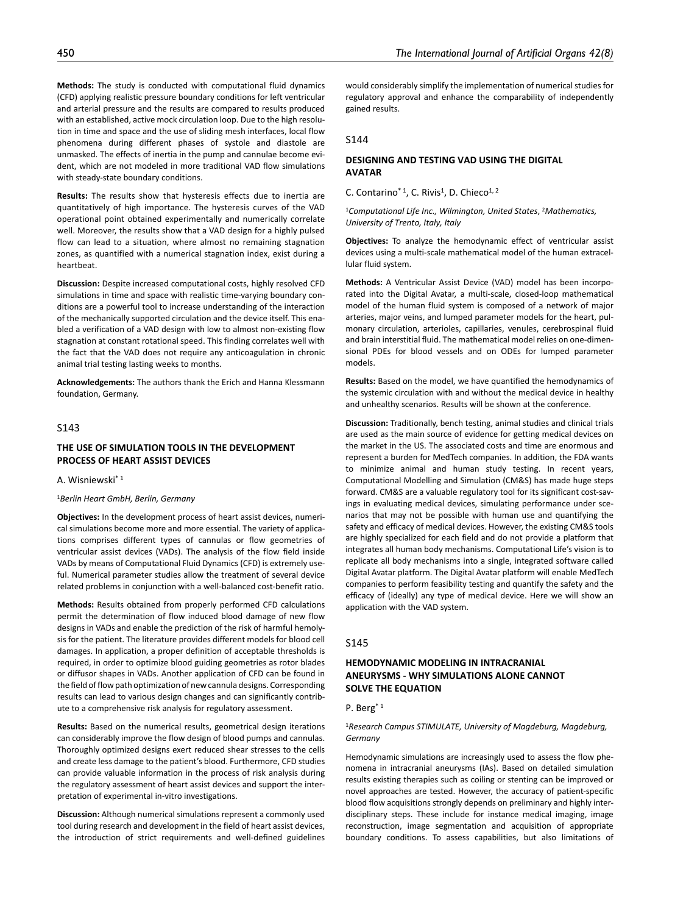**Methods:** The study is conducted with computational fluid dynamics (CFD) applying realistic pressure boundary conditions for left ventricular and arterial pressure and the results are compared to results produced with an established, active mock circulation loop. Due to the high resolution in time and space and the use of sliding mesh interfaces, local flow phenomena during different phases of systole and diastole are unmasked. The effects of inertia in the pump and cannulae become evident, which are not modeled in more traditional VAD flow simulations with steady-state boundary conditions.

**Results:** The results show that hysteresis effects due to inertia are quantitatively of high importance. The hysteresis curves of the VAD operational point obtained experimentally and numerically correlate well. Moreover, the results show that a VAD design for a highly pulsed flow can lead to a situation, where almost no remaining stagnation zones, as quantified with a numerical stagnation index, exist during a heartbeat.

**Discussion:** Despite increased computational costs, highly resolved CFD simulations in time and space with realistic time-varying boundary conditions are a powerful tool to increase understanding of the interaction of the mechanically supported circulation and the device itself. This enabled a verification of a VAD design with low to almost non-existing flow stagnation at constant rotational speed. This finding correlates well with the fact that the VAD does not require any anticoagulation in chronic animal trial testing lasting weeks to months.

**Acknowledgements:** The authors thank the Erich and Hanna Klessmann foundation, Germany.

## S143

### THE USE OF SIMULATION TOOLS IN THE DEVELOPMENT PROCESS OF HEART ASSIST DEVICES

A. Wisniewski* [1]

[1]*Berlin Heart GmbH, Berlin, Germany*

**Objectives:** In the development process of heart assist devices, numerical simulations become more and more essential. The variety of applications comprises different types of cannulas or flow geometries of ventricular assist devices (VADs). The analysis of the flow field inside VADs by means of Computational Fluid Dynamics (CFD) is extremely useful. Numerical parameter studies allow the treatment of several device related problems in conjunction with a well-balanced cost-benefit ratio.

**Methods:** Results obtained from properly performed CFD calculations permit the determination of flow induced blood damage of new flow designs in VADs and enable the prediction of the risk of harmful hemolysis for the patient. The literature provides different models for blood cell damages. In application, a proper definition of acceptable thresholds is required, in order to optimize blood guiding geometries as rotor blades or diffusor shapes in VADs. Another application of CFD can be found in the field of flow path optimization of new cannula designs. Corresponding results can lead to various design changes and can significantly contribute to a comprehensive risk analysis for regulatory assessment.

**Results:** Based on the numerical results, geometrical design iterations can considerably improve the flow design of blood pumps and cannulas. Thoroughly optimized designs exert reduced shear stresses to the cells and create less damage to the patient's blood. Furthermore, CFD studies can provide valuable information in the process of risk analysis during the regulatory assessment of heart assist devices and support the interpretation of experimental in-vitro investigations.

**Discussion:** Although numerical simulations represent a commonly used tool during research and development in the field of heart assist devices, the introduction of strict requirements and well-defined guidelines would considerably simplify the implementation of numerical studies for regulatory approval and enhance the comparability of independently gained results.

## S144

### DESIGNING AND TESTING VAD USING THE DIGITAL AVATAR

C. Contarino* [1], C. Rivis[1], D. Chieco[1, 2]

[1]*Computational Life Inc., Wilmington, United States*, [2]*Mathematics, University of Trento, Italy, Italy*

**Objectives:** To analyze the hemodynamic effect of ventricular assist devices using a multi-scale mathematical model of the human extracellular fluid system.

**Methods:** A Ventricular Assist Device (VAD) model has been incorporated into the Digital Avatar, a multi-scale, closed-loop mathematical model of the human fluid system is composed of a network of major arteries, major veins, and lumped parameter models for the heart, pulmonary circulation, arterioles, capillaries, venules, cerebrospinal fluid and brain interstitial fluid. The mathematical model relies on one-dimensional PDEs for blood vessels and on ODEs for lumped parameter models.

**Results:** Based on the model, we have quantified the hemodynamics of the systemic circulation with and without the medical device in healthy and unhealthy scenarios. Results will be shown at the conference.

**Discussion:** Traditionally, bench testing, animal studies and clinical trials are used as the main source of evidence for getting medical devices on the market in the US. The associated costs and time are enormous and represent a burden for MedTech companies. In addition, the FDA wants to minimize animal and human study testing. In recent years, Computational Modelling and Simulation (CM&S) has made huge steps forward. CM&S are a valuable regulatory tool for its significant cost-savings in evaluating medical devices, simulating performance under scenarios that may not be possible with human use and quantifying the safety and efficacy of medical devices. However, the existing CM&S tools are highly specialized for each field and do not provide a platform that integrates all human body mechanisms. Computational Life's vision is to replicate all body mechanisms into a single, integrated software called Digital Avatar platform. The Digital Avatar platform will enable MedTech companies to perform feasibility testing and quantify the safety and the efficacy of (ideally) any type of medical device. Here we will show an application with the VAD system.

## S145

### HEMODYNAMIC MODELING IN INTRACRANIAL ANEURYSMS - WHY SIMULATIONS ALONE CANNOT SOLVE THE EQUATION

P. Berg* [1]

[1]*Research Campus STIMULATE, University of Magdeburg, Magdeburg, Germany*

Hemodynamic simulations are increasingly used to assess the flow phenomena in intracranial aneurysms (IAs). Based on detailed simulation results existing therapies such as coiling or stenting can be improved or novel approaches are tested. However, the accuracy of patient-specific blood flow acquisitions strongly depends on preliminary and highly interdisciplinary steps. These include for instance medical imaging, image reconstruction, image segmentation and acquisition of appropriate boundary conditions. To assess capabilities, but also limitations of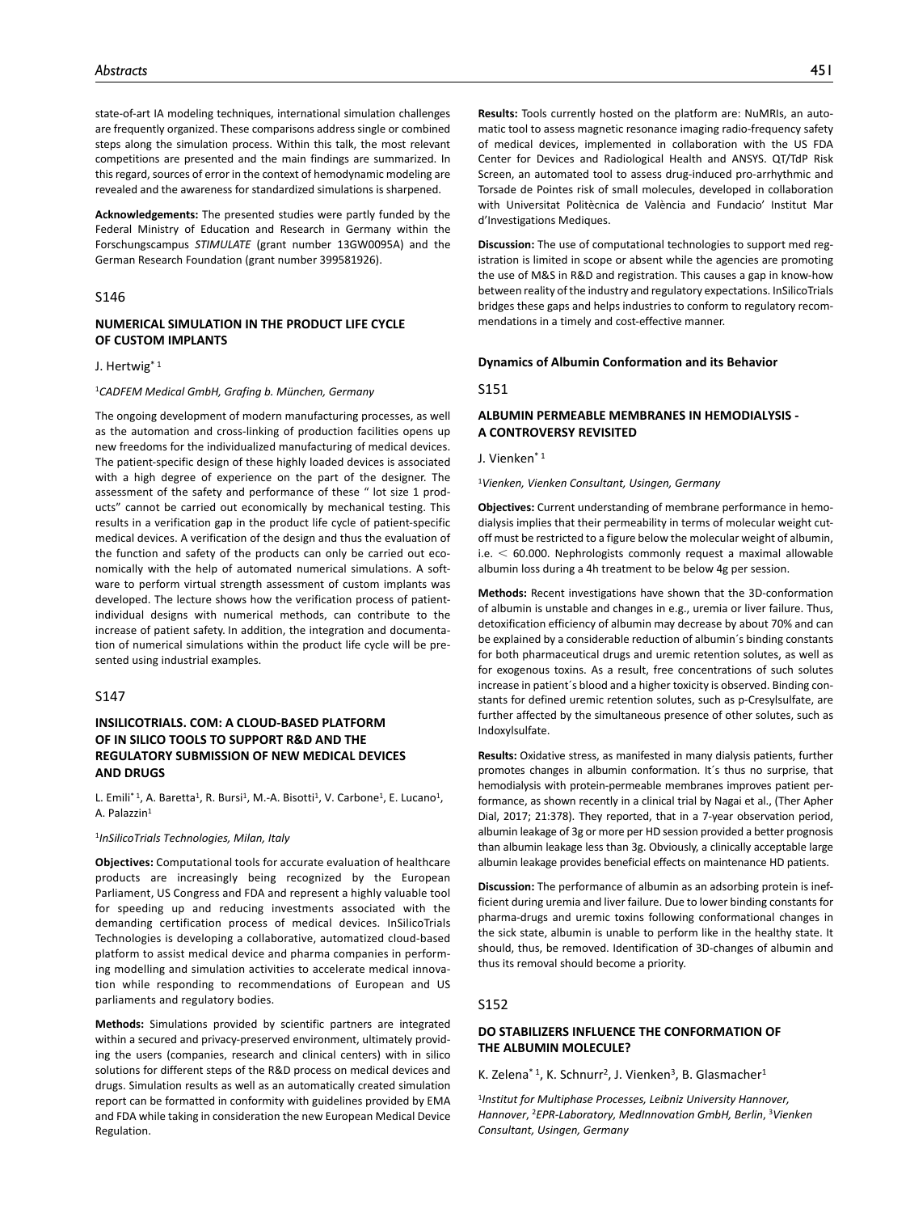state-of-art IA modeling techniques, international simulation challenges are frequently organized. These comparisons address single or combined steps along the simulation process. Within this talk, the most relevant competitions are presented and the main findings are summarized. In this regard, sources of error in the context of hemodynamic modeling are revealed and the awareness for standardized simulations is sharpened.

**Acknowledgements:** The presented studies were partly funded by the Federal Ministry of Education and Research in Germany within the Forschungscampus *STIMULATE* (grant number 13GW0095A) and the German Research Foundation (grant number 399581926).

S146

### NUMERICAL SIMULATION IN THE PRODUCT LIFE CYCLE OF CUSTOM IMPLANTS

J. Hertwig* [1]

[1]*CADFEM Medical GmbH, Grafing b. München, Germany*

The ongoing development of modern manufacturing processes, as well as the automation and cross-linking of production facilities opens up new freedoms for the individualized manufacturing of medical devices. The patient-specific design of these highly loaded devices is associated with a high degree of experience on the part of the designer. The assessment of the safety and performance of these " lot size 1 products" cannot be carried out economically by mechanical testing. This results in a verification gap in the product life cycle of patient-specific medical devices. A verification of the design and thus the evaluation of the function and safety of the products can only be carried out economically with the help of automated numerical simulations. A software to perform virtual strength assessment of custom implants was developed. The lecture shows how the verification process of patient-individual designs with numerical methods, can contribute to the increase of patient safety. In addition, the integration and documentation of numerical simulations within the product life cycle will be presented using industrial examples.

S147

### INSILICOTRIALS. COM: A CLOUD-BASED PLATFORM OF IN SILICO TOOLS TO SUPPORT R&D AND THE REGULATORY SUBMISSION OF NEW MEDICAL DEVICES AND DRUGS

L. Emili* [1], A. Baretta[1], R. Bursi[1], M.-A. Bisotti[1], V. Carbone[1], E. Lucano[1], A. Palazzin[1]

[1]*InSilicoTrials Technologies, Milan, Italy*

**Objectives:** Computational tools for accurate evaluation of healthcare products are increasingly being recognized by the European Parliament, US Congress and FDA and represent a highly valuable tool for speeding up and reducing investments associated with the demanding certification process of medical devices. InSilicoTrials Technologies is developing a collaborative, automatized cloud-based platform to assist medical device and pharma companies in performing modelling and simulation activities to accelerate medical innovation while responding to recommendations of European and US parliaments and regulatory bodies.

**Methods:** Simulations provided by scientific partners are integrated within a secured and privacy-preserved environment, ultimately providing the users (companies, research and clinical centers) with in silico solutions for different steps of the R&D process on medical devices and drugs. Simulation results as well as an automatically created simulation report can be formatted in conformity with guidelines provided by EMA and FDA while taking in consideration the new European Medical Device Regulation.

**Results:** Tools currently hosted on the platform are: NuMRIs, an automatic tool to assess magnetic resonance imaging radio-frequency safety of medical devices, implemented in collaboration with the US FDA Center for Devices and Radiological Health and ANSYS. QT/TdP Risk Screen, an automated tool to assess drug-induced pro-arrhythmic and Torsade de Pointes risk of small molecules, developed in collaboration with Universitat Politècnica de València and Fundacio' Institut Mar d'Investigations Mediques.

**Discussion:** The use of computational technologies to support med registration is limited in scope or absent while the agencies are promoting the use of M&S in R&D and registration. This causes a gap in know-how between reality of the industry and regulatory expectations. InSilicoTrials bridges these gaps and helps industries to conform to regulatory recommendations in a timely and cost-effective manner.

## Dynamics of Albumin Conformation and its Behavior

S151

### ALBUMIN PERMEABLE MEMBRANES IN HEMODIALYSIS - A CONTROVERSY REVISITED

J. Vienken* [1]

[1]*Vienken, Vienken Consultant, Usingen, Germany*

**Objectives:** Current understanding of membrane performance in hemodialysis implies that their permeability in terms of molecular weight cutoff must be restricted to a figure below the molecular weight of albumin, i.e. $<$ 60.000. Nephrologists commonly request a maximal allowable albumin loss during a 4h treatment to be below 4g per session.

**Methods:** Recent investigations have shown that the 3D-conformation of albumin is unstable and changes in e.g., uremia or liver failure. Thus, detoxification efficiency of albumin may decrease by about 70% and can be explained by a considerable reduction of albumin´s binding constants for both pharmaceutical drugs and uremic retention solutes, as well as for exogenous toxins. As a result, free concentrations of such solutes increase in patient´s blood and a higher toxicity is observed. Binding constants for defined uremic retention solutes, such as p-Cresylsulfate, are further affected by the simultaneous presence of other solutes, such as Indoxylsulfate.

**Results:** Oxidative stress, as manifested in many dialysis patients, further promotes changes in albumin conformation. It´s thus no surprise, that hemodialysis with protein-permeable membranes improves patient performance, as shown recently in a clinical trial by Nagai et al., (Ther Apher Dial, 2017; 21:378). They reported, that in a 7-year observation period, albumin leakage of 3g or more per HD session provided a better prognosis than albumin leakage less than 3g. Obviously, a clinically acceptable large albumin leakage provides beneficial effects on maintenance HD patients.

**Discussion:** The performance of albumin as an adsorbing protein is inefficient during uremia and liver failure. Due to lower binding constants for pharma-drugs and uremic toxins following conformational changes in the sick state, albumin is unable to perform like in the healthy state. It should, thus, be removed. Identification of 3D-changes of albumin and thus its removal should become a priority.

S152

### DO STABILIZERS INFLUENCE THE CONFORMATION OF THE ALBUMIN MOLECULE?

K. Zelena* [1], K. Schnurr[2], J. Vienken[3], B. Glasmacher[1]

[1]*Institut for Multiphase Processes, Leibniz University Hannover, Hannover*, [2]*EPR-Laboratory, MedInnovation GmbH, Berlin*, [3]*Vienken Consultant, Usingen, Germany*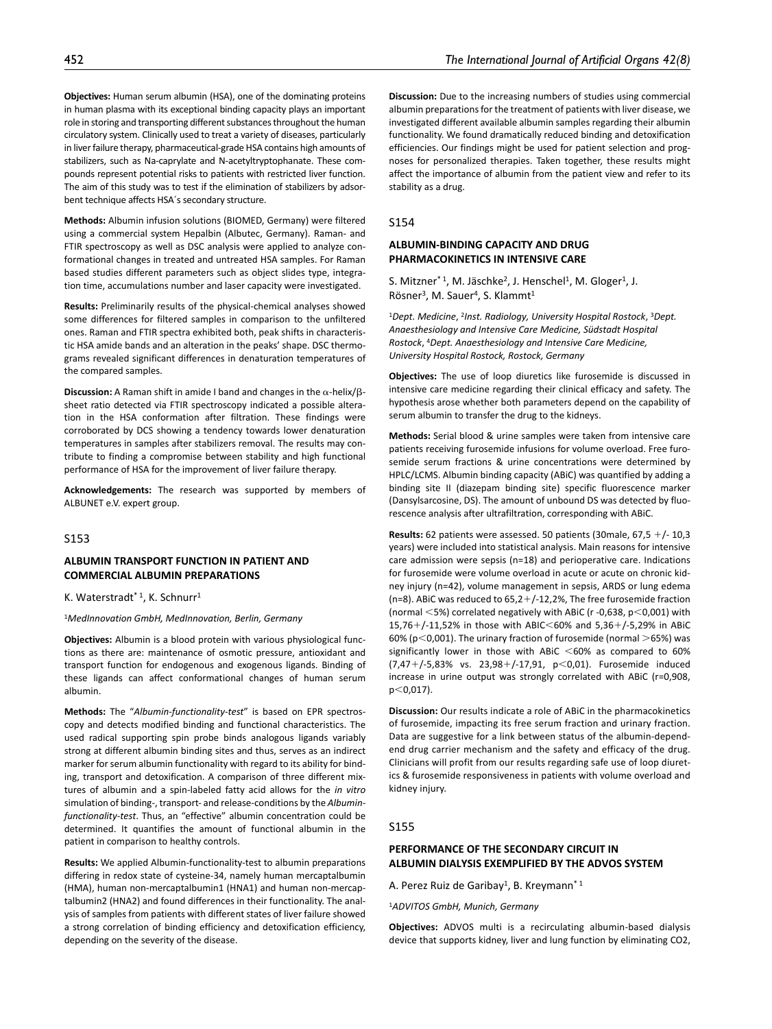**Objectives:** Human serum albumin (HSA), one of the dominating proteins in human plasma with its exceptional binding capacity plays an important role in storing and transporting different substances throughout the human circulatory system. Clinically used to treat a variety of diseases, particularly in liver failure therapy, pharmaceutical-grade HSA contains high amounts of stabilizers, such as Na-caprylate and N-acetyltryptophanate. These compounds represent potential risks to patients with restricted liver function. The aim of this study was to test if the elimination of stabilizers by adsorbent technique affects HSA´s secondary structure.

**Methods:** Albumin infusion solutions (BIOMED, Germany) were filtered using a commercial system Hepalbin (Albutec, Germany). Raman- and FTIR spectroscopy as well as DSC analysis were applied to analyze conformational changes in treated and untreated HSA samples. For Raman based studies different parameters such as object slides type, integration time, accumulations number and laser capacity were investigated.

**Results:** Preliminarily results of the physical-chemical analyses showed some differences for filtered samples in comparison to the unfiltered ones. Raman and FTIR spectra exhibited both, peak shifts in characteristic HSA amide bands and an alteration in the peaks' shape. DSC thermograms revealed significant differences in denaturation temperatures of the compared samples.

**Discussion:** A Raman shift in amide I band and changes in the $\alpha$-helix/$\beta$-sheet ratio detected via FTIR spectroscopy indicated a possible alteration in the HSA conformation after filtration. These findings were corroborated by DCS showing a tendency towards lower denaturation temperatures in samples after stabilizers removal. The results may contribute to finding a compromise between stability and high functional performance of HSA for the improvement of liver failure therapy.

**Acknowledgements:** The research was supported by members of ALBUNET e.V. expert group.

## S153

### ALBUMIN TRANSPORT FUNCTION IN PATIENT AND COMMERCIAL ALBUMIN PREPARATIONS

K. Waterstradt*[1], K. Schnurr[1]

[1]*MedInnovation GmbH, MedInnovation, Berlin, Germany*

**Objectives:** Albumin is a blood protein with various physiological functions as there are: maintenance of osmotic pressure, antioxidant and transport function for endogenous and exogenous ligands. Binding of these ligands can affect conformational changes of human serum albumin.

**Methods:** The "*Albumin-functionality-test*" is based on EPR spectroscopy and detects modified binding and functional characteristics. The used radical supporting spin probe binds analogous ligands variably strong at different albumin binding sites and thus, serves as an indirect marker for serum albumin functionality with regard to its ability for binding, transport and detoxification. A comparison of three different mixtures of albumin and a spin-labeled fatty acid allows for the *in vitro* simulation of binding-, transport- and release-conditions by the *Albumin-functionality-test*. Thus, an "effective" albumin concentration could be determined. It quantifies the amount of functional albumin in the patient in comparison to healthy controls.

**Results:** We applied Albumin-functionality-test to albumin preparations differing in redox state of cysteine-34, namely human mercaptalbumin (HMA), human non-mercaptalbumin1 (HNA1) and human non-mercaptalbumin2 (HNA2) and found differences in their functionality. The analysis of samples from patients with different states of liver failure showed a strong correlation of binding efficiency and detoxification efficiency, depending on the severity of the disease.

**Discussion:** Due to the increasing numbers of studies using commercial albumin preparations for the treatment of patients with liver disease, we investigated different available albumin samples regarding their albumin functionality. We found dramatically reduced binding and detoxification efficiencies. Our findings might be used for patient selection and prognoses for personalized therapies. Taken together, these results might affect the importance of albumin from the patient view and refer to its stability as a drug.

## S154

### ALBUMIN-BINDING CAPACITY AND DRUG PHARMACOKINETICS IN INTENSIVE CARE

S. Mitzner*[1], M. Jäschke[2], J. Henschel[1], M. Gloger[1], J. Rösner[3], M. Sauer[4], S. Klammt[1]

[1]*Dept. Medicine*, [2]*Inst. Radiology, University Hospital Rostock*, [3]*Dept. Anaesthesiology and Intensive Care Medicine, Südstadt Hospital Rostock*, [4]*Dept. Anaesthesiology and Intensive Care Medicine, University Hospital Rostock, Rostock, Germany*

**Objectives:** The use of loop diuretics like furosemide is discussed in intensive care medicine regarding their clinical efficacy and safety. The hypothesis arose whether both parameters depend on the capability of serum albumin to transfer the drug to the kidneys.

**Methods:** Serial blood & urine samples were taken from intensive care patients receiving furosemide infusions for volume overload. Free furosemide serum fractions & urine concentrations were determined by HPLC/LCMS. Albumin binding capacity (ABiC) was quantified by adding a binding site II (diazepam binding site) specific fluorescence marker (Dansylsarcosine, DS). The amount of unbound DS was detected by fluorescence analysis after ultrafiltration, corresponding with ABiC.

**Results:** 62 patients were assessed. 50 patients (30male, 67,5 +/- 10,3 years) were included into statistical analysis. Main reasons for intensive care admission were sepsis (n=18) and perioperative care. Indications for furosemide were volume overload in acute or acute on chronic kidney injury (n=42), volume management in sepsis, ARDS or lung edema (n=8). ABiC was reduced to 65,2+/-12,2%, The free furosemide fraction (normal <5%) correlated negatively with ABiC (r -0,638, p<0,001) with 15,76+/-11,52% in those with ABIC<60% and 5,36+/-5,29% in ABiC 60% (p<0,001). The urinary fraction of furosemide (normal >65%) was significantly lower in those with ABiC <60% as compared to 60% (7,47+/-5,83% vs. 23,98+/-17,91, p<0,01). Furosemide induced increase in urine output was strongly correlated with ABiC (r=0,908, p<0,017).

**Discussion:** Our results indicate a role of ABiC in the pharmacokinetics of furosemide, impacting its free serum fraction and urinary fraction. Data are suggestive for a link between status of the albumin-dependend drug carrier mechanism and the safety and efficacy of the drug. Clinicians will profit from our results regarding safe use of loop diuretics & furosemide responsiveness in patients with volume overload and kidney injury.

## S155

### PERFORMANCE OF THE SECONDARY CIRCUIT IN ALBUMIN DIALYSIS EXEMPLIFIED BY THE ADVOS SYSTEM

A. Perez Ruiz de Garibay[1], B. Kreymann*[1]

[1]*ADVITOS GmbH, Munich, Germany*

**Objectives:** ADVOS multi is a recirculating albumin-based dialysis device that supports kidney, liver and lung function by eliminating $CO_2$,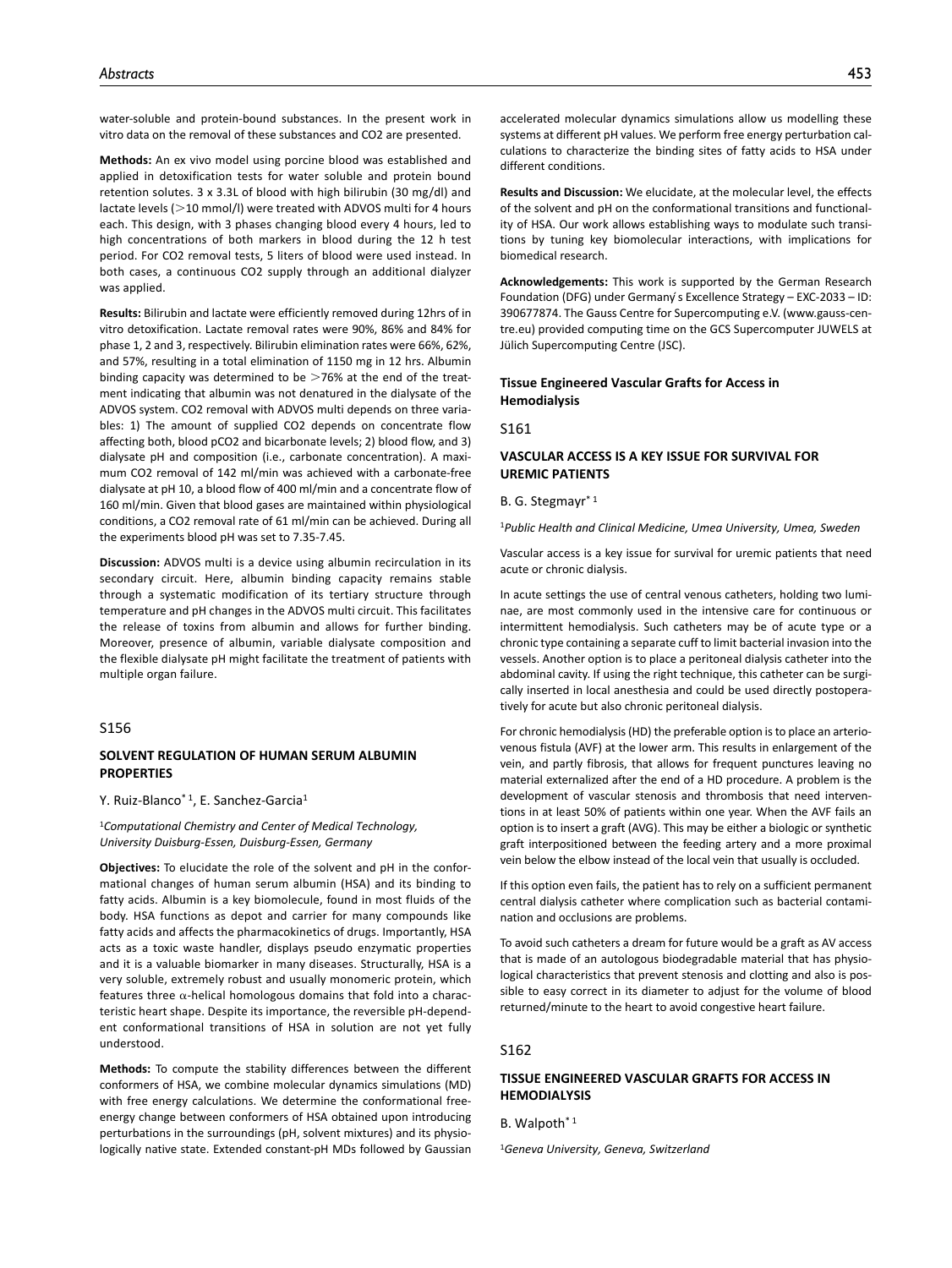water-soluble and protein-bound substances. In the present work in vitro data on the removal of these substances and $CO_2$ are presented.

**Methods:** An ex vivo model using porcine blood was established and applied in detoxification tests for water soluble and protein bound retention solutes. 3 x 3.3L of blood with high bilirubin (30 mg/dl) and lactate levels (>10 mmol/l) were treated with ADVOS multi for 4 hours each. This design, with 3 phases changing blood every 4 hours, led to high concentrations of both markers in blood during the 12 h test period. For $CO_2$ removal tests, 5 liters of blood were used instead. In both cases, a continuous $CO_2$ supply through an additional dialyzer was applied.

**Results:** Bilirubin and lactate were efficiently removed during 12hrs of in vitro detoxification. Lactate removal rates were 90%, 86% and 84% for phase 1, 2 and 3, respectively. Bilirubin elimination rates were 66%, 62%, and 57%, resulting in a total elimination of 1150 mg in 12 hrs. Albumin binding capacity was determined to be >76% at the end of the treatment indicating that albumin was not denatured in the dialysate of the ADVOS system. $CO_2$ removal with ADVOS multi depends on three variables: 1) The amount of supplied $CO_2$ depends on concentrate flow affecting both, blood $pCO_2$ and bicarbonate levels; 2) blood flow, and 3) dialysate pH and composition (i.e., carbonate concentration). A maximum $CO_2$ removal of 142 ml/min was achieved with a carbonate-free dialysate at pH 10, a blood flow of 400 ml/min and a concentrate flow of 160 ml/min. Given that blood gases are maintained within physiological conditions, a $CO_2$ removal rate of 61 ml/min can be achieved. During all the experiments blood pH was set to 7.35-7.45.

**Discussion:** ADVOS multi is a device using albumin recirculation in its secondary circuit. Here, albumin binding capacity remains stable through a systematic modification of its tertiary structure through temperature and pH changes in the ADVOS multi circuit. This facilitates the release of toxins from albumin and allows for further binding. Moreover, presence of albumin, variable dialysate composition and the flexible dialysate pH might facilitate the treatment of patients with multiple organ failure.

S156

### SOLVENT REGULATION OF HUMAN SERUM ALBUMIN PROPERTIES

Y. Ruiz-Blanco*[1], E. Sanchez-Garcia[1]

[1]*Computational Chemistry and Center of Medical Technology, University Duisburg-Essen, Duisburg-Essen, Germany*

**Objectives:** To elucidate the role of the solvent and pH in the conformational changes of human serum albumin (HSA) and its binding to fatty acids. Albumin is a key biomolecule, found in most fluids of the body. HSA functions as depot and carrier for many compounds like fatty acids and affects the pharmacokinetics of drugs. Importantly, HSA acts as a toxic waste handler, displays pseudo enzymatic properties and it is a valuable biomarker in many diseases. Structurally, HSA is a very soluble, extremely robust and usually monomeric protein, which features three $\alpha$-helical homologous domains that fold into a characteristic heart shape. Despite its importance, the reversible pH-dependent conformational transitions of HSA in solution are not yet fully understood.

**Methods:** To compute the stability differences between the different conformers of HSA, we combine molecular dynamics simulations (MD) with free energy calculations. We determine the conformational free-energy change between conformers of HSA obtained upon introducing perturbations in the surroundings (pH, solvent mixtures) and its physiologically native state. Extended constant-pH MDs followed by Gaussian accelerated molecular dynamics simulations allow us modelling these systems at different pH values. We perform free energy perturbation calculations to characterize the binding sites of fatty acids to HSA under different conditions.

**Results and Discussion:** We elucidate, at the molecular level, the effects of the solvent and pH on the conformational transitions and functionality of HSA. Our work allows establishing ways to modulate such transitions by tuning key biomolecular interactions, with implications for biomedical research.

**Acknowledgements:** This work is supported by the German Research Foundation (DFG) under Germany ́s Excellence Strategy – EXC-2033 – ID: 390677874. The Gauss Centre for Supercomputing e.V. (www.gauss-centre.eu) provided computing time on the GCS Supercomputer JUWELS at Jülich Supercomputing Centre (JSC).

## Tissue Engineered Vascular Grafts for Access in Hemodialysis

S161

### VASCULAR ACCESS IS A KEY ISSUE FOR SURVIVAL FOR UREMIC PATIENTS

B. G. Stegmayr*[1]

[1]*Public Health and Clinical Medicine, Umea University, Umea, Sweden*

Vascular access is a key issue for survival for uremic patients that need acute or chronic dialysis.

In acute settings the use of central venous catheters, holding two luminae, are most commonly used in the intensive care for continuous or intermittent hemodialysis. Such catheters may be of acute type or a chronic type containing a separate cuff to limit bacterial invasion into the vessels. Another option is to place a peritoneal dialysis catheter into the abdominal cavity. If using the right technique, this catheter can be surgically inserted in local anesthesia and could be used directly postoperatively for acute but also chronic peritoneal dialysis.

For chronic hemodialysis (HD) the preferable option is to place an arteriovenous fistula (AVF) at the lower arm. This results in enlargement of the vein, and partly fibrosis, that allows for frequent punctures leaving no material externalized after the end of a HD procedure. A problem is the development of vascular stenosis and thrombosis that need interventions in at least 50% of patients within one year. When the AVF fails an option is to insert a graft (AVG). This may be either a biologic or synthetic graft interpositioned between the feeding artery and a more proximal vein below the elbow instead of the local vein that usually is occluded.

If this option even fails, the patient has to rely on a sufficient permanent central dialysis catheter where complication such as bacterial contamination and occlusions are problems.

To avoid such catheters a dream for future would be a graft as AV access that is made of an autologous biodegradable material that has physiological characteristics that prevent stenosis and clotting and also is possible to easy correct in its diameter to adjust for the volume of blood returned/minute to the heart to avoid congestive heart failure.

S162

### TISSUE ENGINEERED VASCULAR GRAFTS FOR ACCESS IN HEMODIALYSIS

B. Walpoth*[1]

[1]*Geneva University, Geneva, Switzerland*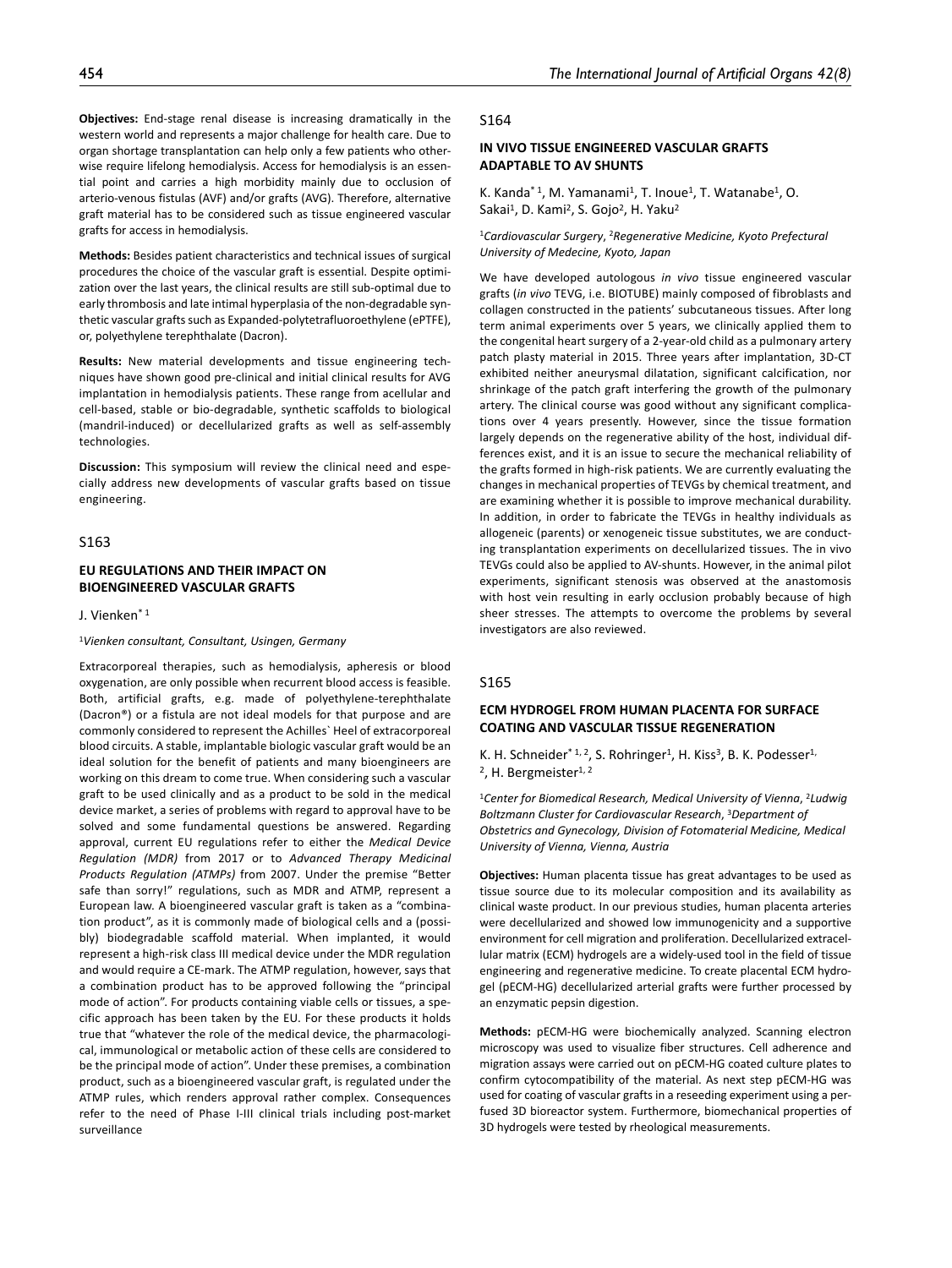**Objectives:** End-stage renal disease is increasing dramatically in the western world and represents a major challenge for health care. Due to organ shortage transplantation can help only a few patients who otherwise require lifelong hemodialysis. Access for hemodialysis is an essential point and carries a high morbidity mainly due to occlusion of arterio-venous fistulas (AVF) and/or grafts (AVG). Therefore, alternative graft material has to be considered such as tissue engineered vascular grafts for access in hemodialysis.

**Methods:** Besides patient characteristics and technical issues of surgical procedures the choice of the vascular graft is essential. Despite optimization over the last years, the clinical results are still sub-optimal due to early thrombosis and late intimal hyperplasia of the non-degradable synthetic vascular grafts such as Expanded-polytetrafluoroethylene (ePTFE), or, polyethylene terephthalate (Dacron).

**Results:** New material developments and tissue engineering techniques have shown good pre-clinical and initial clinical results for AVG implantation in hemodialysis patients. These range from acellular and cell-based, stable or bio-degradable, synthetic scaffolds to biological (mandril-induced) or decellularized grafts as well as self-assembly technologies.

**Discussion:** This symposium will review the clinical need and especially address new developments of vascular grafts based on tissue engineering.

## S163

### EU REGULATIONS AND THEIR IMPACT ON BIOENGINEERED VASCULAR GRAFTS

J. Vienken*[1]

[1]*Vienken consultant, Consultant, Usingen, Germany*

Extracorporeal therapies, such as hemodialysis, apheresis or blood oxygenation, are only possible when recurrent blood access is feasible. Both, artificial grafts, e.g. made of polyethylene-terephthalate (Dacron®) or a fistula are not ideal models for that purpose and are commonly considered to represent the Achilles` Heel of extracorporeal blood circuits. A stable, implantable biologic vascular graft would be an ideal solution for the benefit of patients and many bioengineers are working on this dream to come true. When considering such a vascular graft to be used clinically and as a product to be sold in the medical device market, a series of problems with regard to approval have to be solved and some fundamental questions be answered. Regarding approval, current EU regulations refer to either the *Medical Device Regulation (MDR)* from 2017 or to *Advanced Therapy Medicinal Products Regulation (ATMPs)* from 2007. Under the premise "Better safe than sorry!" regulations, such as MDR and ATMP, represent a European law. A bioengineered vascular graft is taken as a "combination product", as it is commonly made of biological cells and a (possibly) biodegradable scaffold material. When implanted, it would represent a high-risk class III medical device under the MDR regulation and would require a CE-mark. The ATMP regulation, however, says that a combination product has to be approved following the "principal mode of action". For products containing viable cells or tissues, a specific approach has been taken by the EU. For these products it holds true that "whatever the role of the medical device, the pharmacological, immunological or metabolic action of these cells are considered to be the principal mode of action". Under these premises, a combination product, such as a bioengineered vascular graft, is regulated under the ATMP rules, which renders approval rather complex. Consequences refer to the need of Phase I-III clinical trials including post-market surveillance

## S164

### IN VIVO TISSUE ENGINEERED VASCULAR GRAFTS ADAPTABLE TO AV SHUNTS

K. Kanda*[1], M. Yamanami[1], T. Inoue[1], T. Watanabe[1], O. Sakai[1], D. Kami[2], S. Gojo[2], H. Yaku[2]

[1]*Cardiovascular Surgery*, [2]*Regenerative Medicine, Kyoto Prefectural University of Medecine, Kyoto, Japan*

We have developed autologous *in vivo* tissue engineered vascular grafts (*in vivo* TEVG, i.e. BIOTUBE) mainly composed of fibroblasts and collagen constructed in the patients' subcutaneous tissues. After long term animal experiments over 5 years, we clinically applied them to the congenital heart surgery of a 2-year-old child as a pulmonary artery patch plasty material in 2015. Three years after implantation, 3D-CT exhibited neither aneurysmal dilatation, significant calcification, nor shrinkage of the patch graft interfering the growth of the pulmonary artery. The clinical course was good without any significant complications over 4 years presently. However, since the tissue formation largely depends on the regenerative ability of the host, individual differences exist, and it is an issue to secure the mechanical reliability of the grafts formed in high-risk patients. We are currently evaluating the changes in mechanical properties of TEVGs by chemical treatment, and are examining whether it is possible to improve mechanical durability. In addition, in order to fabricate the TEVGs in healthy individuals as allogeneic (parents) or xenogeneic tissue substitutes, we are conducting transplantation experiments on decellularized tissues. The in vivo TEVGs could also be applied to AV-shunts. However, in the animal pilot experiments, significant stenosis was observed at the anastomosis with host vein resulting in early occlusion probably because of high sheer stresses. The attempts to overcome the problems by several investigators are also reviewed.

## S165

### ECM HYDROGEL FROM HUMAN PLACENTA FOR SURFACE COATING AND VASCULAR TISSUE REGENERATION

K. H. Schneider*[1, 2], S. Rohringer[1], H. Kiss[3], B. K. Podesser[1, 2], H. Bergmeister[1, 2]

[1]*Center for Biomedical Research, Medical University of Vienna*, [2]*Ludwig Boltzmann Cluster for Cardiovascular Research*, [3]*Department of Obstetrics and Gynecology, Division of Fotomaterial Medicine, Medical University of Vienna, Vienna, Austria*

**Objectives:** Human placenta tissue has great advantages to be used as tissue source due to its molecular composition and its availability as clinical waste product. In our previous studies, human placenta arteries were decellularized and showed low immunogenicity and a supportive environment for cell migration and proliferation. Decellularized extracellular matrix (ECM) hydrogels are a widely-used tool in the field of tissue engineering and regenerative medicine. To create placental ECM hydrogel (pECM-HG) decellularized arterial grafts were further processed by an enzymatic pepsin digestion.

**Methods:** pECM-HG were biochemically analyzed. Scanning electron microscopy was used to visualize fiber structures. Cell adherence and migration assays were carried out on pECM-HG coated culture plates to confirm cytocompatibility of the material. As next step pECM-HG was used for coating of vascular grafts in a reseeding experiment using a perfused 3D bioreactor system. Furthermore, biomechanical properties of 3D hydrogels were tested by rheological measurements.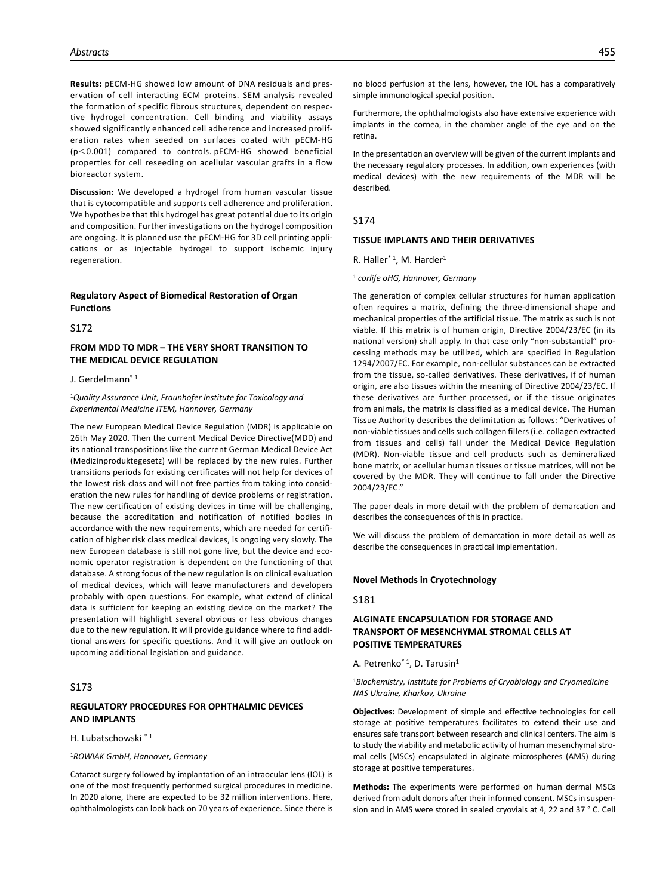**Results:** pECM-HG showed low amount of DNA residuals and preservation of cell interacting ECM proteins. SEM analysis revealed the formation of specific fibrous structures, dependent on respective hydrogel concentration. Cell binding and viability assays showed significantly enhanced cell adherence and increased proliferation rates when seeded on surfaces coated with pECM-HG ($p < 0.001$) compared to controls. pECM-HG showed beneficial properties for cell reseeding on acellular vascular grafts in a flow bioreactor system.

**Discussion:** We developed a hydrogel from human vascular tissue that is cytocompatible and supports cell adherence and proliferation. We hypothesize that this hydrogel has great potential due to its origin and composition. Further investigations on the hydrogel composition are ongoing. It is planned use the pECM-HG for 3D cell printing applications or as injectable hydrogel to support ischemic injury regeneration.

## Regulatory Aspect of Biomedical Restoration of Organ Functions

S172

### FROM MDD TO MDR – THE VERY SHORT TRANSITION TO THE MEDICAL DEVICE REGULATION

J. Gerdelmann* [1]

[1]*Quality Assurance Unit, Fraunhofer Institute for Toxicology and Experimental Medicine ITEM, Hannover, Germany*

The new European Medical Device Regulation (MDR) is applicable on 26th May 2020. Then the current Medical Device Directive(MDD) and its national transpositions like the current German Medical Device Act (Medizinproduktegesetz) will be replaced by the new rules. Further transitions periods for existing certificates will not help for devices of the lowest risk class and will not free parties from taking into consideration the new rules for handling of device problems or registration. The new certification of existing devices in time will be challenging, because the accreditation and notification of notified bodies in accordance with the new requirements, which are needed for certification of higher risk class medical devices, is ongoing very slowly. The new European database is still not gone live, but the device and economic operator registration is dependent on the functioning of that database. A strong focus of the new regulation is on clinical evaluation of medical devices, which will leave manufacturers and developers probably with open questions. For example, what extend of clinical data is sufficient for keeping an existing device on the market? The presentation will highlight several obvious or less obvious changes due to the new regulation. It will provide guidance where to find additional answers for specific questions. And it will give an outlook on upcoming additional legislation and guidance.

S173

### REGULATORY PROCEDURES FOR OPHTHALMIC DEVICES AND IMPLANTS

H. Lubatschowski * [1]

[1]*ROWIAK GmbH, Hannover, Germany*

Cataract surgery followed by implantation of an intraocular lens (IOL) is one of the most frequently performed surgical procedures in medicine. In 2020 alone, there are expected to be 32 million interventions. Here, ophthalmologists can look back on 70 years of experience. Since there is no blood perfusion at the lens, however, the IOL has a comparatively simple immunological special position.

Furthermore, the ophthalmologists also have extensive experience with implants in the cornea, in the chamber angle of the eye and on the retina.

In the presentation an overview will be given of the current implants and the necessary regulatory processes. In addition, own experiences (with medical devices) with the new requirements of the MDR will be described.

S174

### TISSUE IMPLANTS AND THEIR DERIVATIVES

R. Haller* [1], M. Harder[1]

[1] *corlife oHG, Hannover, Germany*

The generation of complex cellular structures for human application often requires a matrix, defining the three-dimensional shape and mechanical properties of the artificial tissue. The matrix as such is not viable. If this matrix is of human origin, Directive 2004/23/EC (in its national version) shall apply. In that case only "non-substantial" processing methods may be utilized, which are specified in Regulation 1294/2007/EC. For example, non-cellular substances can be extracted from the tissue, so-called derivatives. These derivatives, if of human origin, are also tissues within the meaning of Directive 2004/23/EC. If these derivatives are further processed, or if the tissue originates from animals, the matrix is classified as a medical device. The Human Tissue Authority describes the delimitation as follows: "Derivatives of non-viable tissues and cells such collagen fillers (i.e. collagen extracted from tissues and cells) fall under the Medical Device Regulation (MDR). Non-viable tissue and cell products such as demineralized bone matrix, or acellular human tissues or tissue matrices, will not be covered by the MDR. They will continue to fall under the Directive 2004/23/EC."

The paper deals in more detail with the problem of demarcation and describes the consequences of this in practice.

We will discuss the problem of demarcation in more detail as well as describe the consequences in practical implementation.

## Novel Methods in Cryotechnology

S181

### ALGINATE ENCAPSULATION FOR STORAGE AND TRANSPORT OF MESENCHYMAL STROMAL CELLS AT POSITIVE TEMPERATURES

A. Petrenko* [1], D. Tarusin[1]

[1]*Biochemistry, Institute for Problems of Cryobiology and Cryomedicine NAS Ukraine, Kharkov, Ukraine*

**Objectives:** Development of simple and effective technologies for cell storage at positive temperatures facilitates to extend their use and ensures safe transport between research and clinical centers. The aim is to study the viability and metabolic activity of human mesenchymal stromal cells (MSCs) encapsulated in alginate microspheres (AMS) during storage at positive temperatures.

**Methods:** The experiments were performed on human dermal MSCs derived from adult donors after their informed consent. MSCs in suspension and in AMS were stored in sealed cryovials at 4, 22 and 37 ° C. Cell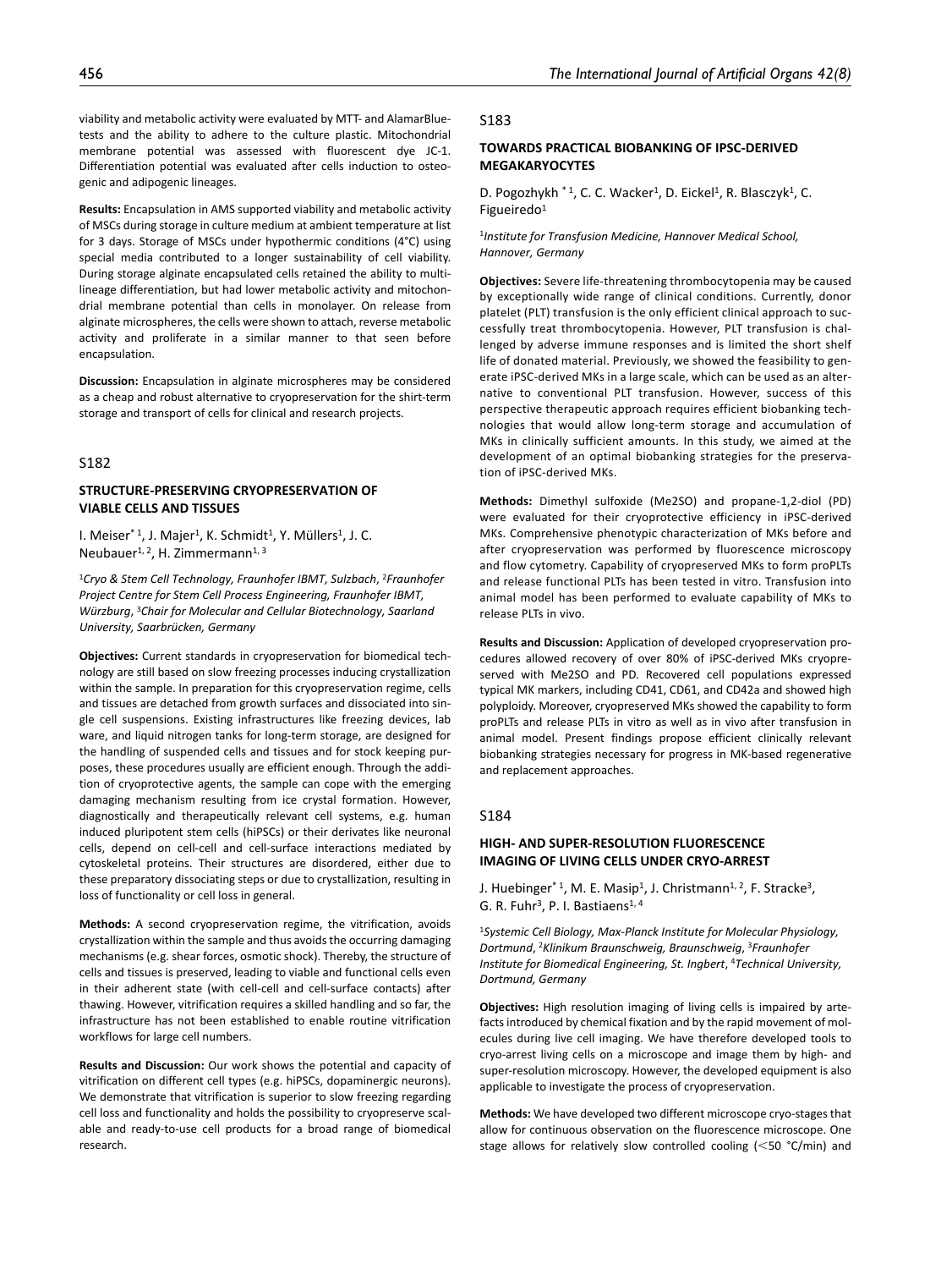viability and metabolic activity were evaluated by MTT- and AlamarBlue-tests and the ability to adhere to the culture plastic. Mitochondrial membrane potential was assessed with fluorescent dye JC-1. Differentiation potential was evaluated after cells induction to osteogenic and adipogenic lineages.

**Results:** Encapsulation in AMS supported viability and metabolic activity of MSCs during storage in culture medium at ambient temperature at list for 3 days. Storage of MSCs under hypothermic conditions (4°C) using special media contributed to a longer sustainability of cell viability. During storage alginate encapsulated cells retained the ability to multilineage differentiation, but had lower metabolic activity and mitochondrial membrane potential than cells in monolayer. On release from alginate microspheres, the cells were shown to attach, reverse metabolic activity and proliferate in a similar manner to that seen before encapsulation.

**Discussion:** Encapsulation in alginate microspheres may be considered as a cheap and robust alternative to cryopreservation for the shirt-term storage and transport of cells for clinical and research projects.

## S182

### STRUCTURE-PRESERVING CRYOPRESERVATION OF VIABLE CELLS AND TISSUES

I. Meiser* [1], J. Majer[1], K. Schmidt[1], Y. Müllers[1], J. C. Neubauer[1, 2], H. Zimmermann[1, 3]

[1]*Cryo & Stem Cell Technology, Fraunhofer IBMT, Sulzbach*, [2]*Fraunhofer Project Centre for Stem Cell Process Engineering, Fraunhofer IBMT, Würzburg*, [3]*Chair for Molecular and Cellular Biotechnology, Saarland University, Saarbrücken, Germany*

**Objectives:** Current standards in cryopreservation for biomedical technology are still based on slow freezing processes inducing crystallization within the sample. In preparation for this cryopreservation regime, cells and tissues are detached from growth surfaces and dissociated into single cell suspensions. Existing infrastructures like freezing devices, lab ware, and liquid nitrogen tanks for long-term storage, are designed for the handling of suspended cells and tissues and for stock keeping purposes, these procedures usually are efficient enough. Through the addition of cryoprotective agents, the sample can cope with the emerging damaging mechanism resulting from ice crystal formation. However, diagnostically and therapeutically relevant cell systems, e.g. human induced pluripotent stem cells (hiPSCs) or their derivates like neuronal cells, depend on cell-cell and cell-surface interactions mediated by cytoskeletal proteins. Their structures are disordered, either due to these preparatory dissociating steps or due to crystallization, resulting in loss of functionality or cell loss in general.

**Methods:** A second cryopreservation regime, the vitrification, avoids crystallization within the sample and thus avoids the occurring damaging mechanisms (e.g. shear forces, osmotic shock). Thereby, the structure of cells and tissues is preserved, leading to viable and functional cells even in their adherent state (with cell-cell and cell-surface contacts) after thawing. However, vitrification requires a skilled handling and so far, the infrastructure has not been established to enable routine vitrification workflows for large cell numbers.

**Results and Discussion:** Our work shows the potential and capacity of vitrification on different cell types (e.g. hiPSCs, dopaminergic neurons). We demonstrate that vitrification is superior to slow freezing regarding cell loss and functionality and holds the possibility to cryopreserve scalable and ready-to-use cell products for a broad range of biomedical research.

## S183

### TOWARDS PRACTICAL BIOBANKING OF IPSC-DERIVED MEGAKARYOCYTES

D. Pogozhykh * [1], C. C. Wacker[1], D. Eickel[1], R. Blasczyk[1], C. Figueiredo[1]

[1]*Institute for Transfusion Medicine, Hannover Medical School, Hannover, Germany*

**Objectives:** Severe life-threatening thrombocytopenia may be caused by exceptionally wide range of clinical conditions. Currently, donor platelet (PLT) transfusion is the only efficient clinical approach to successfully treat thrombocytopenia. However, PLT transfusion is challenged by adverse immune responses and is limited the short shelf life of donated material. Previously, we showed the feasibility to generate iPSC-derived MKs in a large scale, which can be used as an alternative to conventional PLT transfusion. However, success of this perspective therapeutic approach requires efficient biobanking technologies that would allow long-term storage and accumulation of MKs in clinically sufficient amounts. In this study, we aimed at the development of an optimal biobanking strategies for the preservation of iPSC-derived MKs.

**Methods:** Dimethyl sulfoxide (Me2SO) and propane-1,2-diol (PD) were evaluated for their cryoprotective efficiency in iPSC-derived MKs. Comprehensive phenotypic characterization of MKs before and after cryopreservation was performed by fluorescence microscopy and flow cytometry. Capability of cryopreserved MKs to form proPLTs and release functional PLTs has been tested in vitro. Transfusion into animal model has been performed to evaluate capability of MKs to release PLTs in vivo.

**Results and Discussion:** Application of developed cryopreservation procedures allowed recovery of over 80% of iPSC-derived MKs cryopreserved with Me2SO and PD. Recovered cell populations expressed typical MK markers, including CD41, CD61, and CD42a and showed high polyploidy. Moreover, cryopreserved MKs showed the capability to form proPLTs and release PLTs in vitro as well as in vivo after transfusion in animal model. Present findings propose efficient clinically relevant biobanking strategies necessary for progress in MK-based regenerative and replacement approaches.

## S184

### HIGH- AND SUPER-RESOLUTION FLUORESCENCE IMAGING OF LIVING CELLS UNDER CRYO-ARREST

J. Huebinger* [1], M. E. Masip[1], J. Christmann[1, 2], F. Stracke[3], G. R. Fuhr[3], P. I. Bastiaens[1, 4]

[1]*Systemic Cell Biology, Max-Planck Institute for Molecular Physiology, Dortmund*, [2]*Klinikum Braunschweig, Braunschweig*, [3]*Fraunhofer Institute for Biomedical Engineering, St. Ingbert*, [4]*Technical University, Dortmund, Germany*

**Objectives:** High resolution imaging of living cells is impaired by artefacts introduced by chemical fixation and by the rapid movement of molecules during live cell imaging. We have therefore developed tools to cryo-arrest living cells on a microscope and image them by high- and super-resolution microscopy. However, the developed equipment is also applicable to investigate the process of cryopreservation.

**Methods:** We have developed two different microscope cryo-stages that allow for continuous observation on the fluorescence microscope. One stage allows for relatively slow controlled cooling (<50 °C/min) and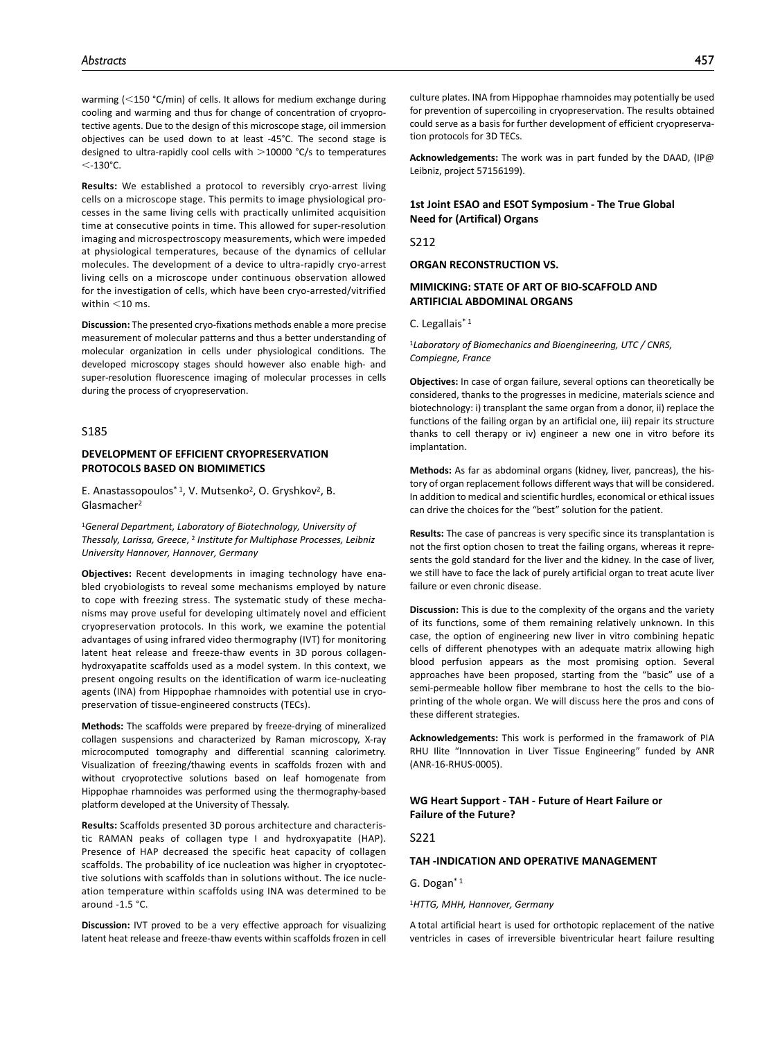warming (<150 °C/min) of cells. It allows for medium exchange during cooling and warming and thus for change of concentration of cryoprotective agents. Due to the design of this microscope stage, oil immersion objectives can be used down to at least -45°C. The second stage is designed to ultra-rapidly cool cells with >10000 °C/s to temperatures <-130°C.

**Results:** We established a protocol to reversibly cryo-arrest living cells on a microscope stage. This permits to image physiological processes in the same living cells with practically unlimited acquisition time at consecutive points in time. This allowed for super-resolution imaging and microspectroscopy measurements, which were impeded at physiological temperatures, because of the dynamics of cellular molecules. The development of a device to ultra-rapidly cryo-arrest living cells on a microscope under continuous observation allowed for the investigation of cells, which have been cryo-arrested/vitrified within <10 ms.

**Discussion:** The presented cryo-fixations methods enable a more precise measurement of molecular patterns and thus a better understanding of molecular organization in cells under physiological conditions. The developed microscopy stages should however also enable high- and super-resolution fluorescence imaging of molecular processes in cells during the process of cryopreservation.

## S185

### DEVELOPMENT OF EFFICIENT CRYOPRESERVATION PROTOCOLS BASED ON BIOMIMETICS

E. Anastassopoulos* [1], V. Mutsenko[2], O. Gryshkov[2], B. Glasmacher[2]

[1]*General Department, Laboratory of Biotechnology, University of Thessaly, Larissa, Greece*, [2] *Institute for Multiphase Processes, Leibniz University Hannover, Hannover, Germany*

**Objectives:** Recent developments in imaging technology have enabled cryobiologists to reveal some mechanisms employed by nature to cope with freezing stress. The systematic study of these mechanisms may prove useful for developing ultimately novel and efficient cryopreservation protocols. In this work, we examine the potential advantages of using infrared video thermography (IVT) for monitoring latent heat release and freeze-thaw events in 3D porous collagen-hydroxyapatite scaffolds used as a model system. In this context, we present ongoing results on the identification of warm ice-nucleating agents (INA) from Hippophae rhamnoides with potential use in cryopreservation of tissue-engineered constructs (TECs).

**Methods:** The scaffolds were prepared by freeze-drying of mineralized collagen suspensions and characterized by Raman microscopy, X-ray microcomputed tomography and differential scanning calorimetry. Visualization of freezing/thawing events in scaffolds frozen with and without cryoprotective solutions based on leaf homogenate from Hippophae rhamnoides was performed using the thermography-based platform developed at the University of Thessaly.

**Results:** Scaffolds presented 3D porous architecture and characteristic RAMAN peaks of collagen type I and hydroxyapatite (HAP). Presence of HAP decreased the specific heat capacity of collagen scaffolds. The probability of ice nucleation was higher in cryoptotective solutions with scaffolds than in solutions without. The ice nucleation temperature within scaffolds using INA was determined to be around -1.5 °C.

**Discussion:** IVT proved to be a very effective approach for visualizing latent heat release and freeze-thaw events within scaffolds frozen in cell culture plates. INA from Hippophae rhamnoides may potentially be used for prevention of supercoiling in cryopreservation. The results obtained could serve as a basis for further development of efficient cryopreservation protocols for 3D TECs.

**Acknowledgements:** The work was in part funded by the DAAD, (IP@ Leibniz, project 57156199).

## 1st Joint ESAO and ESOT Symposium - The True Global Need for (Artifical) Organs

## S212

### ORGAN RECONSTRUCTION VS.

### MIMICKING: STATE OF ART OF BIO-SCAFFOLD AND ARTIFICIAL ABDOMINAL ORGANS

C. Legallais* [1]

[1]*Laboratory of Biomechanics and Bioengineering, UTC / CNRS, Compiegne, France*

**Objectives:** In case of organ failure, several options can theoretically be considered, thanks to the progresses in medicine, materials science and biotechnology: i) transplant the same organ from a donor, ii) replace the functions of the failing organ by an artificial one, iii) repair its structure thanks to cell therapy or iv) engineer a new one in vitro before its implantation.

**Methods:** As far as abdominal organs (kidney, liver, pancreas), the history of organ replacement follows different ways that will be considered. In addition to medical and scientific hurdles, economical or ethical issues can drive the choices for the "best" solution for the patient.

**Results:** The case of pancreas is very specific since its transplantation is not the first option chosen to treat the failing organs, whereas it represents the gold standard for the liver and the kidney. In the case of liver, we still have to face the lack of purely artificial organ to treat acute liver failure or even chronic disease.

**Discussion:** This is due to the complexity of the organs and the variety of its functions, some of them remaining relatively unknown. In this case, the option of engineering new liver in vitro combining hepatic cells of different phenotypes with an adequate matrix allowing high blood perfusion appears as the most promising option. Several approaches have been proposed, starting from the "basic" use of a semi-permeable hollow fiber membrane to host the cells to the bioprinting of the whole organ. We will discuss here the pros and cons of these different strategies.

**Acknowledgements:** This work is performed in the framawork of PIA RHU Ilite "Innnovation in Liver Tissue Engineering" funded by ANR (ANR-16-RHUS-0005).

## WG Heart Support - TAH - Future of Heart Failure or Failure of the Future?

## S221

### TAH -INDICATION AND OPERATIVE MANAGEMENT

G. Dogan* [1]

[1]*HTTG, MHH, Hannover, Germany*

A total artificial heart is used for orthotopic replacement of the native ventricles in cases of irreversible biventricular heart failure resulting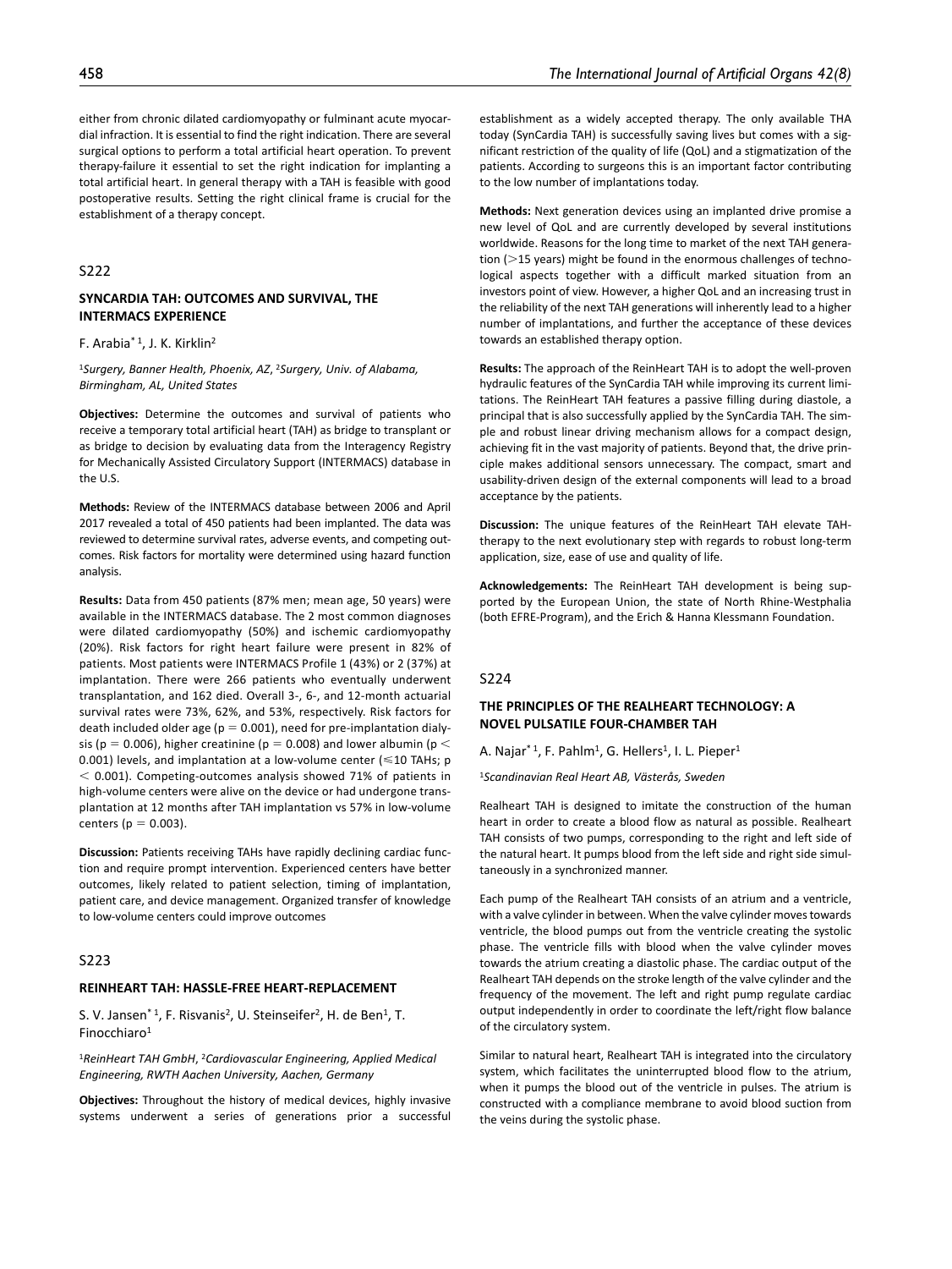either from chronic dilated cardiomyopathy or fulminant acute myocardial infraction. It is essential to find the right indication. There are several surgical options to perform a total artificial heart operation. To prevent therapy-failure it essential to set the right indication for implanting a total artificial heart. In general therapy with a TAH is feasible with good postoperative results. Setting the right clinical frame is crucial for the establishment of a therapy concept.

## S222

### SYNCARDIA TAH: OUTCOMES AND SURVIVAL, THE INTERMACS EXPERIENCE

F. Arabia*[1], J. K. Kirklin[2]

[1]*Surgery, Banner Health, Phoenix, AZ*, [2]*Surgery, Univ. of Alabama, Birmingham, AL, United States*

**Objectives:** Determine the outcomes and survival of patients who receive a temporary total artificial heart (TAH) as bridge to transplant or as bridge to decision by evaluating data from the Interagency Registry for Mechanically Assisted Circulatory Support (INTERMACS) database in the U.S.

**Methods:** Review of the INTERMACS database between 2006 and April 2017 revealed a total of 450 patients had been implanted. The data was reviewed to determine survival rates, adverse events, and competing outcomes. Risk factors for mortality were determined using hazard function analysis.

**Results:** Data from 450 patients (87% men; mean age, 50 years) were available in the INTERMACS database. The 2 most common diagnoses were dilated cardiomyopathy (50%) and ischemic cardiomyopathy (20%). Risk factors for right heart failure were present in 82% of patients. Most patients were INTERMACS Profile 1 (43%) or 2 (37%) at implantation. There were 266 patients who eventually underwent transplantation, and 162 died. Overall 3-, 6-, and 12-month actuarial survival rates were 73%, 62%, and 53%, respectively. Risk factors for death included older age ($p = 0.001$), need for pre-implantation dialysis ($p = 0.006$), higher creatinine ($p = 0.008$) and lower albumin ($p < 0.001$) levels, and implantation at a low-volume center ($\leqslant$10 TAHs; $p < 0.001$). Competing-outcomes analysis showed 71% of patients in high-volume centers were alive on the device or had undergone transplantation at 12 months after TAH implantation vs 57% in low-volume centers ($p = 0.003$).

**Discussion:** Patients receiving TAHs have rapidly declining cardiac function and require prompt intervention. Experienced centers have better outcomes, likely related to patient selection, timing of implantation, patient care, and device management. Organized transfer of knowledge to low-volume centers could improve outcomes

## S223

### REINHEART TAH: HASSLE-FREE HEART-REPLACEMENT

S. V. Jansen*[1], F. Risvanis[2], U. Steinseifer[2], H. de Ben[1], T. Finocchiaro[1]

[1]*ReinHeart TAH GmbH*, [2]*Cardiovascular Engineering, Applied Medical Engineering, RWTH Aachen University, Aachen, Germany*

**Objectives:** Throughout the history of medical devices, highly invasive systems underwent a series of generations prior a successful establishment as a widely accepted therapy. The only available THA today (SynCardia TAH) is successfully saving lives but comes with a significant restriction of the quality of life (QoL) and a stigmatization of the patients. According to surgeons this is an important factor contributing to the low number of implantations today.

**Methods:** Next generation devices using an implanted drive promise a new level of QoL and are currently developed by several institutions worldwide. Reasons for the long time to market of the next TAH generation (>15 years) might be found in the enormous challenges of technological aspects together with a difficult marked situation from an investors point of view. However, a higher QoL and an increasing trust in the reliability of the next TAH generations will inherently lead to a higher number of implantations, and further the acceptance of these devices towards an established therapy option.

**Results:** The approach of the ReinHeart TAH is to adopt the well-proven hydraulic features of the SynCardia TAH while improving its current limitations. The ReinHeart TAH features a passive filling during diastole, a principal that is also successfully applied by the SynCardia TAH. The simple and robust linear driving mechanism allows for a compact design, achieving fit in the vast majority of patients. Beyond that, the drive principle makes additional sensors unnecessary. The compact, smart and usability-driven design of the external components will lead to a broad acceptance by the patients.

**Discussion:** The unique features of the ReinHeart TAH elevate TAH-therapy to the next evolutionary step with regards to robust long-term application, size, ease of use and quality of life.

**Acknowledgements:** The ReinHeart TAH development is being supported by the European Union, the state of North Rhine-Westphalia (both EFRE-Program), and the Erich & Hanna Klessmann Foundation.

## S224

### THE PRINCIPLES OF THE REALHEART TECHNOLOGY: A NOVEL PULSATILE FOUR-CHAMBER TAH

A. Najar*[1], F. Pahlm[1], G. Hellers[1], I. L. Pieper[1]

[1]*Scandinavian Real Heart AB, Västerås, Sweden*

Realheart TAH is designed to imitate the construction of the human heart in order to create a blood flow as natural as possible. Realheart TAH consists of two pumps, corresponding to the right and left side of the natural heart. It pumps blood from the left side and right side simultaneously in a synchronized manner.

Each pump of the Realheart TAH consists of an atrium and a ventricle, with a valve cylinder in between. When the valve cylinder moves towards ventricle, the blood pumps out from the ventricle creating the systolic phase. The ventricle fills with blood when the valve cylinder moves towards the atrium creating a diastolic phase. The cardiac output of the Realheart TAH depends on the stroke length of the valve cylinder and the frequency of the movement. The left and right pump regulate cardiac output independently in order to coordinate the left/right flow balance of the circulatory system.

Similar to natural heart, Realheart TAH is integrated into the circulatory system, which facilitates the uninterrupted blood flow to the atrium, when it pumps the blood out of the ventricle in pulses. The atrium is constructed with a compliance membrane to avoid blood suction from the veins during the systolic phase.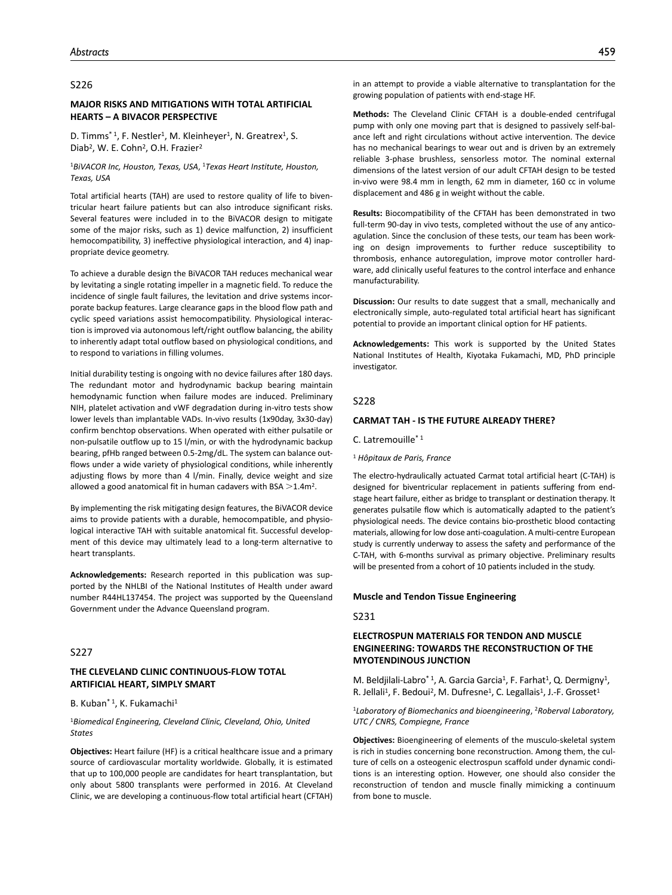## S226

### MAJOR RISKS AND MITIGATIONS WITH TOTAL ARTIFICIAL HEARTS – A BIVACOR PERSPECTIVE

D. Timms* [1], F. Nestler[1], M. Kleinheyer[1], N. Greatrex[1], S. Diab[2], W. E. Cohn[2], O.H. Frazier[2]

[1]*BiVACOR Inc, Houston, Texas, USA*, [1]*Texas Heart Institute, Houston, Texas, USA*

Total artificial hearts (TAH) are used to restore quality of life to biventricular heart failure patients but can also introduce significant risks. Several features were included in to the BiVACOR design to mitigate some of the major risks, such as 1) device malfunction, 2) insufficient hemocompatibility, 3) ineffective physiological interaction, and 4) inappropriate device geometry.

To achieve a durable design the BiVACOR TAH reduces mechanical wear by levitating a single rotating impeller in a magnetic field. To reduce the incidence of single fault failures, the levitation and drive systems incorporate backup features. Large clearance gaps in the blood flow path and cyclic speed variations assist hemocompatibility. Physiological interaction is improved via autonomous left/right outflow balancing, the ability to inherently adapt total outflow based on physiological conditions, and to respond to variations in filling volumes.

Initial durability testing is ongoing with no device failures after 180 days. The redundant motor and hydrodynamic backup bearing maintain hemodynamic function when failure modes are induced. Preliminary NIH, platelet activation and vWF degradation during in-vitro tests show lower levels than implantable VADs. In-vivo results (1x90day, 3x30-day) confirm benchtop observations. When operated with either pulsatile or non-pulsatile outflow up to 15 l/min, or with the hydrodynamic backup bearing, pfHb ranged between 0.5-2mg/dL. The system can balance outflows under a wide variety of physiological conditions, while inherently adjusting flows by more than 4 l/min. Finally, device weight and size allowed a good anatomical fit in human cadavers with BSA $>1.4\text{m}^2$.

By implementing the risk mitigating design features, the BiVACOR device aims to provide patients with a durable, hemocompatible, and physiological interactive TAH with suitable anatomical fit. Successful development of this device may ultimately lead to a long-term alternative to heart transplants.

**Acknowledgements:** Research reported in this publication was supported by the NHLBI of the National Institutes of Health under award number R44HL137454. The project was supported by the Queensland Government under the Advance Queensland program.

## S227

### THE CLEVELAND CLINIC CONTINUOUS-FLOW TOTAL ARTIFICIAL HEART, SIMPLY SMART

B. Kuban* [1], K. Fukamachi[1]

[1]*Biomedical Engineering, Cleveland Clinic, Cleveland, Ohio, United States*

**Objectives:** Heart failure (HF) is a critical healthcare issue and a primary source of cardiovascular mortality worldwide. Globally, it is estimated that up to 100,000 people are candidates for heart transplantation, but only about 5800 transplants were performed in 2016. At Cleveland Clinic, we are developing a continuous-flow total artificial heart (CFTAH) in an attempt to provide a viable alternative to transplantation for the growing population of patients with end-stage HF.

**Methods:** The Cleveland Clinic CFTAH is a double-ended centrifugal pump with only one moving part that is designed to passively self-balance left and right circulations without active intervention. The device has no mechanical bearings to wear out and is driven by an extremely reliable 3-phase brushless, sensorless motor. The nominal external dimensions of the latest version of our adult CFTAH design to be tested in-vivo were 98.4 mm in length, 62 mm in diameter, 160 cc in volume displacement and 486 g in weight without the cable.

**Results:** Biocompatibility of the CFTAH has been demonstrated in two full-term 90-day in vivo tests, completed without the use of any anticoagulation. Since the conclusion of these tests, our team has been working on design improvements to further reduce susceptibility to thrombosis, enhance autoregulation, improve motor controller hardware, add clinically useful features to the control interface and enhance manufacturability.

**Discussion:** Our results to date suggest that a small, mechanically and electronically simple, auto-regulated total artificial heart has significant potential to provide an important clinical option for HF patients.

**Acknowledgements:** This work is supported by the United States National Institutes of Health, Kiyotaka Fukamachi, MD, PhD principle investigator.

## S228

### CARMAT TAH - IS THE FUTURE ALREADY THERE?

C. Latremouille* [1]

[1] *Hôpitaux de Paris, France*

The electro-hydraulically actuated Carmat total artificial heart (C-TAH) is designed for biventricular replacement in patients suffering from end-stage heart failure, either as bridge to transplant or destination therapy. It generates pulsatile flow which is automatically adapted to the patient's physiological needs. The device contains bio-prosthetic blood contacting materials, allowing for low dose anti-coagulation. A multi-centre European study is currently underway to assess the safety and performance of the C-TAH, with 6-months survival as primary objective. Preliminary results will be presented from a cohort of 10 patients included in the study.

## Muscle and Tendon Tissue Engineering

## S231

### ELECTROSPUN MATERIALS FOR TENDON AND MUSCLE ENGINEERING: TOWARDS THE RECONSTRUCTION OF THE MYOTENDINOUS JUNCTION

M. Beldjilali-Labro* [1], A. Garcia Garcia[1], F. Farhat[1], Q. Dermigny[1], R. Jellali[1], F. Bedoui[2], M. Dufresne[1], C. Legallais[1], J.-F. Grosset[1]

[1]*Laboratory of Biomechanics and bioengineering*, [2]*Roberval Laboratory, UTC / CNRS, Compiegne, France*

**Objectives:** Bioengineering of elements of the musculo-skeletal system is rich in studies concerning bone reconstruction. Among them, the culture of cells on a osteogenic electrospun scaffold under dynamic conditions is an interesting option. However, one should also consider the reconstruction of tendon and muscle finally mimicking a continuum from bone to muscle.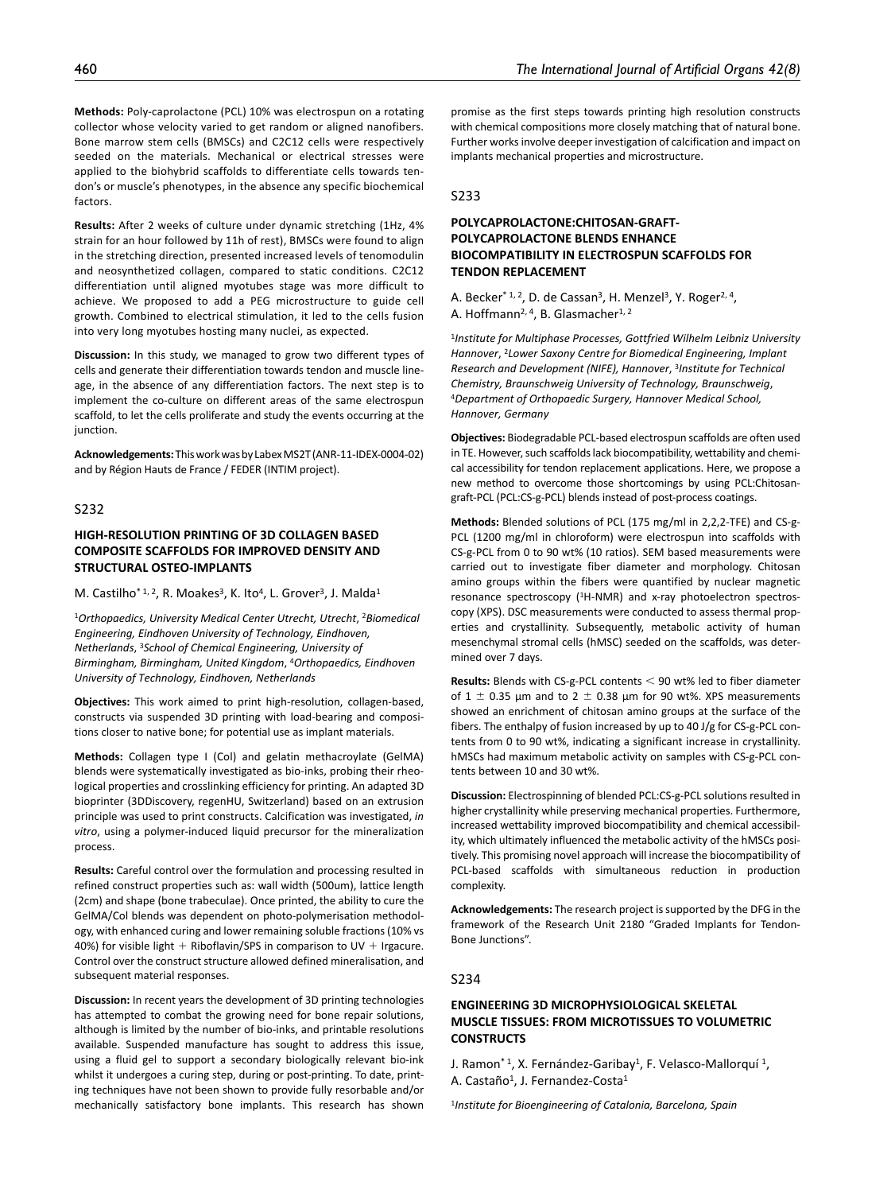**Methods:** Poly-caprolactone (PCL) 10% was electrospun on a rotating collector whose velocity varied to get random or aligned nanofibers. Bone marrow stem cells (BMSCs) and C2C12 cells were respectively seeded on the materials. Mechanical or electrical stresses were applied to the biohybrid scaffolds to differentiate cells towards tendon's or muscle's phenotypes, in the absence any specific biochemical factors.

**Results:** After 2 weeks of culture under dynamic stretching (1Hz, 4% strain for an hour followed by 11h of rest), BMSCs were found to align in the stretching direction, presented increased levels of tenomodulin and neosynthetized collagen, compared to static conditions. C2C12 differentiation until aligned myotubes stage was more difficult to achieve. We proposed to add a PEG microstructure to guide cell growth. Combined to electrical stimulation, it led to the cells fusion into very long myotubes hosting many nuclei, as expected.

**Discussion:** In this study, we managed to grow two different types of cells and generate their differentiation towards tendon and muscle lineage, in the absence of any differentiation factors. The next step is to implement the co-culture on different areas of the same electrospun scaffold, to let the cells proliferate and study the events occurring at the junction.

**Acknowledgements:** This work was by Labex MS2T (ANR-11-IDEX-0004-02) and by Région Hauts de France / FEDER (INTIM project).

## S232

### HIGH-RESOLUTION PRINTING OF 3D COLLAGEN BASED COMPOSITE SCAFFOLDS FOR IMPROVED DENSITY AND STRUCTURAL OSTEO-IMPLANTS

M. Castilho*[1, 2], R. Moakes[3], K. Ito[4], L. Grover[3], J. Malda[1]

[1]*Orthopaedics, University Medical Center Utrecht, Utrecht*, [2]*Biomedical Engineering, Eindhoven University of Technology, Eindhoven, Netherlands*, [3]*School of Chemical Engineering, University of Birmingham, Birmingham, United Kingdom*, [4]*Orthopaedics, Eindhoven University of Technology, Eindhoven, Netherlands*

**Objectives:** This work aimed to print high-resolution, collagen-based, constructs via suspended 3D printing with load-bearing and compositions closer to native bone; for potential use as implant materials.

**Methods:** Collagen type I (Col) and gelatin methacrylate (GelMA) blends were systematically investigated as bio-inks, probing their rheological properties and crosslinking efficiency for printing. An adapted 3D bioprinter (3DDiscovery, regenHU, Switzerland) based on an extrusion principle was used to print constructs. Calcification was investigated, *in vitro*, using a polymer-induced liquid precursor for the mineralization process.

**Results:** Careful control over the formulation and processing resulted in refined construct properties such as: wall width (500um), lattice length (2cm) and shape (bone trabeculae). Once printed, the ability to cure the GelMA/Col blends was dependent on photo-polymerisation methodology, with enhanced curing and lower remaining soluble fractions (10% vs 40%) for visible light + Riboflavin/SPS in comparison to UV + Irgacure. Control over the construct structure allowed defined mineralisation, and subsequent material responses.

**Discussion:** In recent years the development of 3D printing technologies has attempted to combat the growing need for bone repair solutions, although is limited by the number of bio-inks, and printable resolutions available. Suspended manufacture has sought to address this issue, using a fluid gel to support a secondary biologically relevant bio-ink whilst it undergoes a curing step, during or post-printing. To date, printing techniques have not been shown to provide fully resorbable and/or mechanically satisfactory bone implants. This research has shown promise as the first steps towards printing high resolution constructs with chemical compositions more closely matching that of natural bone. Further works involve deeper investigation of calcification and impact on implants mechanical properties and microstructure.

## S233

### POLYCAPROLACTONE:CHITOSAN-GRAFT-POLYCAPROLACTONE BLENDS ENHANCE BIOCOMPATIBILITY IN ELECTROSPUN SCAFFOLDS FOR TENDON REPLACEMENT

A. Becker*[1, 2], D. de Cassan[3], H. Menzel[3], Y. Roger[2, 4], A. Hoffmann[2, 4], B. Glasmacher[1, 2]

[1]*Institute for Multiphase Processes, Gottfried Wilhelm Leibniz University Hannover*, [2]*Lower Saxony Centre for Biomedical Engineering, Implant Research and Development (NIFE), Hannover*, [3]*Institute for Technical Chemistry, Braunschweig University of Technology, Braunschweig*, [4]*Department of Orthopaedic Surgery, Hannover Medical School, Hannover, Germany*

**Objectives:** Biodegradable PCL-based electrospun scaffolds are often used in TE. However, such scaffolds lack biocompatibility, wettability and chemical accessibility for tendon replacement applications. Here, we propose a new method to overcome those shortcomings by using PCL:Chitosan-graft-PCL (PCL:CS-g-PCL) blends instead of post-process coatings.

**Methods:** Blended solutions of PCL (175 mg/ml in 2,2,2-TFE) and CS-g-PCL (1200 mg/ml in chloroform) were electrospun into scaffolds with CS-g-PCL from 0 to 90 wt% (10 ratios). SEM based measurements were carried out to investigate fiber diameter and morphology. Chitosan amino groups within the fibers were quantified by nuclear magnetic resonance spectroscopy ($^1$H-NMR) and x-ray photoelectron spectroscopy (XPS). DSC measurements were conducted to assess thermal properties and crystallinity. Subsequently, metabolic activity of human mesenchymal stromal cells (hMSC) seeded on the scaffolds, was determined over 7 days.

**Results:** Blends with CS-g-PCL contents $<$ 90 wt% led to fiber diameter of $1 \pm 0.35$ µm and to $2 \pm 0.38$ µm for 90 wt%. XPS measurements showed an enrichment of chitosan amino groups at the surface of the fibers. The enthalpy of fusion increased by up to 40 J/g for CS-g-PCL contents from 0 to 90 wt%, indicating a significant increase in crystallinity. hMSCs had maximum metabolic activity on samples with CS-g-PCL contents between 10 and 30 wt%.

**Discussion:** Electrospinning of blended PCL:CS-g-PCL solutions resulted in higher crystallinity while preserving mechanical properties. Furthermore, increased wettability improved biocompatibility and chemical accessibility, which ultimately influenced the metabolic activity of the hMSCs positively. This promising novel approach will increase the biocompatibility of PCL-based scaffolds with simultaneous reduction in production complexity.

**Acknowledgements:** The research project is supported by the DFG in the framework of the Research Unit 2180 "Graded Implants for Tendon-Bone Junctions".

## S234

### ENGINEERING 3D MICROPHYSIOLOGICAL SKELETAL MUSCLE TISSUES: FROM MICROTISSUES TO VOLUMETRIC CONSTRUCTS

J. Ramon*[1], X. Fernández-Garibay[1], F. Velasco-Mallorquí[1], A. Castaño[1], J. Fernandez-Costa[1]

[1]*Institute for Bioengineering of Catalonia, Barcelona, Spain*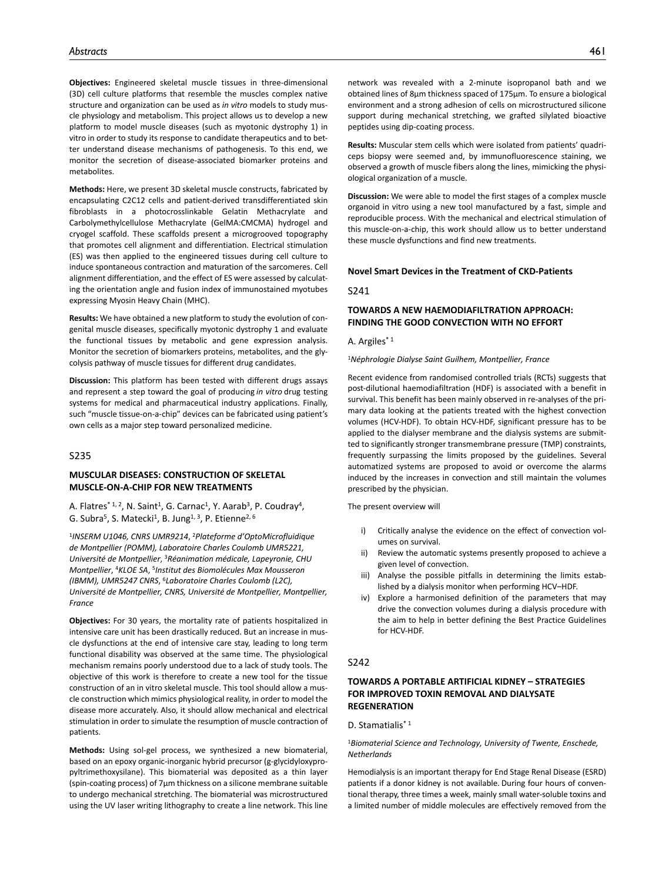**Objectives:** Engineered skeletal muscle tissues in three-dimensional (3D) cell culture platforms that resemble the muscles complex native structure and organization can be used as *in vitro* models to study muscle physiology and metabolism. This project allows us to develop a new platform to model muscle diseases (such as myotonic dystrophy 1) in vitro in order to study its response to candidate therapeutics and to better understand disease mechanisms of pathogenesis. To this end, we monitor the secretion of disease-associated biomarker proteins and metabolites.

**Methods:** Here, we present 3D skeletal muscle constructs, fabricated by encapsulating C2C12 cells and patient-derived transdifferentiated skin fibroblasts in a photocrosslinkable Gelatin Methacrylate and Carbolymethylcellulose Methacrylate (GelMA:CMCMA) hydrogel and cryogel scaffold. These scaffolds present a microgrooved topography that promotes cell alignment and differentiation. Electrical stimulation (ES) was then applied to the engineered tissues during cell culture to induce spontaneous contraction and maturation of the sarcomeres. Cell alignment differentiation, and the effect of ES were assessed by calculating the orientation angle and fusion index of immunostained myotubes expressing Myosin Heavy Chain (MHC).

**Results:** We have obtained a new platform to study the evolution of congenital muscle diseases, specifically myotonic dystrophy 1 and evaluate the functional tissues by metabolic and gene expression analysis. Monitor the secretion of biomarkers proteins, metabolites, and the glycolysis pathway of muscle tissues for different drug candidates.

**Discussion:** This platform has been tested with different drugs assays and represent a step toward the goal of producing *in vitro* drug testing systems for medical and pharmaceutical industry applications. Finally, such "muscle tissue-on-a-chip" devices can be fabricated using patient's own cells as a major step toward personalized medicine.

## S235

### MUSCULAR DISEASES: CONSTRUCTION OF SKELETAL MUSCLE-ON-A-CHIP FOR NEW TREATMENTS

A. Flatres*[1,2], N. Saint[1], G. Carnac[1], Y. Aarab[3], P. Coudray[4], G. Subra[5], S. Matecki[1], B. Jung[1,3], P. Etienne[2,6]

[1]*INSERM U1046, CNRS UMR9214*, [2]*Plateforme d'OptoMicrofluidique de Montpellier (POMM), Laboratoire Charles Coulomb UMR5221, Université de Montpellier*, [3]*Réanimation médicale, Lapeyronie, CHU Montpellier*, [4]*KLOE SA*, [5]*Institut des Biomolécules Max Mousseron (IBMM), UMR5247 CNRS*, [6]*Laboratoire Charles Coulomb (L2C), Université de Montpellier, CNRS, Université de Montpellier, Montpellier, France*

**Objectives:** For 30 years, the mortality rate of patients hospitalized in intensive care unit has been drastically reduced. But an increase in muscle dysfunctions at the end of intensive care stay, leading to long term functional disability was observed at the same time. The physiological mechanism remains poorly understood due to a lack of study tools. The objective of this work is therefore to create a new tool for the tissue construction of an in vitro skeletal muscle. This tool should allow a muscle construction which mimics physiological reality, in order to model the disease more accurately. Also, it should allow mechanical and electrical stimulation in order to simulate the resumption of muscle contraction of patients.

**Methods:** Using sol-gel process, we synthesized a new biomaterial, based on an epoxy organic-inorganic hybrid precursor (g-glycidyloxypropyltrimethoxysilane). This biomaterial was deposited as a thin layer (spin-coating process) of 7µm thickness on a silicone membrane suitable to undergo mechanical stretching. The biomaterial was microstructured using the UV laser writing lithography to create a line network. This line network was revealed with a 2-minute isopropanol bath and we obtained lines of 8µm thickness spaced of 175µm. To ensure a biological environment and a strong adhesion of cells on microstructured silicone support during mechanical stretching, we grafted silylated bioactive peptides using dip-coating process.

**Results:** Muscular stem cells which were isolated from patients' quadriceps biopsy were seemed and, by immunofluorescence staining, we observed a growth of muscle fibers along the lines, mimicking the physiological organization of a muscle.

**Discussion:** We were able to model the first stages of a complex muscle organoid in vitro using a new tool manufactured by a fast, simple and reproducible process. With the mechanical and electrical stimulation of this muscle-on-a-chip, this work should allow us to better understand these muscle dysfunctions and find new treatments.

## Novel Smart Devices in the Treatment of CKD-Patients

## S241

### TOWARDS A NEW HAEMODIAFILTRATION APPROACH: FINDING THE GOOD CONVECTION WITH NO EFFORT

A. Argiles*[1]

[1]*Néphrologie Dialyse Saint Guilhem, Montpellier, France*

Recent evidence from randomised controlled trials (RCTs) suggests that post-dilutional haemodiafiltration (HDF) is associated with a benefit in survival. This benefit has been mainly observed in re-analyses of the primary data looking at the patients treated with the highest convection volumes (HCV-HDF). To obtain HCV-HDF, significant pressure has to be applied to the dialyser membrane and the dialysis systems are submitted to significantly stronger transmembrane pressure (TMP) constraints, frequently surpassing the limits proposed by the guidelines. Several automatized systems are proposed to avoid or overcome the alarms induced by the increases in convection and still maintain the volumes prescribed by the physician.

The present overview will

i) Critically analyse the evidence on the effect of convection volumes on survival.
ii) Review the automatic systems presently proposed to achieve a given level of convection.
iii) Analyse the possible pitfalls in determining the limits established by a dialysis monitor when performing HCV–HDF.
iv) Explore a harmonised definition of the parameters that may drive the convection volumes during a dialysis procedure with the aim to help in better defining the Best Practice Guidelines for HCV-HDF.

## S242

### TOWARDS A PORTABLE ARTIFICIAL KIDNEY – STRATEGIES FOR IMPROVED TOXIN REMOVAL AND DIALYSATE REGENERATION

D. Stamatialis*[1]

[1]*Biomaterial Science and Technology, University of Twente, Enschede, Netherlands*

Hemodialysis is an important therapy for End Stage Renal Disease (ESRD) patients if a donor kidney is not available. During four hours of conventional therapy, three times a week, mainly small water-soluble toxins and a limited number of middle molecules are effectively removed from the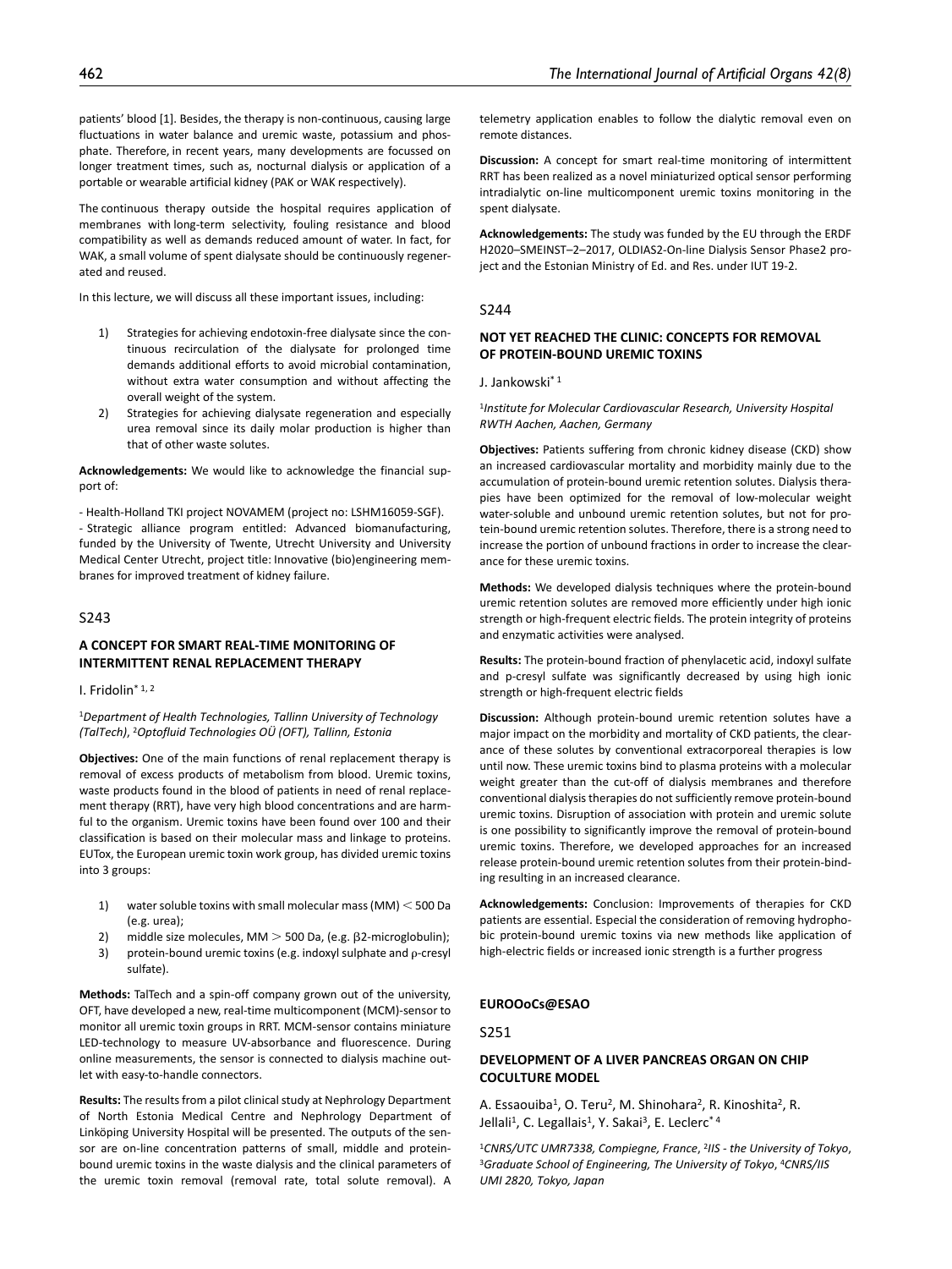patients' blood [1]. Besides, the therapy is non-continuous, causing large fluctuations in water balance and uremic waste, potassium and phosphate. Therefore, in recent years, many developments are focussed on longer treatment times, such as, nocturnal dialysis or application of a portable or wearable artificial kidney (PAK or WAK respectively).

The continuous therapy outside the hospital requires application of membranes with long-term selectivity, fouling resistance and blood compatibility as well as demands reduced amount of water. In fact, for WAK, a small volume of spent dialysate should be continuously regenerated and reused.

In this lecture, we will discuss all these important issues, including:

1) Strategies for achieving endotoxin-free dialysate since the continuous recirculation of the dialysate for prolonged time demands additional efforts to avoid microbial contamination, without extra water consumption and without affecting the overall weight of the system.
2) Strategies for achieving dialysate regeneration and especially urea removal since its daily molar production is higher than that of other waste solutes.

**Acknowledgements:** We would like to acknowledge the financial support of:

- Health-Holland TKI project NOVAMEM (project no: LSHM16059-SGF).
- Strategic alliance program entitled: Advanced biomanufacturing, funded by the University of Twente, Utrecht University and University Medical Center Utrecht, project title: Innovative (bio)engineering membranes for improved treatment of kidney failure.

## S243

### A CONCEPT FOR SMART REAL-TIME MONITORING OF INTERMITTENT RENAL REPLACEMENT THERAPY

I. Fridolin* [1, 2]

[1]*Department of Health Technologies, Tallinn University of Technology (TalTech)*, [2]*Optofluid Technologies OÜ (OFT), Tallinn, Estonia*

**Objectives:** One of the main functions of renal replacement therapy is removal of excess products of metabolism from blood. Uremic toxins, waste products found in the blood of patients in need of renal replacement therapy (RRT), have very high blood concentrations and are harmful to the organism. Uremic toxins have been found over 100 and their classification is based on their molecular mass and linkage to proteins. EUTox, the European uremic toxin work group, has divided uremic toxins into 3 groups:

1) water soluble toxins with small molecular mass (MM) $<$ 500 Da (e.g. urea);
2) middle size molecules, MM $>$ 500 Da, (e.g. $\beta$2-microglobulin);
3) protein-bound uremic toxins (e.g. indoxyl sulphate and $\rho$-cresyl sulfate).

**Methods:** TalTech and a spin-off company grown out of the university, OFT, have developed a new, real-time multicomponent (MCM)-sensor to monitor all uremic toxin groups in RRT. MCM-sensor contains miniature LED-technology to measure UV-absorbance and fluorescence. During online measurements, the sensor is connected to dialysis machine outlet with easy-to-handle connectors.

**Results:** The results from a pilot clinical study at Nephrology Department of North Estonia Medical Centre and Nephrology Department of Linköping University Hospital will be presented. The outputs of the sensor are on-line concentration patterns of small, middle and protein-bound uremic toxins in the waste dialysis and the clinical parameters of the uremic toxin removal (removal rate, total solute removal). A telemetry application enables to follow the dialytic removal even on remote distances.

**Discussion:** A concept for smart real-time monitoring of intermittent RRT has been realized as a novel miniaturized optical sensor performing intradialytic on-line multicomponent uremic toxins monitoring in the spent dialysate.

**Acknowledgements:** The study was funded by the EU through the ERDF H2020–SMEINST–2–2017, OLDIAS2-On-line Dialysis Sensor Phase2 project and the Estonian Ministry of Ed. and Res. under IUT 19-2.

## S244

### NOT YET REACHED THE CLINIC: CONCEPTS FOR REMOVAL OF PROTEIN-BOUND UREMIC TOXINS

J. Jankowski* [1]

[1]*Institute for Molecular Cardiovascular Research, University Hospital RWTH Aachen, Aachen, Germany*

**Objectives:** Patients suffering from chronic kidney disease (CKD) show an increased cardiovascular mortality and morbidity mainly due to the accumulation of protein-bound uremic retention solutes. Dialysis therapies have been optimized for the removal of low-molecular weight water-soluble and unbound uremic retention solutes, but not for protein-bound uremic retention solutes. Therefore, there is a strong need to increase the portion of unbound fractions in order to increase the clearance for these uremic toxins.

**Methods:** We developed dialysis techniques where the protein-bound uremic retention solutes are removed more efficiently under high ionic strength or high-frequent electric fields. The protein integrity of proteins and enzymatic activities were analysed.

**Results:** The protein-bound fraction of phenylacetic acid, indoxyl sulfate and p-cresyl sulfate was significantly decreased by using high ionic strength or high-frequent electric fields

**Discussion:** Although protein-bound uremic retention solutes have a major impact on the morbidity and mortality of CKD patients, the clearance of these solutes by conventional extracorporeal therapies is low until now. These uremic toxins bind to plasma proteins with a molecular weight greater than the cut-off of dialysis membranes and therefore conventional dialysis therapies do not sufficiently remove protein-bound uremic toxins. Disruption of association with protein and uremic solute is one possibility to significantly improve the removal of protein-bound uremic toxins. Therefore, we developed approaches for an increased release protein-bound uremic retention solutes from their protein-binding resulting in an increased clearance.

**Acknowledgements:** Conclusion: Improvements of therapies for CKD patients are essential. Especial the consideration of removing hydrophobic protein-bound uremic toxins via new methods like application of high-electric fields or increased ionic strength is a further progress

# EUROOoCs@ESAO

## S251

### DEVELOPMENT OF A LIVER PANCREAS ORGAN ON CHIP COCULTURE MODEL

A. Essaouiba[1], O. Teru[2], M. Shinohara[2], R. Kinoshita[2], R. Jellali[1], C. Legallais[1], Y. Sakai[3], E. Leclerc* [4]

[1]*CNRS/UTC UMR7338, Compiegne, France*, [2]*IIS - the University of Tokyo*, [3]*Graduate School of Engineering, The University of Tokyo*, [4]*CNRS/IIS UMI 2820, Tokyo, Japan*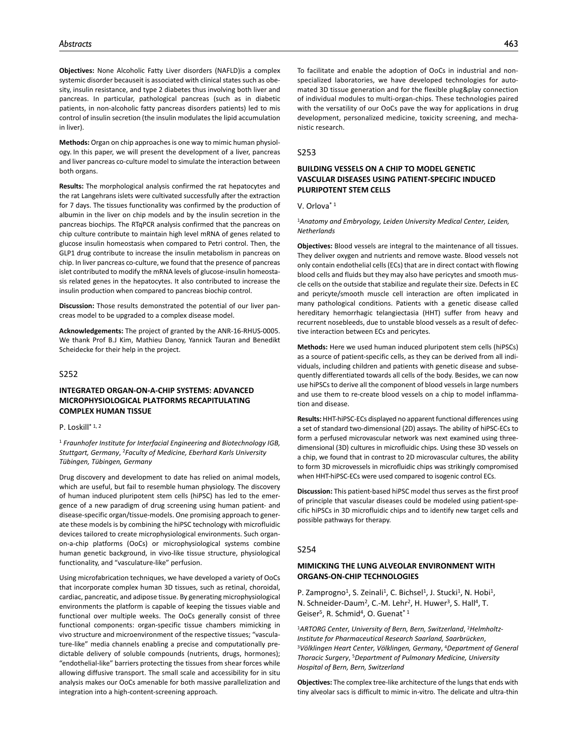**Objectives:** None Alcoholic Fatty Liver disorders (NAFLD)is a complex systemic disorder becauseit is associated with clinical states such as obesity, insulin resistance, and type 2 diabetes thus involving both liver and pancreas. In particular, pathological pancreas (such as in diabetic patients, in non-alcoholic fatty pancreas disorders patients) led to mis control of insulin secretion (the insulin modulates the lipid accumulation in liver).

**Methods:** Organ on chip approaches is one way to mimic human physiology. In this paper, we will present the development of a liver, pancreas and liver pancreas co-culture model to simulate the interaction between both organs.

**Results:** The morphological analysis confirmed the rat hepatocytes and the rat Langehrans islets were cultivated successfully after the extraction for 7 days. The tissues functionality was confirmed by the production of albumin in the liver on chip models and by the insulin secretion in the pancreas biochips. The RTqPCR analysis confirmed that the pancreas on chip culture contribute to maintain high level mRNA of genes related to glucose insulin homeostasis when compared to Petri control. Then, the GLP1 drug contribute to increase the insulin metabolism in pancreas on chip. In liver pancreas co-culture, we found that the presence of pancreas islet contributed to modify the mRNA levels of glucose-insulin homeostasis related genes in the hepatocytes. It also contributed to increase the insulin production when compared to pancreas biochip control.

**Discussion:** Those results demonstrated the potential of our liver pancreas model to be upgraded to a complex disease model.

**Acknowledgements:** The project of granted by the ANR-16-RHUS-0005. We thank Prof B.J Kim, Mathieu Danoy, Yannick Tauran and Benedikt Scheidecke for their help in the project.

## S252

### INTEGRATED ORGAN-ON-A-CHIP SYSTEMS: ADVANCED MICROPHYSIOLOGICAL PLATFORMS RECAPITULATING COMPLEX HUMAN TISSUE

P. Loskill* [1, 2]

[1] *Fraunhofer Institute for Interfacial Engineering and Biotechnology IGB, Stuttgart, Germany*, [2]*Faculty of Medicine, Eberhard Karls University Tübingen, Tübingen, Germany*

Drug discovery and development to date has relied on animal models, which are useful, but fail to resemble human physiology. The discovery of human induced pluripotent stem cells (hiPSC) has led to the emergence of a new paradigm of drug screening using human patient- and disease-specific organ/tissue-models. One promising approach to generate these models is by combining the hiPSC technology with microfluidic devices tailored to create microphysiological environments. Such organ-on-a-chip platforms (OoCs) or microphysiological systems combine human genetic background, in vivo-like tissue structure, physiological functionality, and "vasculature-like" perfusion.

Using microfabrication techniques, we have developed a variety of OoCs that incorporate complex human 3D tissues, such as retinal, choroidal, cardiac, pancreatic, and adipose tissue. By generating microphysiological environments the platform is capable of keeping the tissues viable and functional over multiple weeks. The OoCs generally consist of three functional components: organ-specific tissue chambers mimicking in vivo structure and microenvironment of the respective tissues; "vasculature-like" media channels enabling a precise and computationally predictable delivery of soluble compounds (nutrients, drugs, hormones); "endothelial-like" barriers protecting the tissues from shear forces while allowing diffusive transport. The small scale and accessibility for in situ analysis makes our OoCs amenable for both massive parallelization and integration into a high-content-screening approach.

To facilitate and enable the adoption of OoCs in industrial and non-specialized laboratories, we have developed technologies for automated 3D tissue generation and for the flexible plug&play connection of individual modules to multi-organ-chips. These technologies paired with the versatility of our OoCs pave the way for applications in drug development, personalized medicine, toxicity screening, and mechanistic research.

## S253

### BUILDING VESSELS ON A CHIP TO MODEL GENETIC VASCULAR DISEASES USING PATIENT-SPECIFIC INDUCED PLURIPOTENT STEM CELLS

V. Orlova* [1]

[1]*Anatomy and Embryology, Leiden University Medical Center, Leiden, Netherlands*

**Objectives:** Blood vessels are integral to the maintenance of all tissues. They deliver oxygen and nutrients and remove waste. Blood vessels not only contain endothelial cells (ECs) that are in direct contact with flowing blood cells and fluids but they may also have pericytes and smooth muscle cells on the outside that stabilize and regulate their size. Defects in EC and pericyte/smooth muscle cell interaction are often implicated in many pathological conditions. Patients with a genetic disease called hereditary hemorrhagic telangiectasia (HHT) suffer from heavy and recurrent nosebleeds, due to unstable blood vessels as a result of defective interaction between ECs and pericytes.

**Methods:** Here we used human induced pluripotent stem cells (hiPSCs) as a source of patient-specific cells, as they can be derived from all individuals, including children and patients with genetic disease and subsequently differentiated towards all cells of the body. Besides, we can now use hiPSCs to derive all the component of blood vessels in large numbers and use them to re-create blood vessels on a chip to model inflammation and disease.

**Results:** HHT-hiPSC-ECs displayed no apparent functional differences using a set of standard two-dimensional (2D) assays. The ability of hiPSC-ECs to form a perfused microvascular network was next examined using three-dimensional (3D) cultures in microfluidic chips. Using these 3D vessels on a chip, we found that in contrast to 2D microvascular cultures, the ability to form 3D microvessels in microfluidic chips was strikingly compromised when HHT-hiPSC-ECs were used compared to isogenic control ECs.

**Discussion:** This patient-based hiPSC model thus serves as the first proof of principle that vascular diseases could be modeled using patient-specific hiPSCs in 3D microfluidic chips and to identify new target cells and possible pathways for therapy.

## S254

### MIMICKING THE LUNG ALVEOLAR ENVIRONMENT WITH ORGANS-ON-CHIP TECHNOLOGIES

P. Zamprogno[1], S. Zeinali[1], C. Bichsel[1], J. Stucki[1], N. Hobi[1], N. Schneider-Daum[2], C.-M. Lehr[2], H. Huwer[3], S. Hall[4], T. Geiser[5], R. Schmid[4], O. Guenat* [1]

[1]*ARTORG Center, University of Bern, Bern, Switzerland*, [2]*Helmholtz-Institute for Pharmaceutical Research Saarland, Saarbrücken*, [3]*Völklingen Heart Center, Völklingen, Germany*, [4]*Department of General Thoracic Surgery*, [5]*Department of Pulmonary Medicine, University Hospital of Bern, Bern, Switzerland*

**Objectives:** The complex tree-like architecture of the lungs that ends with tiny alveolar sacs is difficult to mimic in-vitro. The delicate and ultra-thin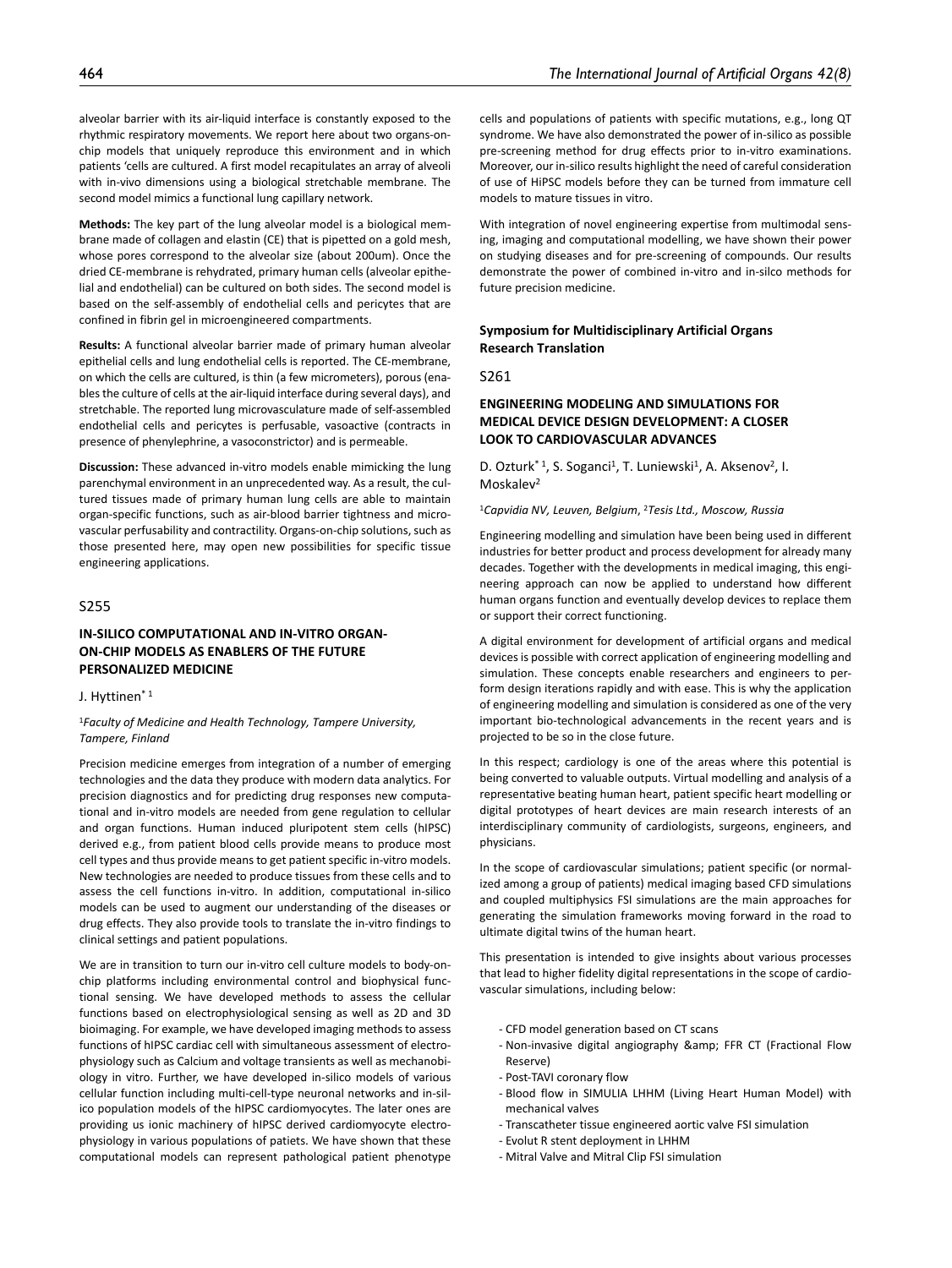alveolar barrier with its air-liquid interface is constantly exposed to the rhythmic respiratory movements. We report here about two organs-on-chip models that uniquely reproduce this environment and in which patients 'cells are cultured. A first model recapitulates an array of alveoli with in-vivo dimensions using a biological stretchable membrane. The second model mimics a functional lung capillary network.

**Methods:** The key part of the lung alveolar model is a biological membrane made of collagen and elastin (CE) that is pipetted on a gold mesh, whose pores correspond to the alveolar size (about 200um). Once the dried CE-membrane is rehydrated, primary human cells (alveolar epithelial and endothelial) can be cultured on both sides. The second model is based on the self-assembly of endothelial cells and pericytes that are confined in fibrin gel in microengineered compartments.

**Results:** A functional alveolar barrier made of primary human alveolar epithelial cells and lung endothelial cells is reported. The CE-membrane, on which the cells are cultured, is thin (a few micrometers), porous (enables the culture of cells at the air-liquid interface during several days), and stretchable. The reported lung microvasculature made of self-assembled endothelial cells and pericytes is perfusable, vasoactive (contracts in presence of phenylephrine, a vasoconstrictor) and is permeable.

**Discussion:** These advanced in-vitro models enable mimicking the lung parenchymal environment in an unprecedented way. As a result, the cultured tissues made of primary human lung cells are able to maintain organ-specific functions, such as air-blood barrier tightness and microvascular perfusability and contractility. Organs-on-chip solutions, such as those presented here, may open new possibilities for specific tissue engineering applications.

S255

### IN-SILICO COMPUTATIONAL AND IN-VITRO ORGAN-ON-CHIP MODELS AS ENABLERS OF THE FUTURE PERSONALIZED MEDICINE

J. Hyttinen*[1]

[1]*Faculty of Medicine and Health Technology, Tampere University, Tampere, Finland*

Precision medicine emerges from integration of a number of emerging technologies and the data they produce with modern data analytics. For precision diagnostics and for predicting drug responses new computational and in-vitro models are needed from gene regulation to cellular and organ functions. Human induced pluripotent stem cells (hIPSC) derived e.g., from patient blood cells provide means to produce most cell types and thus provide means to get patient specific in-vitro models. New technologies are needed to produce tissues from these cells and to assess the cell functions in-vitro. In addition, computational in-silico models can be used to augment our understanding of the diseases or drug effects. They also provide tools to translate the in-vitro findings to clinical settings and patient populations.

We are in transition to turn our in-vitro cell culture models to body-on-chip platforms including environmental control and biophysical functional sensing. We have developed methods to assess the cellular functions based on electrophysiological sensing as well as 2D and 3D bioimaging. For example, we have developed imaging methods to assess functions of hIPSC cardiac cell with simultaneous assessment of electrophysiology such as Calcium and voltage transients as well as mechanobiology in vitro. Further, we have developed in-silico models of various cellular function including multi-cell-type neuronal networks and in-silico population models of the hIPSC cardiomyocytes. The later ones are providing us ionic machinery of hIPSC derived cardiomyocyte electrophysiology in various populations of patiets. We have shown that these computational models can represent pathological patient phenotype cells and populations of patients with specific mutations, e.g., long QT syndrome. We have also demonstrated the power of in-silico as possible pre-screening method for drug effects prior to in-vitro examinations. Moreover, our in-silico results highlight the need of careful consideration of use of HiPSC models before they can be turned from immature cell models to mature tissues in vitro.

With integration of novel engineering expertise from multimodal sensing, imaging and computational modelling, we have shown their power on studying diseases and for pre-screening of compounds. Our results demonstrate the power of combined in-vitro and in-silco methods for future precision medicine.

## Symposium for Multidisciplinary Artificial Organs Research Translation

S261

### ENGINEERING MODELING AND SIMULATIONS FOR MEDICAL DEVICE DESIGN DEVELOPMENT: A CLOSER LOOK TO CARDIOVASCULAR ADVANCES

D. Ozturk*[1], S. Soganci[1], T. Luniewski[1], A. Aksenov[2], I. Moskalev[2]

[1]*Capvidia NV, Leuven, Belgium*, [2]*Tesis Ltd., Moscow, Russia*

Engineering modelling and simulation have been being used in different industries for better product and process development for already many decades. Together with the developments in medical imaging, this engineering approach can now be applied to understand how different human organs function and eventually develop devices to replace them or support their correct functioning.

A digital environment for development of artificial organs and medical devices is possible with correct application of engineering modelling and simulation. These concepts enable researchers and engineers to perform design iterations rapidly and with ease. This is why the application of engineering modelling and simulation is considered as one of the very important bio-technological advancements in the recent years and is projected to be so in the close future.

In this respect; cardiology is one of the areas where this potential is being converted to valuable outputs. Virtual modelling and analysis of a representative beating human heart, patient specific heart modelling or digital prototypes of heart devices are main research interests of an interdisciplinary community of cardiologists, surgeons, engineers, and physicians.

In the scope of cardiovascular simulations; patient specific (or normalized among a group of patients) medical imaging based CFD simulations and coupled multiphysics FSI simulations are the main approaches for generating the simulation frameworks moving forward in the road to ultimate digital twins of the human heart.

This presentation is intended to give insights about various processes that lead to higher fidelity digital representations in the scope of cardiovascular simulations, including below:

- CFD model generation based on CT scans
- Non-invasive digital angiography &amp; FFR CT (Fractional Flow Reserve)
- Post-TAVI coronary flow
- Blood flow in SIMULIA LHHM (Living Heart Human Model) with mechanical valves
- Transcatheter tissue engineered aortic valve FSI simulation
- Evolut R stent deployment in LHHM
- Mitral Valve and Mitral Clip FSI simulation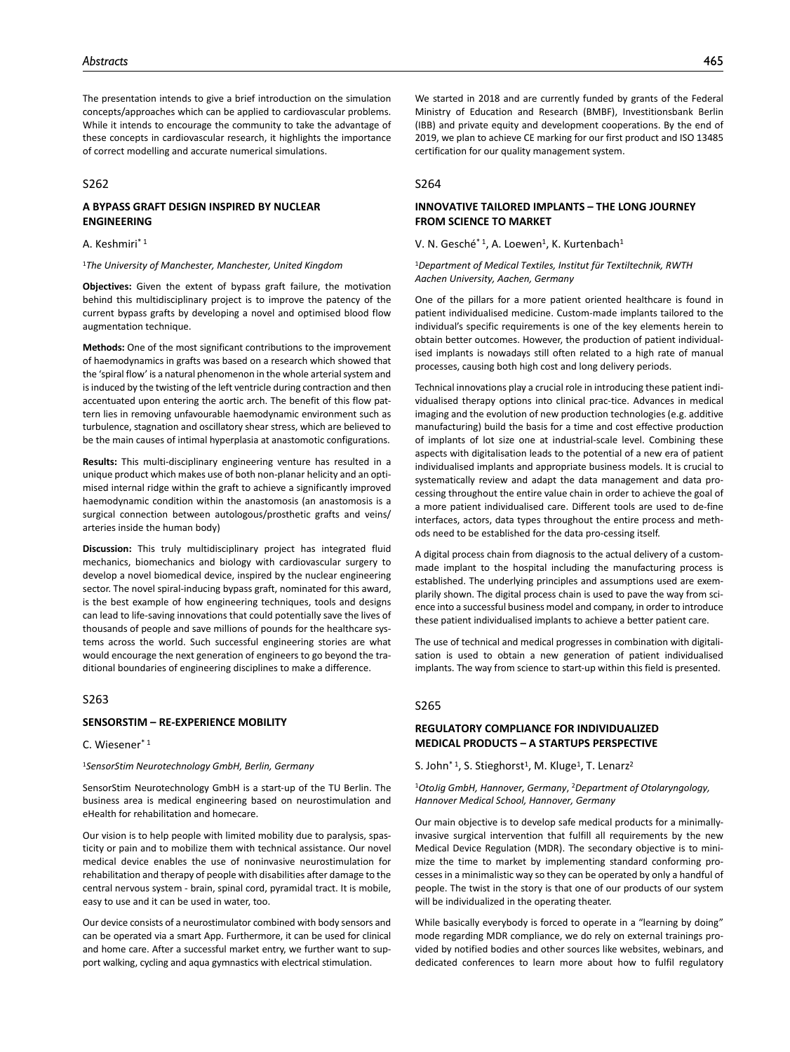The presentation intends to give a brief introduction on the simulation concepts/approaches which can be applied to cardiovascular problems. While it intends to encourage the community to take the advantage of these concepts in cardiovascular research, it highlights the importance of correct modelling and accurate numerical simulations.

S262

### A BYPASS GRAFT DESIGN INSPIRED BY NUCLEAR ENGINEERING

A. Keshmiri* [1]

[1]*The University of Manchester, Manchester, United Kingdom*

**Objectives:** Given the extent of bypass graft failure, the motivation behind this multidisciplinary project is to improve the patency of the current bypass grafts by developing a novel and optimised blood flow augmentation technique.

**Methods:** One of the most significant contributions to the improvement of haemodynamics in grafts was based on a research which showed that the 'spiral flow' is a natural phenomenon in the whole arterial system and is induced by the twisting of the left ventricle during contraction and then accentuated upon entering the aortic arch. The benefit of this flow pattern lies in removing unfavourable haemodynamic environment such as turbulence, stagnation and oscillatory shear stress, which are believed to be the main causes of intimal hyperplasia at anastomotic configurations.

**Results:** This multi-disciplinary engineering venture has resulted in a unique product which makes use of both non-planar helicity and an optimised internal ridge within the graft to achieve a significantly improved haemodynamic condition within the anastomosis (an anastomosis is a surgical connection between autologous/prosthetic grafts and veins/arteries inside the human body)

**Discussion:** This truly multidisciplinary project has integrated fluid mechanics, biomechanics and biology with cardiovascular surgery to develop a novel biomedical device, inspired by the nuclear engineering sector. The novel spiral-inducing bypass graft, nominated for this award, is the best example of how engineering techniques, tools and designs can lead to life-saving innovations that could potentially save the lives of thousands of people and save millions of pounds for the healthcare systems across the world. Such successful engineering stories are what would encourage the next generation of engineers to go beyond the traditional boundaries of engineering disciplines to make a difference.

S263

### SENSORSTIM – RE-EXPERIENCE MOBILITY

C. Wiesener* [1]

[1]*SensorStim Neurotechnology GmbH, Berlin, Germany*

SensorStim Neurotechnology GmbH is a start-up of the TU Berlin. The business area is medical engineering based on neurostimulation and eHealth for rehabilitation and homecare.

Our vision is to help people with limited mobility due to paralysis, spasticity or pain and to mobilize them with technical assistance. Our novel medical device enables the use of noninvasive neurostimulation for rehabilitation and therapy of people with disabilities after damage to the central nervous system - brain, spinal cord, pyramidal tract. It is mobile, easy to use and it can be used in water, too.

Our device consists of a neurostimulator combined with body sensors and can be operated via a smart App. Furthermore, it can be used for clinical and home care. After a successful market entry, we further want to support walking, cycling and aqua gymnastics with electrical stimulation.

We started in 2018 and are currently funded by grants of the Federal Ministry of Education and Research (BMBF), Investitionsbank Berlin (IBB) and private equity and development cooperations. By the end of 2019, we plan to achieve CE marking for our first product and ISO 13485 certification for our quality management system.

S264

### INNOVATIVE TAILORED IMPLANTS – THE LONG JOURNEY FROM SCIENCE TO MARKET

V. N. Gesché* [1], A. Loewen[1], K. Kurtenbach[1]

[1]*Department of Medical Textiles, Institut für Textiltechnik, RWTH Aachen University, Aachen, Germany*

One of the pillars for a more patient oriented healthcare is found in patient individualised medicine. Custom-made implants tailored to the individual's specific requirements is one of the key elements herein to obtain better outcomes. However, the production of patient individualised implants is nowadays still often related to a high rate of manual processes, causing both high cost and long delivery periods.

Technical innovations play a crucial role in introducing these patient individualised therapy options into clinical prac-tice. Advances in medical imaging and the evolution of new production technologies (e.g. additive manufacturing) build the basis for a time and cost effective production of implants of lot size one at industrial-scale level. Combining these aspects with digitalisation leads to the potential of a new era of patient individualised implants and appropriate business models. It is crucial to systematically review and adapt the data management and data processing throughout the entire value chain in order to achieve the goal of a more patient individualised care. Different tools are used to de-fine interfaces, actors, data types throughout the entire process and methods need to be established for the data pro-cessing itself.

A digital process chain from diagnosis to the actual delivery of a custom-made implant to the hospital including the manufacturing process is established. The underlying principles and assumptions used are exemplarily shown. The digital process chain is used to pave the way from science into a successful business model and company, in order to introduce these patient individualised implants to achieve a better patient care.

The use of technical and medical progresses in combination with digitalisation is used to obtain a new generation of patient individualised implants. The way from science to start-up within this field is presented.

S265

### REGULATORY COMPLIANCE FOR INDIVIDUALIZED MEDICAL PRODUCTS – A STARTUPS PERSPECTIVE

S. John* [1], S. Stieghorst[1], M. Kluge[1], T. Lenarz[2]

[1]*OtoJig GmbH, Hannover, Germany*, [2]*Department of Otolaryngology, Hannover Medical School, Hannover, Germany*

Our main objective is to develop safe medical products for a minimally-invasive surgical intervention that fulfill all requirements by the new Medical Device Regulation (MDR). The secondary objective is to minimize the time to market by implementing standard conforming processes in a minimalistic way so they can be operated by only a handful of people. The twist in the story is that one of our products of our system will be individualized in the operating theater.

While basically everybody is forced to operate in a "learning by doing" mode regarding MDR compliance, we do rely on external trainings provided by notified bodies and other sources like websites, webinars, and dedicated conferences to learn more about how to fulfil regulatory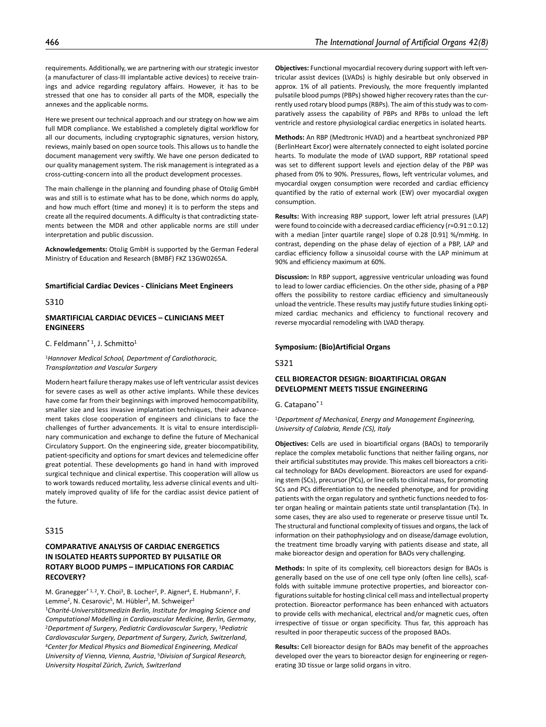requirements. Additionally, we are partnering with our strategic investor (a manufacturer of class-III implantable active devices) to receive trainings and advice regarding regulatory affairs. However, it has to be stressed that one has to consider all parts of the MDR, especially the annexes and the applicable norms.

Here we present our technical approach and our strategy on how we aim full MDR compliance. We established a completely digital workflow for all our documents, including cryptographic signatures, version history, reviews, mainly based on open source tools. This allows us to handle the document management very swiftly. We have one person dedicated to our quality management system. The risk management is integrated as a cross-cutting-concern into all the product development processes.

The main challenge in the planning and founding phase of OtoJig GmbH was and still is to estimate what has to be done, which norms do apply, and how much effort (time and money) it is to perform the steps and create all the required documents. A difficulty is that contradicting statements between the MDR and other applicable norms are still under interpretation and public discussion.

**Acknowledgements:** OtoJig GmbH is supported by the German Federal Ministry of Education and Research (BMBF) FKZ 13GW0265A.

## Smartificial Cardiac Devices - Clinicians Meet Engineers

S310

### SMARTIFICIAL CARDIAC DEVICES – CLINICIANS MEET ENGINEERS

C. Feldmann*[1], J. Schmitto[1]

[1]*Hannover Medical School, Department of Cardiothoracic, Transplantation and Vascular Surgery*

Modern heart failure therapy makes use of left ventricular assist devices for severe cases as well as other active implants. While these devices have come far from their beginnings with improved hemocompatibility, smaller size and less invasive implantation techniques, their advancement takes close cooperation of engineers and clinicians to face the challenges of further advancements. It is vital to ensure interdisciplinary communication and exchange to define the future of Mechanical Circulatory Support. On the engineering side, greater biocompatibility, patient-specificity and options for smart devices and telemedicine offer great potential. These developments go hand in hand with improved surgical technique and clinical expertise. This cooperation will allow us to work towards reduced mortality, less adverse clinical events and ultimately improved quality of life for the cardiac assist device patient of the future.

S315

### COMPARATIVE ANALYSIS OF CARDIAC ENERGETICS IN ISOLATED HEARTS SUPPORTED BY PULSATILE OR ROTARY BLOOD PUMPS – IMPLICATIONS FOR CARDIAC RECOVERY?

M. Granegger*[1,2], Y. Choi[3], B. Locher[2], P. Aigner[4], E. Hubmann[2], F. Lemme[2], N. Cesarovic[5], M. Hübler[2], M. Schweiger[2]

[1]*Charité-Universitätsmedizin Berlin, Institute for Imaging Science and Computational Modelling in Cardiovascular Medicine, Berlin, Germany*, [2]*Department of Surgery, Pediatric Cardiovascular Surgery*, [3]*Pediatric Cardiovascular Surgery, Department of Surgery, Zurich, Switzerland*, [4]*Center for Medical Physics and Biomedical Engineering, Medical University of Vienna, Vienna, Austria*, [5]*Division of Surgical Research, University Hospital Zürich, Zurich, Switzerland*

**Objectives:** Functional myocardial recovery during support with left ventricular assist devices (LVADs) is highly desirable but only observed in approx. 1% of all patients. Previously, the more frequently implanted pulsatile blood pumps (PBPs) showed higher recovery rates than the currently used rotary blood pumps (RBPs). The aim of this study was to comparatively assess the capability of PBPs and RPBs to unload the left ventricle and restore physiological cardiac energetics in isolated hearts.

**Methods:** An RBP (Medtronic HVAD) and a heartbeat synchronized PBP (BerlinHeart Excor) were alternately connected to eight isolated porcine hearts. To modulate the mode of LVAD support, RBP rotational speed was set to different support levels and ejection delay of the PBP was phased from 0% to 90%. Pressures, flows, left ventricular volumes, and myocardial oxygen consumption were recorded and cardiac efficiency quantified by the ratio of external work (EW) over myocardial oxygen consumption.

**Results:** With increasing RBP support, lower left atrial pressures (LAP) were found to coincide with a decreased cardiac efficiency ($r=0.91\pm0.12$) with a median [inter quartile range] slope of 0.28 [0.91] %/mmHg. In contrast, depending on the phase delay of ejection of a PBP, LAP and cardiac efficiency follow a sinusoidal course with the LAP minimum at 90% and efficiency maximum at 60%.

**Discussion:** In RBP support, aggressive ventricular unloading was found to lead to lower cardiac efficiencies. On the other side, phasing of a PBP offers the possibility to restore cardiac efficiency and simultaneously unload the ventricle. These results may justify future studies linking optimized cardiac mechanics and efficiency to functional recovery and reverse myocardial remodeling with LVAD therapy.

## Symposium: (Bio)Artificial Organs

S321

### CELL BIOREACTOR DESIGN: BIOARTIFICIAL ORGAN DEVELOPMENT MEETS TISSUE ENGINEERING

G. Catapano*[1]

[1]*Department of Mechanical, Energy and Management Engineering, University of Calabria, Rende (CS), Italy*

**Objectives:** Cells are used in bioartificial organs (BAOs) to temporarily replace the complex metabolic functions that neither failing organs, nor their artificial substitutes may provide. This makes cell bioreactors a critical technology for BAOs development. Bioreactors are used for expanding stem (SCs), precursor (PCs), or line cells to clinical mass, for promoting SCs and PCs differentiation to the needed phenotype, and for providing patients with the organ regulatory and synthetic functions needed to foster organ healing or maintain patients state until transplantation (Tx). In some cases, they are also used to regenerate or preserve tissue until Tx. The structural and functional complexity of tissues and organs, the lack of information on their pathophysiology and on disease/damage evolution, the treatment time broadly varying with patients disease and state, all make bioreactor design and operation for BAOs very challenging.

**Methods:** In spite of its complexity, cell bioreactors design for BAOs is generally based on the use of one cell type only (often line cells), scaffolds with suitable immune protective properties, and bioreactor configurations suitable for hosting clinical cell mass and intellectual property protection. Bioreactor performance has been enhanced with actuators to provide cells with mechanical, electrical and/or magnetic cues, often irrespective of tissue or organ specificity. Thus far, this approach has resulted in poor therapeutic success of the proposed BAOs.

**Results:** Cell bioreactor design for BAOs may benefit of the approaches developed over the years to bioreactor design for engineering or regenerating 3D tissue or large solid organs in vitro.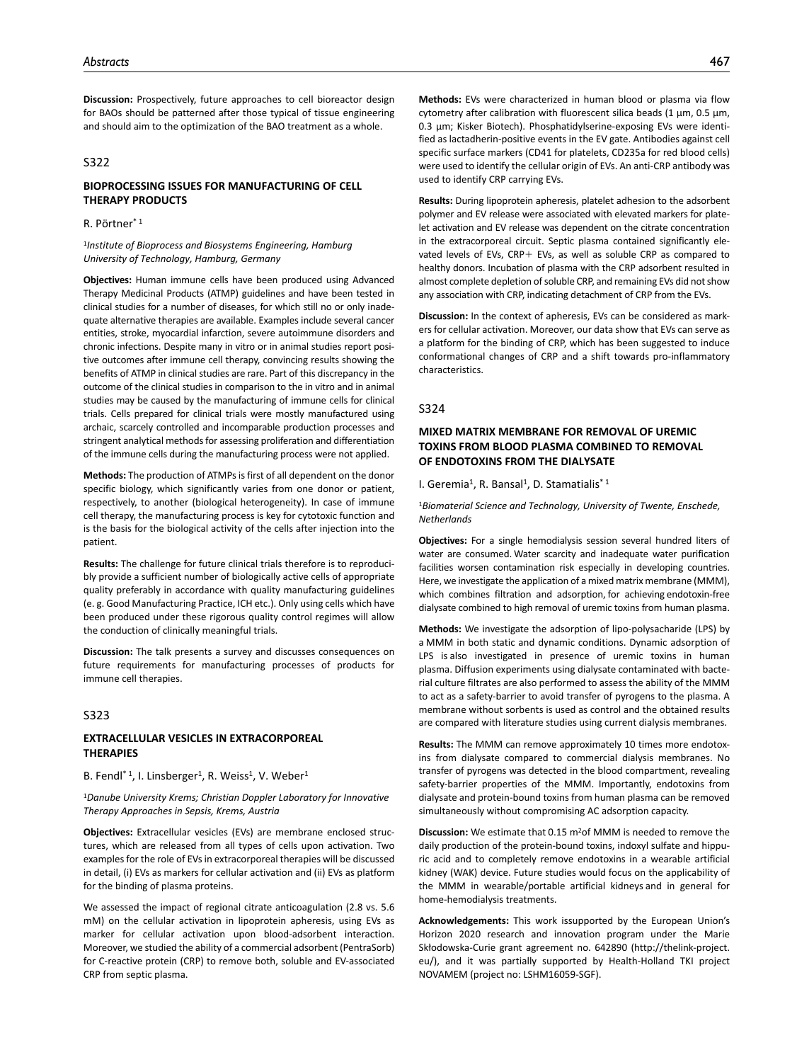**Discussion:** Prospectively, future approaches to cell bioreactor design for BAOs should be patterned after those typical of tissue engineering and should aim to the optimization of the BAO treatment as a whole.

## S322

### BIOPROCESSING ISSUES FOR MANUFACTURING OF CELL THERAPY PRODUCTS

R. Pörtner*[1]

[1]*Institute of Bioprocess and Biosystems Engineering, Hamburg University of Technology, Hamburg, Germany*

**Objectives:** Human immune cells have been produced using Advanced Therapy Medicinal Products (ATMP) guidelines and have been tested in clinical studies for a number of diseases, for which still no or only inadequate alternative therapies are available. Examples include several cancer entities, stroke, myocardial infarction, severe autoimmune disorders and chronic infections. Despite many in vitro or in animal studies report positive outcomes after immune cell therapy, convincing results showing the benefits of ATMP in clinical studies are rare. Part of this discrepancy in the outcome of the clinical studies in comparison to the in vitro and in animal studies may be caused by the manufacturing of immune cells for clinical trials. Cells prepared for clinical trials were mostly manufactured using archaic, scarcely controlled and incomparable production processes and stringent analytical methods for assessing proliferation and differentiation of the immune cells during the manufacturing process were not applied.

**Methods:** The production of ATMPs is first of all dependent on the donor specific biology, which significantly varies from one donor or patient, respectively, to another (biological heterogeneity). In case of immune cell therapy, the manufacturing process is key for cytotoxic function and is the basis for the biological activity of the cells after injection into the patient.

**Results:** The challenge for future clinical trials therefore is to reproducibly provide a sufficient number of biologically active cells of appropriate quality preferably in accordance with quality manufacturing guidelines (e. g. Good Manufacturing Practice, ICH etc.). Only using cells which have been produced under these rigorous quality control regimes will allow the conduction of clinically meaningful trials.

**Discussion:** The talk presents a survey and discusses consequences on future requirements for manufacturing processes of products for immune cell therapies.

## S323

### EXTRACELLULAR VESICLES IN EXTRACORPOREAL THERAPIES

B. Fendl*[1], I. Linsberger[1], R. Weiss[1], V. Weber[1]

[1]*Danube University Krems; Christian Doppler Laboratory for Innovative Therapy Approaches in Sepsis, Krems, Austria*

**Objectives:** Extracellular vesicles (EVs) are membrane enclosed structures, which are released from all types of cells upon activation. Two examples for the role of EVs in extracorporeal therapies will be discussed in detail, (i) EVs as markers for cellular activation and (ii) EVs as platform for the binding of plasma proteins.

We assessed the impact of regional citrate anticoagulation (2.8 vs. 5.6 mM) on the cellular activation in lipoprotein apheresis, using EVs as marker for cellular activation upon blood-adsorbent interaction. Moreover, we studied the ability of a commercial adsorbent (PentraSorb) for C-reactive protein (CRP) to remove both, soluble and EV-associated CRP from septic plasma.

**Methods:** EVs were characterized in human blood or plasma via flow cytometry after calibration with fluorescent silica beads (1 µm, 0.5 µm, 0.3 µm; Kisker Biotech). Phosphatidylserine-exposing EVs were identified as lactadherin-positive events in the EV gate. Antibodies against cell specific surface markers (CD41 for platelets, CD235a for red blood cells) were used to identify the cellular origin of EVs. An anti-CRP antibody was used to identify CRP carrying EVs.

**Results:** During lipoprotein apheresis, platelet adhesion to the adsorbent polymer and EV release were associated with elevated markers for platelet activation and EV release was dependent on the citrate concentration in the extracorporeal circuit. Septic plasma contained significantly elevated levels of EVs, CRP+ EVs, as well as soluble CRP as compared to healthy donors. Incubation of plasma with the CRP adsorbent resulted in almost complete depletion of soluble CRP, and remaining EVs did not show any association with CRP, indicating detachment of CRP from the EVs.

**Discussion:** In the context of apheresis, EVs can be considered as markers for cellular activation. Moreover, our data show that EVs can serve as a platform for the binding of CRP, which has been suggested to induce conformational changes of CRP and a shift towards pro-inflammatory characteristics.

## S324

### MIXED MATRIX MEMBRANE FOR REMOVAL OF UREMIC TOXINS FROM BLOOD PLASMA COMBINED TO REMOVAL OF ENDOTOXINS FROM THE DIALYSATE

I. Geremia[1], R. Bansal[1], D. Stamatialis*[1]

[1]*Biomaterial Science and Technology, University of Twente, Enschede, Netherlands*

**Objectives:** For a single hemodialysis session several hundred liters of water are consumed. Water scarcity and inadequate water purification facilities worsen contamination risk especially in developing countries. Here, we investigate the application of a mixed matrix membrane (MMM), which combines filtration and adsorption, for achieving endotoxin-free dialysate combined to high removal of uremic toxins from human plasma.

**Methods:** We investigate the adsorption of lipo-polysacharide (LPS) by a MMM in both static and dynamic conditions. Dynamic adsorption of LPS is also investigated in presence of uremic toxins in human plasma. Diffusion experiments using dialysate contaminated with bacterial culture filtrates are also performed to assess the ability of the MMM to act as a safety-barrier to avoid transfer of pyrogens to the plasma. A membrane without sorbents is used as control and the obtained results are compared with literature studies using current dialysis membranes.

**Results:** The MMM can remove approximately 10 times more endotoxins from dialysate compared to commercial dialysis membranes. No transfer of pyrogens was detected in the blood compartment, revealing safety-barrier properties of the MMM. Importantly, endotoxins from dialysate and protein-bound toxins from human plasma can be removed simultaneously without compromising AC adsorption capacity.

**Discussion:** We estimate that 0.15 $m^2$of MMM is needed to remove the daily production of the protein-bound toxins, indoxyl sulfate and hippuric acid and to completely remove endotoxins in a wearable artificial kidney (WAK) device. Future studies would focus on the applicability of the MMM in wearable/portable artificial kidneys and in general for home-hemodialysis treatments.

**Acknowledgements:** This work issupported by the European Union's Horizon 2020 research and innovation program under the Marie Skłodowska-Curie grant agreement no. 642890 (http://thelink-project.eu/), and it was partially supported by Health-Holland TKI project NOVAMEM (project no: LSHM16059-SGF).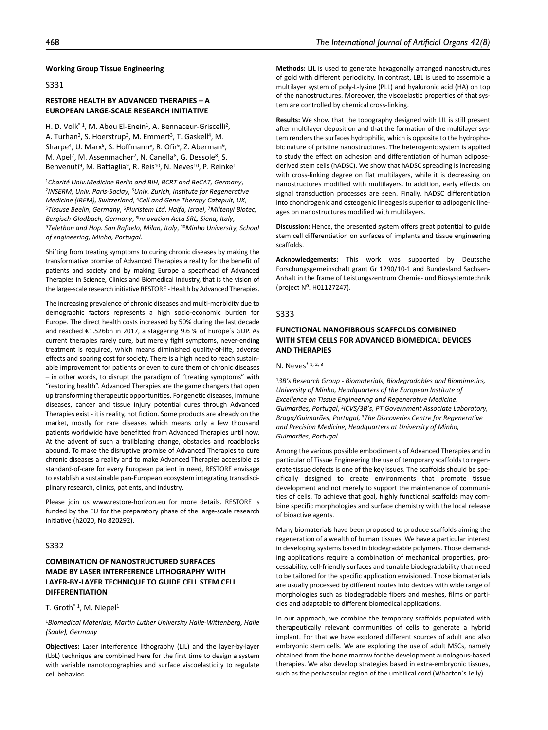## Working Group Tissue Engineering

### S331

### RESTORE HEALTH BY ADVANCED THERAPIES – A EUROPEAN LARGE-SCALE RESEARCH INITIATIVE

H. D. Volk* [1], M. Abou El-Enein[1], A. Bennaceur-Griscelli[2], A. Turhan[2], S. Hoerstrup[3], M. Emmert[3], T. Gaskell[4], M. Sharpe[4], U. Marx[5], S. Hoffmann[5], R. Ofir[6], Z. Aberman[6], M. Apel[7], M. Assenmacher[7], N. Canella[8], G. Dessole[8], S. Benvenuti[9], M. Battaglia[9], R. Reis[10], N. Neves[10], P. Reinke[1]

[1]*Charité Univ.Medicine Berlin and BIH, BCRT and BeCAT, Germany*, [2]*INSERM, Univ. Paris-Saclay*, [3]*Univ. Zurich, Institute for Regenerative Medicine (IREM), Switzerland*, [4]*Cell and Gene Therapy Catapult, UK*, [5]*Tissuse Beelin, Germany*, [6]*Pluristem Ltd. Haifa, Israel*, [7]*Miltenyi Biotec, Bergisch-Gladbach, Germany*, [8]*Innovation Acta SRL, Siena, Italy*, [9]*Telethon and Hop. San Rafaelo, Milan, Italy*, [10]*Minho University, School of engineering, Minho, Portugal.*

Shifting from treating symptoms to curing chronic diseases by making the transformative promise of Advanced Therapies a reality for the benefit of patients and society and by making Europe a spearhead of Advanced Therapies in Science, Clinics and Biomedical Industry, that is the vision of the large-scale research initiative RESTORE - Health by Advanced Therapies.

The increasing prevalence of chronic diseases and multi-morbidity due to demographic factors represents a high socio-economic burden for Europe. The direct health costs increased by 50% during the last decade and reached €1.526bn in 2017, a staggering 9.6 % of Europe´s GDP. As current therapies rarely cure, but merely fight symptoms, never-ending treatment is required, which means diminished quality-of-life, adverse effects and soaring cost for society. There is a high need to reach sustainable improvement for patients or even to cure them of chronic diseases – in other words, to disrupt the paradigm of "treating symptoms" with "restoring health". Advanced Therapies are the game changers that open up transforming therapeutic opportunities. For genetic diseases, immune diseases, cancer and tissue injury potential cures through Advanced Therapies exist - it is reality, not fiction. Some products are already on the market, mostly for rare diseases which means only a few thousand patients worldwide have benefitted from Advanced Therapies until now. At the advent of such a trailblazing change, obstacles and roadblocks abound. To make the disruptive promise of Advanced Therapies to cure chronic diseases a reality and to make Advanced Therapies accessible as standard-of-care for every European patient in need, RESTORE envisage to establish a sustainable pan-European ecosystem integrating transdisciplinary research, clinics, patients, and industry.

Please join us www.restore-horizon.eu for more details. RESTORE is funded by the EU for the preparatory phase of the large-scale research initiative (h2020, No 820292).

### S332

### COMBINATION OF NANOSTRUCTURED SURFACES MADE BY LASER INTERFERENCE LITHOGRAPHY WITH LAYER-BY-LAYER TECHNIQUE TO GUIDE CELL STEM CELL DIFFERENTIATION

T. Groth* [1], M. Niepel[1]

[1]*Biomedical Materials, Martin Luther University Halle-Wittenberg, Halle (Saale), Germany*

**Objectives:** Laser interference lithography (LIL) and the layer-by-layer (LbL) technique are combined here for the first time to design a system with variable nanotopographies and surface viscoelasticity to regulate cell behavior.

**Methods:** LIL is used to generate hexagonally arranged nanostructures of gold with different periodicity. In contrast, LBL is used to assemble a multilayer system of poly-L-lysine (PLL) and hyaluronic acid (HA) on top of the nanostructures. Moreover, the viscoelastic properties of that system are controlled by chemical cross-linking.

**Results:** We show that the topography designed with LIL is still present after multilayer deposition and that the formation of the multilayer system renders the surfaces hydrophilic, which is opposite to the hydrophobic nature of pristine nanostructures. The heterogenic system is applied to study the effect on adhesion and differentiation of human adipose-derived stem cells (hADSC). We show that hADSC spreading is increasing with cross-linking degree on flat multilayers, while it is decreasing on nanostructures modified with multilayers. In addition, early effects on signal transduction processes are seen. Finally, hADSC differentiation into chondrogenic and osteogenic lineages is superior to adipogenic lineages on nanostructures modified with multilayers.

**Discussion:** Hence, the presented system offers great potential to guide stem cell differentiation on surfaces of implants and tissue engineering scaffolds.

**Acknowledgements:** This work was supported by Deutsche Forschungsgemeinschaft grant Gr 1290/10-1 and Bundesland Sachsen-Anhalt in the frame of Leistungszentrum Chemie- und Biosystemtechnik (project Nº. H01127247).

### S333

### FUNCTIONAL NANOFIBROUS SCAFFOLDS COMBINED WITH STEM CELLS FOR ADVANCED BIOMEDICAL DEVICES AND THERAPIES

N. Neves* [1, 2, 3]

[1]*3B's Research Group - Biomaterials, Biodegradables and Biomimetics, University of Minho, Headquarters of the European Institute of Excellence on Tissue Engineering and Regenerative Medicine, Guimarães, Portugal*, [2]*ICVS/3B's, PT Government Associate Laboratory, Braga/Guimarães, Portugal*, [3]*The Discoveries Centre for Regenerative and Precision Medicine, Headquarters at University of Minho, Guimarães, Portugal*

Among the various possible embodiments of Advanced Therapies and in particular of Tissue Engineering the use of temporary scaffolds to regenerate tissue defects is one of the key issues. The scaffolds should be specifically designed to create environments that promote tissue development and not merely to support the maintenance of communities of cells. To achieve that goal, highly functional scaffolds may combine specific morphologies and surface chemistry with the local release of bioactive agents.

Many biomaterials have been proposed to produce scaffolds aiming the regeneration of a wealth of human tissues. We have a particular interest in developing systems based in biodegradable polymers. Those demanding applications require a combination of mechanical properties, processability, cell-friendly surfaces and tunable biodegradability that need to be tailored for the specific application envisioned. Those biomaterials are usually processed by different routes into devices with wide range of morphologies such as biodegradable fibers and meshes, films or particles and adaptable to different biomedical applications.

In our approach, we combine the temporary scaffolds populated with therapeutically relevant communities of cells to generate a hybrid implant. For that we have explored different sources of adult and also embryonic stem cells. We are exploring the use of adult MSCs, namely obtained from the bone marrow for the development autologous-based therapies. We also develop strategies based in extra-embryonic tissues, such as the perivascular region of the umbilical cord (Wharton´s Jelly).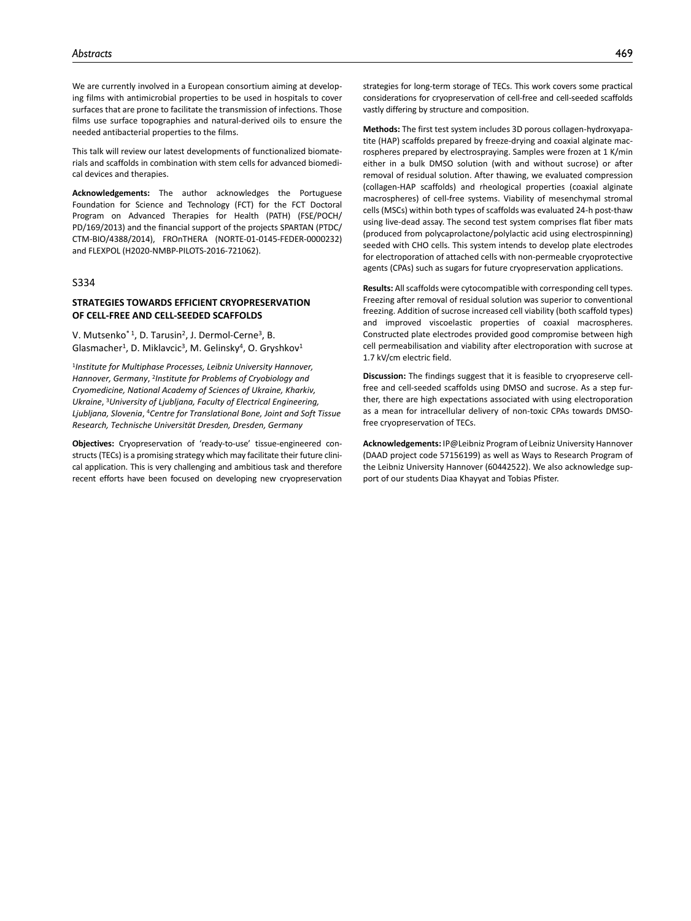We are currently involved in a European consortium aiming at developing films with antimicrobial properties to be used in hospitals to cover surfaces that are prone to facilitate the transmission of infections. Those films use surface topographies and natural-derived oils to ensure the needed antibacterial properties to the films.

This talk will review our latest developments of functionalized biomaterials and scaffolds in combination with stem cells for advanced biomedical devices and therapies.

**Acknowledgements:** The author acknowledges the Portuguese Foundation for Science and Technology (FCT) for the FCT Doctoral Program on Advanced Therapies for Health (PATH) (FSE/POCH/PD/169/2013) and the financial support of the projects SPARTAN (PTDC/CTM-BIO/4388/2014), FROnTHERA (NORTE-01-0145-FEDER-0000232) and FLEXPOL (H2020-NMBP-PILOTS-2016-721062).

S334

## STRATEGIES TOWARDS EFFICIENT CRYOPRESERVATION OF CELL-FREE AND CELL-SEEDED SCAFFOLDS

V. Mutsenko*[1], D. Tarusin[2], J. Dermol-Cerne[3], B. Glasmacher[1], D. Miklavcic[3], M. Gelinsky[4], O. Gryshkov[1]

[1]*Institute for Multiphase Processes, Leibniz University Hannover, Hannover, Germany*, [2]*Institute for Problems of Cryobiology and Cryomedicine, National Academy of Sciences of Ukraine, Kharkiv, Ukraine*, [3]*University of Ljubljana, Faculty of Electrical Engineering, Ljubljana, Slovenia*, [4]*Centre for Translational Bone, Joint and Soft Tissue Research, Technische Universität Dresden, Dresden, Germany*

**Objectives:** Cryopreservation of 'ready-to-use' tissue-engineered constructs (TECs) is a promising strategy which may facilitate their future clinical application. This is very challenging and ambitious task and therefore recent efforts have been focused on developing new cryopreservation strategies for long-term storage of TECs. This work covers some practical considerations for cryopreservation of cell-free and cell-seeded scaffolds vastly differing by structure and composition.

**Methods:** The first test system includes 3D porous collagen-hydroxyapatite (HAP) scaffolds prepared by freeze-drying and coaxial alginate macrospheres prepared by electrospraying. Samples were frozen at 1 K/min either in a bulk DMSO solution (with and without sucrose) or after removal of residual solution. After thawing, we evaluated compression (collagen-HAP scaffolds) and rheological properties (coaxial alginate macrospheres) of cell-free systems. Viability of mesenchymal stromal cells (MSCs) within both types of scaffolds was evaluated 24-h post-thaw using live-dead assay. The second test system comprises flat fiber mats (produced from polycaprolactone/polylactic acid using electrospinning) seeded with CHO cells. This system intends to develop plate electrodes for electroporation of attached cells with non-permeable cryoprotective agents (CPAs) such as sugars for future cryopreservation applications.

**Results:** All scaffolds were cytocompatible with corresponding cell types. Freezing after removal of residual solution was superior to conventional freezing. Addition of sucrose increased cell viability (both scaffold types) and improved viscoelastic properties of coaxial macrospheres. Constructed plate electrodes provided good compromise between high cell permeabilisation and viability after electroporation with sucrose at 1.7 kV/cm electric field.

**Discussion:** The findings suggest that it is feasible to cryopreserve cell-free and cell-seeded scaffolds using DMSO and sucrose. As a step further, there are high expectations associated with using electroporation as a mean for intracellular delivery of non-toxic CPAs towards DMSO-free cryopreservation of TECs.

**Acknowledgements:** IP@Leibniz Program of Leibniz University Hannover (DAAD project code 57156199) as well as Ways to Research Program of the Leibniz University Hannover (60442522). We also acknowledge support of our students Diaa Khayyat and Tobias Pfister.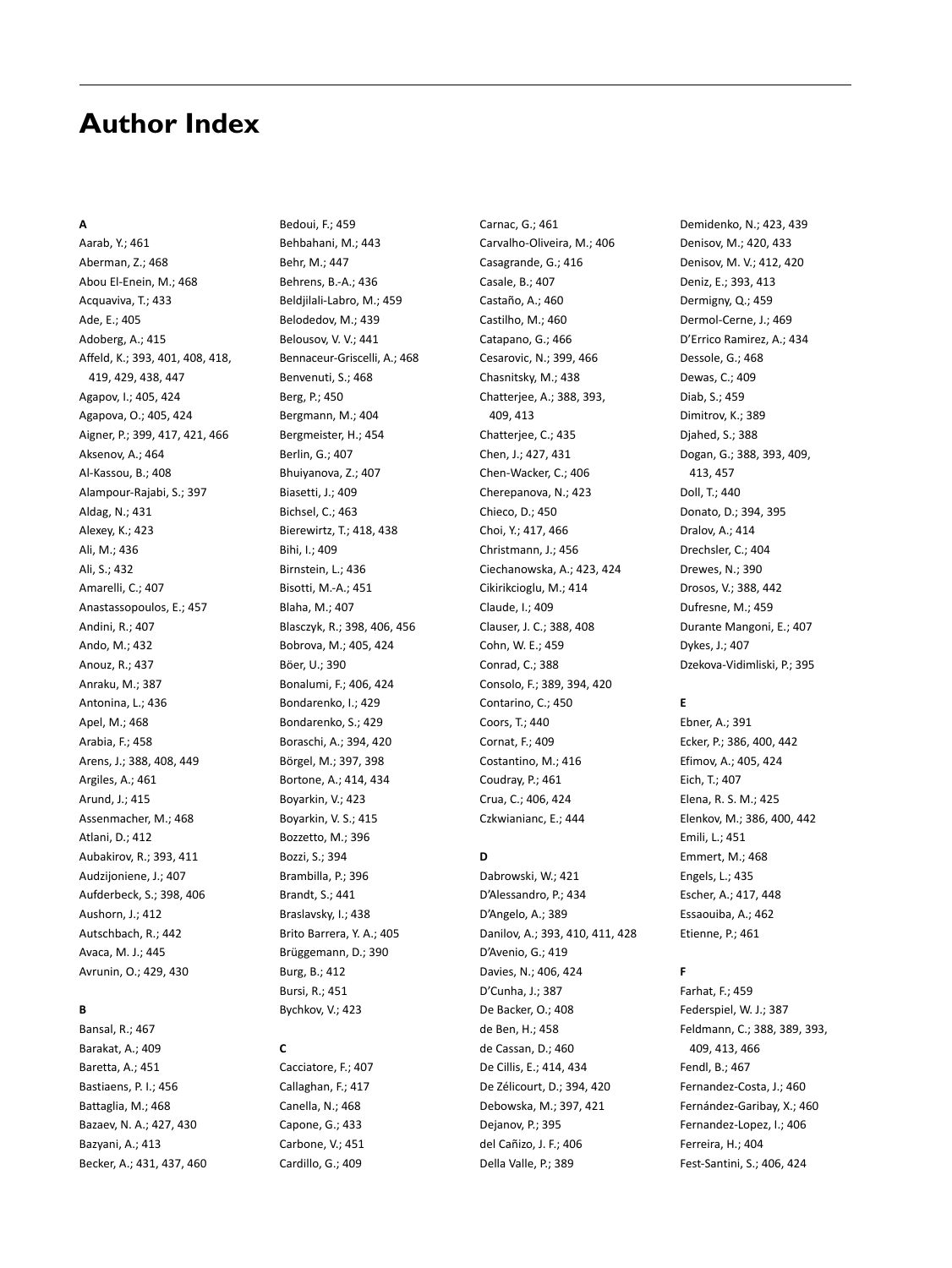# Author Index

**A**

Aarab, Y.; 461
Aberman, Z.; 468
Abou El-Enein, M.; 468
Acquaviva, T.; 433
Ade, E.; 405
Adoberg, A.; 415
Affeld, K.; 393, 401, 408, 418, 419, 429, 438, 447
Agapov, I.; 405, 424
Agapova, O.; 405, 424
Aigner, P.; 399, 417, 421, 466
Aksenov, A.; 464
Al-Kassou, B.; 408
Alampour-Rajabi, S.; 397
Aldag, N.; 431
Alexey, K.; 423
Ali, M.; 436
Ali, S.; 432
Amarelli, C.; 407
Anastassopoulos, E.; 457
Andini, R.; 407
Ando, M.; 432
Anouz, R.; 437
Anraku, M.; 387
Antonina, L.; 436
Apel, M.; 468
Arabia, F.; 458
Arens, J.; 388, 408, 449
Argiles, A.; 461
Arund, J.; 415
Assenmacher, M.; 468
Atlani, D.; 412
Aubakirov, R.; 393, 411
Audzijoniene, J.; 407
Aufderbeck, S.; 398, 406
Aushorn, J.; 412
Autschbach, R.; 442
Avaca, M. J.; 445
Avrunin, O.; 429, 430

**B**

Bansal, R.; 467
Barakat, A.; 409
Baretta, A.; 451
Bastiaens, P. I.; 456
Battaglia, M.; 468
Bazaev, N. A.; 427, 430
Bazyani, A.; 413
Becker, A.; 431, 437, 460
Bedoui, F.; 459
Behbahani, M.; 443
Behr, M.; 447
Behrens, B.-A.; 436
Beldjilali-Labro, M.; 459
Belodedov, M.; 439
Belousov, V. V.; 441
Bennaceur-Griscelli, A.; 468
Benvenuti, S.; 468
Berg, P.; 450
Bergmann, M.; 404
Bergmeister, H.; 454
Berlin, G.; 407
Bhuiyanova, Z.; 407
Biasetti, J.; 409
Bichsel, C.; 463
Bierewirtz, T.; 418, 438
Bihi, I.; 409
Birnstein, L.; 436
Bisotti, M.-A.; 451
Blaha, M.; 407
Blasczyk, R.; 398, 406, 456
Bobrova, M.; 405, 424
Böer, U.; 390
Bonalumi, F.; 406, 424
Bondarenko, I.; 429
Bondarenko, S.; 429
Boraschi, A.; 394, 420
Börgel, M.; 397, 398
Bortone, A.; 414, 434
Boyarkin, V.; 423
Boyarkin, V. S.; 415
Bozzetto, M.; 396
Bozzi, S.; 394
Brambilla, P.; 396
Brandt, S.; 441
Braslavsky, I.; 438
Brito Barrera, Y. A.; 405
Brüggemann, D.; 390
Burg, B.; 412
Bursi, R.; 451
Bychkov, V.; 423

**C**

Cacciatore, F.; 407
Callaghan, F.; 417
Canella, N.; 468
Capone, G.; 433
Carbone, V.; 451
Cardillo, G.; 409
Carnac, G.; 461
Carvalho-Oliveira, M.; 406
Casagrande, G.; 416
Casale, B.; 407
Castaño, A.; 460
Castilho, M.; 460
Catapano, G.; 466
Cesarovic, N.; 399, 466
Chasnitsky, M.; 438
Chatterjee, A.; 388, 393, 409, 413
Chatterjee, C.; 435
Chen, J.; 427, 431
Chen-Wacker, C.; 406
Cherepanova, N.; 423
Chieco, D.; 450
Choi, Y.; 417, 466
Christmann, J.; 456
Ciechanowska, A.; 423, 424
Cikirikcioglu, M.; 414
Claude, I.; 409
Clauser, J. C.; 388, 408
Cohn, W. E.; 459
Conrad, C.; 388
Consolo, F.; 389, 394, 420
Contarino, C.; 450
Coors, T.; 440
Cornat, F.; 409
Costantino, M.; 416
Coudray, P.; 461
Crua, C.; 406, 424
Czkwianianc, E.; 444

**D**

Dabrowski, W.; 421
D'Alessandro, P.; 434
D'Angelo, A.; 389
Danilov, A.; 393, 410, 411, 428
D'Avenio, G.; 419
Davies, N.; 406, 424
D'Cunha, J.; 387
De Backer, O.; 408
de Ben, H.; 458
de Cassan, D.; 460
De Cillis, E.; 414, 434
De Zélicourt, D.; 394, 420
Debowska, M.; 397, 421
Dejanov, P.; 395
del Cañizo, J. F.; 406
Della Valle, P.; 389
Demidenko, N.; 423, 439
Denisov, M.; 420, 433
Denisov, M. V.; 412, 420
Deniz, E.; 393, 413
Dermigny, Q.; 459
Dermol-Cerne, J.; 469
D'Errico Ramirez, A.; 434
Dessole, G.; 468
Dewas, C.; 409
Diab, S.; 459
Dimitrov, K.; 389
Djahed, S.; 388
Dogan, G.; 388, 393, 409, 413, 457
Doll, T.; 440
Donato, D.; 394, 395
Dralov, A.; 414
Drechsler, C.; 404
Drewes, N.; 390
Drosos, V.; 388, 442
Dufresne, M.; 459
Durante Mangoni, E.; 407
Dykes, J.; 407
Dzekova-Vidimliski, P.; 395

**E**

Ebner, A.; 391
Ecker, P.; 386, 400, 442
Efimov, A.; 405, 424
Eich, T.; 407
Elena, R. S. M.; 425
Elenkov, M.; 386, 400, 442
Emili, L.; 451
Emmert, M.; 468
Engels, L.; 435
Escher, A.; 417, 448
Essaouiba, A.; 462
Etienne, P.; 461

**F**

Farhat, F.; 459
Federspiel, W. J.; 387
Feldmann, C.; 388, 389, 393, 409, 413, 466
Fendl, B.; 467
Fernandez-Costa, J.; 460
Fernández-Garibay, X.; 460
Fernandez-Lopez, I.; 406
Ferreira, H.; 404
Fest-Santini, S.; 406, 424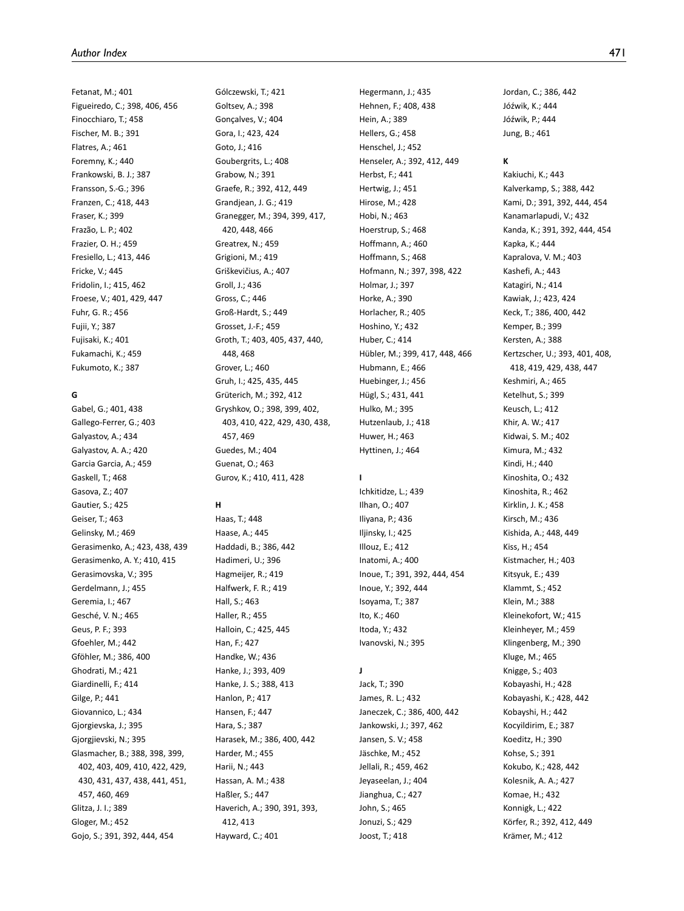Fetanat, M.; 401
Figueiredo, C.; 398, 406, 456
Finocchiaro, T.; 458
Fischer, M. B.; 391
Flatres, A.; 461
Foremny, K.; 440
Frankowski, B. J.; 387
Fransson, S.-G.; 396
Franzen, C.; 418, 443
Fraser, K.; 399
Frazão, L. P.; 402
Frazier, O. H.; 459
Fresiello, L.; 413, 446
Fricke, V.; 445
Fridolin, I.; 415, 462
Froese, V.; 401, 429, 447
Fuhr, G. R.; 456
Fujii, Y.; 387
Fujisaki, K.; 401
Fukamachi, K.; 459
Fukumoto, K.; 387

**G**

Gabel, G.; 401, 438
Gallego-Ferrer, G.; 403
Galyastov, A.; 434
Galyastov, A. A.; 420
Garcia Garcia, A.; 459
Gaskell, T.; 468
Gasova, Z.; 407
Gautier, S.; 425
Geiser, T.; 463
Gelinsky, M.; 469
Gerasimenko, A.; 423, 438, 439
Gerasimenko, A. Y.; 410, 415
Gerasimovska, V.; 395
Gerdelmann, J.; 455
Geremia, I.; 467
Gesché, V. N.; 465
Geus, P. F.; 393
Gfoehler, M.; 442
Gföhler, M.; 386, 400
Ghodrati, M.; 421
Giardinelli, F.; 414
Gilge, P.; 441
Giovannico, L.; 434
Gjorgievska, J.; 395
Gjorgjievski, N.; 395
Glasmacher, B.; 388, 398, 399, 402, 403, 409, 410, 422, 429, 430, 431, 437, 438, 441, 451, 457, 460, 469
Glitza, J. I.; 389
Gloger, M.; 452
Gojo, S.; 391, 392, 444, 454
Gólczewski, T.; 421
Goltsev, A.; 398
Gonçalves, V.; 404
Gora, I.; 423, 424
Goto, J.; 416
Goubergrits, L.; 408
Grabow, N.; 391
Graefe, R.; 392, 412, 449
Grandjean, J. G.; 419
Granegger, M.; 394, 399, 417, 420, 448, 466
Greatrex, N.; 459
Grigioni, M.; 419
Griškevičius, A.; 407
Groll, J.; 436
Gross, C.; 446
Groß-Hardt, S.; 449
Grosset, J.-F.; 459
Groth, T.; 403, 405, 437, 440, 448, 468
Grover, L.; 460
Gruh, I.; 425, 435, 445
Grüterich, M.; 392, 412
Gryshkov, O.; 398, 399, 402, 403, 410, 422, 429, 430, 438, 457, 469
Guedes, M.; 404
Guenat, O.; 463
Gurov, K.; 410, 411, 428

**H**

Haas, T.; 448
Haase, A.; 445
Haddadi, B.; 386, 442
Hadimeri, U.; 396
Hagmeijer, R.; 419
Halfwerk, F. R.; 419
Hall, S.; 463
Haller, R.; 455
Halloin, C.; 425, 445
Han, F.; 427
Handke, W.; 436
Hanke, J.; 393, 409
Hanke, J. S.; 388, 413
Hanlon, P.; 417
Hansen, F.; 447
Hara, S.; 387
Harasek, M.; 386, 400, 442
Harder, M.; 455
Harii, N.; 443
Hassan, A. M.; 438
Haßler, S.; 447
Haverich, A.; 390, 391, 393, 412, 413
Hayward, C.; 401
Hegermann, J.; 435
Hehnen, F.; 408, 438
Hein, A.; 389
Hellers, G.; 458
Henschel, J.; 452
Henseler, A.; 392, 412, 449
Herbst, F.; 441
Hertwig, J.; 451
Hirose, M.; 428
Hobi, N.; 463
Hoerstrup, S.; 468
Hoffmann, A.; 460
Hoffmann, S.; 468
Hofmann, N.; 397, 398, 422
Holmar, J.; 397
Horke, A.; 390
Horlacher, R.; 405
Hoshino, Y.; 432
Huber, C.; 414
Hübler, M.; 399, 417, 448, 466
Hubmann, E.; 466
Huebinger, J.; 456
Hügl, S.; 431, 441
Hulko, M.; 395
Hutzenlaub, J.; 418
Huwer, H.; 463
Hyttinen, J.; 464

**I**

Ichkitidze, L.; 439
Ilhan, O.; 407
Iliyana, P.; 436
Iljinsky, I.; 425
Illouz, E.; 412
Inatomi, A.; 400
Inoue, T.; 391, 392, 444, 454
Inoue, Y.; 392, 444
Isoyama, T.; 387
Ito, K.; 460
Itoda, Y.; 432
Ivanovski, N.; 395

**J**

Jack, T.; 390
James, R. L.; 432
Janeczek, C.; 386, 400, 442
Jankowski, J.; 397, 462
Jansen, S. V.; 458
Jäschke, M.; 452
Jellali, R.; 459, 462
Jeyaseelan, J.; 404
Jianghua, C.; 427
John, S.; 465
Jonuzi, S.; 429
Joost, T.; 418
Jordan, C.; 386, 442
Jóźwik, K.; 444
Jóźwik, P.; 444
Jung, B.; 461

**K**

Kakiuchi, K.; 443
Kalverkamp, S.; 388, 442
Kami, D.; 391, 392, 444, 454
Kanamarlapudi, V.; 432
Kanda, K.; 391, 392, 444, 454
Kapka, K.; 444
Kapralova, V. M.; 403
Kashefi, A.; 443
Katagiri, N.; 414
Kawiak, J.; 423, 424
Keck, T.; 386, 400, 442
Kemper, B.; 399
Kersten, A.; 388
Kertzscher, U.; 393, 401, 408, 418, 419, 429, 438, 447
Keshmiri, A.; 465
Ketelhut, S.; 399
Keusch, L.; 412
Khir, A. W.; 417
Kidwai, S. M.; 402
Kimura, M.; 432
Kindi, H.; 440
Kinoshita, O.; 432
Kinoshita, R.; 462
Kirklin, J. K.; 458
Kirsch, M.; 436
Kishida, A.; 448, 449
Kiss, H.; 454
Kistmacher, H.; 403
Kitsyuk, E.; 439
Klammt, S.; 452
Klein, M.; 388
Kleinekofort, W.; 415
Kleinheyer, M.; 459
Klingenberg, M.; 390
Kluge, M.; 465
Knigge, S.; 403
Kobayashi, H.; 428
Kobayashi, K.; 428, 442
Kobayshi, H.; 442
Kocyildirim, E.; 387
Koeditz, H.; 390
Kohse, S.; 391
Kokubo, K.; 428, 442
Kolesnik, A. A.; 427
Komae, H.; 432
Konnigk, L.; 422
Körfer, R.; 392, 412, 449
Krämer, M.; 412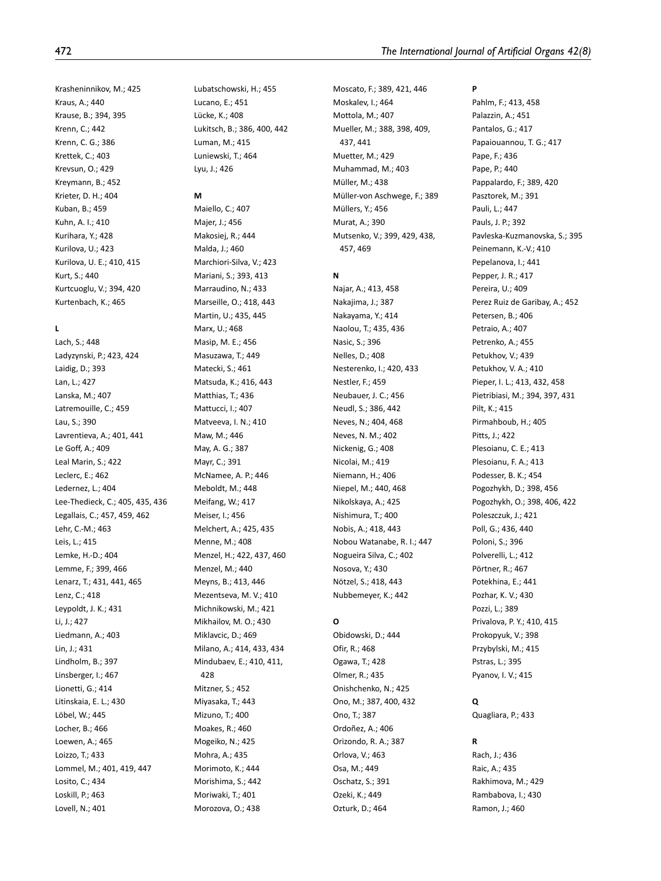Krasheninnikov, M.; 425
Kraus, A.; 440
Krause, B.; 394, 395
Krenn, C.; 442
Krenn, C. G.; 386
Krettek, C.; 403
Krevsun, O.; 429
Kreymann, B.; 452
Krieter, D. H.; 404
Kuban, B.; 459
Kuhn, A. I.; 410
Kurihara, Y.; 428
Kurilova, U.; 423
Kurilova, U. E.; 410, 415
Kurt, S.; 440
Kurtcuoglu, V.; 394, 420
Kurtenbach, K.; 465

**L**

Lach, S.; 448
Ladyzynski, P.; 423, 424
Laidig, D.; 393
Lan, L.; 427
Lanska, M.; 407
Latremouille, C.; 459
Lau, S.; 390
Lavrentieva, A.; 401, 441
Le Goff, A.; 409
Leal Marin, S.; 422
Leclerc, E.; 462
Ledernez, L.; 404
Lee-Thedieck, C.; 405, 435, 436
Legallais, C.; 457, 459, 462
Lehr, C.-M.; 463
Leis, L.; 415
Lemke, H.-D.; 404
Lemme, F.; 399, 466
Lenarz, T.; 431, 441, 465
Lenz, C.; 418
Leypoldt, J. K.; 431
Li, J.; 427
Liedmann, A.; 403
Lin, J.; 431
Lindholm, B.; 397
Linsberger, I.; 467
Lionetti, G.; 414
Litinskaia, E. L.; 430
Löbel, W.; 445
Locher, B.; 466
Loewen, A.; 465
Loizzo, T.; 433
Lommel, M.; 401, 419, 447
Losito, C.; 434
Loskill, P.; 463
Lovell, N.; 401
Lubatschowski, H.; 455
Lucano, E.; 451
Lücke, K.; 408
Lukitsch, B.; 386, 400, 442
Luman, M.; 415
Luniewski, T.; 464
Lyu, J.; 426

**M**

Maiello, C.; 407
Majer, J.; 456
Makosiej, R.; 444
Malda, J.; 460
Marchiori-Silva, V.; 423
Mariani, S.; 393, 413
Marraudino, N.; 433
Marseille, O.; 418, 443
Martin, U.; 435, 445
Marx, U.; 468
Masip, M. E.; 456
Masuzawa, T.; 449
Matecki, S.; 461
Matsuda, K.; 416, 443
Matthias, T.; 436
Mattucci, I.; 407
Matveeva, I. N.; 410
Maw, M.; 446
May, A. G.; 387
Mayr, C.; 391
McNamee, A. P.; 446
Meboldt, M.; 448
Meifang, W.; 417
Meiser, I.; 456
Melchert, A.; 425, 435
Menne, M.; 408
Menzel, H.; 422, 437, 460
Menzel, M.; 440
Meyns, B.; 413, 446
Mezentseva, M. V.; 410
Michnikowski, M.; 421
Mikhailov, M. O.; 430
Miklavcic, D.; 469
Milano, A.; 414, 433, 434
Mindubaev, E.; 410, 411, 428
Mitzner, S.; 452
Miyasaka, T.; 443
Mizuno, T.; 400
Moakes, R.; 460
Mogeiko, N.; 425
Mohra, A.; 435
Morimoto, K.; 444
Morishima, S.; 442
Moriwaki, T.; 401
Morozova, O.; 438
Moscato, F.; 389, 421, 446
Moskalev, I.; 464
Mottola, M.; 407
Mueller, M.; 388, 398, 409, 437, 441
Muetter, M.; 429
Muhammad, M.; 403
Müller, M.; 438
Müller-von Aschwege, F.; 389
Müllers, Y.; 456
Murat, A.; 390
Mutsenko, V.; 399, 429, 438, 457, 469

**N**

Najar, A.; 413, 458
Nakajima, J.; 387
Nakayama, Y.; 414
Naolou, T.; 435, 436
Nasic, S.; 396
Nelles, D.; 408
Nesterenko, I.; 420, 433
Nestler, F.; 459
Neubauer, J. C.; 456
Neudl, S.; 386, 442
Neves, N.; 404, 468
Neves, N. M.; 402
Nickenig, G.; 408
Nicolai, M.; 419
Niemann, H.; 406
Niepel, M.; 440, 468
Nikolskaya, A.; 425
Nishimura, T.; 400
Nobis, A.; 418, 443
Nobou Watanabe, R. I.; 447
Nogueira Silva, C.; 402
Nosova, Y.; 430
Nötzel, S.; 418, 443
Nubbemeyer, K.; 442

**O**

Obidowski, D.; 444
Ofir, R.; 468
Ogawa, T.; 428
Olmer, R.; 435
Onishchenko, N.; 425
Ono, M.; 387, 400, 432
Ono, T.; 387
Ordoñez, A.; 406
Orizondo, R. A.; 387
Orlova, V.; 463
Osa, M.; 449
Oschatz, S.; 391
Ozeki, K.; 449
Ozturk, D.; 464

**P**

Pahlm, F.; 413, 458
Palazzin, A.; 451
Pantalos, G.; 417
Papaiouannou, T. G.; 417
Pape, F.; 436
Pape, P.; 440
Pappalardo, F.; 389, 420
Pasztorek, M.; 391
Pauli, L.; 447
Pauls, J. P.; 392
Pavleska-Kuzmanovska, S.; 395
Peinemann, K.-V.; 410
Pepelanova, I.; 441
Pepper, J. R.; 417
Pereira, U.; 409
Perez Ruiz de Garibay, A.; 452
Petersen, B.; 406
Petraio, A.; 407
Petrenko, A.; 455
Petukhov, V.; 439
Petukhov, V. A.; 410
Pieper, I. L.; 413, 432, 458
Pietribiasi, M.; 394, 397, 431
Pilt, K.; 415
Pirmahboub, H.; 405
Pitts, J.; 422
Plesoianu, C. E.; 413
Plesoianu, F. A.; 413
Podesser, B. K.; 454
Pogozhykh, D.; 398, 456
Pogozhykh, O.; 398, 406, 422
Poleszczuk, J.; 421
Poll, G.; 436, 440
Poloni, S.; 396
Polverelli, L.; 412
Pörtner, R.; 467
Potekhina, E.; 441
Pozhar, K. V.; 430
Pozzi, L.; 389
Privalova, P. Y.; 410, 415
Prokopyuk, V.; 398
Przybylski, M.; 415
Pstras, L.; 395
Pyanov, I. V.; 415

**Q**

Quagliara, P.; 433

**R**

Rach, J.; 436
Raic, A.; 435
Rakhimova, M.; 429
Rambabova, I.; 430
Ramon, J.; 460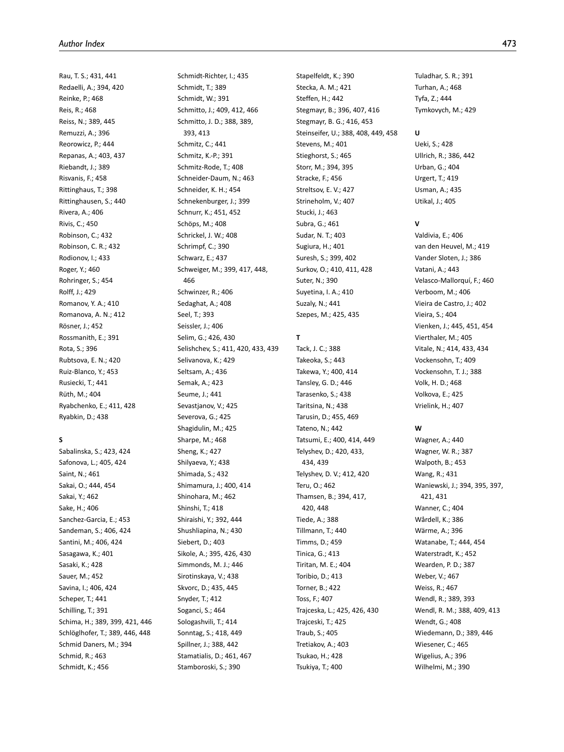Rau, T. S.; 431, 441
Redaelli, A.; 394, 420
Reinke, P.; 468
Reis, R.; 468
Reiss, N.; 389, 445
Remuzzi, A.; 396
Reorowicz, P.; 444
Repanas, A.; 403, 437
Riebandt, J.; 389
Risvanis, F.; 458
Rittinghaus, T.; 398
Rittinghausen, S.; 440
Rivera, A.; 406
Rivis, C.; 450
Robinson, C.; 432
Robinson, C. R.; 432
Rodionov, I.; 433
Roger, Y.; 460
Rohringer, S.; 454
Rolff, J.; 429
Romanov, Y. A.; 410
Romanova, A. N.; 412
Rösner, J.; 452
Rossmanith, E.; 391
Rota, S.; 396
Rubtsova, E. N.; 420
Ruiz-Blanco, Y.; 453
Rusiecki, T.; 441
Rüth, M.; 404
Ryabchenko, E.; 411, 428
Ryabkin, D.; 438

**S**

Sabalinska, S.; 423, 424
Safonova, L.; 405, 424
Saint, N.; 461
Sakai, O.; 444, 454
Sakai, Y.; 462
Sake, H.; 406
Sanchez-Garcia, E.; 453
Sandeman, S.; 406, 424
Santini, M.; 406, 424
Sasagawa, K.; 401
Sasaki, K.; 428
Sauer, M.; 452
Savina, I.; 406, 424
Scheper, T.; 441
Schilling, T.; 391
Schima, H.; 389, 399, 421, 446
Schlöglhofer, T.; 389, 446, 448
Schmid Daners, M.; 394
Schmid, R.; 463
Schmidt, K.; 456
Schmidt-Richter, I.; 435
Schmidt, T.; 389
Schmidt, W.; 391
Schmitto, J.; 409, 412, 466
Schmitto, J. D.; 388, 389, 393, 413
Schmitz, C.; 441
Schmitz, K.-P.; 391
Schmitz-Rode, T.; 408
Schneider-Daum, N.; 463
Schneider, K. H.; 454
Schnekenburger, J.; 399
Schnurr, K.; 451, 452
Schöps, M.; 408
Schrickel, J. W.; 408
Schrimpf, C.; 390
Schwarz, E.; 437
Schweiger, M.; 399, 417, 448, 466
Schwinzer, R.; 406
Sedaghat, A.; 408
Seel, T.; 393
Seissler, J.; 406
Selim, G.; 426, 430
Selishchev, S.; 411, 420, 433, 439
Selivanova, K.; 429
Seltsam, A.; 436
Semak, A.; 423
Seume, J.; 441
Sevastjanov, V.; 425
Severova, G.; 425
Shagidulin, M.; 425
Sharpe, M.; 468
Sheng, K.; 427
Shilyaeva, Y.; 438
Shimada, S.; 432
Shimamura, J.; 400, 414
Shinohara, M.; 462
Shinshi, T.; 418
Shiraishi, Y.; 392, 444
Shushliapina, N.; 430
Siebert, D.; 403
Sikole, A.; 395, 426, 430
Simmonds, M. J.; 446
Sirotinskaya, V.; 438
Skvorc, D.; 435, 445
Snyder, T.; 412
Soganci, S.; 464
Sologashvili, T.; 414
Sonntag, S.; 418, 449
Spillner, J.; 388, 442
Stamatialis, D.; 461, 467
Stamboroski, S.; 390
Stapelfeldt, K.; 390
Stecka, A. M.; 421
Steffen, H.; 442
Stegmayr, B.; 396, 407, 416
Stegmayr, B. G.; 416, 453
Steinseifer, U.; 388, 408, 449, 458
Stevens, M.; 401
Stieghorst, S.; 465
Storr, M.; 394, 395
Stracke, F.; 456
Streltsov, E. V.; 427
Strineholm, V.; 407
Stucki, J.; 463
Subra, G.; 461
Sudar, N. T.; 403
Sugiura, H.; 401
Suresh, S.; 399, 402
Surkov, O.; 410, 411, 428
Suter, N.; 390
Suyetina, I. A.; 410
Suzaly, N.; 441
Szepes, M.; 425, 435

**T**

Tack, J. C.; 388
Takeoka, S.; 443
Takewa, Y.; 400, 414
Tansley, G. D.; 446
Tarasenko, S.; 438
Taritsina, N.; 438
Tarusin, D.; 455, 469
Tateno, N.; 442
Tatsumi, E.; 400, 414, 449
Telyshev, D.; 420, 433, 434, 439
Telyshev, D. V.; 412, 420
Teru, O.; 462
Thamsen, B.; 394, 417, 420, 448
Tiede, A.; 388
Tillmann, T.; 440
Timms, D.; 459
Tinica, G.; 413
Tiritan, M. E.; 404
Toribio, D.; 413
Torner, B.; 422
Toss, F.; 407
Trajceska, L.; 425, 426, 430
Trajceski, T.; 425
Traub, S.; 405
Tretiakov, A.; 403
Tsukao, H.; 428
Tsukiya, T.; 400
Tuladhar, S. R.; 391
Turhan, A.; 468
Tyfa, Z.; 444
Tymkovych, M.; 429

**U**

Ueki, S.; 428
Ullrich, R.; 386, 442
Urban, G.; 404
Urgert, T.; 419
Usman, A.; 435
Utikal, J.; 405

**V**

Valdivia, E.; 406
van den Heuvel, M.; 419
Vander Sloten, J.; 386
Vatani, A.; 443
Velasco-Mallorquí, F.; 460
Verboom, M.; 406
Vieira de Castro, J.; 402
Vieira, S.; 404
Vienken, J.; 445, 451, 454
Vierthaler, M.; 405
Vitale, N.; 414, 433, 434
Vockensohn, T.; 409
Vockensohn, T. J.; 388
Volk, H. D.; 468
Volkova, E.; 425
Vrielink, H.; 407

**W**

Wagner, A.; 440
Wagner, W. R.; 387
Walpoth, B.; 453
Wang, R.; 431
Waniewski, J.; 394, 395, 397, 421, 431
Wanner, C.; 404
Wårdell, K.; 386
Wärme, A.; 396
Watanabe, T.; 444, 454
Waterstradt, K.; 452
Wearden, P. D.; 387
Weber, V.; 467
Weiss, R.; 467
Wendl, R.; 389, 393
Wendl, R. M.; 388, 409, 413
Wendt, G.; 408
Wiedemann, D.; 389, 446
Wiesener, C.; 465
Wigelius, A.; 396
Wilhelmi, M.; 390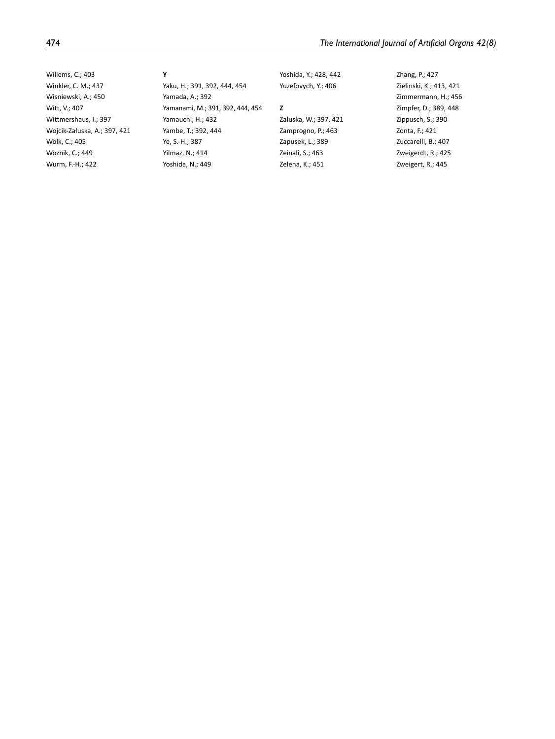Willems, C.; 403
Winkler, C. M.; 437
Wisniewski, A.; 450
Witt, V.; 407
Wittmershaus, I.; 397
Wojcik-Załuska, A.; 397, 421
Wölk, C.; 405
Woznik, C.; 449
Wurm, F.-H.; 422

**Y**

Yaku, H.; 391, 392, 444, 454
Yamada, A.; 392
Yamanami, M.; 391, 392, 444, 454
Yamauchi, H.; 432
Yambe, T.; 392, 444
Ye, S.-H.; 387
Yilmaz, N.; 414
Yoshida, N.; 449
Yoshida, Y.; 428, 442
Yuzefovych, Y.; 406

**Z**

Załuska, W.; 397, 421
Zamprogno, P.; 463
Zapusek, L.; 389
Zeinali, S.; 463
Zelena, K.; 451
Zhang, P.; 427
Zielinski, K.; 413, 421
Zimmermann, H.; 456
Zimpfer, D.; 389, 448
Zippusch, S.; 390
Zonta, F.; 421
Zuccarelli, B.; 407
Zweigerdt, R.; 425
Zweigert, R.; 445